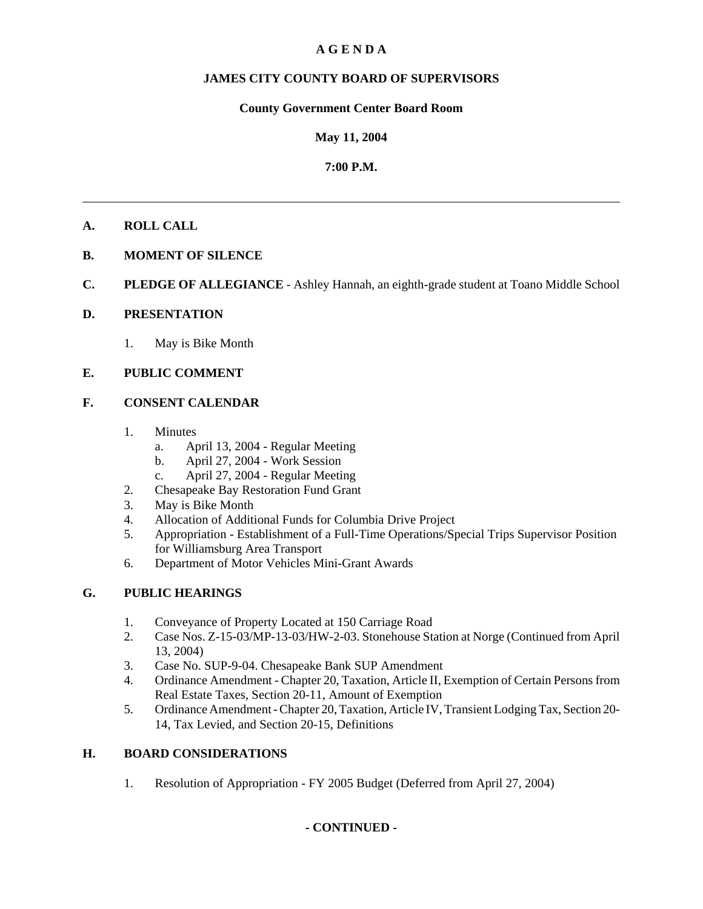# A G E N D A

## JAMES CITY COUNTY BOARD OF SUPERVISORS

### County Government Center Board Room

### May 11, 2004

### 7:00 P.M.

---

**A. ROLL CALL**

**B. MOMENT OF SILENCE**

**C. PLEDGE OF ALLEGIANCE** - Ashley Hannah, an eighth-grade student at Toano Middle School

**D. PRESENTATION**

1. May is Bike Month

**E. PUBLIC COMMENT**

**F. CONSENT CALENDAR**

1. Minutes
   a. April 13, 2004 - Regular Meeting
   b. April 27, 2004 - Work Session
   c. April 27, 2004 - Regular Meeting
2. Chesapeake Bay Restoration Fund Grant
3. May is Bike Month
4. Allocation of Additional Funds for Columbia Drive Project
5. Appropriation - Establishment of a Full-Time Operations/Special Trips Supervisor Position for Williamsburg Area Transport
6. Department of Motor Vehicles Mini-Grant Awards

**G. PUBLIC HEARINGS**

1. Conveyance of Property Located at 150 Carriage Road
2. Case Nos. Z-15-03/MP-13-03/HW-2-03. Stonehouse Station at Norge (Continued from April 13, 2004)
3. Case No. SUP-9-04. Chesapeake Bank SUP Amendment
4. Ordinance Amendment - Chapter 20, Taxation, Article II, Exemption of Certain Persons from Real Estate Taxes, Section 20-11, Amount of Exemption
5. Ordinance Amendment - Chapter 20, Taxation, Article IV, Transient Lodging Tax, Section 20-14, Tax Levied, and Section 20-15, Definitions

**H. BOARD CONSIDERATIONS**

1. Resolution of Appropriation - FY 2005 Budget (Deferred from April 27, 2004)

**- CONTINUED -**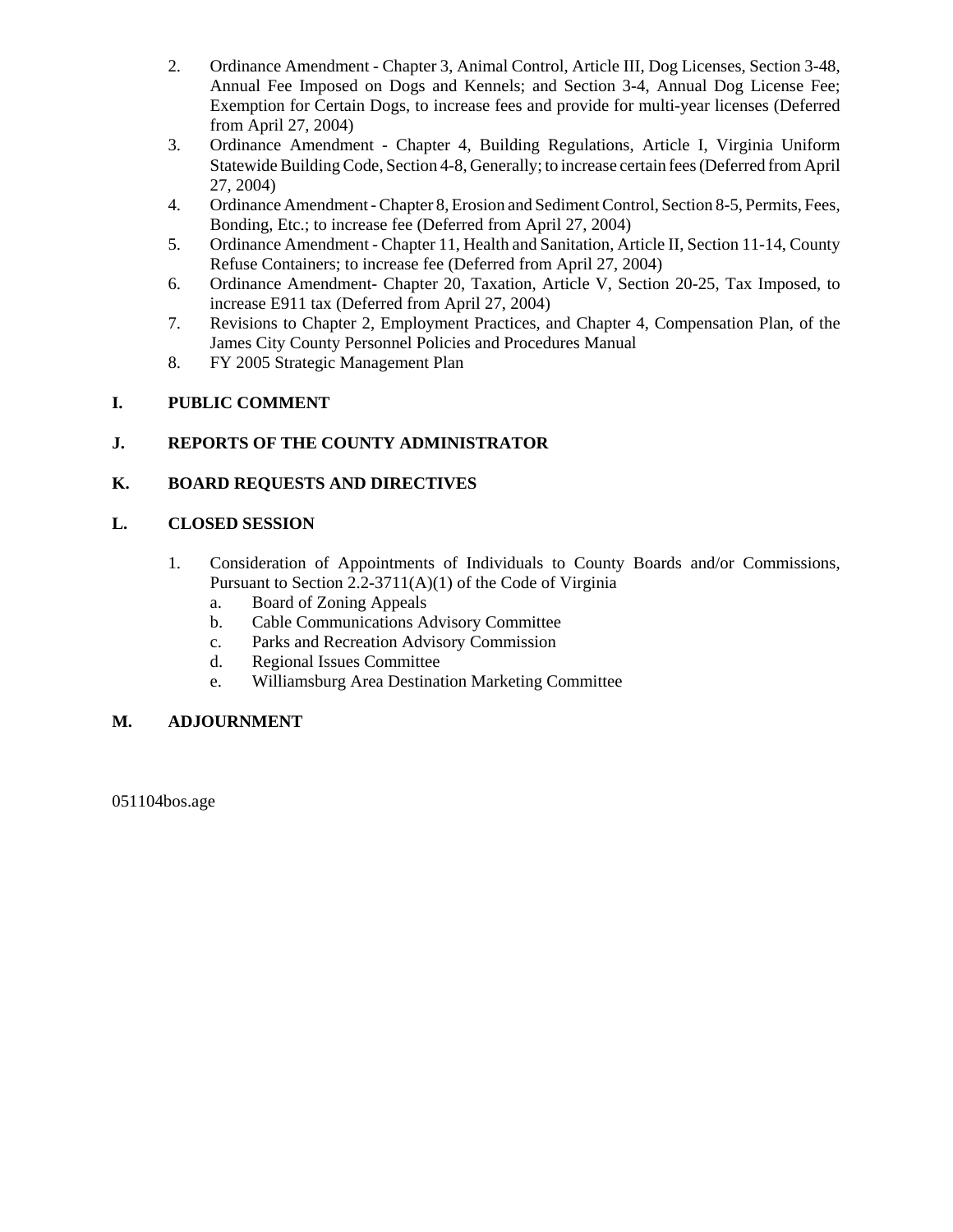2. Ordinance Amendment - Chapter 3, Animal Control, Article III, Dog Licenses, Section 3-48, Annual Fee Imposed on Dogs and Kennels; and Section 3-4, Annual Dog License Fee; Exemption for Certain Dogs, to increase fees and provide for multi-year licenses (Deferred from April 27, 2004)
3. Ordinance Amendment - Chapter 4, Building Regulations, Article I, Virginia Uniform Statewide Building Code, Section 4-8, Generally; to increase certain fees (Deferred from April 27, 2004)
4. Ordinance Amendment - Chapter 8, Erosion and Sediment Control, Section 8-5, Permits, Fees, Bonding, Etc.; to increase fee (Deferred from April 27, 2004)
5. Ordinance Amendment - Chapter 11, Health and Sanitation, Article II, Section 11-14, County Refuse Containers; to increase fee (Deferred from April 27, 2004)
6. Ordinance Amendment- Chapter 20, Taxation, Article V, Section 20-25, Tax Imposed, to increase E911 tax (Deferred from April 27, 2004)
7. Revisions to Chapter 2, Employment Practices, and Chapter 4, Compensation Plan, of the James City County Personnel Policies and Procedures Manual
8. FY 2005 Strategic Management Plan

**I. PUBLIC COMMENT**

**J. REPORTS OF THE COUNTY ADMINISTRATOR**

**K. BOARD REQUESTS AND DIRECTIVES**

**L. CLOSED SESSION**

1. Consideration of Appointments of Individuals to County Boards and/or Commissions, Pursuant to Section 2.2-3711(A)(1) of the Code of Virginia
   a. Board of Zoning Appeals
   b. Cable Communications Advisory Committee
   c. Parks and Recreation Advisory Commission
   d. Regional Issues Committee
   e. Williamsburg Area Destination Marketing Committee

**M. ADJOURNMENT**

051104bos.age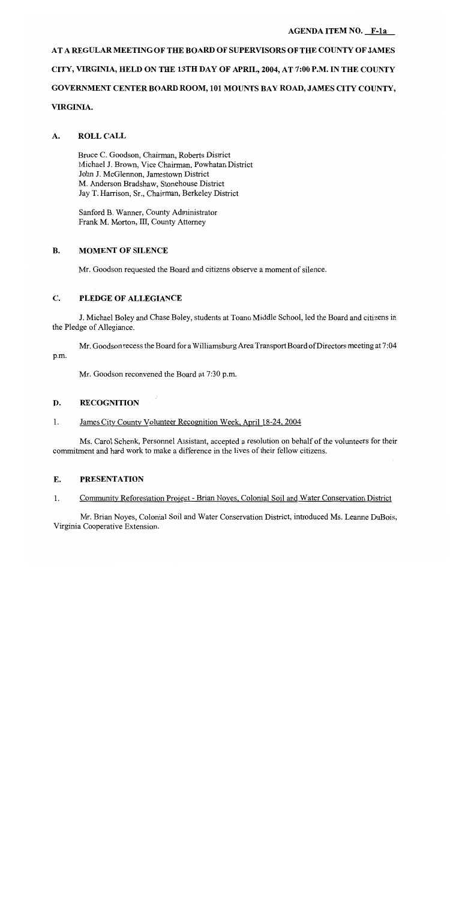**AGENDA ITEM NO. F-1a**

**AT A REGULAR MEETING OF THE BOARD OF SUPERVISORS OF THE COUNTY OF JAMES CITY, VIRGINIA, HELD ON THE 13TH DAY OF APRIL, 2004, AT 7:00 P.M. IN THE COUNTY GOVERNMENT CENTER BOARD ROOM, 101 MOUNTS BAY ROAD, JAMES CITY COUNTY, VIRGINIA.**

## A. ROLL CALL

Bruce C. Goodson, Chairman, Roberts District
Michael J. Brown, Vice Chairman, Powhatan District
John J. McGlennon, Jamestown District
M. Anderson Bradshaw, Stonehouse District
Jay T. Harrison, Sr., Chairman, Berkeley District

Sanford B. Wanner, County Administrator
Frank M. Morton, III, County Attorney

## B. MOMENT OF SILENCE

Mr. Goodson requested the Board and citizens observe a moment of silence.

## C. PLEDGE OF ALLEGIANCE

J. Michael Boley and Chase Boley, students at Toano Middle School, led the Board and citizens in the Pledge of Allegiance.

Mr. Goodson recess the Board for a Williamsburg Area Transport Board of Directors meeting at 7:04 p.m.

Mr. Goodson reconvened the Board at 7:30 p.m.

## D. RECOGNITION

1. James City County Volunteer Recognition Week, April 18-24, 2004

Ms. Carol Schenk, Personnel Assistant, accepted a resolution on behalf of the volunteers for their commitment and hard work to make a difference in the lives of their fellow citizens.

## E. PRESENTATION

1. Community Reforestation Project - Brian Noyes, Colonial Soil and Water Conservation District

Mr. Brian Noyes, Colonial Soil and Water Conservation District, introduced Ms. Leanne DuBois, Virginia Cooperative Extension.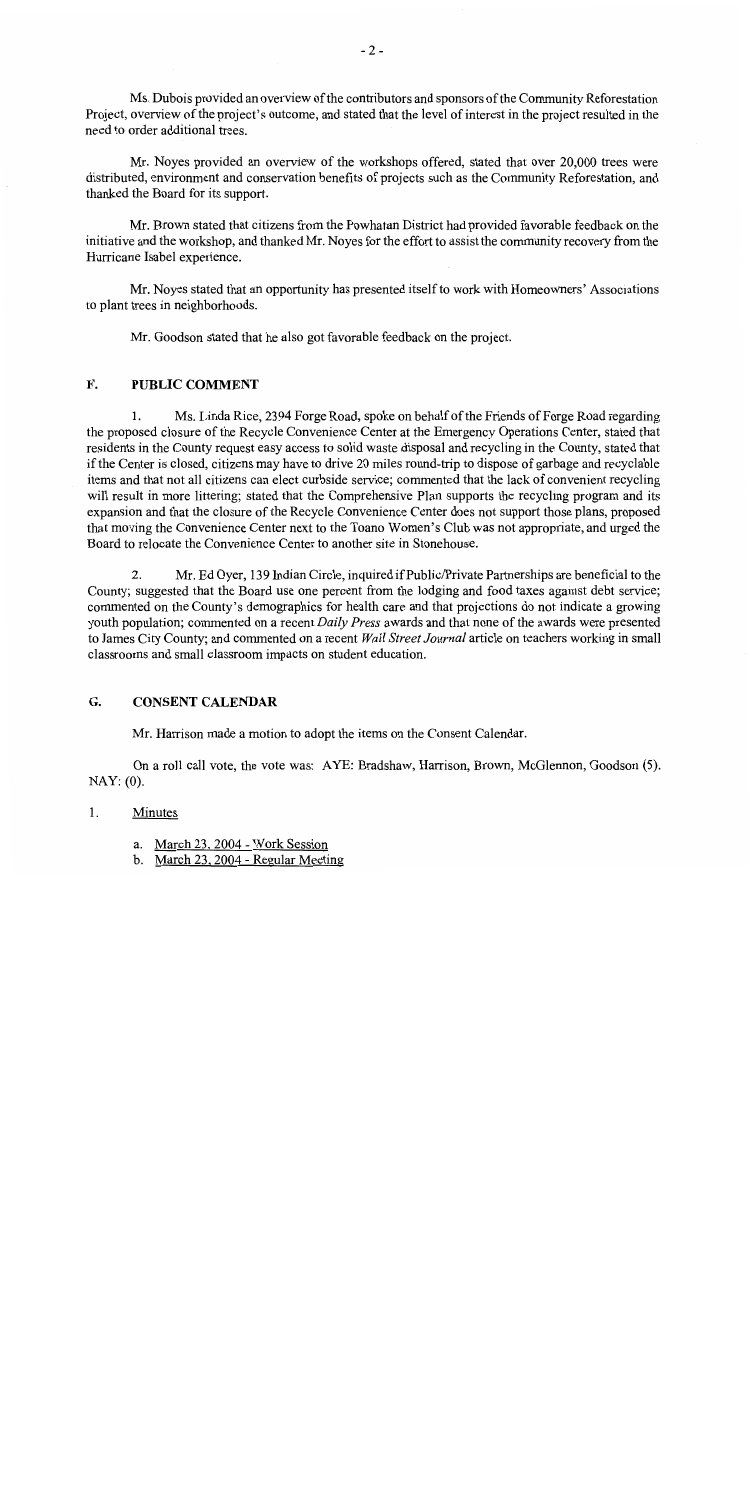Ms. Dubois provided an overview of the contributors and sponsors of the Community Reforestation Project, overview of the project's outcome, and stated that the level of interest in the project resulted in the need to order additional trees.

Mr. Noyes provided an overview of the workshops offered, stated that over 20,000 trees were distributed, environment and conservation benefits of projects such as the Community Reforestation, and thanked the Board for its support.

Mr. Brown stated that citizens from the Powhatan District had provided favorable feedback on the initiative and the workshop, and thanked Mr. Noyes for the effort to assist the community recovery from the Hurricane Isabel experience.

Mr. Noyes stated that an opportunity has presented itself to work with Homeowners' Associations to plant trees in neighborhoods.

Mr. Goodson stated that he also got favorable feedback on the project.

## F. PUBLIC COMMENT

1. Ms. Linda Rice, 2394 Forge Road, spoke on behalf of the Friends of Forge Road regarding the proposed closure of the Recycle Convenience Center at the Emergency Operations Center, stated that residents in the County request easy access to solid waste disposal and recycling in the County, stated that if the Center is closed, citizens may have to drive 20 miles round-trip to dispose of garbage and recyclable items and that not all citizens can elect curbside service; commented that the lack of convenient recycling will result in more littering; stated that the Comprehensive Plan supports the recycling program and its expansion and that the closure of the Recycle Convenience Center does not support those plans, proposed that moving the Convenience Center next to the Toano Women's Club was not appropriate, and urged the Board to relocate the Convenience Center to another site in Stonehouse.

2. Mr. Ed Oyer, 139 Indian Circle, inquired if Public/Private Partnerships are beneficial to the County; suggested that the Board use one percent from the lodging and food taxes against debt service; commented on the County's demographics for health care and that projections do not indicate a growing youth population; commented on a recent *Daily Press* awards and that none of the awards were presented to James City County; and commented on a recent *Wall Street Journal* article on teachers working in small classrooms and small classroom impacts on student education.

## G. CONSENT CALENDAR

Mr. Harrison made a motion to adopt the items on the Consent Calendar.

On a roll call vote, the vote was: AYE: Bradshaw, Harrison, Brown, McGlennon, Goodson (5). NAY: (0).

1. Minutes

   a. March 23, 2004 - Work Session
   b. March 23, 2004 - Regular Meeting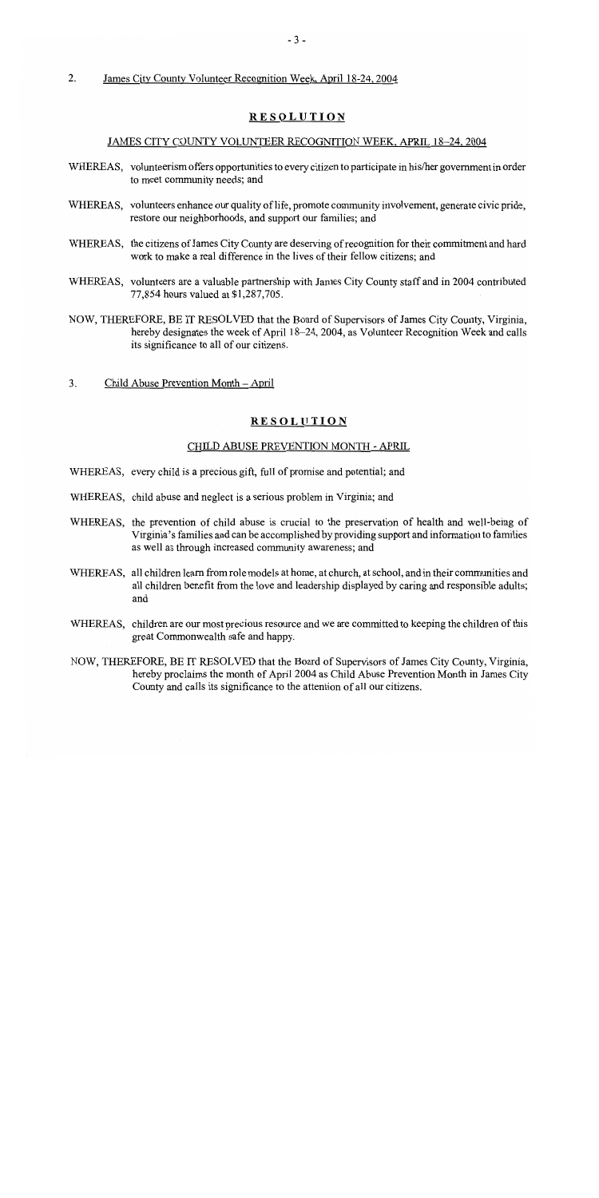2. James City County Volunteer Recognition Week, April 18-24, 2004

## RESOLUTION

### JAMES CITY COUNTY VOLUNTEER RECOGNITION WEEK, APRIL 18–24, 2004

WHEREAS, volunteerism offers opportunities to every citizen to participate in his/her government in order to meet community needs; and

WHEREAS, volunteers enhance our quality of life, promote community involvement, generate civic pride, restore our neighborhoods, and support our families; and

WHEREAS, the citizens of James City County are deserving of recognition for their commitment and hard work to make a real difference in the lives of their fellow citizens; and

WHEREAS, volunteers are a valuable partnership with James City County staff and in 2004 contributed 77,854 hours valued at $1,287,705.

NOW, THEREFORE, BE IT RESOLVED that the Board of Supervisors of James City County, Virginia, hereby designates the week of April 18–24, 2004, as Volunteer Recognition Week and calls its significance to all of our citizens.

3. Child Abuse Prevention Month – April

## RESOLUTION

### CHILD ABUSE PREVENTION MONTH - APRIL

WHEREAS, every child is a precious gift, full of promise and potential; and

WHEREAS, child abuse and neglect is a serious problem in Virginia; and

WHEREAS, the prevention of child abuse is crucial to the preservation of health and well-being of Virginia's families and can be accomplished by providing support and information to families as well as through increased community awareness; and

WHEREAS, all children learn from role models at home, at church, at school, and in their communities and all children benefit from the love and leadership displayed by caring and responsible adults; and

WHEREAS, children are our most precious resource and we are committed to keeping the children of this great Commonwealth safe and happy.

NOW, THEREFORE, BE IT RESOLVED that the Board of Supervisors of James City County, Virginia, hereby proclaims the month of April 2004 as Child Abuse Prevention Month in James City County and calls its significance to the attention of all our citizens.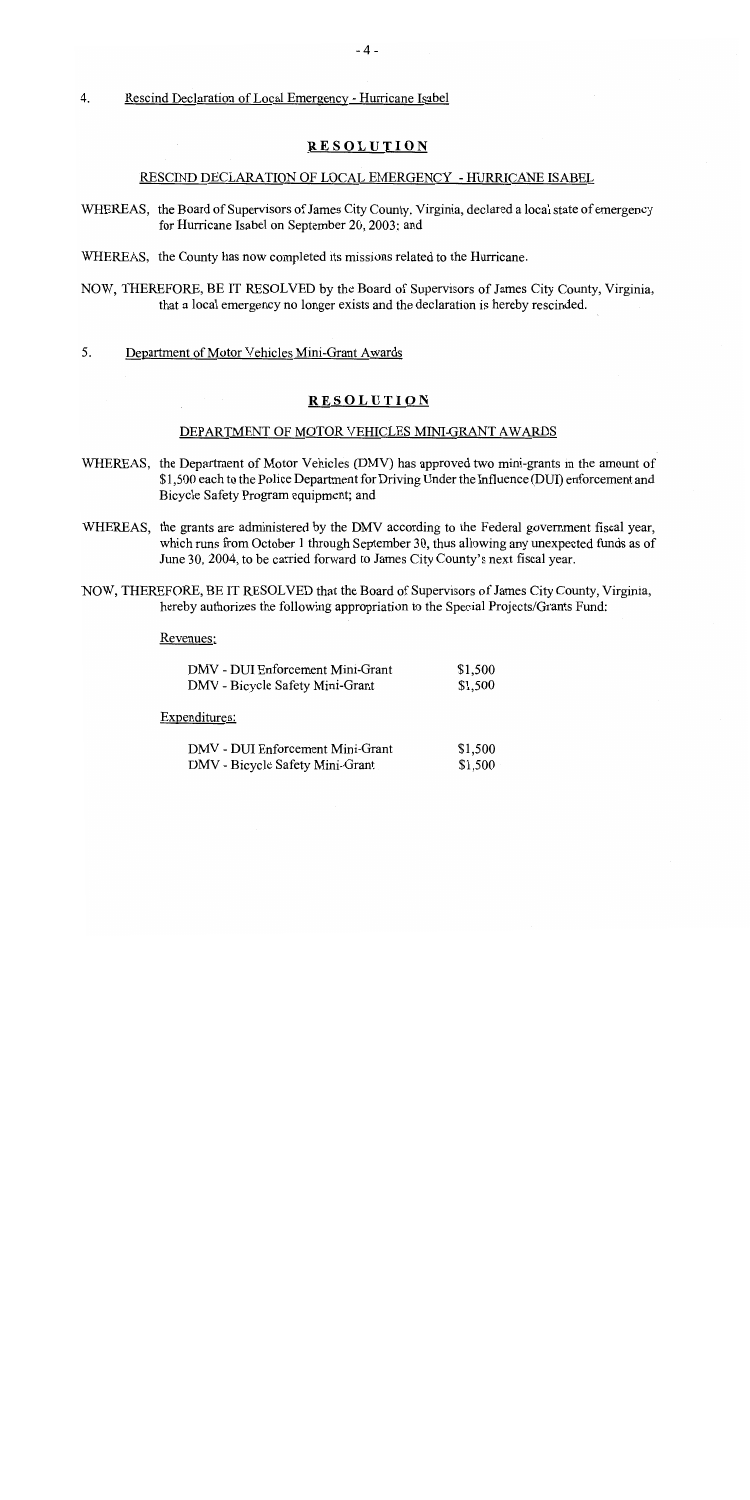4. Rescind Declaration of Local Emergency - Hurricane Isabel

## RESOLUTION

### RESCIND DECLARATION OF LOCAL EMERGENCY - HURRICANE ISABEL

WHEREAS, the Board of Supervisors of James City County, Virginia, declared a local state of emergency for Hurricane Isabel on September 20, 2003; and

WHEREAS, the County has now completed its missions related to the Hurricane.

NOW, THEREFORE, BE IT RESOLVED by the Board of Supervisors of James City County, Virginia, that a local emergency no longer exists and the declaration is hereby rescinded.

5. Department of Motor Vehicles Mini-Grant Awards

## RESOLUTION

### DEPARTMENT OF MOTOR VEHICLES MINI-GRANT AWARDS

WHEREAS, the Department of Motor Vehicles (DMV) has approved two mini-grants in the amount of $1,500 each to the Police Department for Driving Under the Influence (DUI) enforcement and Bicycle Safety Program equipment; and

WHEREAS, the grants are administered by the DMV according to the Federal government fiscal year, which runs from October 1 through September 30, thus allowing any unexpected funds as of June 30, 2004, to be carried forward to James City County's next fiscal year.

NOW, THEREFORE, BE IT RESOLVED that the Board of Supervisors of James City County, Virginia, hereby authorizes the following appropriation to the Special Projects/Grants Fund:

Revenues:

| | |
|---|---|
| DMV - DUI Enforcement Mini-Grant | $1,500 |
| DMV - Bicycle Safety Mini-Grant | $1,500 |

Expenditures:

| | |
|---|---|
| DMV - DUI Enforcement Mini-Grant | $1,500 |
| DMV - Bicycle Safety Mini-Grant | $1,500 |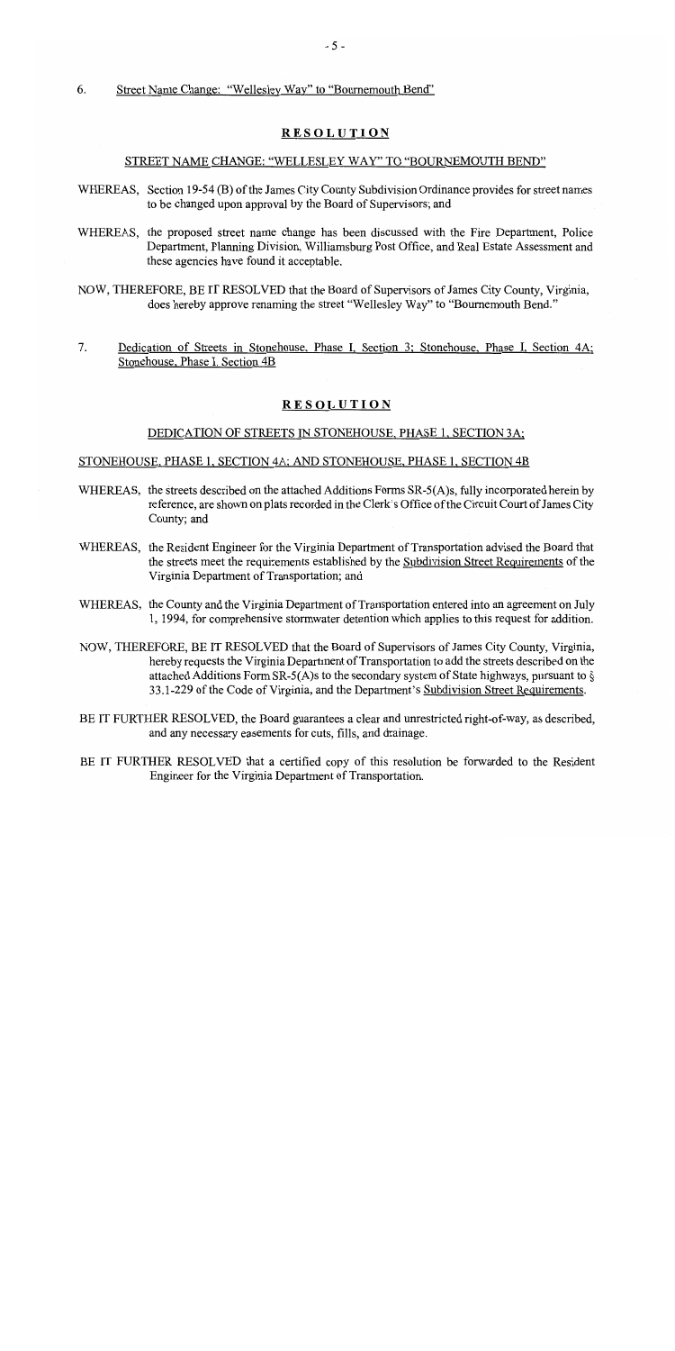6. Street Name Change: "Wellesley Way" to "Bournemouth Bend"

## RESOLUTION

### STREET NAME CHANGE: "WELLESLEY WAY" TO "BOURNEMOUTH BEND"

WHEREAS, Section 19-54 (B) of the James City County Subdivision Ordinance provides for street names to be changed upon approval by the Board of Supervisors; and

WHEREAS, the proposed street name change has been discussed with the Fire Department, Police Department, Planning Division, Williamsburg Post Office, and Real Estate Assessment and these agencies have found it acceptable.

NOW, THEREFORE, BE IT RESOLVED that the Board of Supervisors of James City County, Virginia, does hereby approve renaming the street "Wellesley Way" to "Bournemouth Bend."

7. Dedication of Streets in Stonehouse, Phase I, Section 3; Stonehouse, Phase I, Section 4A; Stonehouse, Phase I, Section 4B

## RESOLUTION

### DEDICATION OF STREETS IN STONEHOUSE, PHASE 1, SECTION 3A;

### STONEHOUSE, PHASE 1, SECTION 4A; AND STONEHOUSE, PHASE 1, SECTION 4B

WHEREAS, the streets described on the attached Additions Forms SR-5(A)s, fully incorporated herein by reference, are shown on plats recorded in the Clerk's Office of the Circuit Court of James City County; and

WHEREAS, the Resident Engineer for the Virginia Department of Transportation advised the Board that the streets meet the requirements established by the Subdivision Street Requirements of the Virginia Department of Transportation; and

WHEREAS, the County and the Virginia Department of Transportation entered into an agreement on July 1, 1994, for comprehensive stormwater detention which applies to this request for addition.

NOW, THEREFORE, BE IT RESOLVED that the Board of Supervisors of James City County, Virginia, hereby requests the Virginia Department of Transportation to add the streets described on the attached Additions Form SR-5(A)s to the secondary system of State highways, pursuant to § 33.1-229 of the Code of Virginia, and the Department's Subdivision Street Requirements.

BE IT FURTHER RESOLVED, the Board guarantees a clear and unrestricted right-of-way, as described, and any necessary easements for cuts, fills, and drainage.

BE IT FURTHER RESOLVED that a certified copy of this resolution be forwarded to the Resident Engineer for the Virginia Department of Transportation.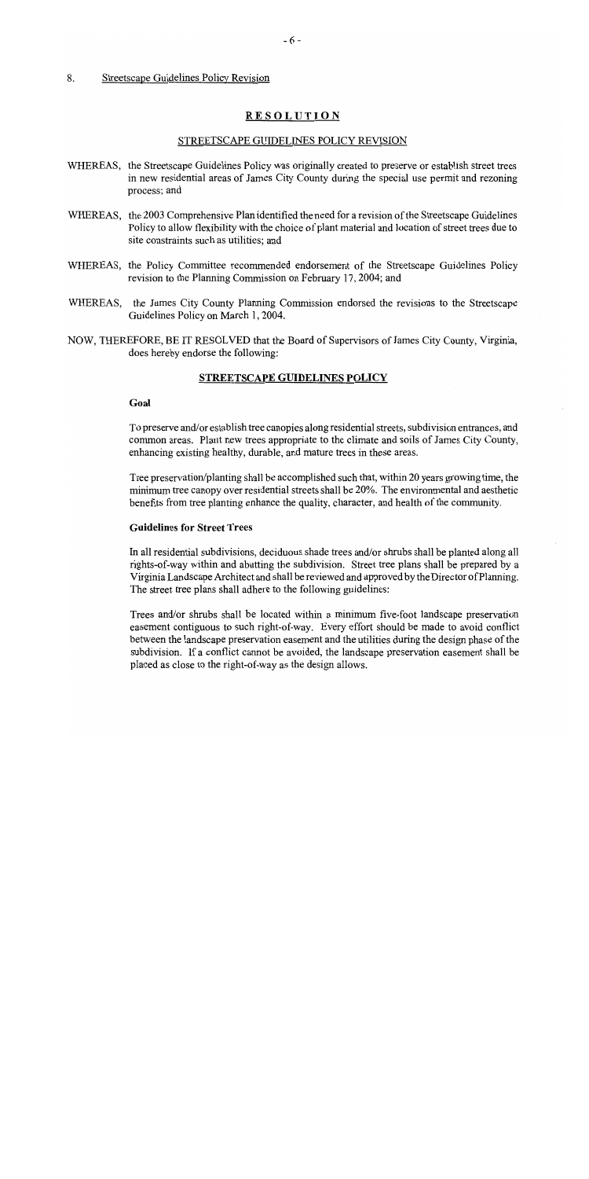8. Streetscape Guidelines Policy Revision

## RESOLUTION

### STREETSCAPE GUIDELINES POLICY REVISION

WHEREAS, the Streetscape Guidelines Policy was originally created to preserve or establish street trees in new residential areas of James City County during the special use permit and rezoning process; and

WHEREAS, the 2003 Comprehensive Plan identified the need for a revision of the Streetscape Guidelines Policy to allow flexibility with the choice of plant material and location of street trees due to site constraints such as utilities; and

WHEREAS, the Policy Committee recommended endorsement of the Streetscape Guidelines Policy revision to the Planning Commission on February 17, 2004; and

WHEREAS, the James City County Planning Commission endorsed the revisions to the Streetscape Guidelines Policy on March 1, 2004.

NOW, THEREFORE, BE IT RESOLVED that the Board of Supervisors of James City County, Virginia, does hereby endorse the following:

### STREETSCAPE GUIDELINES POLICY

**Goal**

To preserve and/or establish tree canopies along residential streets, subdivision entrances, and common areas. Plant new trees appropriate to the climate and soils of James City County, enhancing existing healthy, durable, and mature trees in these areas.

Tree preservation/planting shall be accomplished such that, within 20 years growing time, the minimum tree canopy over residential streets shall be 20%. The environmental and aesthetic benefits from tree planting enhance the quality, character, and health of the community.

**Guidelines for Street Trees**

In all residential subdivisions, deciduous shade trees and/or shrubs shall be planted along all rights-of-way within and abutting the subdivision. Street tree plans shall be prepared by a Virginia Landscape Architect and shall be reviewed and approved by the Director of Planning. The street tree plans shall adhere to the following guidelines:

Trees and/or shrubs shall be located within a minimum five-foot landscape preservation easement contiguous to such right-of-way. Every effort should be made to avoid conflict between the landscape preservation easement and the utilities during the design phase of the subdivision. If a conflict cannot be avoided, the landscape preservation easement shall be placed as close to the right-of-way as the design allows.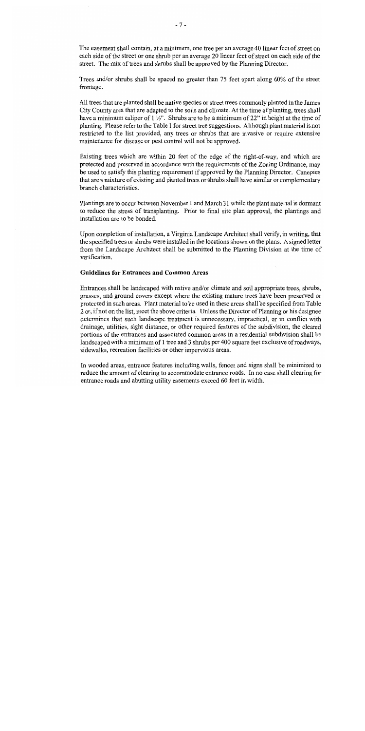The easement shall contain, at a minimum, one tree per an average 40 linear feet of street on each side of the street or one shrub per an average 20 linear feet of street on each side of the street. The mix of trees and shrubs shall be approved by the Planning Director.

Trees and/or shrubs shall be spaced no greater than 75 feet apart along 60% of the street frontage.

All trees that are planted shall be native species or street trees commonly planted in the James City County area that are adapted to the soils and climate. At the time of planting, trees shall have a minimum caliper of 1 ½". Shrubs are to be a minimum of 22" in height at the time of planting. Please refer to the Table 1 for street tree suggestions. Although plant material is not restricted to the list provided, any trees or shrubs that are invasive or require extensive maintenance for disease or pest control will not be approved.

Existing trees which are within 20 feet of the edge of the right-of-way, and which are protected and preserved in accordance with the requirements of the Zoning Ordinance, may be used to satisfy this planting requirement if approved by the Planning Director. Canopies that are a mixture of existing and planted trees or shrubs shall have similar or complementary branch characteristics.

Plantings are to occur between November 1 and March 31 while the plant material is dormant to reduce the stress of transplanting. Prior to final site plan approval, the plantings and installation are to be bonded.

Upon completion of installation, a Virginia Landscape Architect shall verify, in writing, that the specified trees or shrubs were installed in the locations shown on the plans. A signed letter from the Landscape Architect shall be submitted to the Planning Division at the time of verification.

**Guidelines for Entrances and Common Areas**

Entrances shall be landscaped with native and/or climate and soil appropriate trees, shrubs, grasses, and ground covers except where the existing mature trees have been preserved or protected in such areas. Plant material to be used in these areas shall be specified from Table 2 or, if not on the list, meet the above criteria. Unless the Director of Planning or his designee determines that such landscape treatment is unnecessary, impractical, or in conflict with drainage, utilities, sight distance, or other required features of the subdivision, the cleared portions of the entrances and associated common areas in a residential subdivision shall be landscaped with a minimum of 1 tree and 3 shrubs per 400 square feet exclusive of roadways, sidewalks, recreation facilities or other impervious areas.

In wooded areas, entrance features including walls, fences and signs shall be minimized to reduce the amount of clearing to accommodate entrance roads. In no case shall clearing for entrance roads and abutting utility easements exceed 60 feet in width.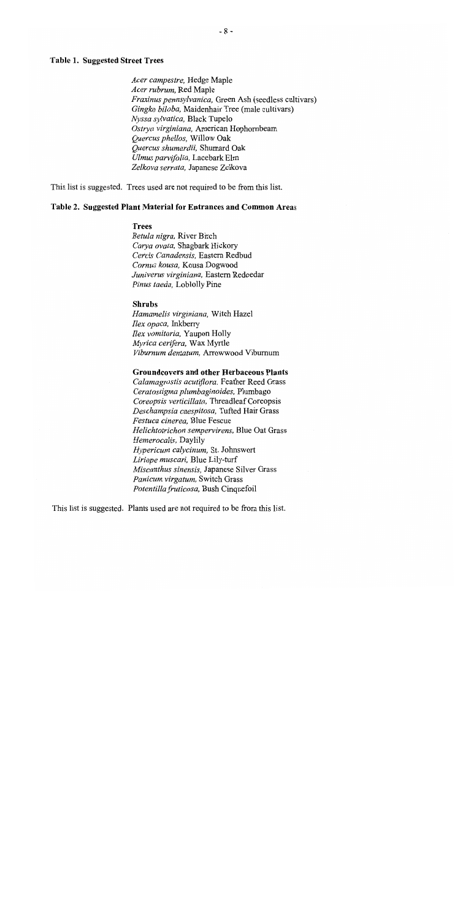**Table 1. Suggested Street Trees**

*Acer campestre*, Hedge Maple
*Acer rubrum*, Red Maple
*Fraxinus pennsylvanica*, Green Ash (seedless cultivars)
*Gingko biloba*, Maidenhair Tree (male cultivars)
*Nyssa sylvatica*, Black Tupelo
*Ostrya virginiana*, American Hophornbeam
*Quercus phellos*, Willow Oak
*Quercus shumardii*, Shumard Oak
*Ulmus parvifolia*, Lacebark Elm
*Zelkova serrata*, Japanese Zelkova

This list is suggested. Trees used are not required to be from this list.

**Table 2. Suggested Plant Material for Entrances and Common Areas**

**Trees**

*Betula nigra*, River Birch
*Carya ovata*, Shagbark Hickory
*Cercis Canadensis*, Eastern Redbud
*Cornus kousa*, Kousa Dogwood
*Juniverus virginiana*, Eastern Redcedar
*Pinus taeda*, Loblolly Pine

**Shrubs**

*Hamamelis virginiana*, Witch Hazel
*Ilex opaca*, Inkberry
*Ilex vomitoria*, Yaupon Holly
*Myrica cerifera*, Wax Myrtle
*Viburnum dentatum*, Arrowwood Viburnum

**Groundcovers and other Herbaceous Plants**

*Calamagrostis acutiflora*. Feather Reed Grass
*Ceratostigma plumbaginoides*, Plumbago
*Coreopsis verticillata*, Threadleaf Coreopsis
*Deschampsia caespitosa*, Tufted Hair Grass
*Festuca cinerea*, Blue Fescue
*Helichtotrichon sempervirens*, Blue Oat Grass
*Hemerocalis*, Daylily
*Hypericum calycinum*, St. Johnswort
*Liriope muscari*, Blue Lily-turf
*Miscanthus sinensis*, Japanese Silver Grass
*Panicum virgatum*, Switch Grass
*Potentilla fruticosa*, Bush Cinquefoil

This list is suggested. Plants used are not required to be from this list.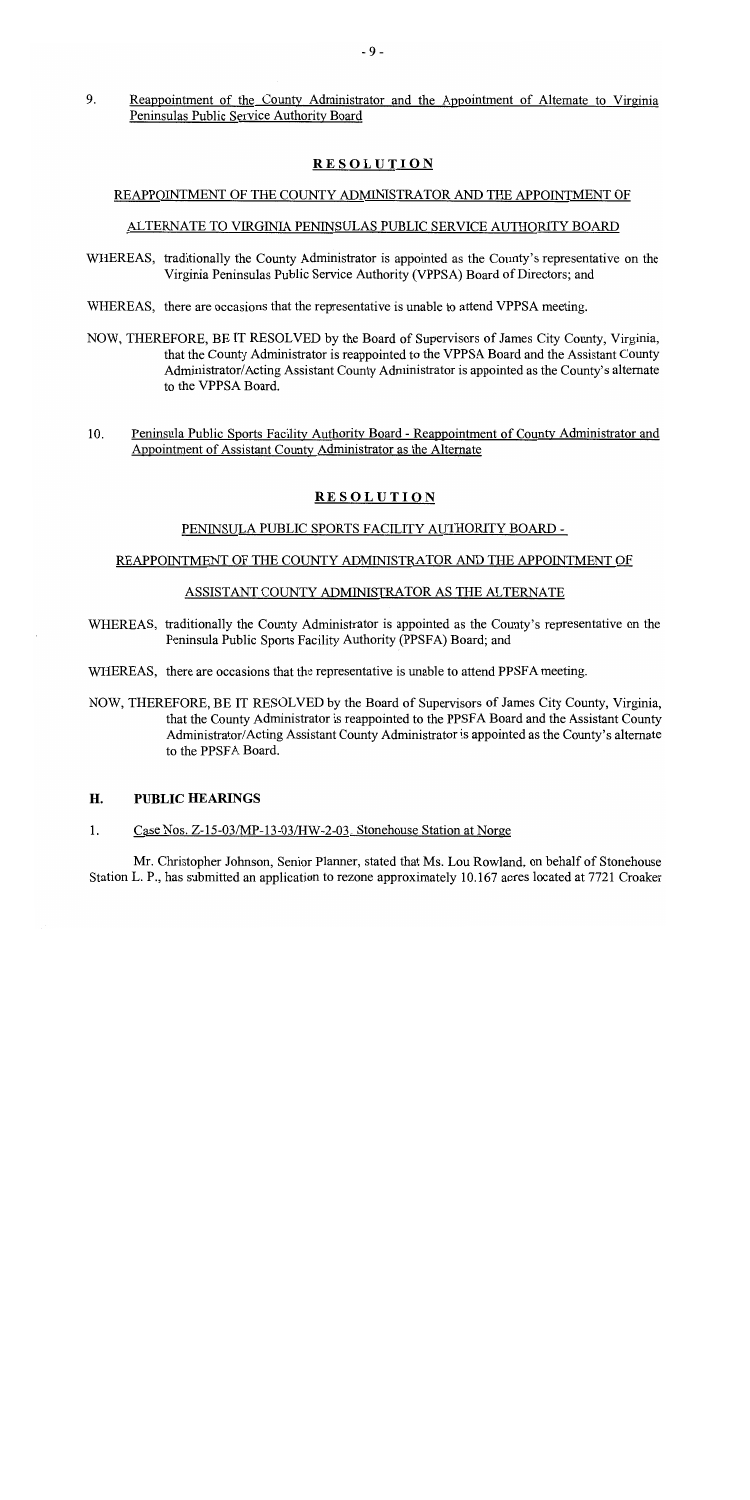9. Reappointment of the County Administrator and the Appointment of Alternate to Virginia Peninsulas Public Service Authority Board

**RESOLUTION**

REAPPOINTMENT OF THE COUNTY ADMINISTRATOR AND THE APPOINTMENT OF

ALTERNATE TO VIRGINIA PENINSULAS PUBLIC SERVICE AUTHORITY BOARD

WHEREAS, traditionally the County Administrator is appointed as the County's representative on the Virginia Peninsulas Public Service Authority (VPPSA) Board of Directors; and

WHEREAS, there are occasions that the representative is unable to attend VPPSA meeting.

NOW, THEREFORE, BE IT RESOLVED by the Board of Supervisors of James City County, Virginia, that the County Administrator is reappointed to the VPPSA Board and the Assistant County Administrator/Acting Assistant County Administrator is appointed as the County's alternate to the VPPSA Board.

10. Peninsula Public Sports Facility Authority Board - Reappointment of County Administrator and Appointment of Assistant County Administrator as the Alternate

**RESOLUTION**

PENINSULA PUBLIC SPORTS FACILITY AUTHORITY BOARD -

REAPPOINTMENT OF THE COUNTY ADMINISTRATOR AND THE APPOINTMENT OF

ASSISTANT COUNTY ADMINISTRATOR AS THE ALTERNATE

WHEREAS, traditionally the County Administrator is appointed as the County's representative on the Peninsula Public Sports Facility Authority (PPSFA) Board; and

WHEREAS, there are occasions that the representative is unable to attend PPSFA meeting.

NOW, THEREFORE, BE IT RESOLVED by the Board of Supervisors of James City County, Virginia, that the County Administrator is reappointed to the PPSFA Board and the Assistant County Administrator/Acting Assistant County Administrator is appointed as the County's alternate to the PPSFA Board.

## H. PUBLIC HEARINGS

1. Case Nos. Z-15-03/MP-13-03/HW-2-03. Stonehouse Station at Norge

Mr. Christopher Johnson, Senior Planner, stated that Ms. Lou Rowland, on behalf of Stonehouse Station L. P., has submitted an application to rezone approximately 10.167 acres located at 7721 Croaker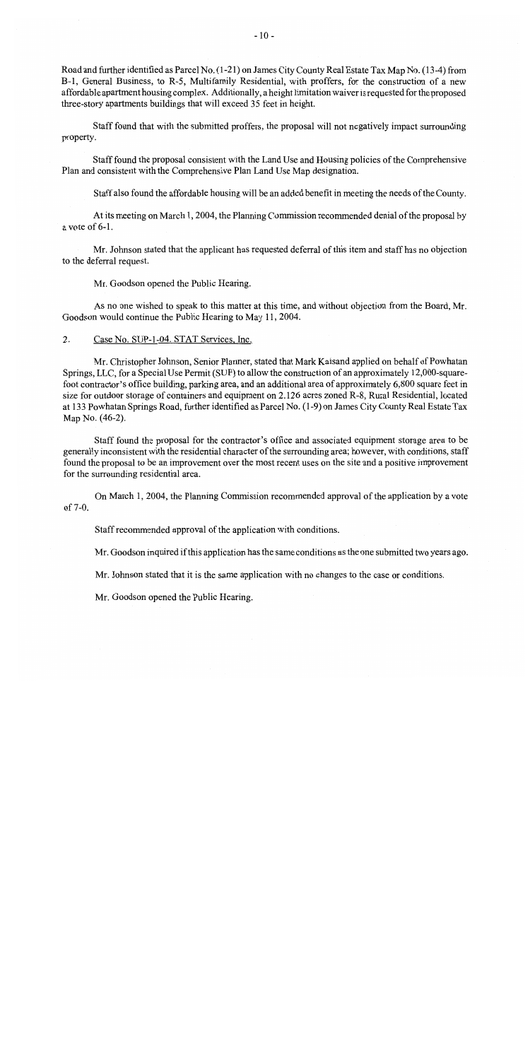Road and further identified as Parcel No. (1-21) on James City County Real Estate Tax Map No. (13-4) from B-1, General Business, to R-5, Multifamily Residential, with proffers, for the construction of a new affordable apartment housing complex. Additionally, a height limitation waiver is requested for the proposed three-story apartments buildings that will exceed 35 feet in height.

Staff found that with the submitted proffers, the proposal will not negatively impact surrounding property.

Staff found the proposal consistent with the Land Use and Housing policies of the Comprehensive Plan and consistent with the Comprehensive Plan Land Use Map designation.

Staff also found the affordable housing will be an added benefit in meeting the needs of the County.

At its meeting on March 1, 2004, the Planning Commission recommended denial of the proposal by a vote of 6-1.

Mr. Johnson stated that the applicant has requested deferral of this item and staff has no objection to the deferral request.

Mr. Goodson opened the Public Hearing.

As no one wished to speak to this matter at this time, and without objection from the Board, Mr. Goodson would continue the Public Hearing to May 11, 2004.

2. Case No. SUP-1-04. STAT Services, Inc.

Mr. Christopher Johnson, Senior Planner, stated that Mark Kaisand applied on behalf of Powhatan Springs, LLC, for a Special Use Permit (SUP) to allow the construction of an approximately 12,000-square-foot contractor's office building, parking area, and an additional area of approximately 6,800 square feet in size for outdoor storage of containers and equipment on 2.126 acres zoned R-8, Rural Residential, located at 133 Powhatan Springs Road, further identified as Parcel No. (1-9) on James City County Real Estate Tax Map No. (46-2).

Staff found the proposal for the contractor's office and associated equipment storage area to be generally inconsistent with the residential character of the surrounding area; however, with conditions, staff found the proposal to be an improvement over the most recent uses on the site and a positive improvement for the surrounding residential area.

On March 1, 2004, the Planning Commission recommended approval of the application by a vote of 7-0.

Staff recommended approval of the application with conditions.

Mr. Goodson inquired if this application has the same conditions as the one submitted two years ago.

Mr. Johnson stated that it is the same application with no changes to the case or conditions.

Mr. Goodson opened the Public Hearing.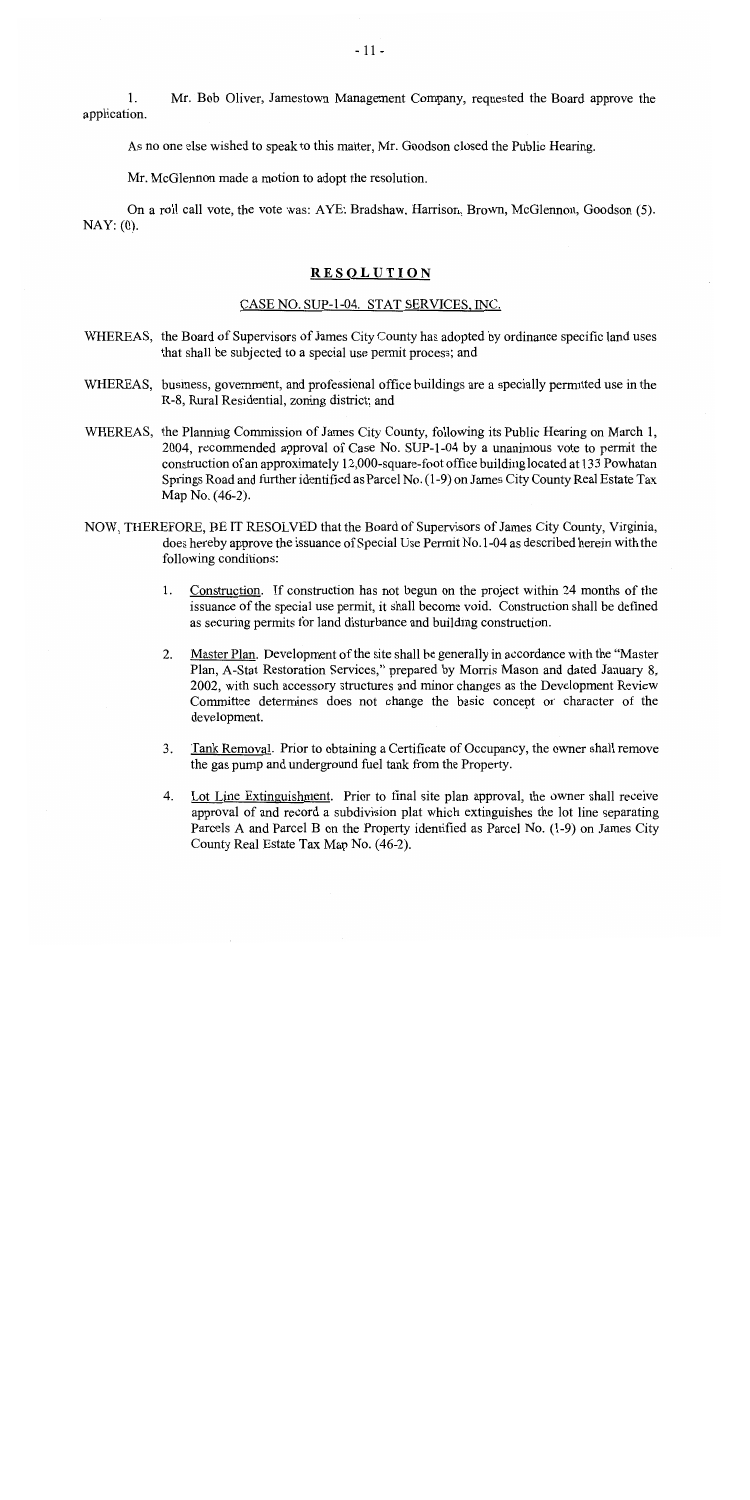1. Mr. Bob Oliver, Jamestown Management Company, requested the Board approve the application.

As no one else wished to speak to this matter, Mr. Goodson closed the Public Hearing.

Mr. McGlennon made a motion to adopt the resolution.

On a roll call vote, the vote was: AYE: Bradshaw, Harrison, Brown, McGlennon, Goodson (5). NAY: (0).

## **RESOLUTION**

CASE NO. SUP-1-04. STAT SERVICES, INC.

WHEREAS, the Board of Supervisors of James City County has adopted by ordinance specific land uses that shall be subjected to a special use permit process; and

WHEREAS, business, government, and professional office buildings are a specially permitted use in the R-8, Rural Residential, zoning district; and

WHEREAS, the Planning Commission of James City County, following its Public Hearing on March 1, 2004, recommended approval of Case No. SUP-1-04 by a unanimous vote to permit the construction of an approximately 12,000-square-foot office building located at 133 Powhatan Springs Road and further identified as Parcel No. (1-9) on James City County Real Estate Tax Map No. (46-2).

NOW, THEREFORE, BE IT RESOLVED that the Board of Supervisors of James City County, Virginia, does hereby approve the issuance of Special Use Permit No. 1-04 as described herein with the following conditions:

1. Construction. If construction has not begun on the project within 24 months of the issuance of the special use permit, it shall become void. Construction shall be defined as securing permits for land disturbance and building construction.

2. Master Plan. Development of the site shall be generally in accordance with the "Master Plan, A-Stat Restoration Services," prepared by Morris Mason and dated January 8, 2002, with such accessory structures and minor changes as the Development Review Committee determines does not change the basic concept or character of the development.

3. Tank Removal. Prior to obtaining a Certificate of Occupancy, the owner shall remove the gas pump and underground fuel tank from the Property.

4. Lot Line Extinguishment. Prior to final site plan approval, the owner shall receive approval of and record a subdivision plat which extinguishes the lot line separating Parcels A and Parcel B on the Property identified as Parcel No. (1-9) on James City County Real Estate Tax Map No. (46-2).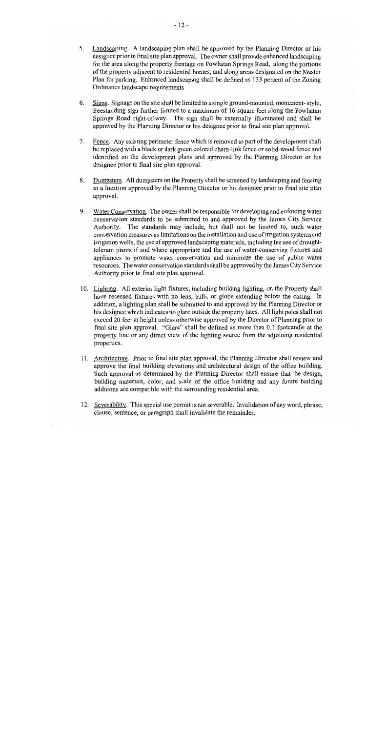5. Landscaping. A landscaping plan shall be approved by the Planning Director or his designee prior to final site plan approval. The owner shall provide enhanced landscaping for the area along the property frontage on Powhatan Springs Road, along the portions of the property adjacent to residential homes, and along areas designated on the Master Plan for parking. Enhanced landscaping shall be defined as 133 percent of the Zoning Ordinance landscape requirements.

6. Signs. Signage on the site shall be limited to a single ground-mounted, monument- style, freestanding sign further limited to a maximum of 16 square feet along the Powhatan Springs Road right-of-way. The sign shall be externally illuminated and shall be approved by the Planning Director or his designee prior to final site plan approval.

7. Fence. Any existing perimeter fence which is removed as part of the development shall be replaced with a black or dark green colored chain-link fence or solid-wood fence and identified on the development plans and approved by the Planning Director or his designee prior to final site plan approval.

8. Dumpsters. All dumpsters on the Property shall be screened by landscaping and fencing in a location approved by the Planning Director or his designee prior to final site plan approval.

9. Water Conservation. The owner shall be responsible for developing and enforcing water conservation standards to be submitted to and approved by the James City Service Authority. The standards may include, but shall not be limited to, such water conservation measures as limitations on the installation and use of irrigation systems and irrigation wells, the use of approved landscaping materials, including the use of drought-tolerant plants if and where appropriate and the use of water-conserving fixtures and appliances to promote water conservation and minimize the use of public water resources. The water conservation standards shall be approved by the James City Service Authority prior to final site plan approval.

10. Lighting. All exterior light fixtures, including building lighting, on the Property shall have recessed fixtures with no lens, bulb, or globe extending below the casing. In addition, a lighting plan shall be submitted to and approved by the Planning Director or his designee which indicates no glare outside the property lines. All light poles shall not exceed 20 feet in height unless otherwise approved by the Director of Planning prior to final site plan approval. "Glare" shall be defined as more than 0.1 footcandle at the property line or any direct view of the lighting source from the adjoining residential properties.

11. Architecture. Prior to final site plan approval, the Planning Director shall review and approve the final building elevations and architectural design of the office building. Such approval as determined by the Planning Director shall ensure that the design, building materials, color, and scale of the office building and any future building additions are compatible with the surrounding residential area.

12. Severability. This special use permit is not severable. Invalidation of any word, phrase, clause, sentence, or paragraph shall invalidate the remainder.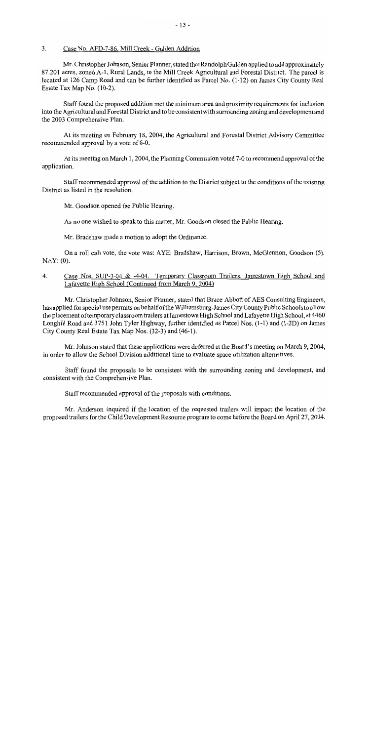3. Case No. AFD-7-86. Mill Creek - Gulden Addition

Mr. Christopher Johnson, Senior Planner, stated that Randolph Gulden applied to add approximately 87.201 acres, zoned A-1, Rural Lands, to the Mill Creek Agricultural and Forestal District. The parcel is located at 126 Camp Road and can be further identified as Parcel No. (1-12) on James City County Real Estate Tax Map No. (10-2).

Staff found the proposed addition met the minimum area and proximity requirements for inclusion into the Agricultural and Forestal District and to be consistent with surrounding zoning and development and the 2003 Comprehensive Plan.

At its meeting on February 18, 2004, the Agricultural and Forestal District Advisory Committee recommended approval by a vote of 6-0.

At its meeting on March 1, 2004, the Planning Commission voted 7-0 to recommend approval of the application.

Staff recommended approval of the addition to the District subject to the conditions of the existing District as listed in the resolution.

Mr. Goodson opened the Public Hearing.

As no one wished to speak to this matter, Mr. Goodson closed the Public Hearing.

Mr. Bradshaw made a motion to adopt the Ordinance.

On a roll call vote, the vote was: AYE: Bradshaw, Harrison, Brown, McGlennon, Goodson (5). NAY: (0).

4. Case Nos. SUP-3-04 & -4-04. Temporary Classroom Trailers, Jamestown High School and Lafayette High School (Continued from March 9, 2004)

Mr. Christopher Johnson, Senior Planner, stated that Bruce Abbott of AES Consulting Engineers, has applied for special use permits on behalf of the Williamsburg-James City County Public Schools to allow the placement of temporary classroom trailers at Jamestown High School and Lafayette High School, at 4460 Longhill Road and 3751 John Tyler Highway, further identified as Parcel Nos. (1-1) and (1-2D) on James City County Real Estate Tax Map Nos. (32-3) and (46-1).

Mr. Johnson stated that these applications were deferred at the Board's meeting on March 9, 2004, in order to allow the School Division additional time to evaluate space utilization alternatives.

Staff found the proposals to be consistent with the surrounding zoning and development, and consistent with the Comprehensive Plan.

Staff recommended approval of the proposals with conditions.

Mr. Anderson inquired if the location of the requested trailers will impact the location of the proposed trailers for the Child Development Resource program to come before the Board on April 27, 2004.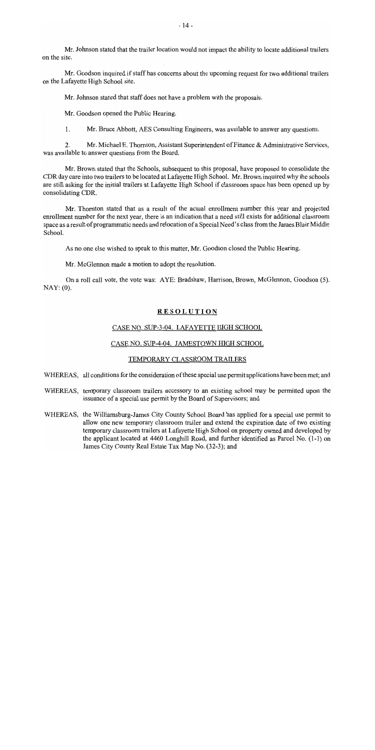Mr. Johnson stated that the trailer location would not impact the ability to locate additional trailers on the site.

Mr. Goodson inquired if staff has concerns about the upcoming request for two additional trailers on the Lafayette High School site.

Mr. Johnson stated that staff does not have a problem with the proposals.

Mr. Goodson opened the Public Hearing.

1. Mr. Bruce Abbott, AES Consulting Engineers, was available to answer any questions.

2. Mr. Michael E. Thornton, Assistant Superintendent of Finance & Administrative Services, was available to answer questions from the Board.

Mr. Brown stated that the Schools, subsequent to this proposal, have proposed to consolidate the CDR day care into two trailers to be located at Lafayette High School. Mr. Brown inquired why the schools are still asking for the initial trailers at Lafayette High School if classroom space has been opened up by consolidating CDR.

Mr. Thornton stated that as a result of the actual enrollment number this year and projected enrollment number for the next year, there is an indication that a need still exists for additional classroom space as a result of programmatic needs and relocation of a Special Need's class from the James Blair Middle School.

As no one else wished to speak to this matter, Mr. Goodson closed the Public Hearing.

Mr. McGlennon made a motion to adopt the resolution.

On a roll call vote, the vote was: AYE: Bradshaw, Harrison, Brown, McGlennon, Goodson (5). NAY: (0).

**RESOLUTION**

CASE NO. SUP-3-04. LAFAYETTE HIGH SCHOOL

CASE NO. SUP-4-04. JAMESTOWN HIGH SCHOOL

TEMPORARY CLASSROOM TRAILERS

WHEREAS, all conditions for the consideration of these special use permit applications have been met; and

WHEREAS, temporary classroom trailers accessory to an existing school may be permitted upon the issuance of a special use permit by the Board of Supervisors; and

WHEREAS, the Williamsburg-James City County School Board has applied for a special use permit to allow one new temporary classroom trailer and extend the expiration date of two existing temporary classroom trailers at Lafayette High School on property owned and developed by the applicant located at 4460 Longhill Road, and further identified as Parcel No. (1-1) on James City County Real Estate Tax Map No. (32-3); and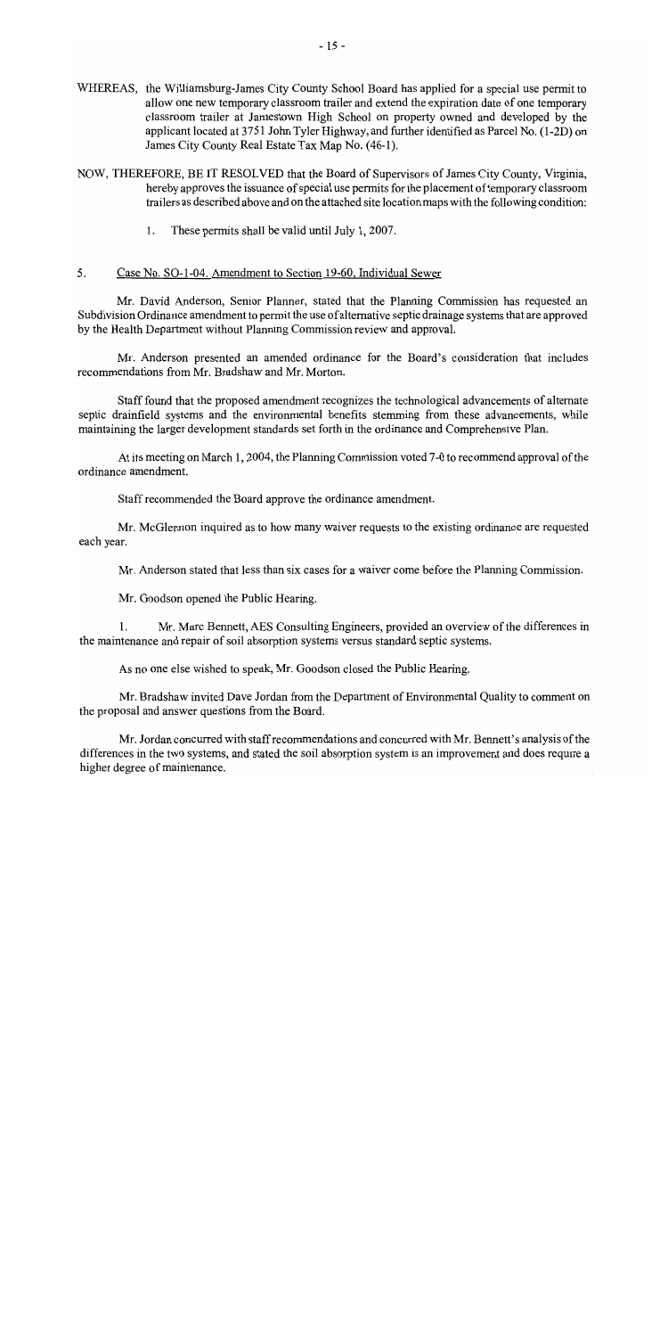WHEREAS, the Williamsburg-James City County School Board has applied for a special use permit to allow one new temporary classroom trailer and extend the expiration date of one temporary classroom trailer at Jamestown High School on property owned and developed by the applicant located at 3751 John Tyler Highway, and further identified as Parcel No. (1-2D) on James City County Real Estate Tax Map No. (46-1).

NOW, THEREFORE, BE IT RESOLVED that the Board of Supervisors of James City County, Virginia, hereby approves the issuance of special use permits for the placement of temporary classroom trailers as described above and on the attached site location maps with the following condition:

1. These permits shall be valid until July 1, 2007.

5. Case No. SO-1-04. Amendment to Section 19-60, Individual Sewer

Mr. David Anderson, Senior Planner, stated that the Planning Commission has requested an Subdivision Ordinance amendment to permit the use of alternative septic drainage systems that are approved by the Health Department without Planning Commission review and approval.

Mr. Anderson presented an amended ordinance for the Board's consideration that includes recommendations from Mr. Bradshaw and Mr. Morton.

Staff found that the proposed amendment recognizes the technological advancements of alternate septic drainfield systems and the environmental benefits stemming from these advancements, while maintaining the larger development standards set forth in the ordinance and Comprehensive Plan.

At its meeting on March 1, 2004, the Planning Commission voted 7-0 to recommend approval of the ordinance amendment.

Staff recommended the Board approve the ordinance amendment.

Mr. McGlennon inquired as to how many waiver requests to the existing ordinance are requested each year.

Mr. Anderson stated that less than six cases for a waiver come before the Planning Commission.

Mr. Goodson opened the Public Hearing.

1. Mr. Marc Bennett, AES Consulting Engineers, provided an overview of the differences in the maintenance and repair of soil absorption systems versus standard septic systems.

As no one else wished to speak, Mr. Goodson closed the Public Hearing.

Mr. Bradshaw invited Dave Jordan from the Department of Environmental Quality to comment on the proposal and answer questions from the Board.

Mr. Jordan concurred with staff recommendations and concurred with Mr. Bennett's analysis of the differences in the two systems, and stated the soil absorption system is an improvement and does require a higher degree of maintenance.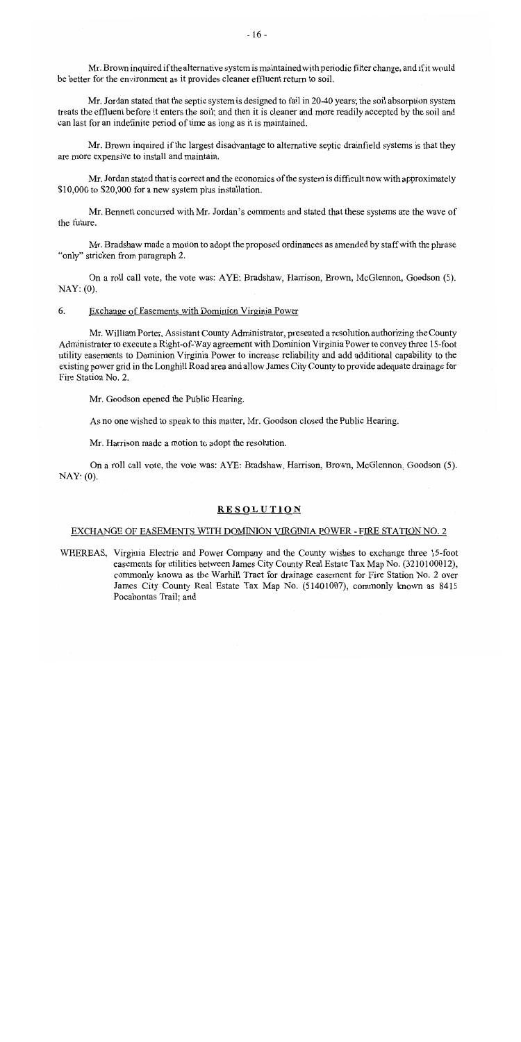Mr. Brown inquired if the alternative system is maintained with periodic filter change, and if it would be better for the environment as it provides cleaner effluent return to soil.

Mr. Jordan stated that the septic system is designed to fail in 20-40 years; the soil absorption system treats the effluent before it enters the soil; and then it is cleaner and more readily accepted by the soil and can last for an indefinite period of time as long as it is maintained.

Mr. Brown inquired if the largest disadvantage to alternative septic drainfield systems is that they are more expensive to install and maintain.

Mr. Jordan stated that is correct and the economics of the system is difficult now with approximately $10,000 to $20,000 for a new system plus installation.

Mr. Bennett concurred with Mr. Jordan's comments and stated that these systems are the wave of the future.

Mr. Bradshaw made a motion to adopt the proposed ordinances as amended by staff with the phrase "only" stricken from paragraph 2.

On a roll call vote, the vote was: AYE: Bradshaw, Harrison, Brown, McGlennon, Goodson (5). NAY: (0).

6. Exchange of Easements with Dominion Virginia Power

Mr. William Porter, Assistant County Administrator, presented a resolution authorizing the County Administrator to execute a Right-of-Way agreement with Dominion Virginia Power to convey three 15-foot utility easements to Dominion Virginia Power to increase reliability and add additional capability to the existing power grid in the Longhill Road area and allow James City County to provide adequate drainage for Fire Station No. 2.

Mr. Goodson opened the Public Hearing.

As no one wished to speak to this matter, Mr. Goodson closed the Public Hearing.

Mr. Harrison made a motion to adopt the resolution.

On a roll call vote, the vote was: AYE: Bradshaw, Harrison, Brown, McGlennon, Goodson (5). NAY: (0).

## RESOLUTION

### EXCHANGE OF EASEMENTS WITH DOMINION VIRGINIA POWER - FIRE STATION NO. 2

WHEREAS, Virginia Electric and Power Company and the County wishes to exchange three 15-foot easements for utilities between James City County Real Estate Tax Map No. (3210100012), commonly known as the Warhill Tract for drainage easement for Fire Station No. 2 over James City County Real Estate Tax Map No. (5140100​7), commonly known as 8415 Pocahontas Trail; and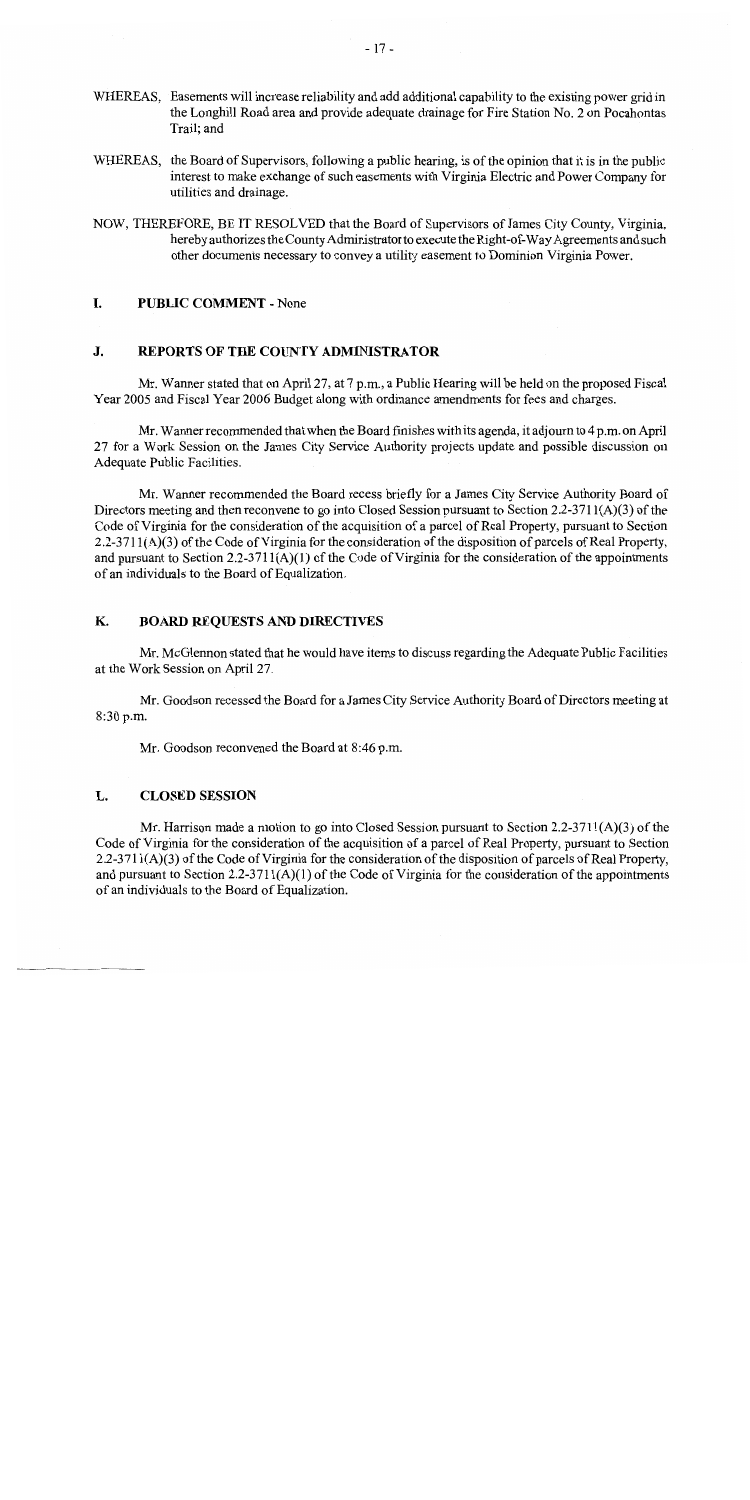WHEREAS, Easements will increase reliability and add additional capability to the existing power grid in the Longhill Road area and provide adequate drainage for Fire Station No. 2 on Pocahontas Trail; and

WHEREAS, the Board of Supervisors, following a public hearing, is of the opinion that it is in the public interest to make exchange of such easements with Virginia Electric and Power Company for utilities and drainage.

NOW, THEREFORE, BE IT RESOLVED that the Board of Supervisors of James City County, Virginia, hereby authorizes the County Administrator to execute the Right-of-Way Agreements and such other documents necessary to convey a utility easement to Dominion Virginia Power.

## I. PUBLIC COMMENT - None

## J. REPORTS OF THE COUNTY ADMINISTRATOR

Mr. Wanner stated that on April 27, at 7 p.m., a Public Hearing will be held on the proposed Fiscal Year 2005 and Fiscal Year 2006 Budget along with ordinance amendments for fees and charges.

Mr. Wanner recommended that when the Board finishes with its agenda, it adjourn to 4 p.m. on April 27 for a Work Session on the James City Service Authority projects update and possible discussion on Adequate Public Facilities.

Mr. Wanner recommended the Board recess briefly for a James City Service Authority Board of Directors meeting and then reconvene to go into Closed Session pursuant to Section 2.2-3711(A)(3) of the Code of Virginia for the consideration of the acquisition of a parcel of Real Property, pursuant to Section 2.2-3711(A)(3) of the Code of Virginia for the consideration of the disposition of parcels of Real Property, and pursuant to Section 2.2-3711(A)(1) of the Code of Virginia for the consideration of the appointments of an individuals to the Board of Equalization.

## K. BOARD REQUESTS AND DIRECTIVES

Mr. McGlennon stated that he would have items to discuss regarding the Adequate Public Facilities at the Work Session on April 27.

Mr. Goodson recessed the Board for a James City Service Authority Board of Directors meeting at 8:30 p.m.

Mr. Goodson reconvened the Board at 8:46 p.m.

## L. CLOSED SESSION

Mr. Harrison made a motion to go into Closed Session pursuant to Section 2.2-3711(A)(3) of the Code of Virginia for the consideration of the acquisition of a parcel of Real Property, pursuant to Section 2.2-3711(A)(3) of the Code of Virginia for the consideration of the disposition of parcels of Real Property, and pursuant to Section 2.2-3711(A)(1) of the Code of Virginia for the consideration of the appointments of an individuals to the Board of Equalization.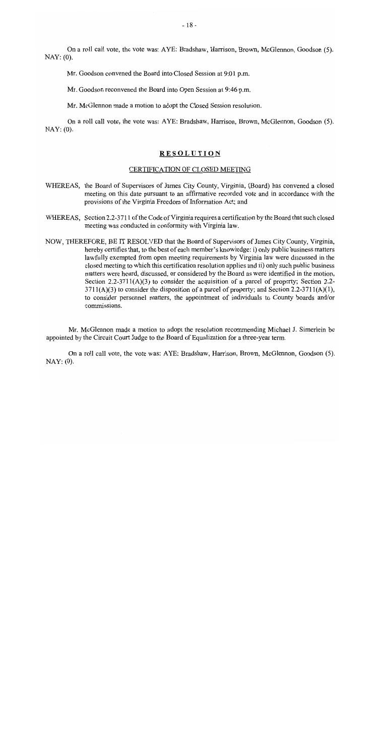On a roll call vote, the vote was: AYE: Bradshaw, Harrison, Brown, McGlennon, Goodson (5). NAY: (0).

Mr. Goodson convened the Board into Closed Session at 9:01 p.m.

Mr. Goodson reconvened the Board into Open Session at 9:46 p.m.

Mr. McGlennon made a motion to adopt the Closed Session resolution.

On a roll call vote, the vote was: AYE: Bradshaw, Harrison, Brown, McGlennon, Goodson (5). NAY: (0).

## **RESOLUTION**

### CERTIFICATION OF CLOSED MEETING

WHEREAS, the Board of Supervisors of James City County, Virginia, (Board) has convened a closed meeting on this date pursuant to an affirmative recorded vote and in accordance with the provisions of the Virginia Freedom of Information Act; and

WHEREAS, Section 2.2-3711 of the Code of Virginia requires a certification by the Board that such closed meeting was conducted in conformity with Virginia law.

NOW, THEREFORE, BE IT RESOLVED that the Board of Supervisors of James City County, Virginia, hereby certifies that, to the best of each member's knowledge: i) only public business matters lawfully exempted from open meeting requirements by Virginia law were discussed in the closed meeting to which this certification resolution applies and ii) only such public business matters were heard, discussed, or considered by the Board as were identified in the motion, Section 2.2-3711(A)(3) to consider the acquisition of a parcel of property; Section 2.2-3711(A)(3) to consider the disposition of a parcel of property; and Section 2.2-3711(A)(1), to consider personnel matters, the appointment of individuals to County boards and/or commissions.

Mr. McGlennon made a motion to adopt the resolution recommending Michael J. Simerlein be appointed by the Circuit Court Judge to the Board of Equalization for a three-year term.

On a roll call vote, the vote was: AYE: Bradshaw, Harrison, Brown, McGlennon, Goodson (5). NAY: (0).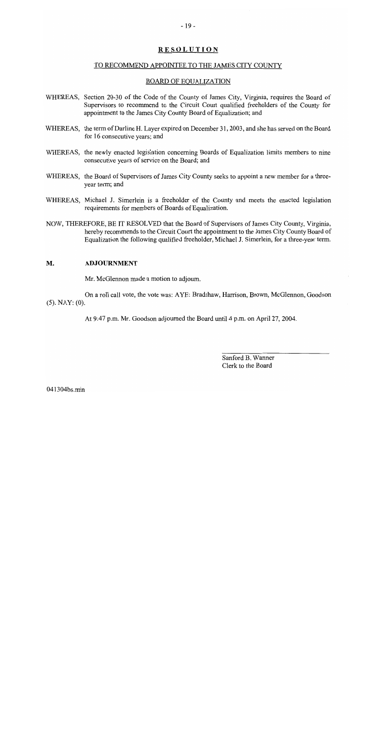## RESOLUTION

### TO RECOMMEND APPOINTEE TO THE JAMES CITY COUNTY

### BOARD OF EQUALIZATION

WHEREAS, Section 20-30 of the Code of the County of James City, Virginia, requires the Board of Supervisors to recommend to the Circuit Court qualified freeholders of the County for appointment to the James City County Board of Equalization; and

WHEREAS, the term of Darline H. Layer expired on December 31, 2003, and she has served on the Board for 16 consecutive years; and

WHEREAS, the newly enacted legislation concerning Boards of Equalization limits members to nine consecutive years of service on the Board; and

WHEREAS, the Board of Supervisors of James City County seeks to appoint a new member for a three-year term; and

WHEREAS, Michael J. Simerlein is a freeholder of the County and meets the enacted legislation requirements for members of Boards of Equalization.

NOW, THEREFORE, BE IT RESOLVED that the Board of Supervisors of James City County, Virginia, hereby recommends to the Circuit Court the appointment to the James City County Board of Equalization the following qualified freeholder, Michael J. Simerlein, for a three-year term.

## M. ADJOURNMENT

Mr. McGlennon made a motion to adjourn.

On a roll call vote, the vote was: AYE: Bradshaw, Harrison, Brown, McGlennon, Goodson (5). NAY: (0).

At 9:47 p.m. Mr. Goodson adjourned the Board until 4 p.m. on April 27, 2004.

Sanford B. Wanner
Clerk to the Board

041304bs.min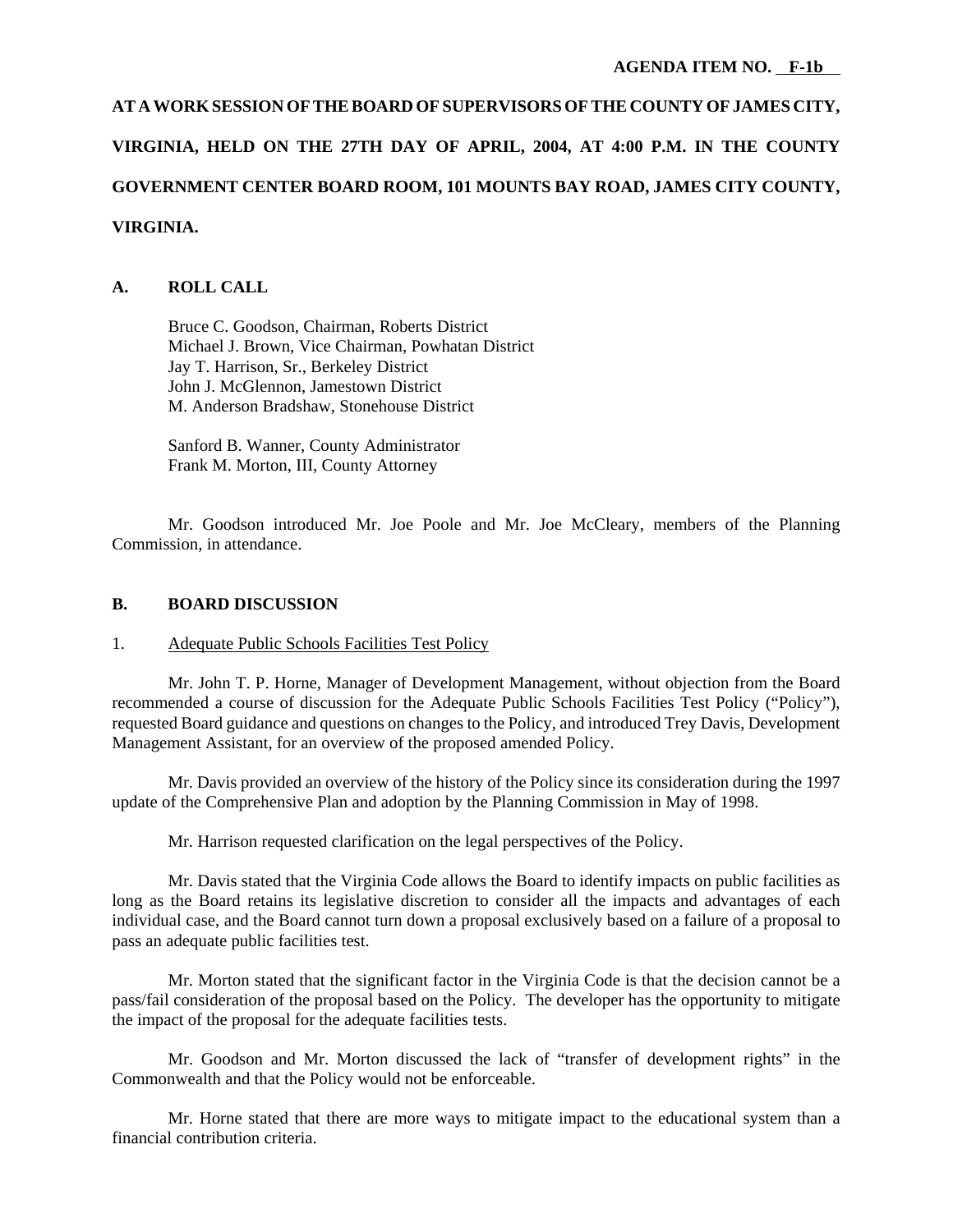**AGENDA ITEM NO. F-1b**

**AT A WORK SESSION OF THE BOARD OF SUPERVISORS OF THE COUNTY OF JAMES CITY, VIRGINIA, HELD ON THE 27TH DAY OF APRIL, 2004, AT 4:00 P.M. IN THE COUNTY GOVERNMENT CENTER BOARD ROOM, 101 MOUNTS BAY ROAD, JAMES CITY COUNTY, VIRGINIA.**

## A. ROLL CALL

Bruce C. Goodson, Chairman, Roberts District
Michael J. Brown, Vice Chairman, Powhatan District
Jay T. Harrison, Sr., Berkeley District
John J. McGlennon, Jamestown District
M. Anderson Bradshaw, Stonehouse District

Sanford B. Wanner, County Administrator
Frank M. Morton, III, County Attorney

Mr. Goodson introduced Mr. Joe Poole and Mr. Joe McCleary, members of the Planning Commission, in attendance.

## B. BOARD DISCUSSION

1. Adequate Public Schools Facilities Test Policy

Mr. John T. P. Horne, Manager of Development Management, without objection from the Board recommended a course of discussion for the Adequate Public Schools Facilities Test Policy ("Policy"), requested Board guidance and questions on changes to the Policy, and introduced Trey Davis, Development Management Assistant, for an overview of the proposed amended Policy.

Mr. Davis provided an overview of the history of the Policy since its consideration during the 1997 update of the Comprehensive Plan and adoption by the Planning Commission in May of 1998.

Mr. Harrison requested clarification on the legal perspectives of the Policy.

Mr. Davis stated that the Virginia Code allows the Board to identify impacts on public facilities as long as the Board retains its legislative discretion to consider all the impacts and advantages of each individual case, and the Board cannot turn down a proposal exclusively based on a failure of a proposal to pass an adequate public facilities test.

Mr. Morton stated that the significant factor in the Virginia Code is that the decision cannot be a pass/fail consideration of the proposal based on the Policy. The developer has the opportunity to mitigate the impact of the proposal for the adequate facilities tests.

Mr. Goodson and Mr. Morton discussed the lack of "transfer of development rights" in the Commonwealth and that the Policy would not be enforceable.

Mr. Horne stated that there are more ways to mitigate impact to the educational system than a financial contribution criteria.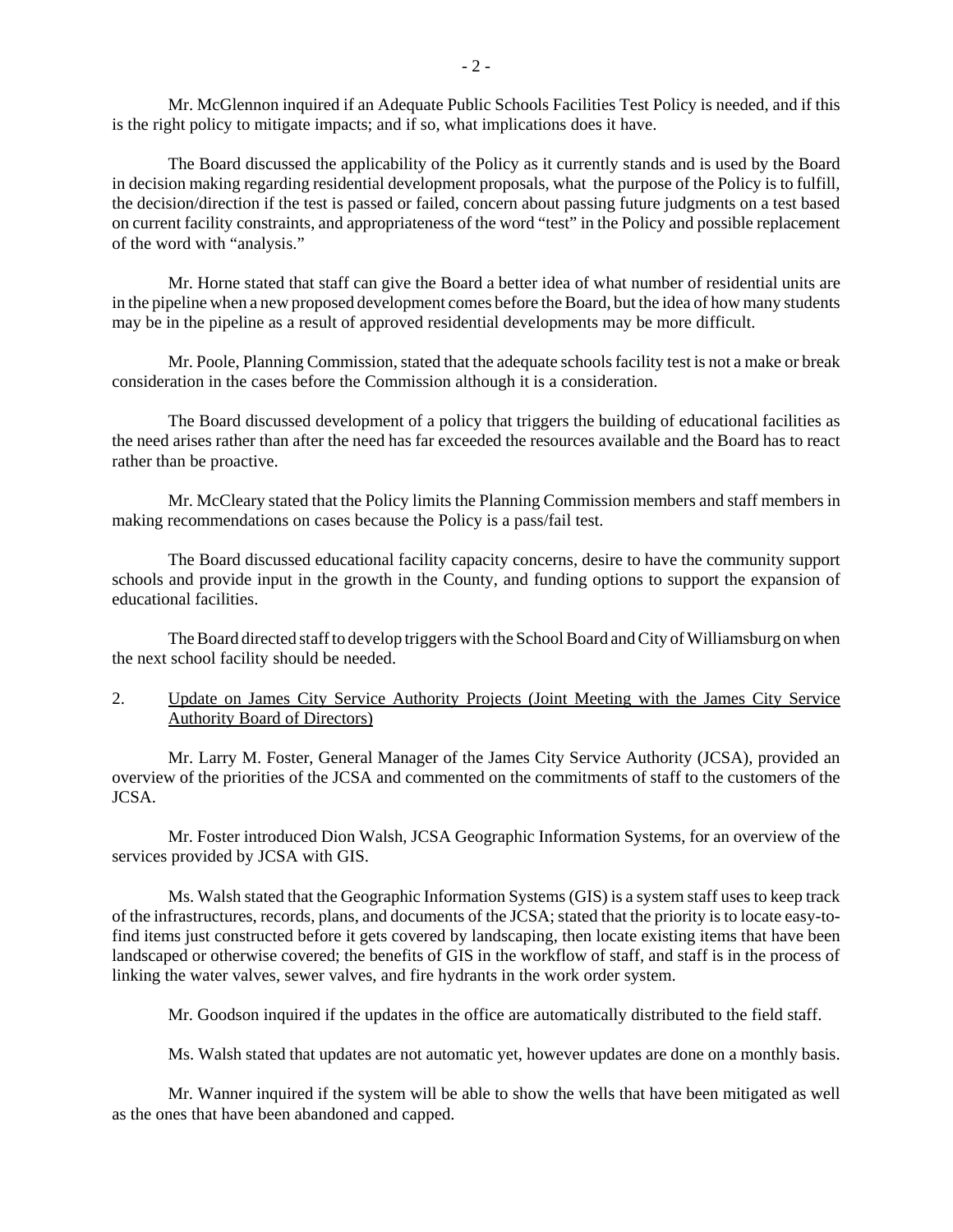Mr. McGlennon inquired if an Adequate Public Schools Facilities Test Policy is needed, and if this is the right policy to mitigate impacts; and if so, what implications does it have.

The Board discussed the applicability of the Policy as it currently stands and is used by the Board in decision making regarding residential development proposals, what the purpose of the Policy is to fulfill, the decision/direction if the test is passed or failed, concern about passing future judgments on a test based on current facility constraints, and appropriateness of the word "test" in the Policy and possible replacement of the word with "analysis."

Mr. Horne stated that staff can give the Board a better idea of what number of residential units are in the pipeline when a new proposed development comes before the Board, but the idea of how many students may be in the pipeline as a result of approved residential developments may be more difficult.

Mr. Poole, Planning Commission, stated that the adequate schools facility test is not a make or break consideration in the cases before the Commission although it is a consideration.

The Board discussed development of a policy that triggers the building of educational facilities as the need arises rather than after the need has far exceeded the resources available and the Board has to react rather than be proactive.

Mr. McCleary stated that the Policy limits the Planning Commission members and staff members in making recommendations on cases because the Policy is a pass/fail test.

The Board discussed educational facility capacity concerns, desire to have the community support schools and provide input in the growth in the County, and funding options to support the expansion of educational facilities.

The Board directed staff to develop triggers with the School Board and City of Williamsburg on when the next school facility should be needed.

2. Update on James City Service Authority Projects (Joint Meeting with the James City Service Authority Board of Directors)

Mr. Larry M. Foster, General Manager of the James City Service Authority (JCSA), provided an overview of the priorities of the JCSA and commented on the commitments of staff to the customers of the JCSA.

Mr. Foster introduced Dion Walsh, JCSA Geographic Information Systems, for an overview of the services provided by JCSA with GIS.

Ms. Walsh stated that the Geographic Information Systems (GIS) is a system staff uses to keep track of the infrastructures, records, plans, and documents of the JCSA; stated that the priority is to locate easy-to-find items just constructed before it gets covered by landscaping, then locate existing items that have been landscaped or otherwise covered; the benefits of GIS in the workflow of staff, and staff is in the process of linking the water valves, sewer valves, and fire hydrants in the work order system.

Mr. Goodson inquired if the updates in the office are automatically distributed to the field staff.

Ms. Walsh stated that updates are not automatic yet, however updates are done on a monthly basis.

Mr. Wanner inquired if the system will be able to show the wells that have been mitigated as well as the ones that have been abandoned and capped.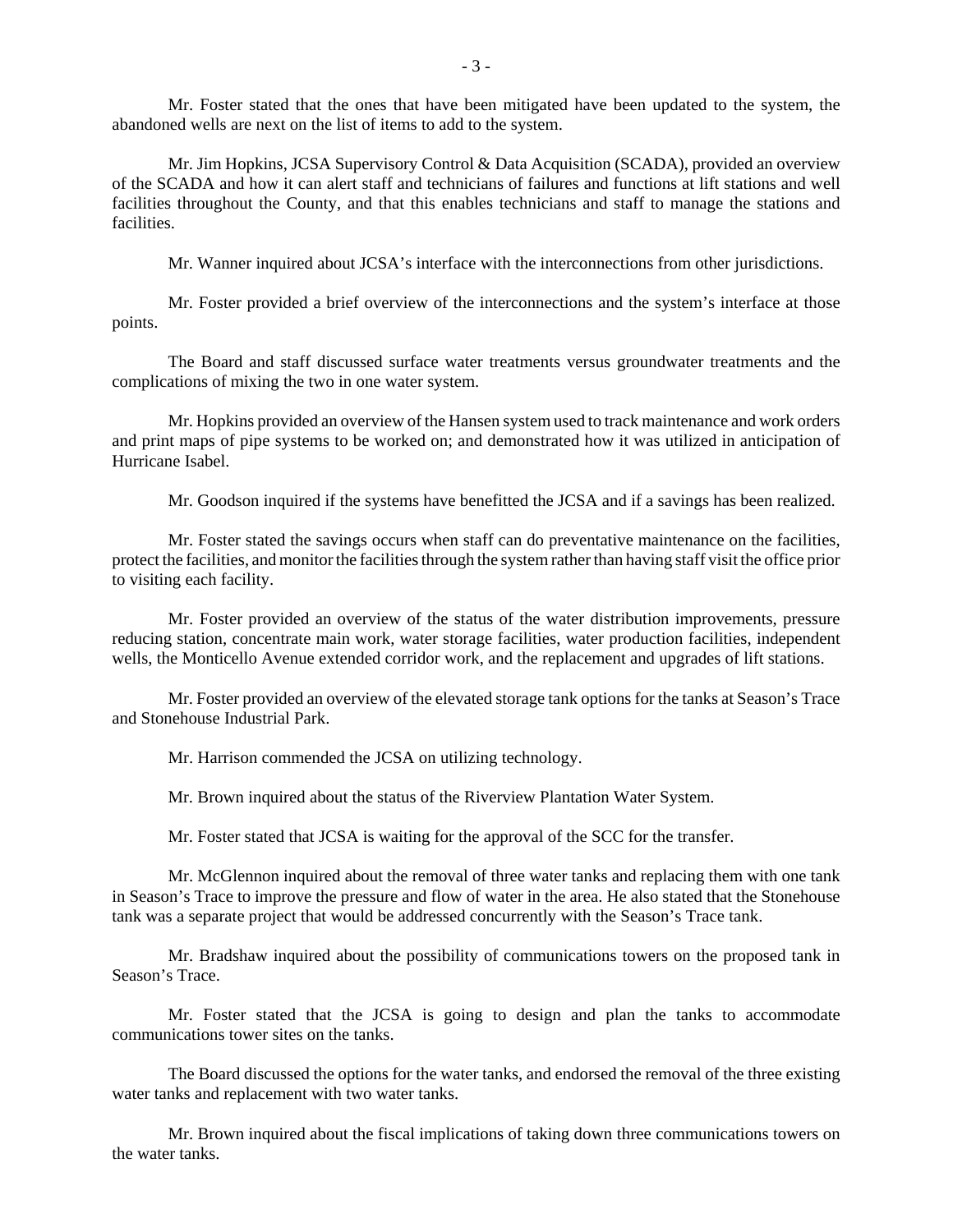Mr. Foster stated that the ones that have been mitigated have been updated to the system, the abandoned wells are next on the list of items to add to the system.

Mr. Jim Hopkins, JCSA Supervisory Control & Data Acquisition (SCADA), provided an overview of the SCADA and how it can alert staff and technicians of failures and functions at lift stations and well facilities throughout the County, and that this enables technicians and staff to manage the stations and facilities.

Mr. Wanner inquired about JCSA's interface with the interconnections from other jurisdictions.

Mr. Foster provided a brief overview of the interconnections and the system's interface at those points.

The Board and staff discussed surface water treatments versus groundwater treatments and the complications of mixing the two in one water system.

Mr. Hopkins provided an overview of the Hansen system used to track maintenance and work orders and print maps of pipe systems to be worked on; and demonstrated how it was utilized in anticipation of Hurricane Isabel.

Mr. Goodson inquired if the systems have benefitted the JCSA and if a savings has been realized.

Mr. Foster stated the savings occurs when staff can do preventative maintenance on the facilities, protect the facilities, and monitor the facilities through the system rather than having staff visit the office prior to visiting each facility.

Mr. Foster provided an overview of the status of the water distribution improvements, pressure reducing station, concentrate main work, water storage facilities, water production facilities, independent wells, the Monticello Avenue extended corridor work, and the replacement and upgrades of lift stations.

Mr. Foster provided an overview of the elevated storage tank options for the tanks at Season's Trace and Stonehouse Industrial Park.

Mr. Harrison commended the JCSA on utilizing technology.

Mr. Brown inquired about the status of the Riverview Plantation Water System.

Mr. Foster stated that JCSA is waiting for the approval of the SCC for the transfer.

Mr. McGlennon inquired about the removal of three water tanks and replacing them with one tank in Season's Trace to improve the pressure and flow of water in the area. He also stated that the Stonehouse tank was a separate project that would be addressed concurrently with the Season's Trace tank.

Mr. Bradshaw inquired about the possibility of communications towers on the proposed tank in Season's Trace.

Mr. Foster stated that the JCSA is going to design and plan the tanks to accommodate communications tower sites on the tanks.

The Board discussed the options for the water tanks, and endorsed the removal of the three existing water tanks and replacement with two water tanks.

Mr. Brown inquired about the fiscal implications of taking down three communications towers on the water tanks.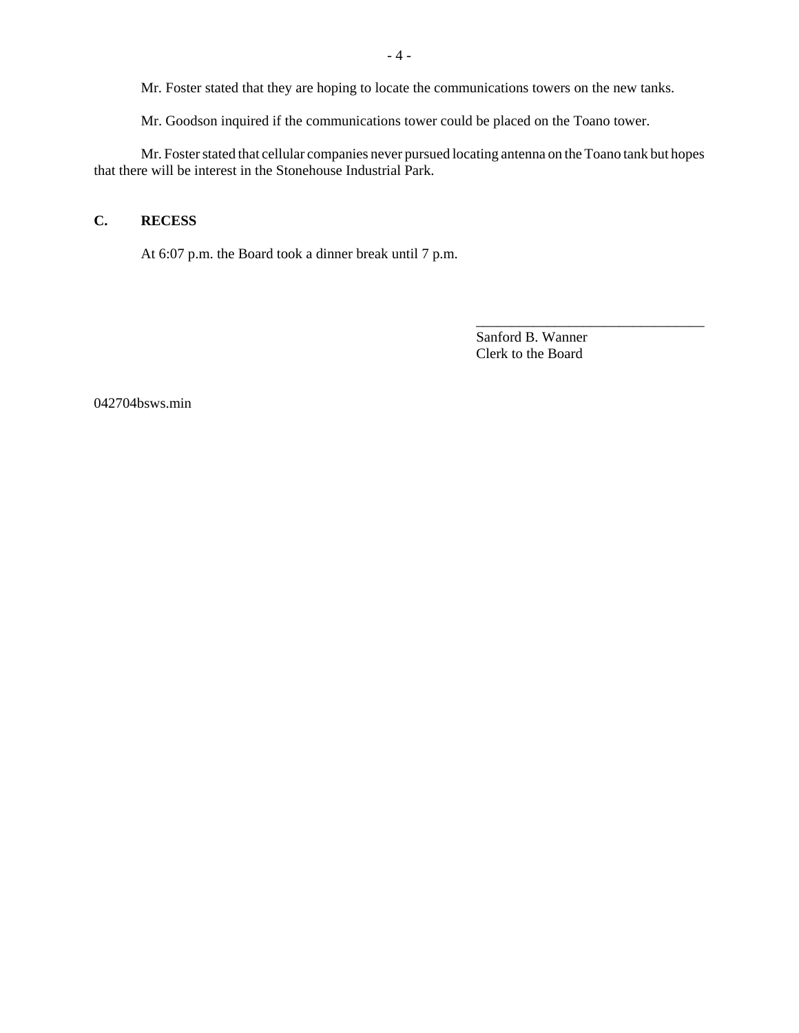Mr. Foster stated that they are hoping to locate the communications towers on the new tanks.

Mr. Goodson inquired if the communications tower could be placed on the Toano tower.

Mr. Foster stated that cellular companies never pursued locating antenna on the Toano tank but hopes that there will be interest in the Stonehouse Industrial Park.

## C. RECESS

At 6:07 p.m. the Board took a dinner break until 7 p.m.

\_\_\_\_\_\_\_\_\_\_\_\_\_\_\_\_\_\_\_\_\_\_\_\_\_\_\_\_\_\_\_\_

Sanford B. Wanner
Clerk to the Board

042704bsws.min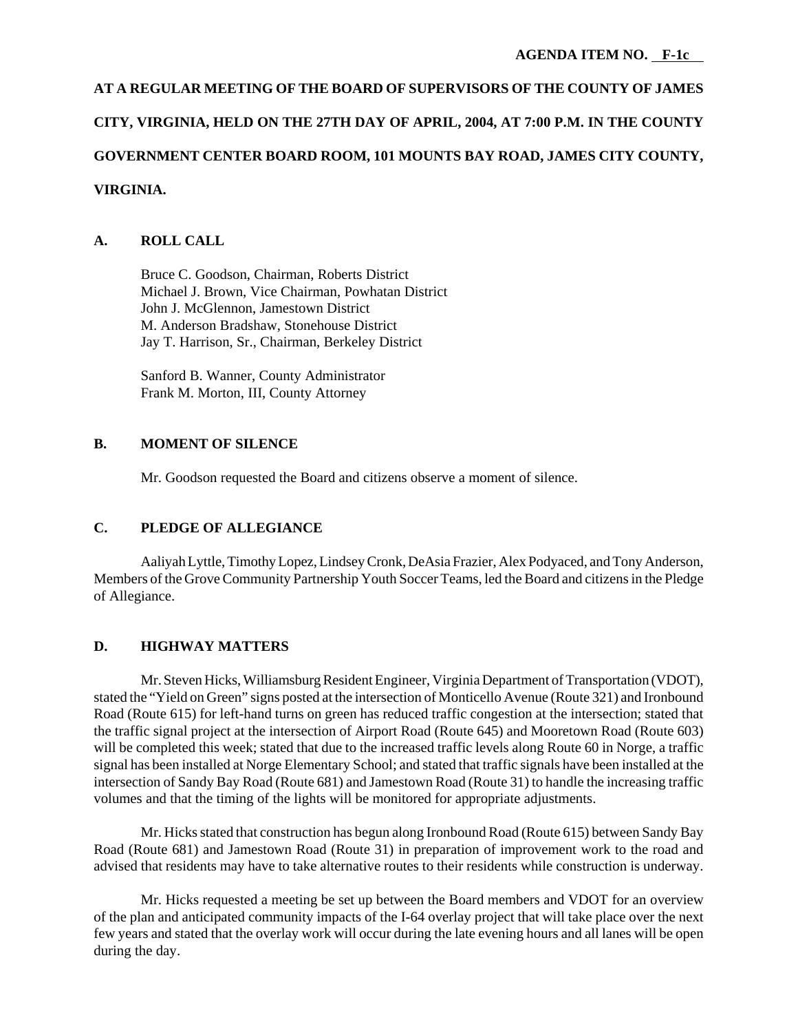**AGENDA ITEM NO. F-1c**

**AT A REGULAR MEETING OF THE BOARD OF SUPERVISORS OF THE COUNTY OF JAMES CITY, VIRGINIA, HELD ON THE 27TH DAY OF APRIL, 2004, AT 7:00 P.M. IN THE COUNTY GOVERNMENT CENTER BOARD ROOM, 101 MOUNTS BAY ROAD, JAMES CITY COUNTY, VIRGINIA.**

## A. ROLL CALL

Bruce C. Goodson, Chairman, Roberts District
Michael J. Brown, Vice Chairman, Powhatan District
John J. McGlennon, Jamestown District
M. Anderson Bradshaw, Stonehouse District
Jay T. Harrison, Sr., Chairman, Berkeley District

Sanford B. Wanner, County Administrator
Frank M. Morton, III, County Attorney

## B. MOMENT OF SILENCE

Mr. Goodson requested the Board and citizens observe a moment of silence.

## C. PLEDGE OF ALLEGIANCE

Aaliyah Lyttle, Timothy Lopez, Lindsey Cronk, DeAsia Frazier, Alex Podyaced, and Tony Anderson, Members of the Grove Community Partnership Youth Soccer Teams, led the Board and citizens in the Pledge of Allegiance.

## D. HIGHWAY MATTERS

Mr. Steven Hicks, Williamsburg Resident Engineer, Virginia Department of Transportation (VDOT), stated the "Yield on Green" signs posted at the intersection of Monticello Avenue (Route 321) and Ironbound Road (Route 615) for left-hand turns on green has reduced traffic congestion at the intersection; stated that the traffic signal project at the intersection of Airport Road (Route 645) and Mooretown Road (Route 603) will be completed this week; stated that due to the increased traffic levels along Route 60 in Norge, a traffic signal has been installed at Norge Elementary School; and stated that traffic signals have been installed at the intersection of Sandy Bay Road (Route 681) and Jamestown Road (Route 31) to handle the increasing traffic volumes and that the timing of the lights will be monitored for appropriate adjustments.

Mr. Hicks stated that construction has begun along Ironbound Road (Route 615) between Sandy Bay Road (Route 681) and Jamestown Road (Route 31) in preparation of improvement work to the road and advised that residents may have to take alternative routes to their residents while construction is underway.

Mr. Hicks requested a meeting be set up between the Board members and VDOT for an overview of the plan and anticipated community impacts of the I-64 overlay project that will take place over the next few years and stated that the overlay work will occur during the late evening hours and all lanes will be open during the day.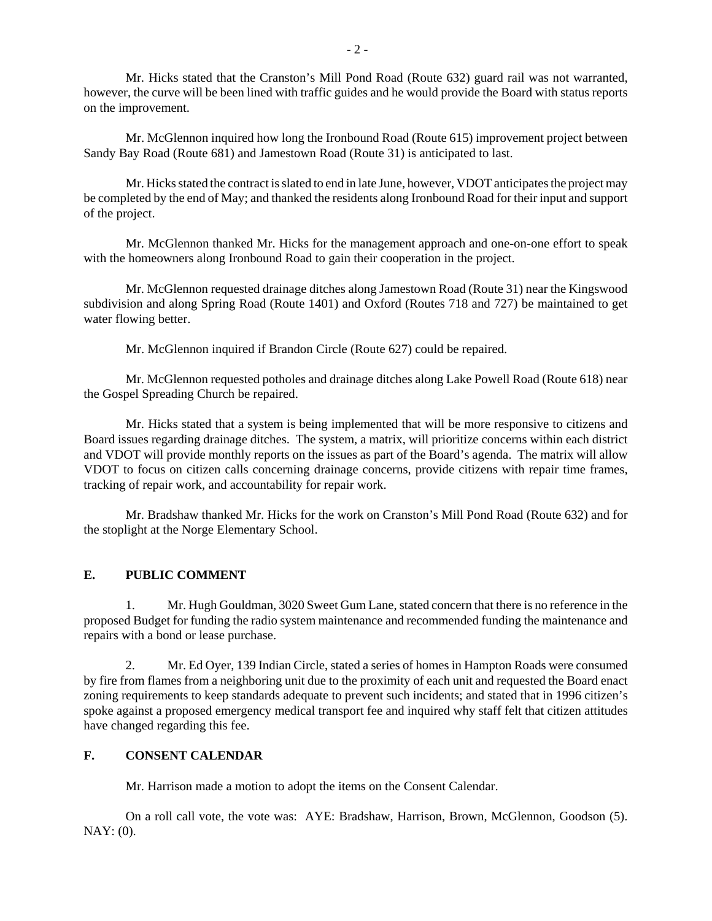Mr. Hicks stated that the Cranston's Mill Pond Road (Route 632) guard rail was not warranted, however, the curve will be been lined with traffic guides and he would provide the Board with status reports on the improvement.

Mr. McGlennon inquired how long the Ironbound Road (Route 615) improvement project between Sandy Bay Road (Route 681) and Jamestown Road (Route 31) is anticipated to last.

Mr. Hicks stated the contract is slated to end in late June, however, VDOT anticipates the project may be completed by the end of May; and thanked the residents along Ironbound Road for their input and support of the project.

Mr. McGlennon thanked Mr. Hicks for the management approach and one-on-one effort to speak with the homeowners along Ironbound Road to gain their cooperation in the project.

Mr. McGlennon requested drainage ditches along Jamestown Road (Route 31) near the Kingswood subdivision and along Spring Road (Route 1401) and Oxford (Routes 718 and 727) be maintained to get water flowing better.

Mr. McGlennon inquired if Brandon Circle (Route 627) could be repaired.

Mr. McGlennon requested potholes and drainage ditches along Lake Powell Road (Route 618) near the Gospel Spreading Church be repaired.

Mr. Hicks stated that a system is being implemented that will be more responsive to citizens and Board issues regarding drainage ditches. The system, a matrix, will prioritize concerns within each district and VDOT will provide monthly reports on the issues as part of the Board's agenda. The matrix will allow VDOT to focus on citizen calls concerning drainage concerns, provide citizens with repair time frames, tracking of repair work, and accountability for repair work.

Mr. Bradshaw thanked Mr. Hicks for the work on Cranston's Mill Pond Road (Route 632) and for the stoplight at the Norge Elementary School.

## E. PUBLIC COMMENT

1. Mr. Hugh Gouldman, 3020 Sweet Gum Lane, stated concern that there is no reference in the proposed Budget for funding the radio system maintenance and recommended funding the maintenance and repairs with a bond or lease purchase.

2. Mr. Ed Oyer, 139 Indian Circle, stated a series of homes in Hampton Roads were consumed by fire from flames from a neighboring unit due to the proximity of each unit and requested the Board enact zoning requirements to keep standards adequate to prevent such incidents; and stated that in 1996 citizen's spoke against a proposed emergency medical transport fee and inquired why staff felt that citizen attitudes have changed regarding this fee.

## F. CONSENT CALENDAR

Mr. Harrison made a motion to adopt the items on the Consent Calendar.

On a roll call vote, the vote was: AYE: Bradshaw, Harrison, Brown, McGlennon, Goodson (5). NAY: (0).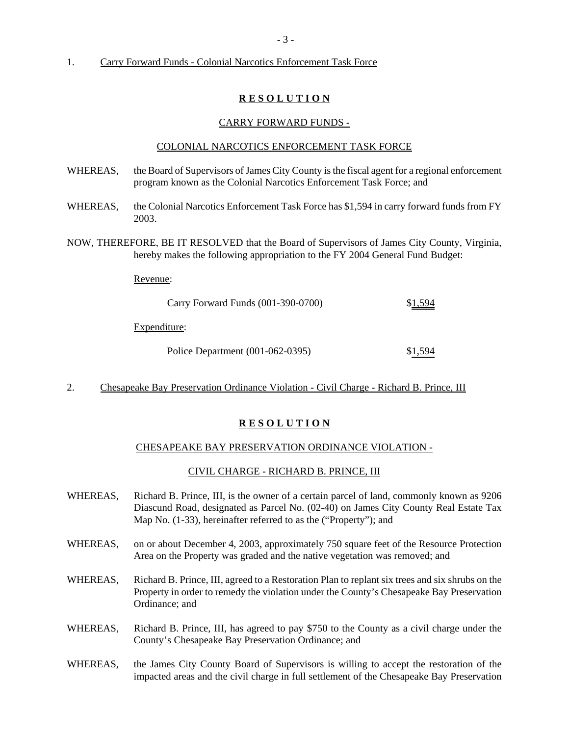1. Carry Forward Funds - Colonial Narcotics Enforcement Task Force

**R E S O L U T I O N**

CARRY FORWARD FUNDS -

COLONIAL NARCOTICS ENFORCEMENT TASK FORCE

WHEREAS, the Board of Supervisors of James City County is the fiscal agent for a regional enforcement program known as the Colonial Narcotics Enforcement Task Force; and

WHEREAS, the Colonial Narcotics Enforcement Task Force has $1,594 in carry forward funds from FY 2003.

NOW, THEREFORE, BE IT RESOLVED that the Board of Supervisors of James City County, Virginia, hereby makes the following appropriation to the FY 2004 General Fund Budget:

Revenue:

| | |
|---|---|
| Carry Forward Funds (001-390-0700) | $1,594 |

Expenditure:

| | |
|---|---|
| Police Department (001-062-0395) | $1,594 |

2. Chesapeake Bay Preservation Ordinance Violation - Civil Charge - Richard B. Prince, III

**R E S O L U T I O N**

CHESAPEAKE BAY PRESERVATION ORDINANCE VIOLATION -

CIVIL CHARGE - RICHARD B. PRINCE, III

WHEREAS, Richard B. Prince, III, is the owner of a certain parcel of land, commonly known as 9206 Diascund Road, designated as Parcel No. (02-40) on James City County Real Estate Tax Map No. (1-33), hereinafter referred to as the ("Property"); and

WHEREAS, on or about December 4, 2003, approximately 750 square feet of the Resource Protection Area on the Property was graded and the native vegetation was removed; and

WHEREAS, Richard B. Prince, III, agreed to a Restoration Plan to replant six trees and six shrubs on the Property in order to remedy the violation under the County's Chesapeake Bay Preservation Ordinance; and

WHEREAS, Richard B. Prince, III, has agreed to pay $750 to the County as a civil charge under the County's Chesapeake Bay Preservation Ordinance; and

WHEREAS, the James City County Board of Supervisors is willing to accept the restoration of the impacted areas and the civil charge in full settlement of the Chesapeake Bay Preservation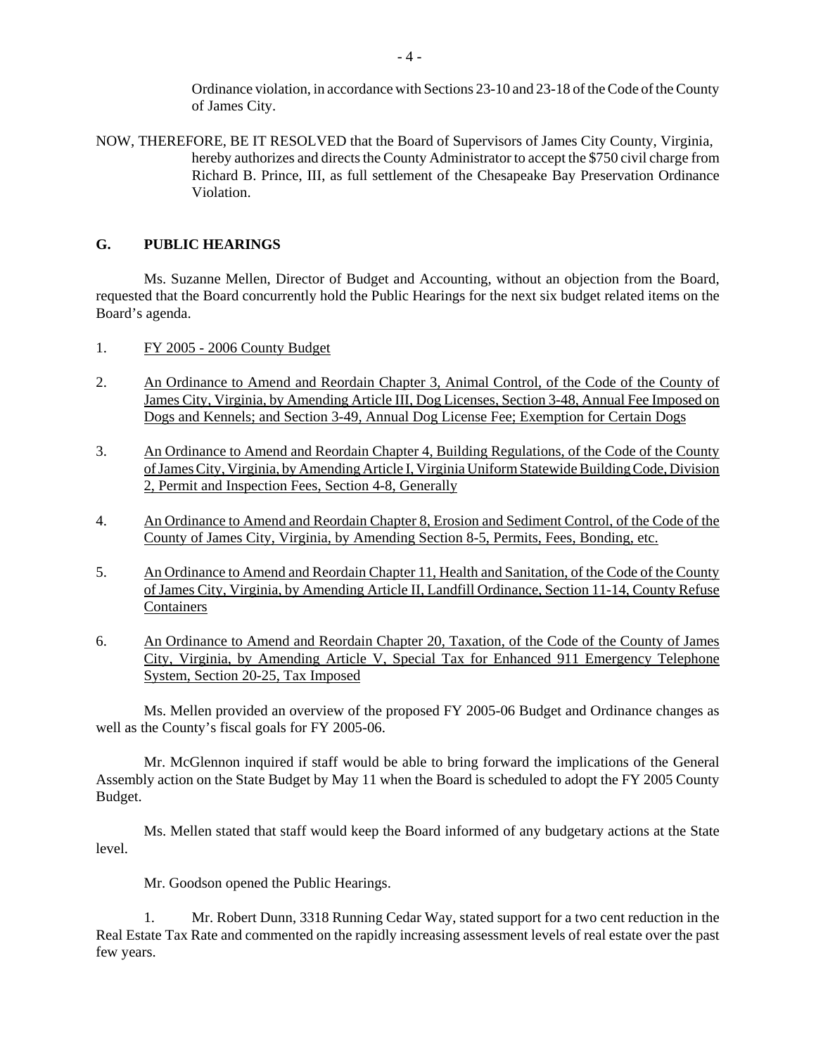Ordinance violation, in accordance with Sections 23-10 and 23-18 of the Code of the County of James City.

NOW, THEREFORE, BE IT RESOLVED that the Board of Supervisors of James City County, Virginia, hereby authorizes and directs the County Administrator to accept the $750 civil charge from Richard B. Prince, III, as full settlement of the Chesapeake Bay Preservation Ordinance Violation.

## G. PUBLIC HEARINGS

Ms. Suzanne Mellen, Director of Budget and Accounting, without an objection from the Board, requested that the Board concurrently hold the Public Hearings for the next six budget related items on the Board's agenda.

1. FY 2005 - 2006 County Budget

2. An Ordinance to Amend and Reordain Chapter 3, Animal Control, of the Code of the County of James City, Virginia, by Amending Article III, Dog Licenses, Section 3-48, Annual Fee Imposed on Dogs and Kennels; and Section 3-49, Annual Dog License Fee; Exemption for Certain Dogs

3. An Ordinance to Amend and Reordain Chapter 4, Building Regulations, of the Code of the County of James City, Virginia, by Amending Article I, Virginia Uniform Statewide Building Code, Division 2, Permit and Inspection Fees, Section 4-8, Generally

4. An Ordinance to Amend and Reordain Chapter 8, Erosion and Sediment Control, of the Code of the County of James City, Virginia, by Amending Section 8-5, Permits, Fees, Bonding, etc.

5. An Ordinance to Amend and Reordain Chapter 11, Health and Sanitation, of the Code of the County of James City, Virginia, by Amending Article II, Landfill Ordinance, Section 11-14, County Refuse Containers

6. An Ordinance to Amend and Reordain Chapter 20, Taxation, of the Code of the County of James City, Virginia, by Amending Article V, Special Tax for Enhanced 911 Emergency Telephone System, Section 20-25, Tax Imposed

Ms. Mellen provided an overview of the proposed FY 2005-06 Budget and Ordinance changes as well as the County's fiscal goals for FY 2005-06.

Mr. McGlennon inquired if staff would be able to bring forward the implications of the General Assembly action on the State Budget by May 11 when the Board is scheduled to adopt the FY 2005 County Budget.

Ms. Mellen stated that staff would keep the Board informed of any budgetary actions at the State level.

Mr. Goodson opened the Public Hearings.

1. Mr. Robert Dunn, 3318 Running Cedar Way, stated support for a two cent reduction in the Real Estate Tax Rate and commented on the rapidly increasing assessment levels of real estate over the past few years.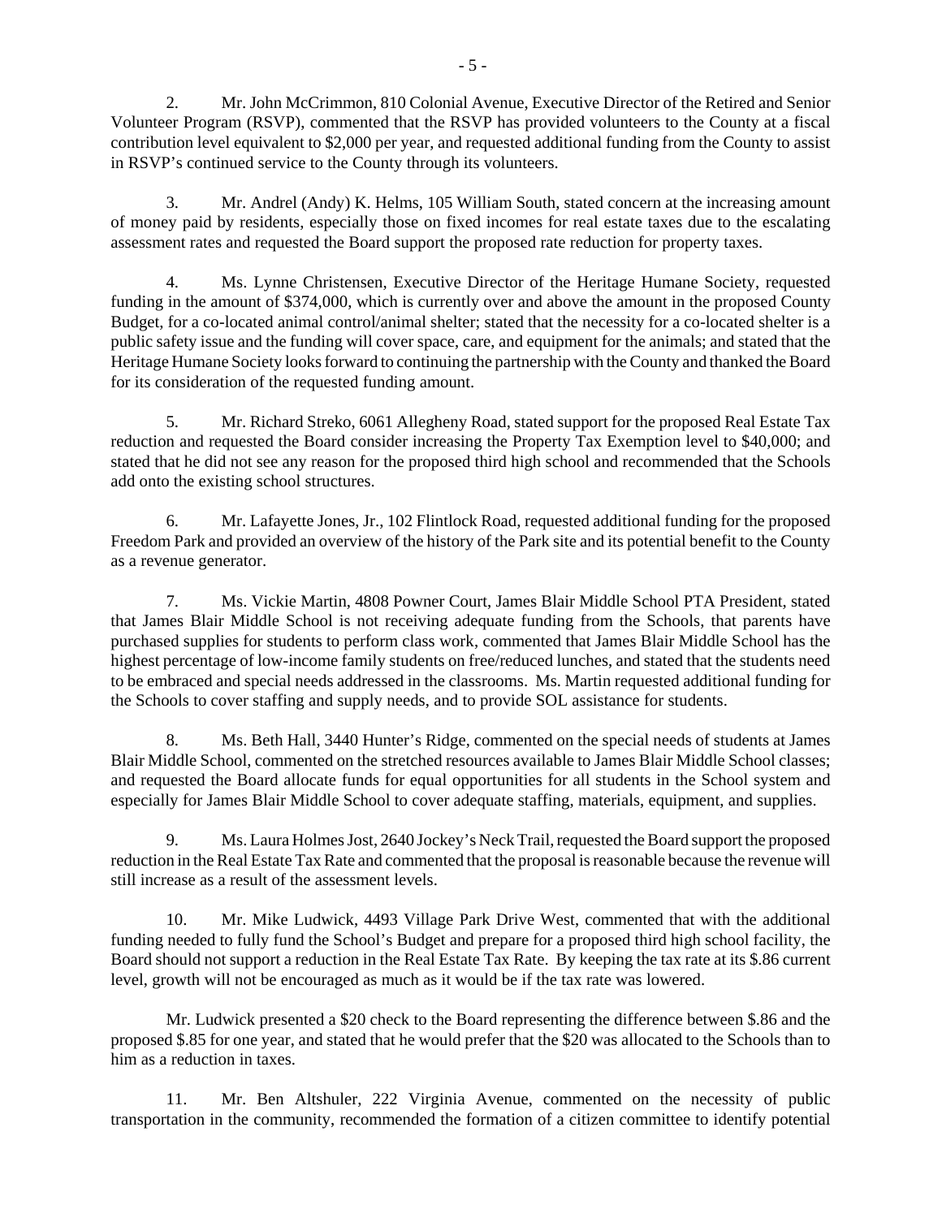2. Mr. John McCrimmon, 810 Colonial Avenue, Executive Director of the Retired and Senior Volunteer Program (RSVP), commented that the RSVP has provided volunteers to the County at a fiscal contribution level equivalent to $2,000 per year, and requested additional funding from the County to assist in RSVP's continued service to the County through its volunteers.

3. Mr. Andrel (Andy) K. Helms, 105 William South, stated concern at the increasing amount of money paid by residents, especially those on fixed incomes for real estate taxes due to the escalating assessment rates and requested the Board support the proposed rate reduction for property taxes.

4. Ms. Lynne Christensen, Executive Director of the Heritage Humane Society, requested funding in the amount of $374,000, which is currently over and above the amount in the proposed County Budget, for a co-located animal control/animal shelter; stated that the necessity for a co-located shelter is a public safety issue and the funding will cover space, care, and equipment for the animals; and stated that the Heritage Humane Society looks forward to continuing the partnership with the County and thanked the Board for its consideration of the requested funding amount.

5. Mr. Richard Streko, 6061 Allegheny Road, stated support for the proposed Real Estate Tax reduction and requested the Board consider increasing the Property Tax Exemption level to $40,000; and stated that he did not see any reason for the proposed third high school and recommended that the Schools add onto the existing school structures.

6. Mr. Lafayette Jones, Jr., 102 Flintlock Road, requested additional funding for the proposed Freedom Park and provided an overview of the history of the Park site and its potential benefit to the County as a revenue generator.

7. Ms. Vickie Martin, 4808 Powner Court, James Blair Middle School PTA President, stated that James Blair Middle School is not receiving adequate funding from the Schools, that parents have purchased supplies for students to perform class work, commented that James Blair Middle School has the highest percentage of low-income family students on free/reduced lunches, and stated that the students need to be embraced and special needs addressed in the classrooms. Ms. Martin requested additional funding for the Schools to cover staffing and supply needs, and to provide SOL assistance for students.

8. Ms. Beth Hall, 3440 Hunter's Ridge, commented on the special needs of students at James Blair Middle School, commented on the stretched resources available to James Blair Middle School classes; and requested the Board allocate funds for equal opportunities for all students in the School system and especially for James Blair Middle School to cover adequate staffing, materials, equipment, and supplies.

9. Ms. Laura Holmes Jost, 2640 Jockey's Neck Trail, requested the Board support the proposed reduction in the Real Estate Tax Rate and commented that the proposal is reasonable because the revenue will still increase as a result of the assessment levels.

10. Mr. Mike Ludwick, 4493 Village Park Drive West, commented that with the additional funding needed to fully fund the School's Budget and prepare for a proposed third high school facility, the Board should not support a reduction in the Real Estate Tax Rate. By keeping the tax rate at its $.86 current level, growth will not be encouraged as much as it would be if the tax rate was lowered.

Mr. Ludwick presented a $20 check to the Board representing the difference between $.86 and the proposed $.85 for one year, and stated that he would prefer that the $20 was allocated to the Schools than to him as a reduction in taxes.

11. Mr. Ben Altshuler, 222 Virginia Avenue, commented on the necessity of public transportation in the community, recommended the formation of a citizen committee to identify potential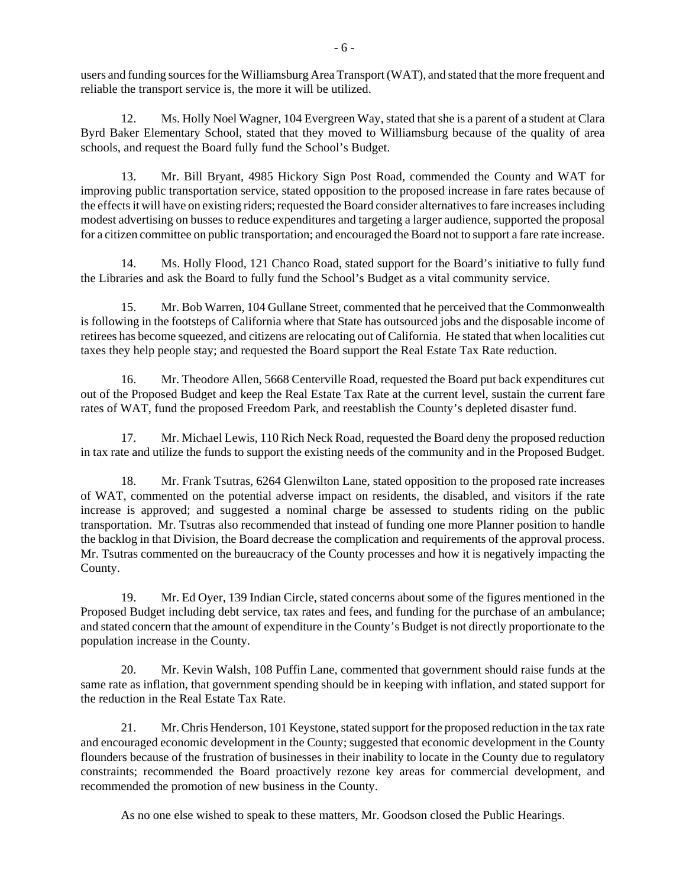users and funding sources for the Williamsburg Area Transport (WAT), and stated that the more frequent and reliable the transport service is, the more it will be utilized.

12. Ms. Holly Noel Wagner, 104 Evergreen Way, stated that she is a parent of a student at Clara Byrd Baker Elementary School, stated that they moved to Williamsburg because of the quality of area schools, and request the Board fully fund the School's Budget.

13. Mr. Bill Bryant, 4985 Hickory Sign Post Road, commended the County and WAT for improving public transportation service, stated opposition to the proposed increase in fare rates because of the effects it will have on existing riders; requested the Board consider alternatives to fare increases including modest advertising on busses to reduce expenditures and targeting a larger audience, supported the proposal for a citizen committee on public transportation; and encouraged the Board not to support a fare rate increase.

14. Ms. Holly Flood, 121 Chanco Road, stated support for the Board's initiative to fully fund the Libraries and ask the Board to fully fund the School's Budget as a vital community service.

15. Mr. Bob Warren, 104 Gullane Street, commented that he perceived that the Commonwealth is following in the footsteps of California where that State has outsourced jobs and the disposable income of retirees has become squeezed, and citizens are relocating out of California. He stated that when localities cut taxes they help people stay; and requested the Board support the Real Estate Tax Rate reduction.

16. Mr. Theodore Allen, 5668 Centerville Road, requested the Board put back expenditures cut out of the Proposed Budget and keep the Real Estate Tax Rate at the current level, sustain the current fare rates of WAT, fund the proposed Freedom Park, and reestablish the County's depleted disaster fund.

17. Mr. Michael Lewis, 110 Rich Neck Road, requested the Board deny the proposed reduction in tax rate and utilize the funds to support the existing needs of the community and in the Proposed Budget.

18. Mr. Frank Tsutras, 6264 Glenwilton Lane, stated opposition to the proposed rate increases of WAT, commented on the potential adverse impact on residents, the disabled, and visitors if the rate increase is approved; and suggested a nominal charge be assessed to students riding on the public transportation. Mr. Tsutras also recommended that instead of funding one more Planner position to handle the backlog in that Division, the Board decrease the complication and requirements of the approval process. Mr. Tsutras commented on the bureaucracy of the County processes and how it is negatively impacting the County.

19. Mr. Ed Oyer, 139 Indian Circle, stated concerns about some of the figures mentioned in the Proposed Budget including debt service, tax rates and fees, and funding for the purchase of an ambulance; and stated concern that the amount of expenditure in the County's Budget is not directly proportionate to the population increase in the County.

20. Mr. Kevin Walsh, 108 Puffin Lane, commented that government should raise funds at the same rate as inflation, that government spending should be in keeping with inflation, and stated support for the reduction in the Real Estate Tax Rate.

21. Mr. Chris Henderson, 101 Keystone, stated support for the proposed reduction in the tax rate and encouraged economic development in the County; suggested that economic development in the County flounders because of the frustration of businesses in their inability to locate in the County due to regulatory constraints; recommended the Board proactively rezone key areas for commercial development, and recommended the promotion of new business in the County.

As no one else wished to speak to these matters, Mr. Goodson closed the Public Hearings.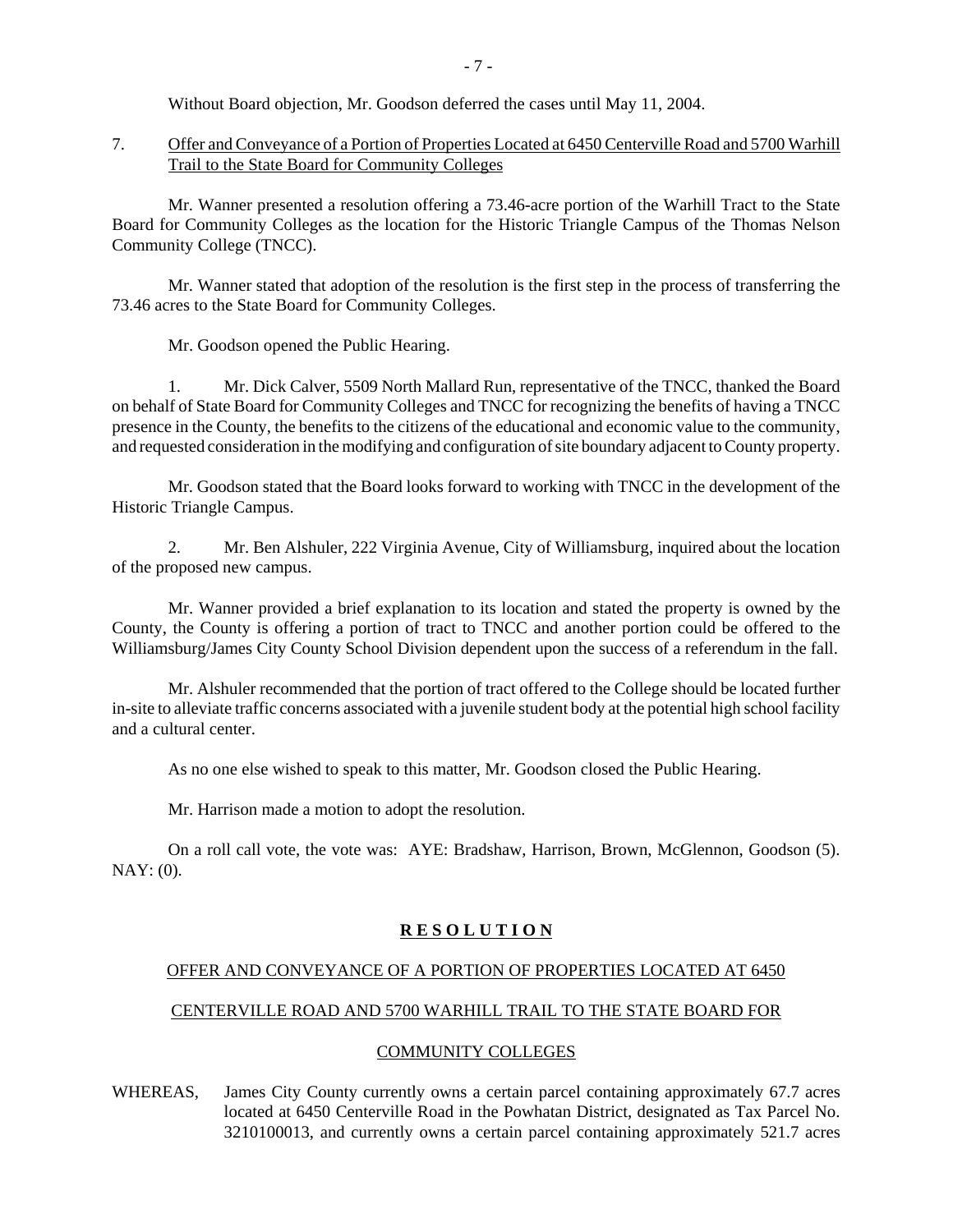Without Board objection, Mr. Goodson deferred the cases until May 11, 2004.

7. Offer and Conveyance of a Portion of Properties Located at 6450 Centerville Road and 5700 Warhill Trail to the State Board for Community Colleges

Mr. Wanner presented a resolution offering a 73.46-acre portion of the Warhill Tract to the State Board for Community Colleges as the location for the Historic Triangle Campus of the Thomas Nelson Community College (TNCC).

Mr. Wanner stated that adoption of the resolution is the first step in the process of transferring the 73.46 acres to the State Board for Community Colleges.

Mr. Goodson opened the Public Hearing.

1. Mr. Dick Calver, 5509 North Mallard Run, representative of the TNCC, thanked the Board on behalf of State Board for Community Colleges and TNCC for recognizing the benefits of having a TNCC presence in the County, the benefits to the citizens of the educational and economic value to the community, and requested consideration in the modifying and configuration of site boundary adjacent to County property.

Mr. Goodson stated that the Board looks forward to working with TNCC in the development of the Historic Triangle Campus.

2. Mr. Ben Alshuler, 222 Virginia Avenue, City of Williamsburg, inquired about the location of the proposed new campus.

Mr. Wanner provided a brief explanation to its location and stated the property is owned by the County, the County is offering a portion of tract to TNCC and another portion could be offered to the Williamsburg/James City County School Division dependent upon the success of a referendum in the fall.

Mr. Alshuler recommended that the portion of tract offered to the College should be located further in-site to alleviate traffic concerns associated with a juvenile student body at the potential high school facility and a cultural center.

As no one else wished to speak to this matter, Mr. Goodson closed the Public Hearing.

Mr. Harrison made a motion to adopt the resolution.

On a roll call vote, the vote was: AYE: Bradshaw, Harrison, Brown, McGlennon, Goodson (5). NAY: (0).

**R E S O L U T I O N**

OFFER AND CONVEYANCE OF A PORTION OF PROPERTIES LOCATED AT 6450 CENTERVILLE ROAD AND 5700 WARHILL TRAIL TO THE STATE BOARD FOR COMMUNITY COLLEGES

WHEREAS, James City County currently owns a certain parcel containing approximately 67.7 acres located at 6450 Centerville Road in the Powhatan District, designated as Tax Parcel No. 3210100013, and currently owns a certain parcel containing approximately 521.7 acres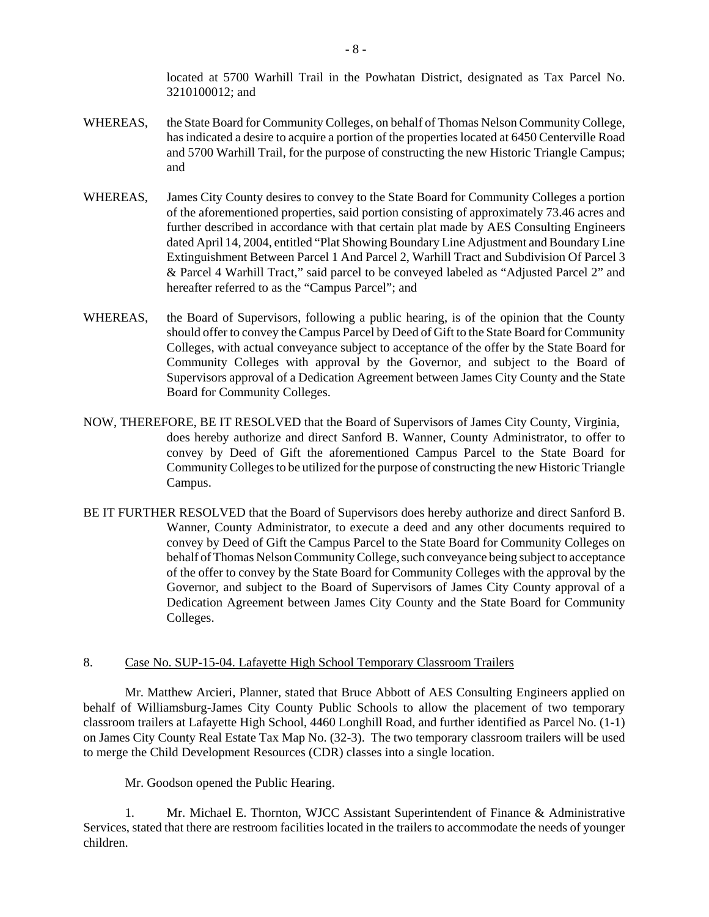located at 5700 Warhill Trail in the Powhatan District, designated as Tax Parcel No. 3210100012; and

WHEREAS, the State Board for Community Colleges, on behalf of Thomas Nelson Community College, has indicated a desire to acquire a portion of the properties located at 6450 Centerville Road and 5700 Warhill Trail, for the purpose of constructing the new Historic Triangle Campus; and

WHEREAS, James City County desires to convey to the State Board for Community Colleges a portion of the aforementioned properties, said portion consisting of approximately 73.46 acres and further described in accordance with that certain plat made by AES Consulting Engineers dated April 14, 2004, entitled "Plat Showing Boundary Line Adjustment and Boundary Line Extinguishment Between Parcel 1 And Parcel 2, Warhill Tract and Subdivision Of Parcel 3 & Parcel 4 Warhill Tract," said parcel to be conveyed labeled as "Adjusted Parcel 2" and hereafter referred to as the "Campus Parcel"; and

WHEREAS, the Board of Supervisors, following a public hearing, is of the opinion that the County should offer to convey the Campus Parcel by Deed of Gift to the State Board for Community Colleges, with actual conveyance subject to acceptance of the offer by the State Board for Community Colleges with approval by the Governor, and subject to the Board of Supervisors approval of a Dedication Agreement between James City County and the State Board for Community Colleges.

NOW, THEREFORE, BE IT RESOLVED that the Board of Supervisors of James City County, Virginia, does hereby authorize and direct Sanford B. Wanner, County Administrator, to offer to convey by Deed of Gift the aforementioned Campus Parcel to the State Board for Community Colleges to be utilized for the purpose of constructing the new Historic Triangle Campus.

BE IT FURTHER RESOLVED that the Board of Supervisors does hereby authorize and direct Sanford B. Wanner, County Administrator, to execute a deed and any other documents required to convey by Deed of Gift the Campus Parcel to the State Board for Community Colleges on behalf of Thomas Nelson Community College, such conveyance being subject to acceptance of the offer to convey by the State Board for Community Colleges with the approval by the Governor, and subject to the Board of Supervisors of James City County approval of a Dedication Agreement between James City County and the State Board for Community Colleges.

8. Case No. SUP-15-04. Lafayette High School Temporary Classroom Trailers

Mr. Matthew Arcieri, Planner, stated that Bruce Abbott of AES Consulting Engineers applied on behalf of Williamsburg-James City County Public Schools to allow the placement of two temporary classroom trailers at Lafayette High School, 4460 Longhill Road, and further identified as Parcel No. (1-1) on James City County Real Estate Tax Map No. (32-3). The two temporary classroom trailers will be used to merge the Child Development Resources (CDR) classes into a single location.

Mr. Goodson opened the Public Hearing.

1. Mr. Michael E. Thornton, WJCC Assistant Superintendent of Finance & Administrative Services, stated that there are restroom facilities located in the trailers to accommodate the needs of younger children.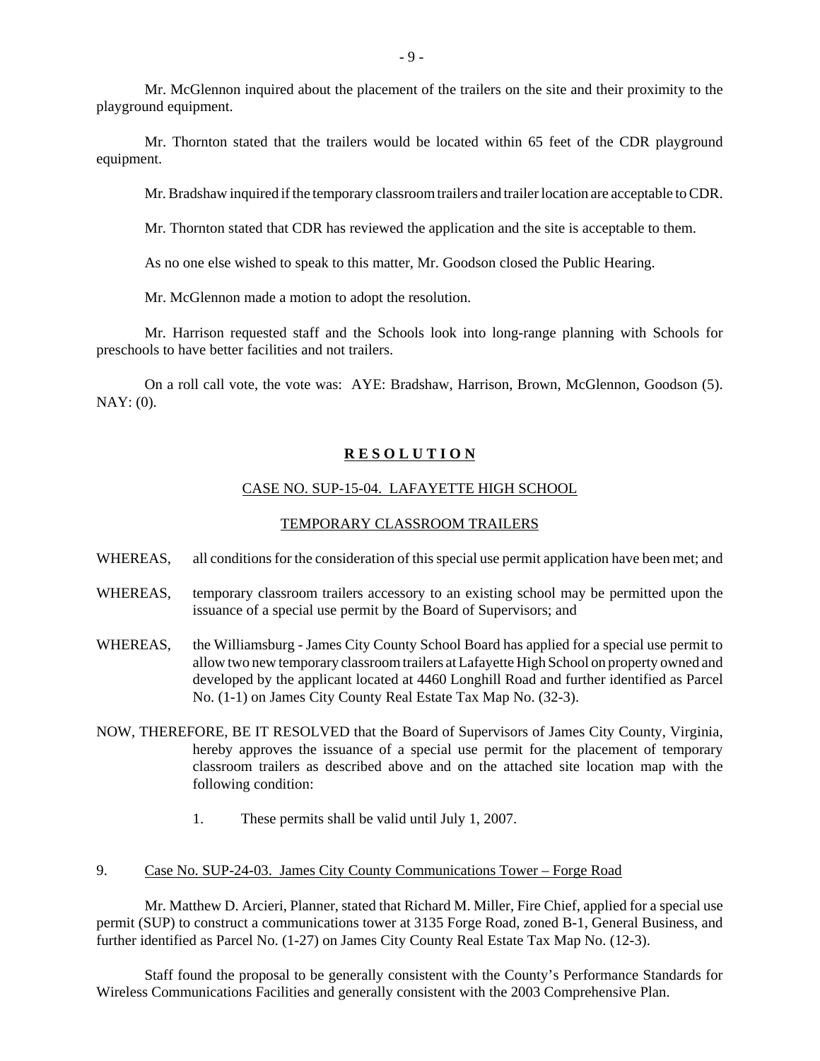Mr. McGlennon inquired about the placement of the trailers on the site and their proximity to the playground equipment.

Mr. Thornton stated that the trailers would be located within 65 feet of the CDR playground equipment.

Mr. Bradshaw inquired if the temporary classroom trailers and trailer location are acceptable to CDR.

Mr. Thornton stated that CDR has reviewed the application and the site is acceptable to them.

As no one else wished to speak to this matter, Mr. Goodson closed the Public Hearing.

Mr. McGlennon made a motion to adopt the resolution.

Mr. Harrison requested staff and the Schools look into long-range planning with Schools for preschools to have better facilities and not trailers.

On a roll call vote, the vote was: AYE: Bradshaw, Harrison, Brown, McGlennon, Goodson (5). NAY: (0).

**R E S O L U T I O N**

CASE NO. SUP-15-04. LAFAYETTE HIGH SCHOOL

TEMPORARY CLASSROOM TRAILERS

WHEREAS, all conditions for the consideration of this special use permit application have been met; and

WHEREAS, temporary classroom trailers accessory to an existing school may be permitted upon the issuance of a special use permit by the Board of Supervisors; and

WHEREAS, the Williamsburg - James City County School Board has applied for a special use permit to allow two new temporary classroom trailers at Lafayette High School on property owned and developed by the applicant located at 4460 Longhill Road and further identified as Parcel No. (1-1) on James City County Real Estate Tax Map No. (32-3).

NOW, THEREFORE, BE IT RESOLVED that the Board of Supervisors of James City County, Virginia, hereby approves the issuance of a special use permit for the placement of temporary classroom trailers as described above and on the attached site location map with the following condition:

1. These permits shall be valid until July 1, 2007.

9. Case No. SUP-24-03. James City County Communications Tower – Forge Road

Mr. Matthew D. Arcieri, Planner, stated that Richard M. Miller, Fire Chief, applied for a special use permit (SUP) to construct a communications tower at 3135 Forge Road, zoned B-1, General Business, and further identified as Parcel No. (1-27) on James City County Real Estate Tax Map No. (12-3).

Staff found the proposal to be generally consistent with the County's Performance Standards for Wireless Communications Facilities and generally consistent with the 2003 Comprehensive Plan.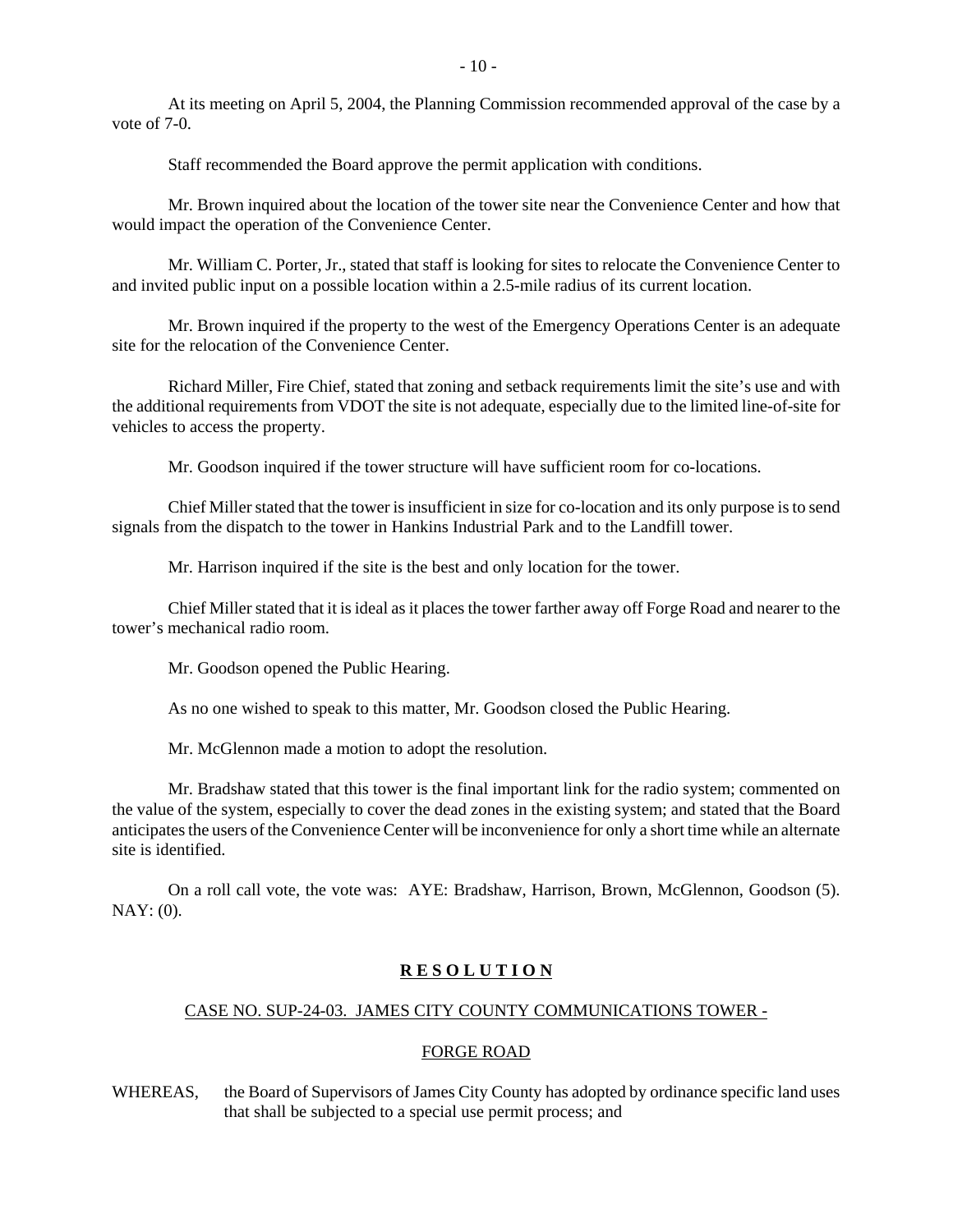At its meeting on April 5, 2004, the Planning Commission recommended approval of the case by a vote of 7-0.

Staff recommended the Board approve the permit application with conditions.

Mr. Brown inquired about the location of the tower site near the Convenience Center and how that would impact the operation of the Convenience Center.

Mr. William C. Porter, Jr., stated that staff is looking for sites to relocate the Convenience Center to and invited public input on a possible location within a 2.5-mile radius of its current location.

Mr. Brown inquired if the property to the west of the Emergency Operations Center is an adequate site for the relocation of the Convenience Center.

Richard Miller, Fire Chief, stated that zoning and setback requirements limit the site's use and with the additional requirements from VDOT the site is not adequate, especially due to the limited line-of-site for vehicles to access the property.

Mr. Goodson inquired if the tower structure will have sufficient room for co-locations.

Chief Miller stated that the tower is insufficient in size for co-location and its only purpose is to send signals from the dispatch to the tower in Hankins Industrial Park and to the Landfill tower.

Mr. Harrison inquired if the site is the best and only location for the tower.

Chief Miller stated that it is ideal as it places the tower farther away off Forge Road and nearer to the tower's mechanical radio room.

Mr. Goodson opened the Public Hearing.

As no one wished to speak to this matter, Mr. Goodson closed the Public Hearing.

Mr. McGlennon made a motion to adopt the resolution.

Mr. Bradshaw stated that this tower is the final important link for the radio system; commented on the value of the system, especially to cover the dead zones in the existing system; and stated that the Board anticipates the users of the Convenience Center will be inconvenience for only a short time while an alternate site is identified.

On a roll call vote, the vote was: AYE: Bradshaw, Harrison, Brown, McGlennon, Goodson (5). NAY: (0).

**R E S O L U T I O N**

CASE NO. SUP-24-03. JAMES CITY COUNTY COMMUNICATIONS TOWER -

FORGE ROAD

WHEREAS, the Board of Supervisors of James City County has adopted by ordinance specific land uses that shall be subjected to a special use permit process; and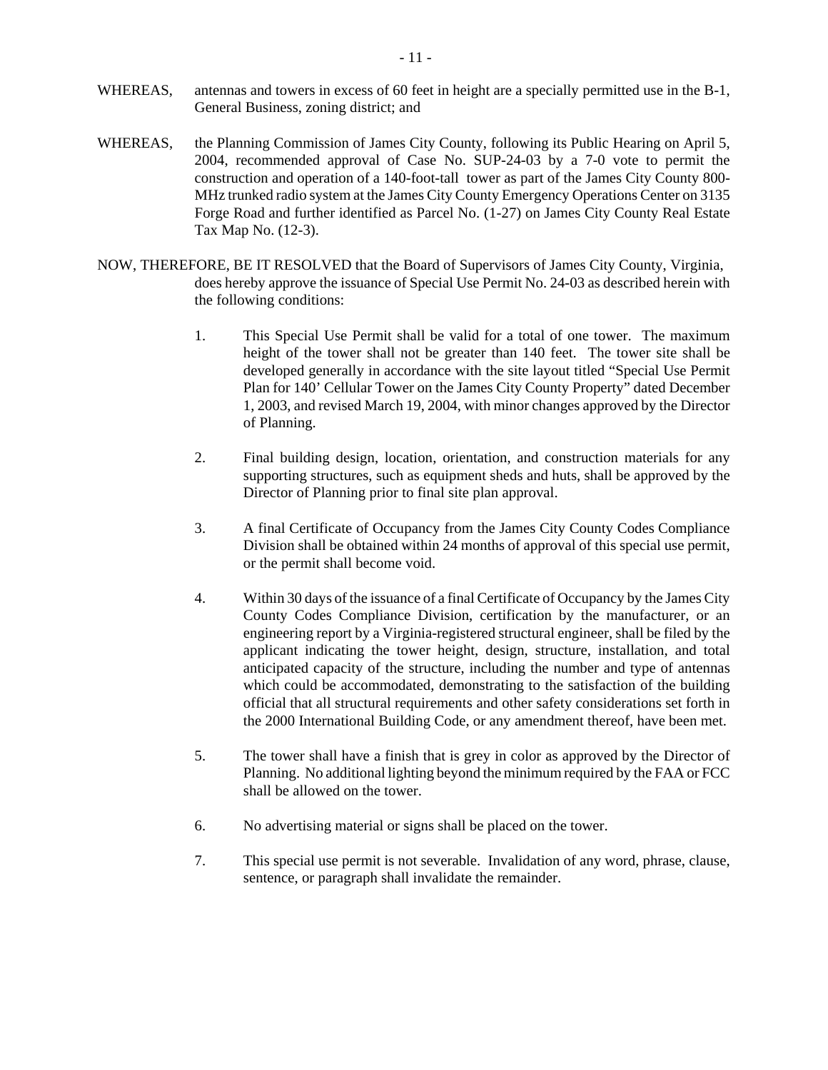WHEREAS, antennas and towers in excess of 60 feet in height are a specially permitted use in the B-1, General Business, zoning district; and

WHEREAS, the Planning Commission of James City County, following its Public Hearing on April 5, 2004, recommended approval of Case No. SUP-24-03 by a 7-0 vote to permit the construction and operation of a 140-foot-tall tower as part of the James City County 800-MHz trunked radio system at the James City County Emergency Operations Center on 3135 Forge Road and further identified as Parcel No. (1-27) on James City County Real Estate Tax Map No. (12-3).

NOW, THEREFORE, BE IT RESOLVED that the Board of Supervisors of James City County, Virginia, does hereby approve the issuance of Special Use Permit No. 24-03 as described herein with the following conditions:

1. This Special Use Permit shall be valid for a total of one tower. The maximum height of the tower shall not be greater than 140 feet. The tower site shall be developed generally in accordance with the site layout titled "Special Use Permit Plan for 140' Cellular Tower on the James City County Property" dated December 1, 2003, and revised March 19, 2004, with minor changes approved by the Director of Planning.

2. Final building design, location, orientation, and construction materials for any supporting structures, such as equipment sheds and huts, shall be approved by the Director of Planning prior to final site plan approval.

3. A final Certificate of Occupancy from the James City County Codes Compliance Division shall be obtained within 24 months of approval of this special use permit, or the permit shall become void.

4. Within 30 days of the issuance of a final Certificate of Occupancy by the James City County Codes Compliance Division, certification by the manufacturer, or an engineering report by a Virginia-registered structural engineer, shall be filed by the applicant indicating the tower height, design, structure, installation, and total anticipated capacity of the structure, including the number and type of antennas which could be accommodated, demonstrating to the satisfaction of the building official that all structural requirements and other safety considerations set forth in the 2000 International Building Code, or any amendment thereof, have been met.

5. The tower shall have a finish that is grey in color as approved by the Director of Planning. No additional lighting beyond the minimum required by the FAA or FCC shall be allowed on the tower.

6. No advertising material or signs shall be placed on the tower.

7. This special use permit is not severable. Invalidation of any word, phrase, clause, sentence, or paragraph shall invalidate the remainder.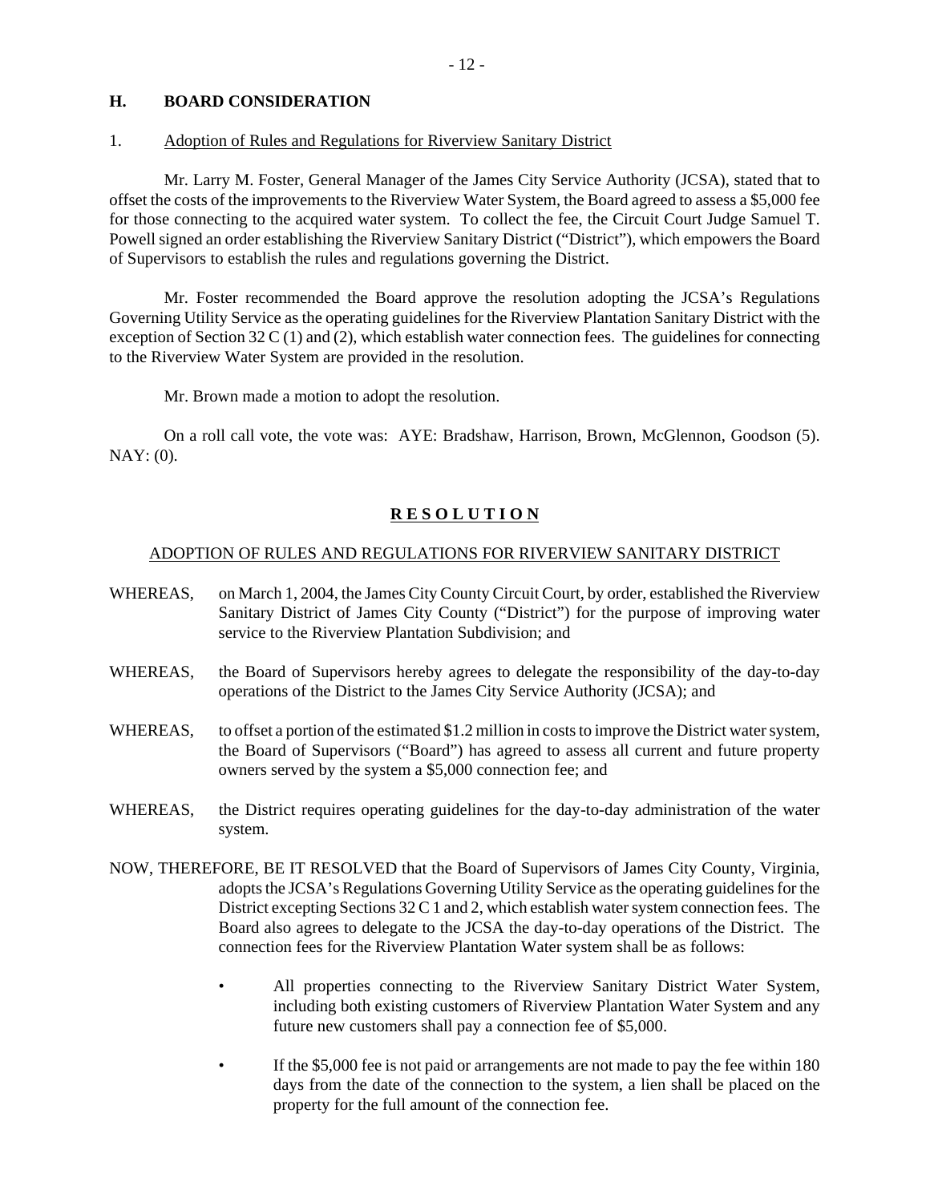## H. BOARD CONSIDERATION

1. Adoption of Rules and Regulations for Riverview Sanitary District

Mr. Larry M. Foster, General Manager of the James City Service Authority (JCSA), stated that to offset the costs of the improvements to the Riverview Water System, the Board agreed to assess a $5,000 fee for those connecting to the acquired water system. To collect the fee, the Circuit Court Judge Samuel T. Powell signed an order establishing the Riverview Sanitary District ("District"), which empowers the Board of Supervisors to establish the rules and regulations governing the District.

Mr. Foster recommended the Board approve the resolution adopting the JCSA's Regulations Governing Utility Service as the operating guidelines for the Riverview Plantation Sanitary District with the exception of Section 32 C (1) and (2), which establish water connection fees. The guidelines for connecting to the Riverview Water System are provided in the resolution.

Mr. Brown made a motion to adopt the resolution.

On a roll call vote, the vote was: AYE: Bradshaw, Harrison, Brown, McGlennon, Goodson (5). NAY: (0).

**R E S O L U T I O N**

ADOPTION OF RULES AND REGULATIONS FOR RIVERVIEW SANITARY DISTRICT

WHEREAS, on March 1, 2004, the James City County Circuit Court, by order, established the Riverview Sanitary District of James City County ("District") for the purpose of improving water service to the Riverview Plantation Subdivision; and

WHEREAS, the Board of Supervisors hereby agrees to delegate the responsibility of the day-to-day operations of the District to the James City Service Authority (JCSA); and

WHEREAS, to offset a portion of the estimated $1.2 million in costs to improve the District water system, the Board of Supervisors ("Board") has agreed to assess all current and future property owners served by the system a $5,000 connection fee; and

WHEREAS, the District requires operating guidelines for the day-to-day administration of the water system.

NOW, THEREFORE, BE IT RESOLVED that the Board of Supervisors of James City County, Virginia, adopts the JCSA's Regulations Governing Utility Service as the operating guidelines for the District excepting Sections 32 C 1 and 2, which establish water system connection fees. The Board also agrees to delegate to the JCSA the day-to-day operations of the District. The connection fees for the Riverview Plantation Water system shall be as follows:

- All properties connecting to the Riverview Sanitary District Water System, including both existing customers of Riverview Plantation Water System and any future new customers shall pay a connection fee of $5,000.
- If the $5,000 fee is not paid or arrangements are not made to pay the fee within 180 days from the date of the connection to the system, a lien shall be placed on the property for the full amount of the connection fee.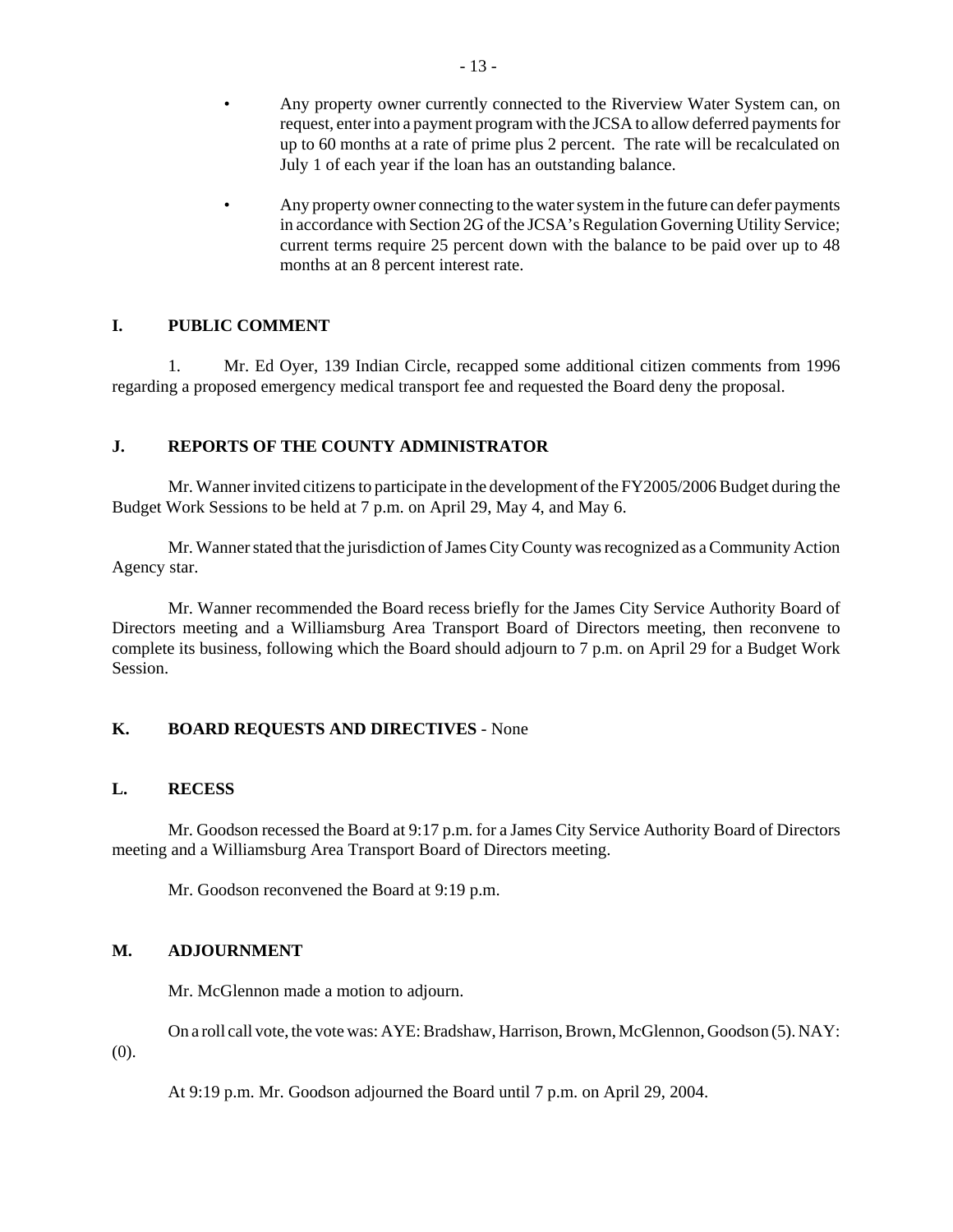- Any property owner currently connected to the Riverview Water System can, on request, enter into a payment program with the JCSA to allow deferred payments for up to 60 months at a rate of prime plus 2 percent. The rate will be recalculated on July 1 of each year if the loan has an outstanding balance.

- Any property owner connecting to the water system in the future can defer payments in accordance with Section 2G of the JCSA's Regulation Governing Utility Service; current terms require 25 percent down with the balance to be paid over up to 48 months at an 8 percent interest rate.

## I. PUBLIC COMMENT

1. Mr. Ed Oyer, 139 Indian Circle, recapped some additional citizen comments from 1996 regarding a proposed emergency medical transport fee and requested the Board deny the proposal.

## J. REPORTS OF THE COUNTY ADMINISTRATOR

Mr. Wanner invited citizens to participate in the development of the FY2005/2006 Budget during the Budget Work Sessions to be held at 7 p.m. on April 29, May 4, and May 6.

Mr. Wanner stated that the jurisdiction of James City County was recognized as a Community Action Agency star.

Mr. Wanner recommended the Board recess briefly for the James City Service Authority Board of Directors meeting and a Williamsburg Area Transport Board of Directors meeting, then reconvene to complete its business, following which the Board should adjourn to 7 p.m. on April 29 for a Budget Work Session.

## K. BOARD REQUESTS AND DIRECTIVES - None

## L. RECESS

Mr. Goodson recessed the Board at 9:17 p.m. for a James City Service Authority Board of Directors meeting and a Williamsburg Area Transport Board of Directors meeting.

Mr. Goodson reconvened the Board at 9:19 p.m.

## M. ADJOURNMENT

Mr. McGlennon made a motion to adjourn.

On a roll call vote, the vote was: AYE: Bradshaw, Harrison, Brown, McGlennon, Goodson (5). NAY: (0).

At 9:19 p.m. Mr. Goodson adjourned the Board until 7 p.m. on April 29, 2004.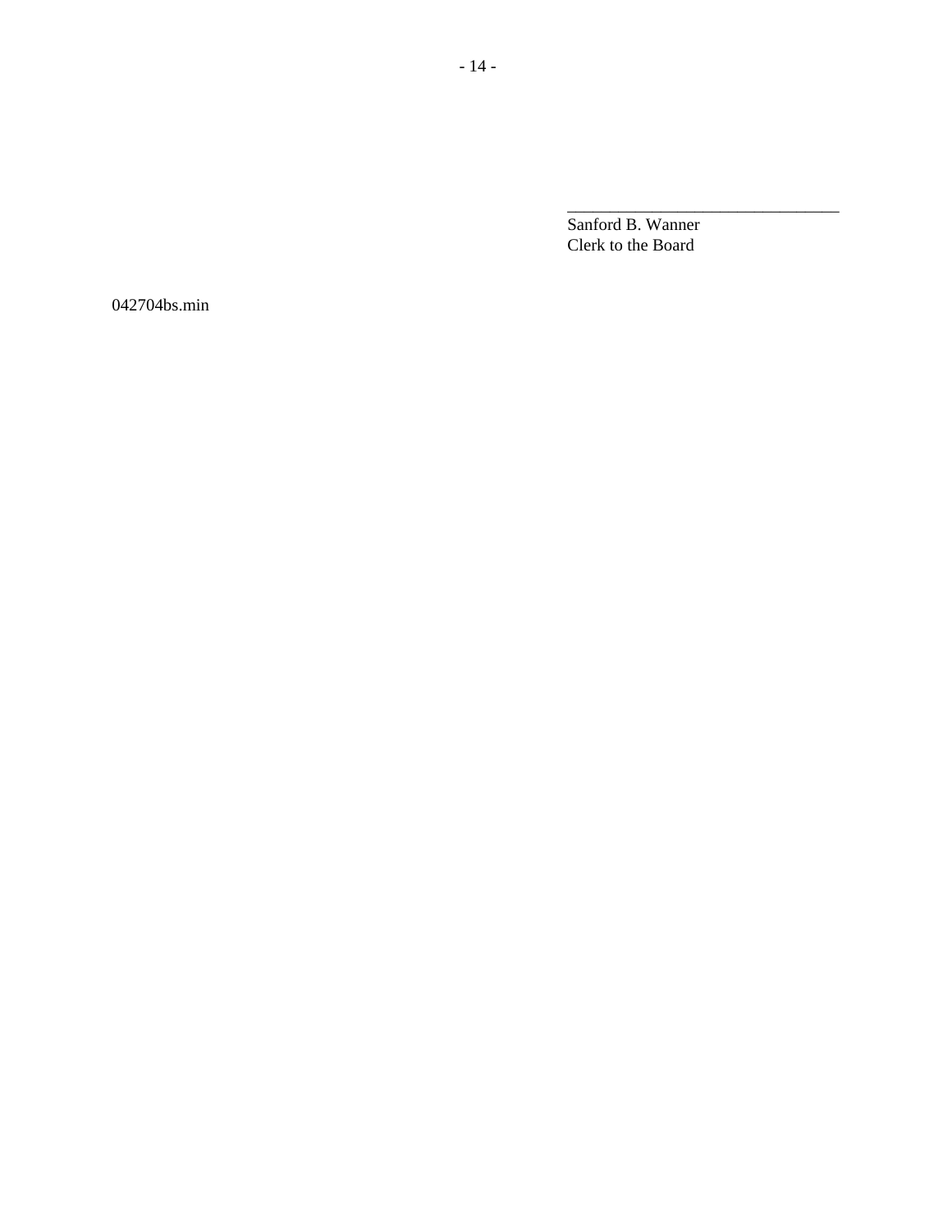\_\_\_\_\_\_\_\_\_\_\_\_\_\_\_\_\_\_\_\_\_\_\_\_\_\_\_\_\_\_\_\_\_

Sanford B. Wanner
Clerk to the Board

042704bs.min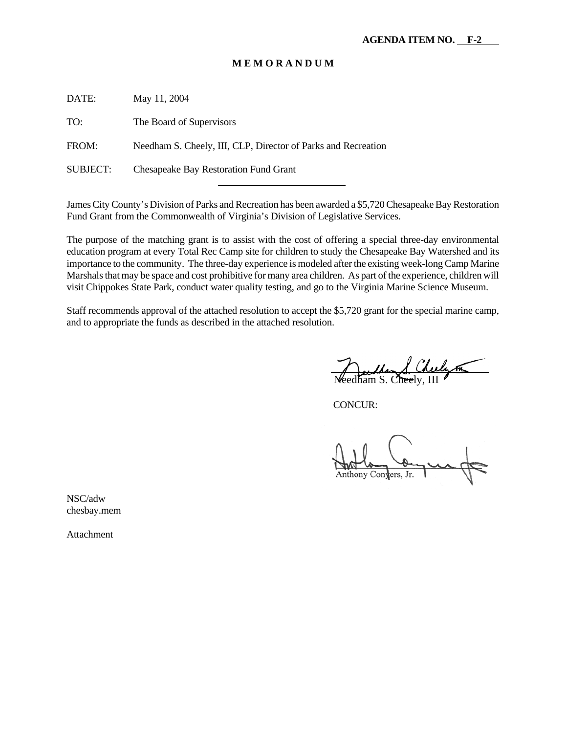**AGENDA ITEM NO. F-2**

**M E M O R A N D U M**

DATE: May 11, 2004

TO: The Board of Supervisors

FROM: Needham S. Cheely, III, CLP, Director of Parks and Recreation

SUBJECT: Chesapeake Bay Restoration Fund Grant

---

James City County's Division of Parks and Recreation has been awarded a $5,720 Chesapeake Bay Restoration Fund Grant from the Commonwealth of Virginia's Division of Legislative Services.

The purpose of the matching grant is to assist with the cost of offering a special three-day environmental education program at every Total Rec Camp site for children to study the Chesapeake Bay Watershed and its importance to the community. The three-day experience is modeled after the existing week-long Camp Marine Marshals that may be space and cost prohibitive for many area children. As part of the experience, children will visit Chippokes State Park, conduct water quality testing, and go to the Virginia Marine Science Museum.

Staff recommends approval of the attached resolution to accept the $5,720 grant for the special marine camp, and to appropriate the funds as described in the attached resolution.

Needham S. Cheely, III

CONCUR:

Anthony Conyers, Jr.

NSC/adw
chesbay.mem

Attachment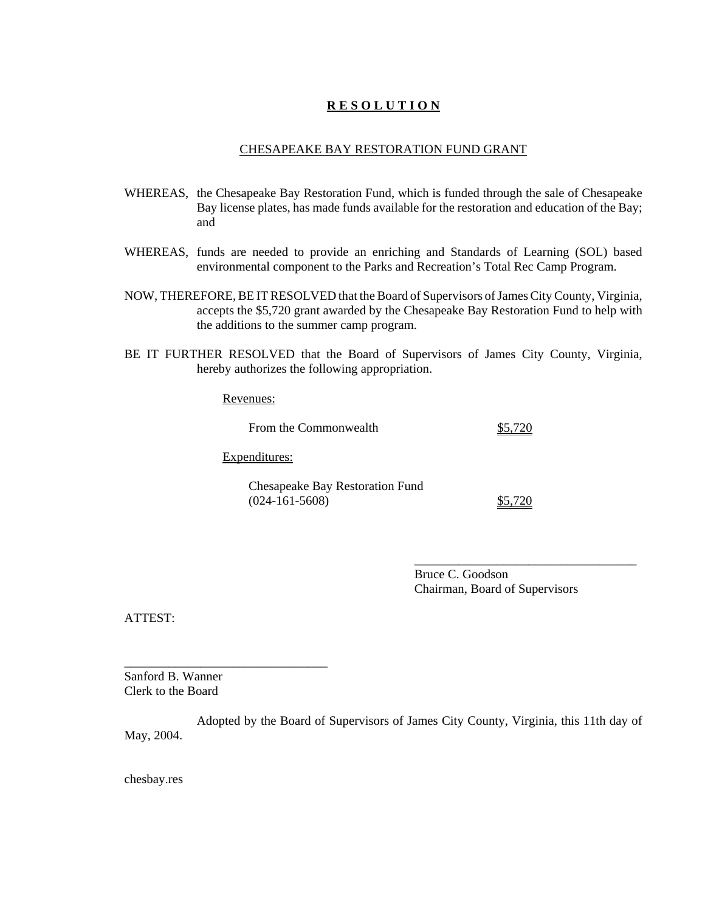# **R E S O L U T I O N**

CHESAPEAKE BAY RESTORATION FUND GRANT

WHEREAS, the Chesapeake Bay Restoration Fund, which is funded through the sale of Chesapeake Bay license plates, has made funds available for the restoration and education of the Bay; and

WHEREAS, funds are needed to provide an enriching and Standards of Learning (SOL) based environmental component to the Parks and Recreation's Total Rec Camp Program.

NOW, THEREFORE, BE IT RESOLVED that the Board of Supervisors of James City County, Virginia, accepts the $5,720 grant awarded by the Chesapeake Bay Restoration Fund to help with the additions to the summer camp program.

BE IT FURTHER RESOLVED that the Board of Supervisors of James City County, Virginia, hereby authorizes the following appropriation.

Revenues:

| | |
|---|---|
| From the Commonwealth | $5,720 |

Expenditures:

| | |
|---|---|
| Chesapeake Bay Restoration Fund (024-161-5608) | $5,720 |

\_\_\_\_\_\_\_\_\_\_\_\_\_\_\_\_\_\_\_\_\_\_\_\_\_\_\_\_\_\_\_\_\_\_\_\_
Bruce C. Goodson
Chairman, Board of Supervisors

ATTEST:

\_\_\_\_\_\_\_\_\_\_\_\_\_\_\_\_\_\_\_\_\_\_\_\_\_\_\_\_\_\_\_\_
Sanford B. Wanner
Clerk to the Board

Adopted by the Board of Supervisors of James City County, Virginia, this 11th day of May, 2004.

chesbay.res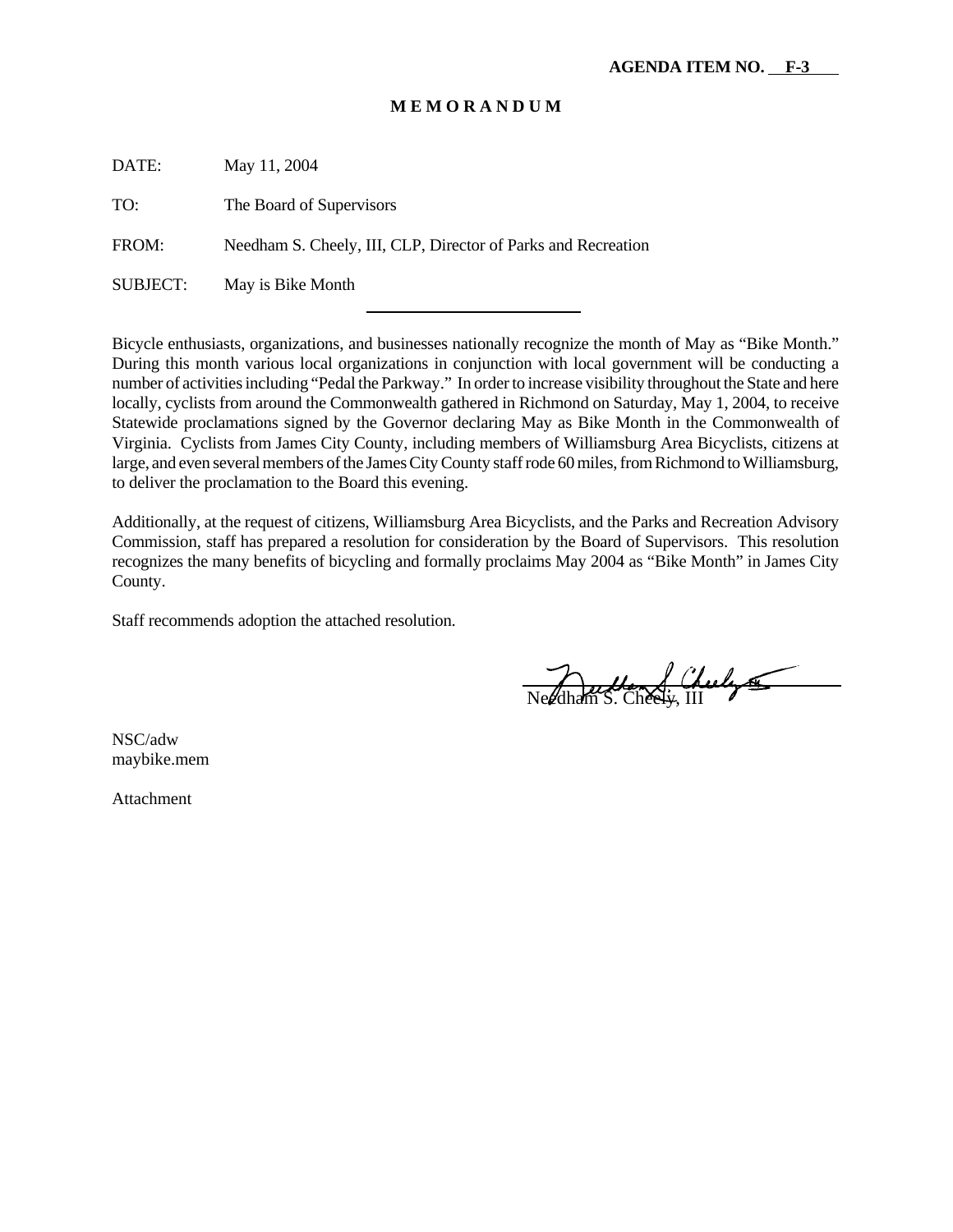**AGENDA ITEM NO. F-3**

**M E M O R A N D U M**

DATE: May 11, 2004

TO: The Board of Supervisors

FROM: Needham S. Cheely, III, CLP, Director of Parks and Recreation

SUBJECT: May is Bike Month

---

Bicycle enthusiasts, organizations, and businesses nationally recognize the month of May as "Bike Month." During this month various local organizations in conjunction with local government will be conducting a number of activities including "Pedal the Parkway." In order to increase visibility throughout the State and here locally, cyclists from around the Commonwealth gathered in Richmond on Saturday, May 1, 2004, to receive Statewide proclamations signed by the Governor declaring May as Bike Month in the Commonwealth of Virginia. Cyclists from James City County, including members of Williamsburg Area Bicyclists, citizens at large, and even several members of the James City County staff rode 60 miles, from Richmond to Williamsburg, to deliver the proclamation to the Board this evening.

Additionally, at the request of citizens, Williamsburg Area Bicyclists, and the Parks and Recreation Advisory Commission, staff has prepared a resolution for consideration by the Board of Supervisors. This resolution recognizes the many benefits of bicycling and formally proclaims May 2004 as "Bike Month" in James City County.

Staff recommends adoption the attached resolution.

Needham S. Cheely, III

NSC/adw
maybike.mem

Attachment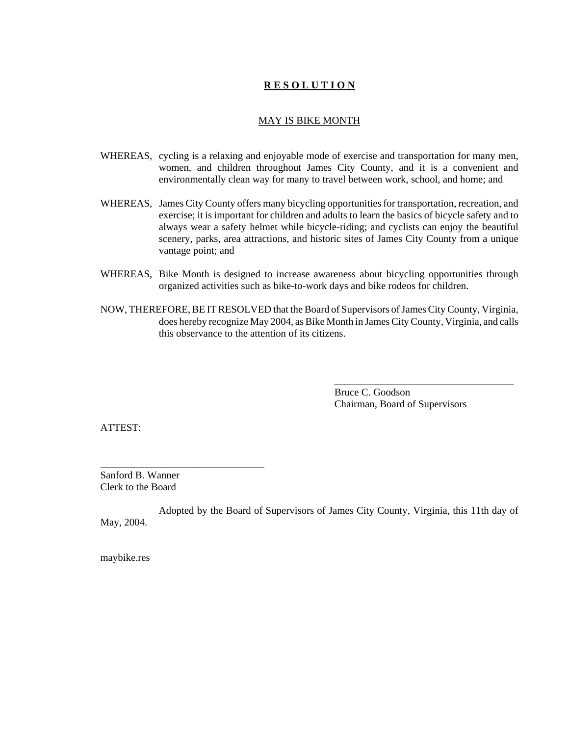# **R E S O L U T I O N**

## MAY IS BIKE MONTH

WHEREAS, cycling is a relaxing and enjoyable mode of exercise and transportation for many men, women, and children throughout James City County, and it is a convenient and environmentally clean way for many to travel between work, school, and home; and

WHEREAS, James City County offers many bicycling opportunities for transportation, recreation, and exercise; it is important for children and adults to learn the basics of bicycle safety and to always wear a safety helmet while bicycle-riding; and cyclists can enjoy the beautiful scenery, parks, area attractions, and historic sites of James City County from a unique vantage point; and

WHEREAS, Bike Month is designed to increase awareness about bicycling opportunities through organized activities such as bike-to-work days and bike rodeos for children.

NOW, THEREFORE, BE IT RESOLVED that the Board of Supervisors of James City County, Virginia, does hereby recognize May 2004, as Bike Month in James City County, Virginia, and calls this observance to the attention of its citizens.

\_\_\_\_\_\_\_\_\_\_\_\_\_\_\_\_\_\_\_\_\_\_\_\_\_\_\_\_\_\_\_\_\_\_\_\_
Bruce C. Goodson
Chairman, Board of Supervisors

ATTEST:

\_\_\_\_\_\_\_\_\_\_\_\_\_\_\_\_\_\_\_\_\_\_\_\_\_\_\_\_\_\_\_\_
Sanford B. Wanner
Clerk to the Board

Adopted by the Board of Supervisors of James City County, Virginia, this 11th day of May, 2004.

maybike.res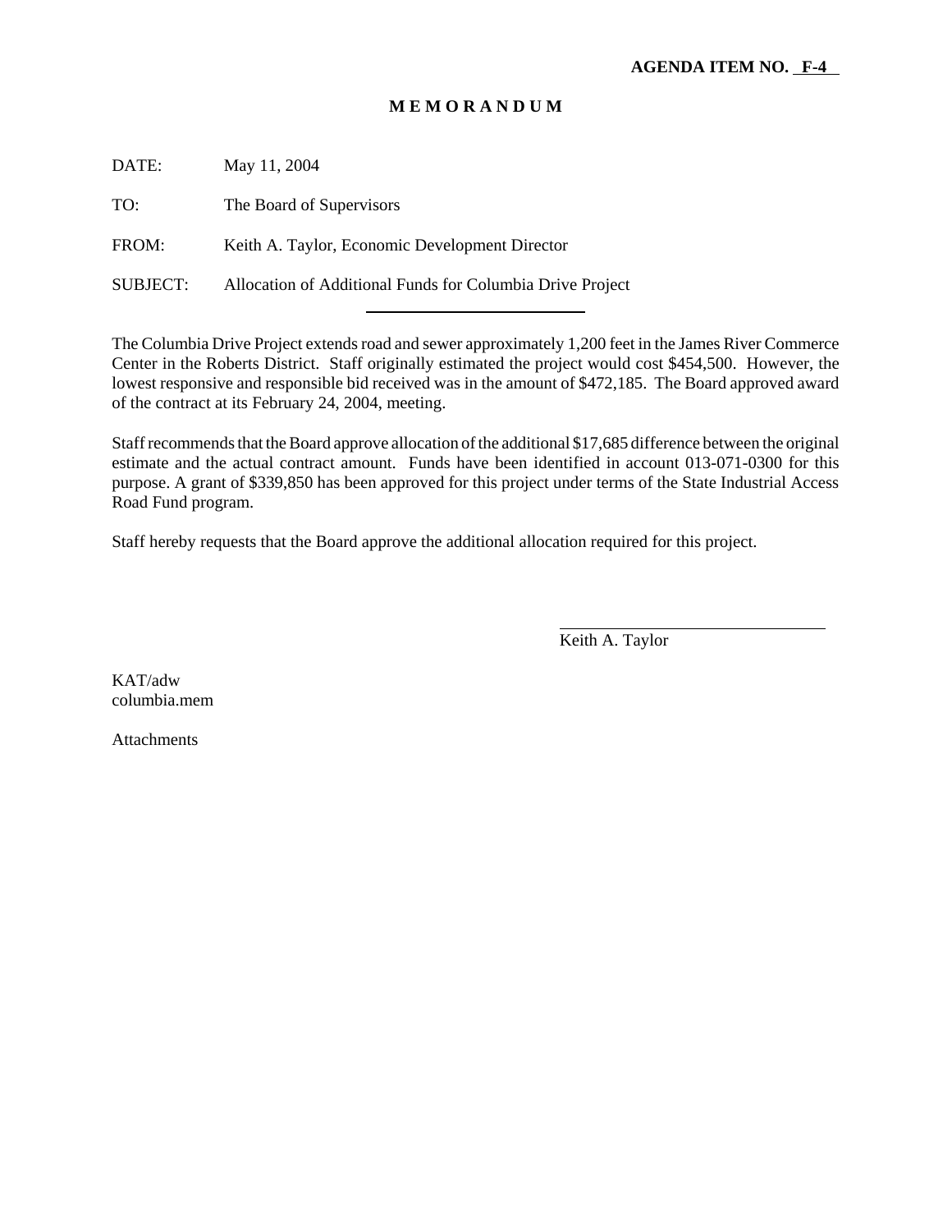**AGENDA ITEM NO. F-4**

# M E M O R A N D U M

DATE: May 11, 2004

TO: The Board of Supervisors

FROM: Keith A. Taylor, Economic Development Director

SUBJECT: Allocation of Additional Funds for Columbia Drive Project

---

The Columbia Drive Project extends road and sewer approximately 1,200 feet in the James River Commerce Center in the Roberts District. Staff originally estimated the project would cost $454,500. However, the lowest responsive and responsible bid received was in the amount of $472,185. The Board approved award of the contract at its February 24, 2004, meeting.

Staff recommends that the Board approve allocation of the additional $17,685 difference between the original estimate and the actual contract amount. Funds have been identified in account 013-071-0300 for this purpose. A grant of $339,850 has been approved for this project under terms of the State Industrial Access Road Fund program.

Staff hereby requests that the Board approve the additional allocation required for this project.

Keith A. Taylor

KAT/adw
columbia.mem

Attachments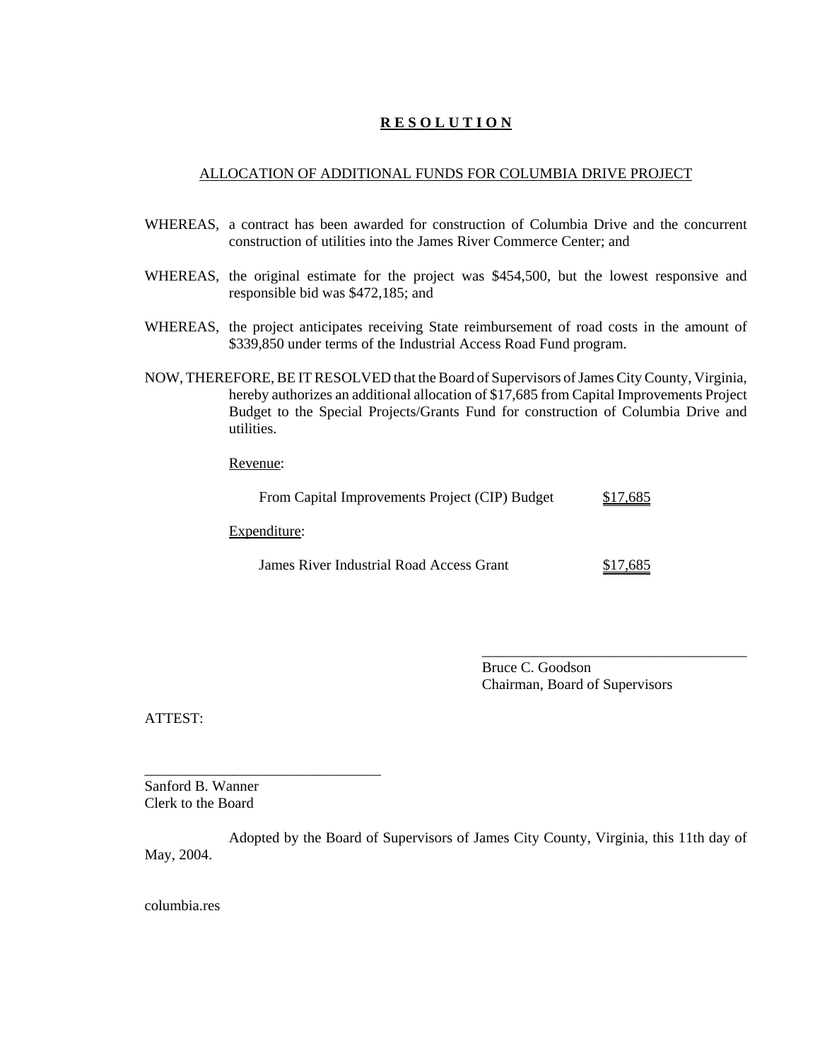# R E S O L U T I O N

ALLOCATION OF ADDITIONAL FUNDS FOR COLUMBIA DRIVE PROJECT

WHEREAS, a contract has been awarded for construction of Columbia Drive and the concurrent construction of utilities into the James River Commerce Center; and

WHEREAS, the original estimate for the project was $454,500, but the lowest responsive and responsible bid was $472,185; and

WHEREAS, the project anticipates receiving State reimbursement of road costs in the amount of $339,850 under terms of the Industrial Access Road Fund program.

NOW, THEREFORE, BE IT RESOLVED that the Board of Supervisors of James City County, Virginia, hereby authorizes an additional allocation of $17,685 from Capital Improvements Project Budget to the Special Projects/Grants Fund for construction of Columbia Drive and utilities.

Revenue:

| | |
|---|---|
| From Capital Improvements Project (CIP) Budget | $17,685 |

Expenditure:

| | |
|---|---|
| James River Industrial Road Access Grant | $17,685 |

\_\_\_\_\_\_\_\_\_\_\_\_\_\_\_\_\_\_\_\_\_\_\_\_\_\_\_\_\_\_\_\_\_\_\_\_
Bruce C. Goodson
Chairman, Board of Supervisors

ATTEST:

\_\_\_\_\_\_\_\_\_\_\_\_\_\_\_\_\_\_\_\_\_\_\_\_\_\_\_\_\_\_\_\_
Sanford B. Wanner
Clerk to the Board

Adopted by the Board of Supervisors of James City County, Virginia, this 11th day of May, 2004.

columbia.res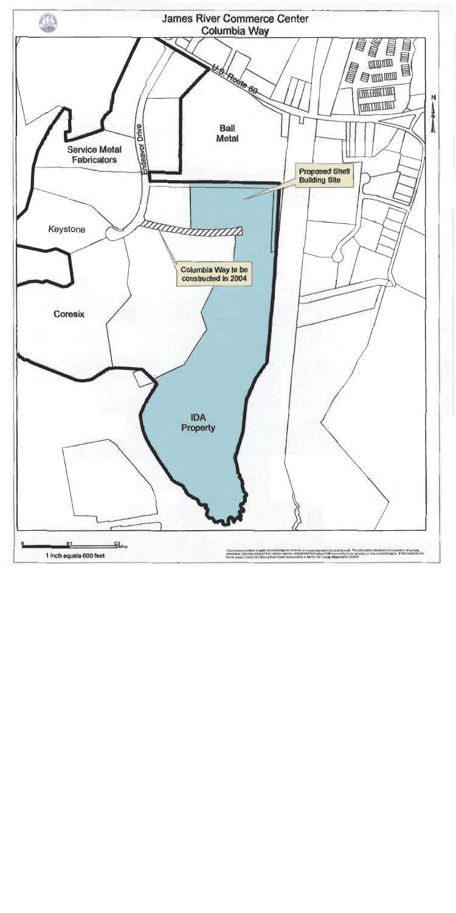# James River Commerce Center
## Columbia Way

U.S. Route 60

Endeavor Drive

Ball Metal

Service Metal Fabricators

Proposed Shell Building Site

Keystone

Columbia Way to be constructed in 2004

Coresix

IDA Property

N

0 0.1 0.2 Miles

1 inch equals 600 feet

This drawing is neither a legally recorded map nor a survey and is not intended to be used as such. The information displayed is a compilation of records, information, and data obtained from various sources, and James City County is not responsible for its accuracy or how current it may be. If discrepancies are found, please contact the Office of Real Estate Assessments - James City County Mapping/GIS Section.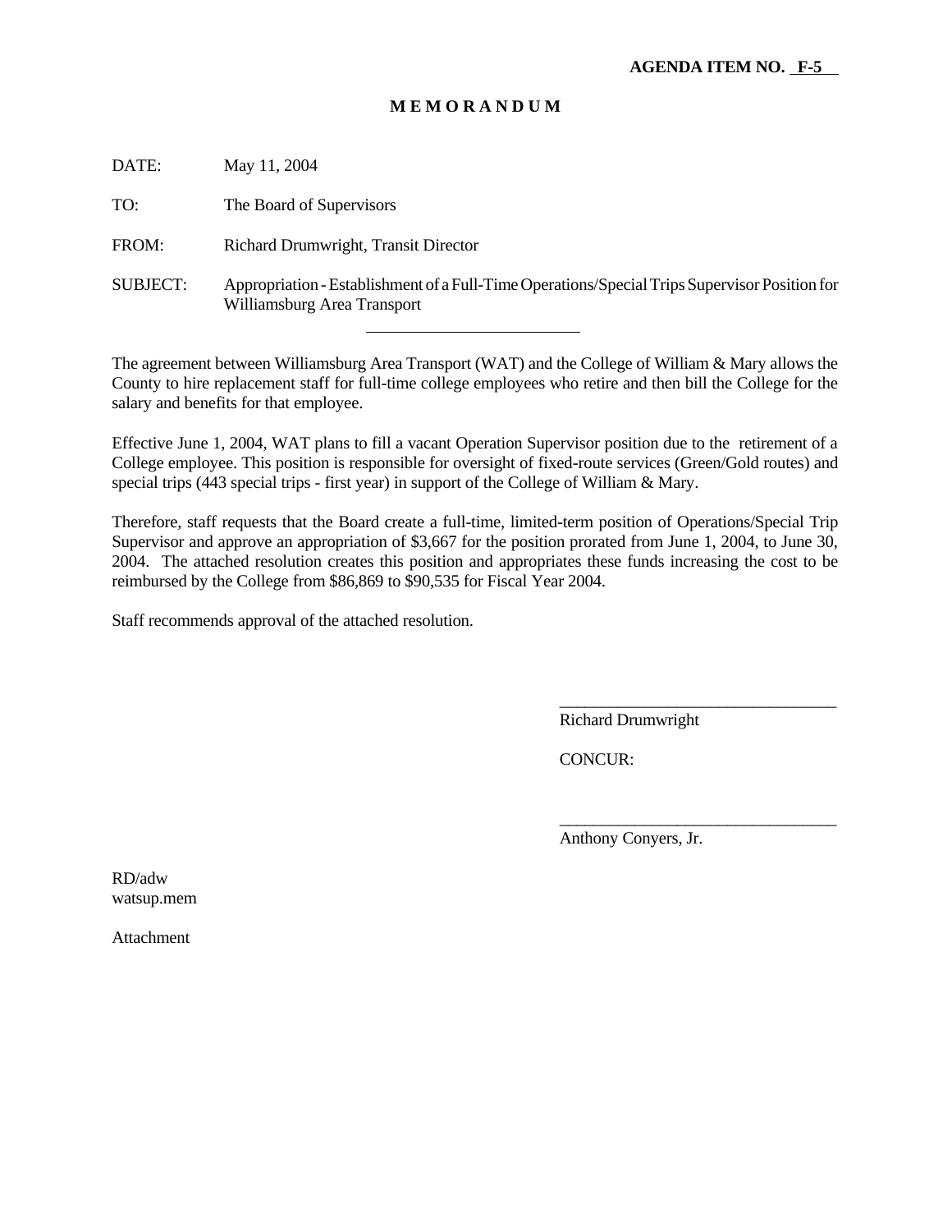**AGENDA ITEM NO. F-5**

**M E M O R A N D U M**

DATE: May 11, 2004

TO: The Board of Supervisors

FROM: Richard Drumwright, Transit Director

SUBJECT: Appropriation - Establishment of a Full-Time Operations/Special Trips Supervisor Position for Williamsburg Area Transport

---

The agreement between Williamsburg Area Transport (WAT) and the College of William & Mary allows the County to hire replacement staff for full-time college employees who retire and then bill the College for the salary and benefits for that employee.

Effective June 1, 2004, WAT plans to fill a vacant Operation Supervisor position due to the retirement of a College employee. This position is responsible for oversight of fixed-route services (Green/Gold routes) and special trips (443 special trips - first year) in support of the College of William & Mary.

Therefore, staff requests that the Board create a full-time, limited-term position of Operations/Special Trip Supervisor and approve an appropriation of $3,667 for the position prorated from June 1, 2004, to June 30, 2004. The attached resolution creates this position and appropriates these funds increasing the cost to be reimbursed by the College from $86,869 to $90,535 for Fiscal Year 2004.

Staff recommends approval of the attached resolution.

\_\_\_\_\_\_\_\_\_\_\_\_\_\_\_\_\_\_\_\_\_\_\_\_\_\_\_\_\_\_\_\_\_\_

Richard Drumwright

CONCUR:

\_\_\_\_\_\_\_\_\_\_\_\_\_\_\_\_\_\_\_\_\_\_\_\_\_\_\_\_\_\_\_\_\_\_

Anthony Conyers, Jr.

RD/adw
watsup.mem

Attachment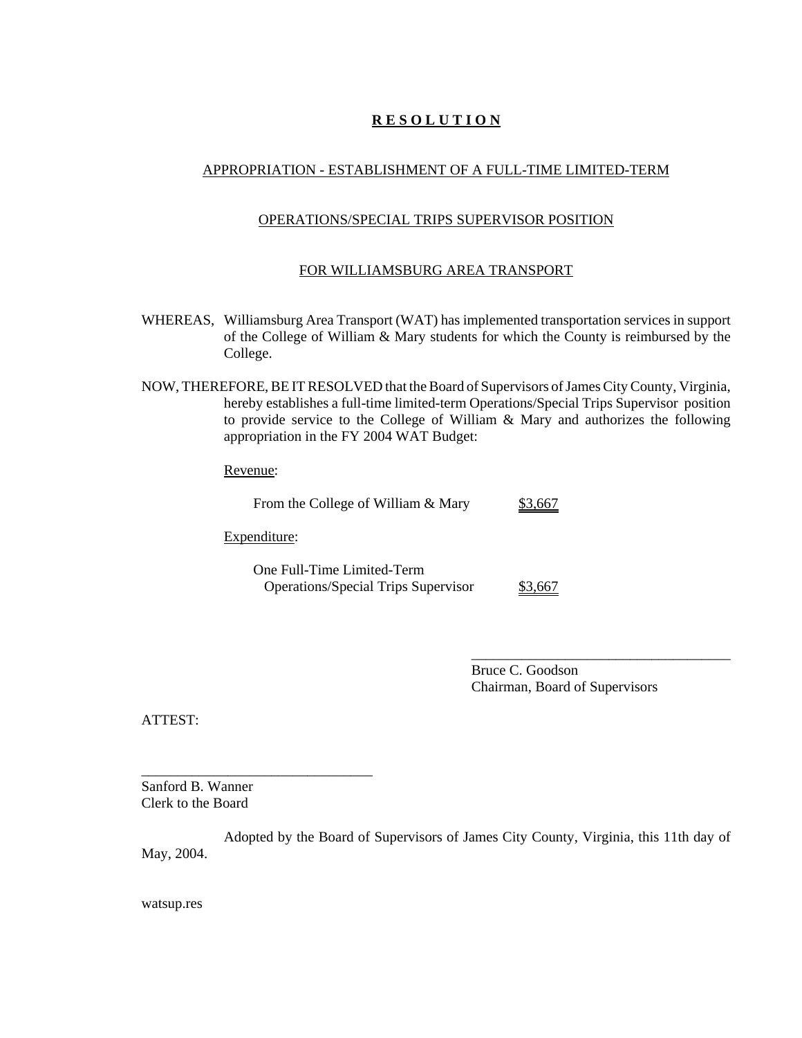# R E S O L U T I O N

## APPROPRIATION - ESTABLISHMENT OF A FULL-TIME LIMITED-TERM

## OPERATIONS/SPECIAL TRIPS SUPERVISOR POSITION

## FOR WILLIAMSBURG AREA TRANSPORT

WHEREAS, Williamsburg Area Transport (WAT) has implemented transportation services in support of the College of William & Mary students for which the County is reimbursed by the College.

NOW, THEREFORE, BE IT RESOLVED that the Board of Supervisors of James City County, Virginia, hereby establishes a full-time limited-term Operations/Special Trips Supervisor position to provide service to the College of William & Mary and authorizes the following appropriation in the FY 2004 WAT Budget:

Revenue:

| | |
|---|---|
| From the College of William & Mary | $3,667 |

Expenditure:

| | |
|---|---|
| One Full-Time Limited-Term Operations/Special Trips Supervisor | $3,667 |

\_\_\_\_\_\_\_\_\_\_\_\_\_\_\_\_\_\_\_\_\_\_\_\_\_\_\_\_\_\_\_\_\_\_\_\_
Bruce C. Goodson
Chairman, Board of Supervisors

ATTEST:

\_\_\_\_\_\_\_\_\_\_\_\_\_\_\_\_\_\_\_\_\_\_\_\_\_\_\_\_\_\_\_\_
Sanford B. Wanner
Clerk to the Board

Adopted by the Board of Supervisors of James City County, Virginia, this 11th day of May, 2004.

watsup.res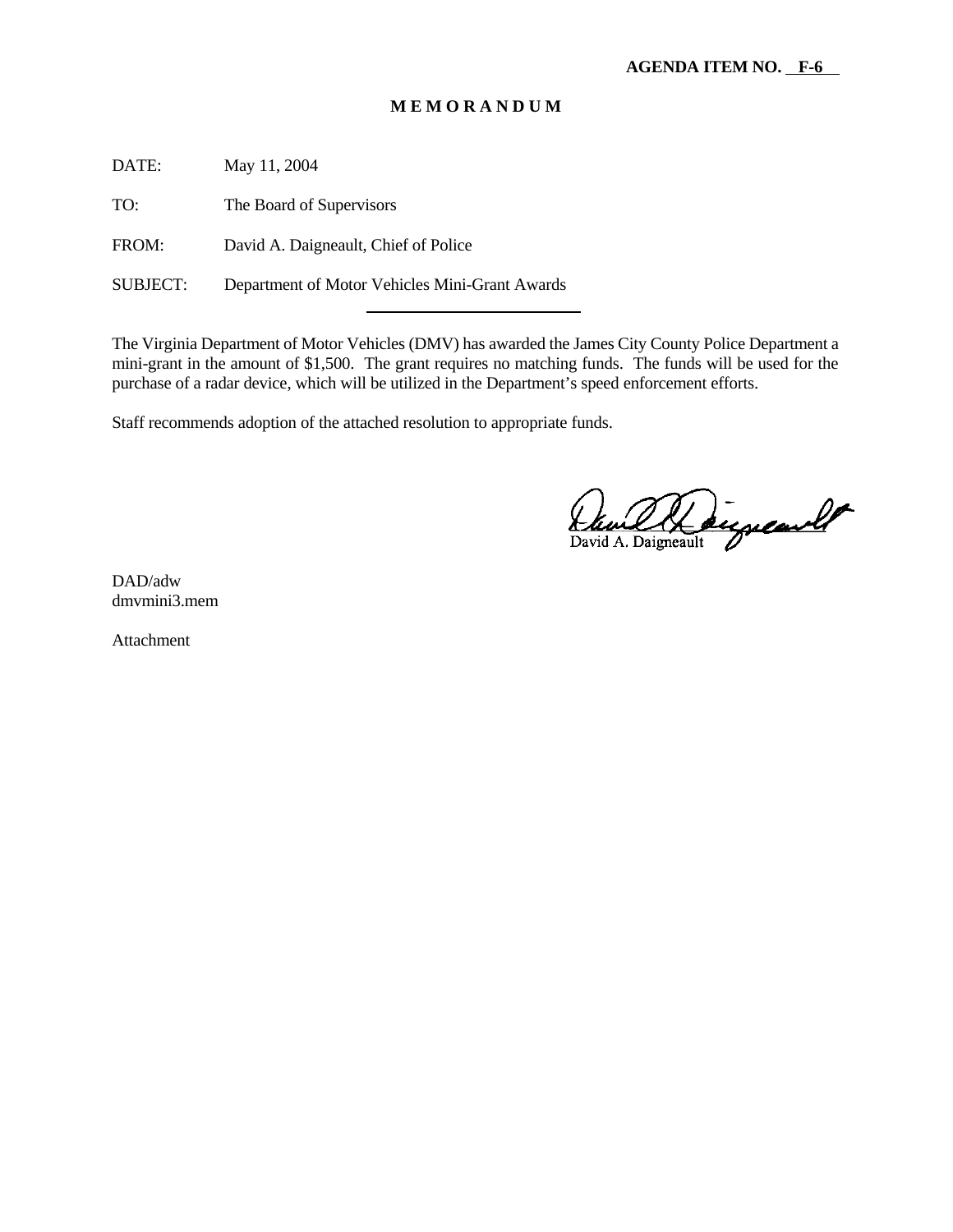**AGENDA ITEM NO. F-6**

# M E M O R A N D U M

DATE: May 11, 2004

TO: The Board of Supervisors

FROM: David A. Daigneault, Chief of Police

SUBJECT: Department of Motor Vehicles Mini-Grant Awards

---

The Virginia Department of Motor Vehicles (DMV) has awarded the James City County Police Department a mini-grant in the amount of $1,500. The grant requires no matching funds. The funds will be used for the purchase of a radar device, which will be utilized in the Department's speed enforcement efforts.

Staff recommends adoption of the attached resolution to appropriate funds.

David A. Daigneault

DAD/adw
dmvmini3.mem

Attachment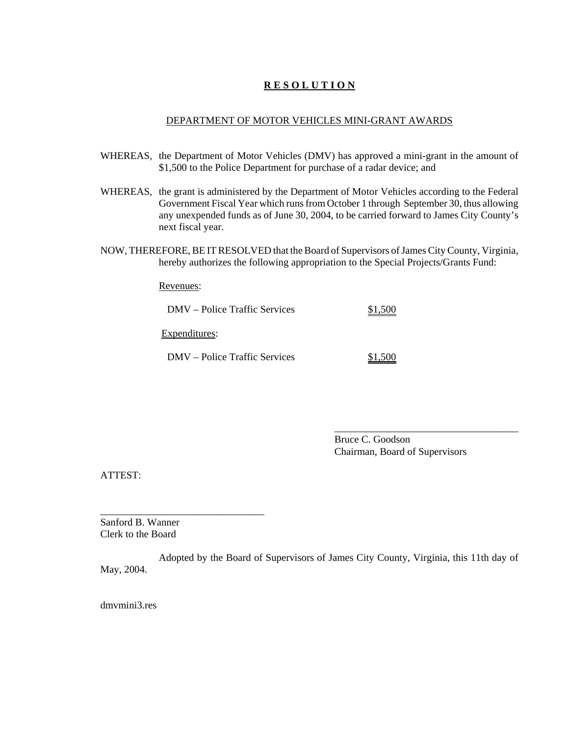# **R E S O L U T I O N**

DEPARTMENT OF MOTOR VEHICLES MINI-GRANT AWARDS

WHEREAS, the Department of Motor Vehicles (DMV) has approved a mini-grant in the amount of $1,500 to the Police Department for purchase of a radar device; and

WHEREAS, the grant is administered by the Department of Motor Vehicles according to the Federal Government Fiscal Year which runs from October 1 through September 30, thus allowing any unexpended funds as of June 30, 2004, to be carried forward to James City County's next fiscal year.

NOW, THEREFORE, BE IT RESOLVED that the Board of Supervisors of James City County, Virginia, hereby authorizes the following appropriation to the Special Projects/Grants Fund:

Revenues:

| | |
|---|---|
| DMV – Police Traffic Services | $1,500 |

Expenditures:

| | |
|---|---|
| DMV – Police Traffic Services | $1,500 |

\_\_\_\_\_\_\_\_\_\_\_\_\_\_\_\_\_\_\_\_\_\_\_\_\_\_\_\_\_\_\_\_\_\_\_\_
Bruce C. Goodson
Chairman, Board of Supervisors

ATTEST:

\_\_\_\_\_\_\_\_\_\_\_\_\_\_\_\_\_\_\_\_\_\_\_\_\_\_\_\_\_\_\_\_
Sanford B. Wanner
Clerk to the Board

Adopted by the Board of Supervisors of James City County, Virginia, this 11th day of May, 2004.

dmvmini3.res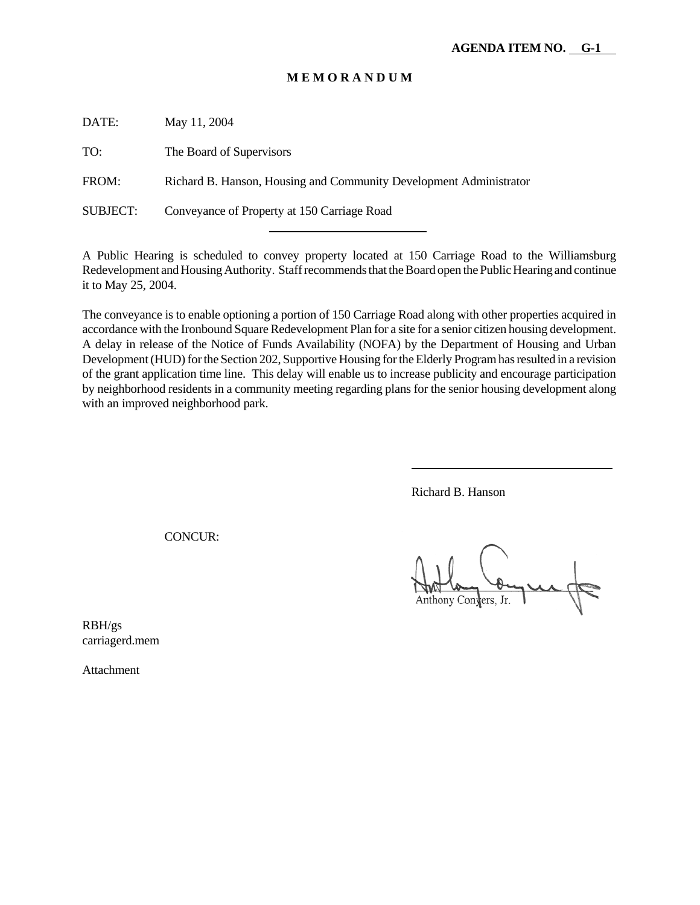**AGENDA ITEM NO. G-1**

# MEMORANDUM

DATE: May 11, 2004

TO: The Board of Supervisors

FROM: Richard B. Hanson, Housing and Community Development Administrator

SUBJECT: Conveyance of Property at 150 Carriage Road

---

A Public Hearing is scheduled to convey property located at 150 Carriage Road to the Williamsburg Redevelopment and Housing Authority. Staff recommends that the Board open the Public Hearing and continue it to May 25, 2004.

The conveyance is to enable optioning a portion of 150 Carriage Road along with other properties acquired in accordance with the Ironbound Square Redevelopment Plan for a site for a senior citizen housing development. A delay in release of the Notice of Funds Availability (NOFA) by the Department of Housing and Urban Development (HUD) for the Section 202, Supportive Housing for the Elderly Program has resulted in a revision of the grant application time line. This delay will enable us to increase publicity and encourage participation by neighborhood residents in a community meeting regarding plans for the senior housing development along with an improved neighborhood park.

Richard B. Hanson

CONCUR:

Anthony Conyers, Jr.

RBH/gs
carriagerd.mem

Attachment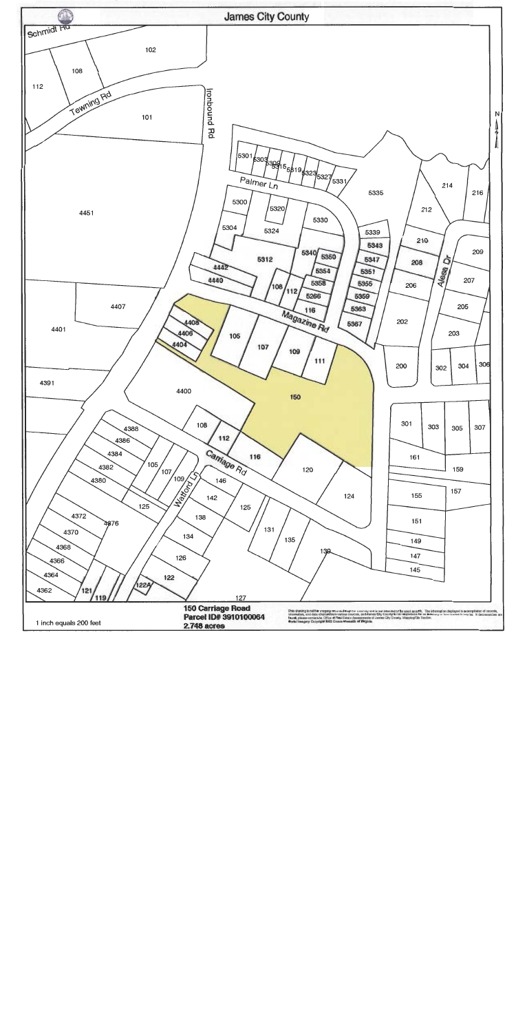# James City County

150 Carriage Road
Parcel ID# 3910100064
2.748 acres

1 inch equals 200 feet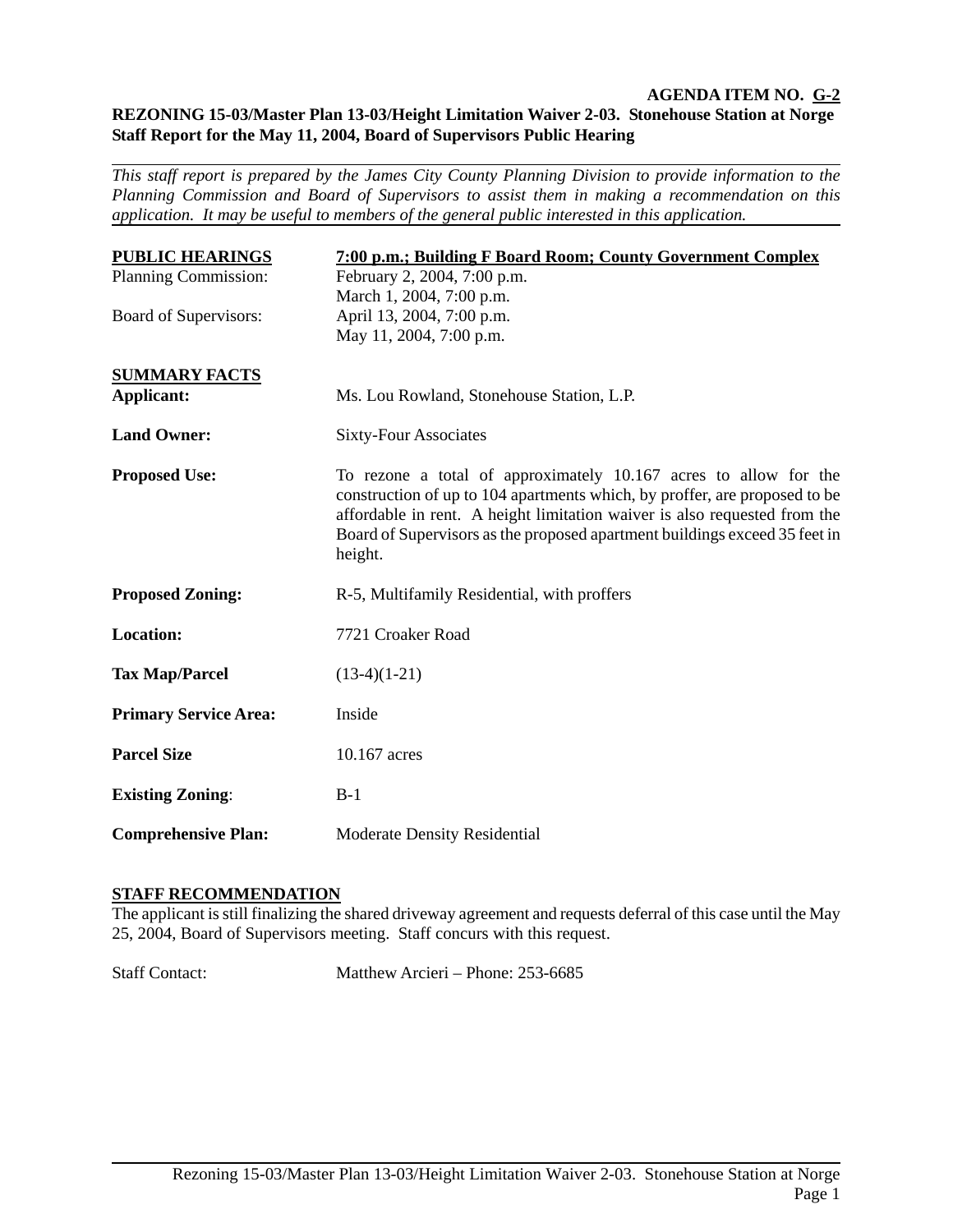**AGENDA ITEM NO. G-2**

**REZONING 15-03/Master Plan 13-03/Height Limitation Waiver 2-03. Stonehouse Station at Norge**
**Staff Report for the May 11, 2004, Board of Supervisors Public Hearing**

*This staff report is prepared by the James City County Planning Division to provide information to the Planning Commission and Board of Supervisors to assist them in making a recommendation on this application. It may be useful to members of the general public interested in this application.*

| **PUBLIC HEARINGS** | **7:00 p.m.; Building F Board Room; County Government Complex** |
|---|---|
| Planning Commission: | February 2, 2004, 7:00 p.m.<br>March 1, 2004, 7:00 p.m. |
| Board of Supervisors: | April 13, 2004, 7:00 p.m.<br>May 11, 2004, 7:00 p.m. |

**SUMMARY FACTS**

| | |
|---|---|
| **Applicant:** | Ms. Lou Rowland, Stonehouse Station, L.P. |
| **Land Owner:** | Sixty-Four Associates |
| **Proposed Use:** | To rezone a total of approximately 10.167 acres to allow for the construction of up to 104 apartments which, by proffer, are proposed to be affordable in rent. A height limitation waiver is also requested from the Board of Supervisors as the proposed apartment buildings exceed 35 feet in height. |
| **Proposed Zoning:** | R-5, Multifamily Residential, with proffers |
| **Location:** | 7721 Croaker Road |
| **Tax Map/Parcel** | (13-4)(1-21) |
| **Primary Service Area:** | Inside |
| **Parcel Size** | 10.167 acres |
| **Existing Zoning**: | B-1 |
| **Comprehensive Plan:** | Moderate Density Residential |

**STAFF RECOMMENDATION**

The applicant is still finalizing the shared driveway agreement and requests deferral of this case until the May 25, 2004, Board of Supervisors meeting. Staff concurs with this request.

Staff Contact: Matthew Arcieri – Phone: 253-6685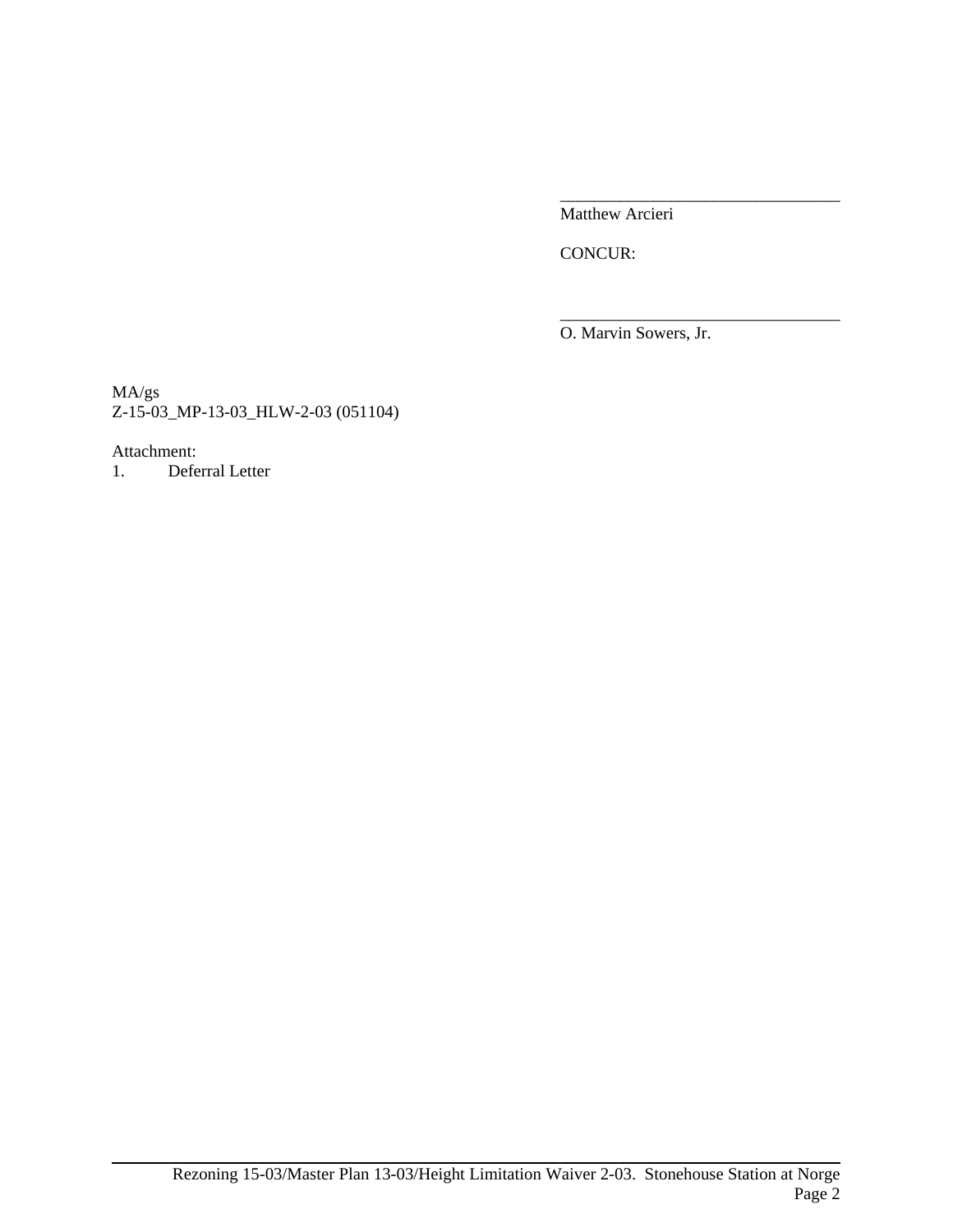\_\_\_\_\_\_\_\_\_\_\_\_\_\_\_\_\_\_\_\_\_\_\_\_\_\_\_\_\_\_\_\_\_\_

Matthew Arcieri

CONCUR:

\_\_\_\_\_\_\_\_\_\_\_\_\_\_\_\_\_\_\_\_\_\_\_\_\_\_\_\_\_\_\_\_\_\_

O. Marvin Sowers, Jr.

MA/gs
Z-15-03_MP-13-03_HLW-2-03 (051104)

Attachment:
1. Deferral Letter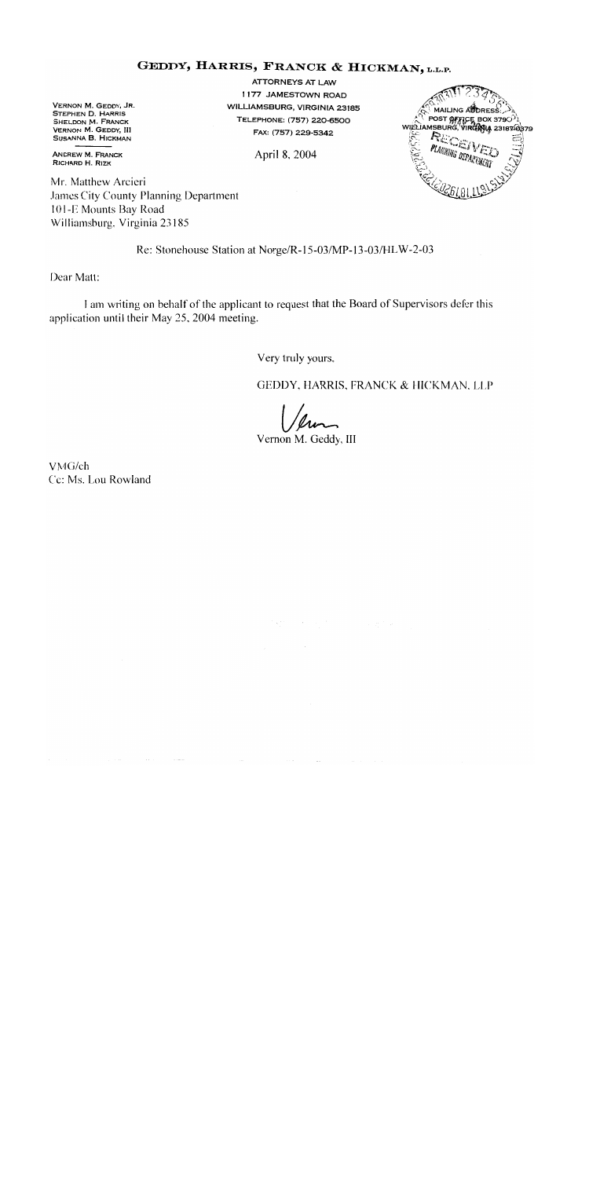# GEDDY, HARRIS, FRANCK & HICKMAN, L.L.P.

VERNON M. GEDDY, JR.
STEPHEN D. HARRIS
SHELDON M. FRANCK
VERNON M. GEDDY, III
SUSANNA B. HICKMAN

ANDREW M. FRANCK
RICHARD H. RIZK

ATTORNEYS AT LAW
1177 JAMESTOWN ROAD
WILLIAMSBURG, VIRGINIA 23185
TELEPHONE: (757) 220-6500
FAX: (757) 229-5342

MAILING ADDRESS:
POST OFFICE BOX 379
WILLIAMSBURG, VIRGINIA 23187-0379

RECEIVED
PLANNING DEPARTMENT

April 8, 2004

Mr. Matthew Arcieri
James City County Planning Department
101-E Mounts Bay Road
Williamsburg, Virginia 23185

Re: Stonehouse Station at Norge/R-15-03/MP-13-03/HLW-2-03

Dear Matt:

I am writing on behalf of the applicant to request that the Board of Supervisors defer this application until their May 25, 2004 meeting.

Very truly yours,

GEDDY, HARRIS, FRANCK & HICKMAN, LLP

Vernon M. Geddy, III

VMG/ch
Cc: Ms. Lou Rowland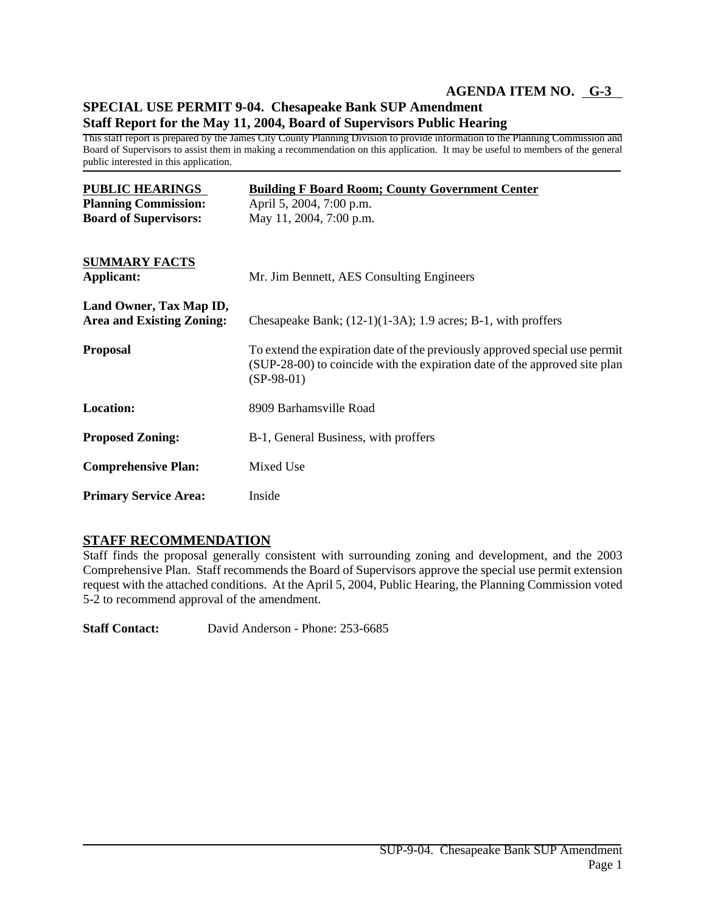**AGENDA ITEM NO. G-3**

## SPECIAL USE PERMIT 9-04. Chesapeake Bank SUP Amendment
## Staff Report for the May 11, 2004, Board of Supervisors Public Hearing

This staff report is prepared by the James City County Planning Division to provide information to the Planning Commission and Board of Supervisors to assist them in making a recommendation on this application. It may be useful to members of the general public interested in this application.

| **PUBLIC HEARINGS** | **Building F Board Room; County Government Center** |
|---|---|
| **Planning Commission:** | April 5, 2004, 7:00 p.m. |
| **Board of Supervisors:** | May 11, 2004, 7:00 p.m. |

**SUMMARY FACTS**

| | |
|---|---|
| **Applicant:** | Mr. Jim Bennett, AES Consulting Engineers |
| **Land Owner, Tax Map ID, Area and Existing Zoning:** | Chesapeake Bank; (12-1)(1-3A); 1.9 acres; B-1, with proffers |
| **Proposal** | To extend the expiration date of the previously approved special use permit (SUP-28-00) to coincide with the expiration date of the approved site plan (SP-98-01) |
| **Location:** | 8909 Barhamsville Road |
| **Proposed Zoning:** | B-1, General Business, with proffers |
| **Comprehensive Plan:** | Mixed Use |
| **Primary Service Area:** | Inside |

### STAFF RECOMMENDATION

Staff finds the proposal generally consistent with surrounding zoning and development, and the 2003 Comprehensive Plan. Staff recommends the Board of Supervisors approve the special use permit extension request with the attached conditions. At the April 5, 2004, Public Hearing, the Planning Commission voted 5-2 to recommend approval of the amendment.

**Staff Contact:** David Anderson - Phone: 253-6685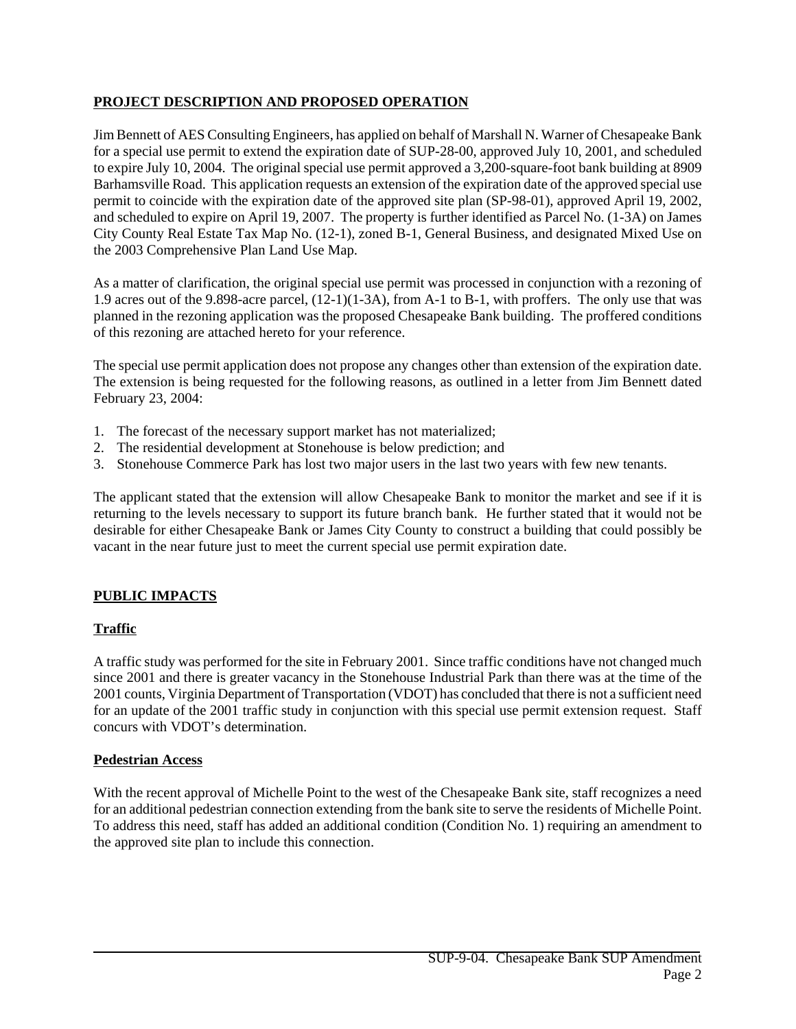## PROJECT DESCRIPTION AND PROPOSED OPERATION

Jim Bennett of AES Consulting Engineers, has applied on behalf of Marshall N. Warner of Chesapeake Bank for a special use permit to extend the expiration date of SUP-28-00, approved July 10, 2001, and scheduled to expire July 10, 2004. The original special use permit approved a 3,200-square-foot bank building at 8909 Barhamsville Road. This application requests an extension of the expiration date of the approved special use permit to coincide with the expiration date of the approved site plan (SP-98-01), approved April 19, 2002, and scheduled to expire on April 19, 2007. The property is further identified as Parcel No. (1-3A) on James City County Real Estate Tax Map No. (12-1), zoned B-1, General Business, and designated Mixed Use on the 2003 Comprehensive Plan Land Use Map.

As a matter of clarification, the original special use permit was processed in conjunction with a rezoning of 1.9 acres out of the 9.898-acre parcel, (12-1)(1-3A), from A-1 to B-1, with proffers. The only use that was planned in the rezoning application was the proposed Chesapeake Bank building. The proffered conditions of this rezoning are attached hereto for your reference.

The special use permit application does not propose any changes other than extension of the expiration date. The extension is being requested for the following reasons, as outlined in a letter from Jim Bennett dated February 23, 2004:

1. The forecast of the necessary support market has not materialized;
2. The residential development at Stonehouse is below prediction; and
3. Stonehouse Commerce Park has lost two major users in the last two years with few new tenants.

The applicant stated that the extension will allow Chesapeake Bank to monitor the market and see if it is returning to the levels necessary to support its future branch bank. He further stated that it would not be desirable for either Chesapeake Bank or James City County to construct a building that could possibly be vacant in the near future just to meet the current special use permit expiration date.

## PUBLIC IMPACTS

### Traffic

A traffic study was performed for the site in February 2001. Since traffic conditions have not changed much since 2001 and there is greater vacancy in the Stonehouse Industrial Park than there was at the time of the 2001 counts, Virginia Department of Transportation (VDOT) has concluded that there is not a sufficient need for an update of the 2001 traffic study in conjunction with this special use permit extension request. Staff concurs with VDOT's determination.

### Pedestrian Access

With the recent approval of Michelle Point to the west of the Chesapeake Bank site, staff recognizes a need for an additional pedestrian connection extending from the bank site to serve the residents of Michelle Point. To address this need, staff has added an additional condition (Condition No. 1) requiring an amendment to the approved site plan to include this connection.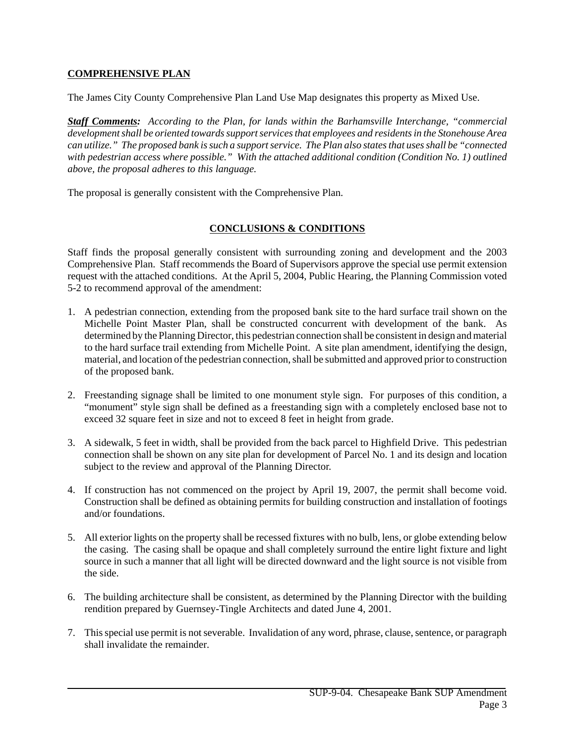## COMPREHENSIVE PLAN

The James City County Comprehensive Plan Land Use Map designates this property as Mixed Use.

***Staff Comments:*** *According to the Plan, for lands within the Barhamsville Interchange, "commercial development shall be oriented towards support services that employees and residents in the Stonehouse Area can utilize." The proposed bank is such a support service. The Plan also states that uses shall be "connected with pedestrian access where possible." With the attached additional condition (Condition No. 1) outlined above, the proposal adheres to this language.*

The proposal is generally consistent with the Comprehensive Plan.

## CONCLUSIONS & CONDITIONS

Staff finds the proposal generally consistent with surrounding zoning and development and the 2003 Comprehensive Plan. Staff recommends the Board of Supervisors approve the special use permit extension request with the attached conditions. At the April 5, 2004, Public Hearing, the Planning Commission voted 5-2 to recommend approval of the amendment:

1. A pedestrian connection, extending from the proposed bank site to the hard surface trail shown on the Michelle Point Master Plan, shall be constructed concurrent with development of the bank. As determined by the Planning Director, this pedestrian connection shall be consistent in design and material to the hard surface trail extending from Michelle Point. A site plan amendment, identifying the design, material, and location of the pedestrian connection, shall be submitted and approved prior to construction of the proposed bank.

2. Freestanding signage shall be limited to one monument style sign. For purposes of this condition, a "monument" style sign shall be defined as a freestanding sign with a completely enclosed base not to exceed 32 square feet in size and not to exceed 8 feet in height from grade.

3. A sidewalk, 5 feet in width, shall be provided from the back parcel to Highfield Drive. This pedestrian connection shall be shown on any site plan for development of Parcel No. 1 and its design and location subject to the review and approval of the Planning Director.

4. If construction has not commenced on the project by April 19, 2007, the permit shall become void. Construction shall be defined as obtaining permits for building construction and installation of footings and/or foundations.

5. All exterior lights on the property shall be recessed fixtures with no bulb, lens, or globe extending below the casing. The casing shall be opaque and shall completely surround the entire light fixture and light source in such a manner that all light will be directed downward and the light source is not visible from the side.

6. The building architecture shall be consistent, as determined by the Planning Director with the building rendition prepared by Guernsey-Tingle Architects and dated June 4, 2001.

7. This special use permit is not severable. Invalidation of any word, phrase, clause, sentence, or paragraph shall invalidate the remainder.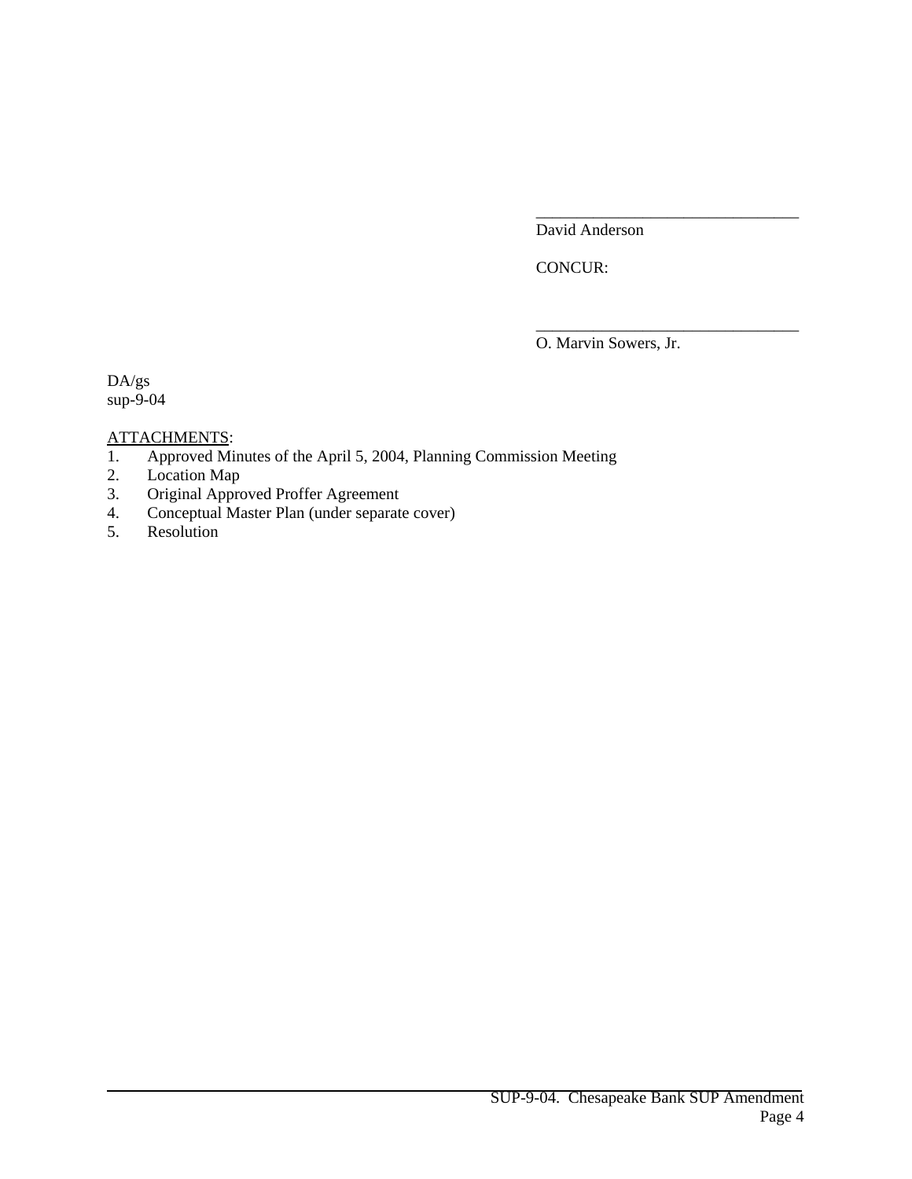\_\_\_\_\_\_\_\_\_\_\_\_\_\_\_\_\_\_\_\_\_\_\_\_\_\_\_\_\_\_\_\_

David Anderson

CONCUR:

\_\_\_\_\_\_\_\_\_\_\_\_\_\_\_\_\_\_\_\_\_\_\_\_\_\_\_\_\_\_\_\_

O. Marvin Sowers, Jr.

DA/gs
sup-9-04

ATTACHMENTS:

1. Approved Minutes of the April 5, 2004, Planning Commission Meeting
2. Location Map
3. Original Approved Proffer Agreement
4. Conceptual Master Plan (under separate cover)
5. Resolution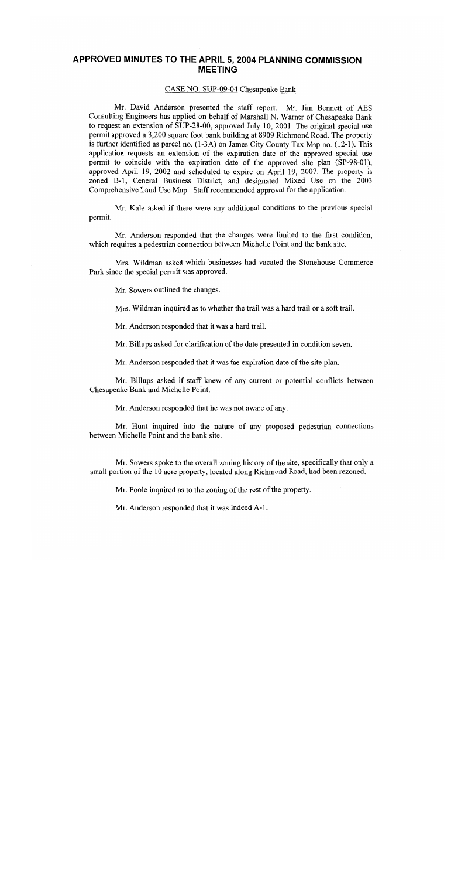# APPROVED MINUTES TO THE APRIL 5, 2004 PLANNING COMMISSION MEETING

CASE NO. SUP-09-04 Chesapeake Bank

Mr. David Anderson presented the staff report. Mr. Jim Bennett of AES Consulting Engineers has applied on behalf of Marshall N. Warner of Chesapeake Bank to request an extension of SUP-28-00, approved July 10, 2001. The original special use permit approved a 3,200 square foot bank building at 8909 Richmond Road. The property is further identified as parcel no. (1-3A) on James City County Tax Map no. (12-1). This application requests an extension of the expiration date of the approved special use permit to coincide with the expiration date of the approved site plan (SP-98-01), approved April 19, 2002 and scheduled to expire on April 19, 2007. The property is zoned B-1, General Business District, and designated Mixed Use on the 2003 Comprehensive Land Use Map. Staff recommended approval for the application.

Mr. Kale asked if there were any additional conditions to the previous special permit.

Mr. Anderson responded that the changes were limited to the first condition, which requires a pedestrian connection between Michelle Point and the bank site.

Mrs. Wildman asked which businesses had vacated the Stonehouse Commerce Park since the special permit was approved.

Mr. Sowers outlined the changes.

Mrs. Wildman inquired as to whether the trail was a hard trail or a soft trail.

Mr. Anderson responded that it was a hard trail.

Mr. Billups asked for clarification of the date presented in condition seven.

Mr. Anderson responded that it was the expiration date of the site plan.

Mr. Billups asked if staff knew of any current or potential conflicts between Chesapeake Bank and Michelle Point.

Mr. Anderson responded that he was not aware of any.

Mr. Hunt inquired into the nature of any proposed pedestrian connections between Michelle Point and the bank site.

Mr. Sowers spoke to the overall zoning history of the site, specifically that only a small portion of the 10 acre property, located along Richmond Road, had been rezoned.

Mr. Poole inquired as to the zoning of the rest of the property.

Mr. Anderson responded that it was indeed A-1.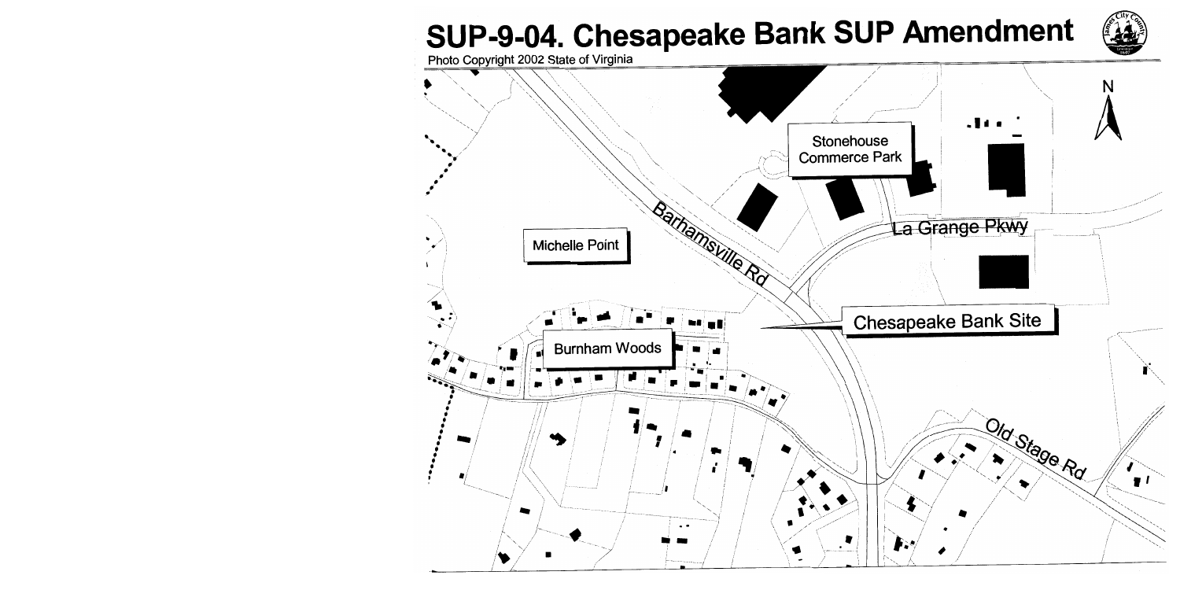# SUP-9-04. Chesapeake Bank SUP Amendment

Photo Copyright 2002 State of Virginia

Stonehouse Commerce Park

Barhamsville Rd

La Grange Pkwy

Michelle Point

Chesapeake Bank Site

Burnham Woods

Old Stage Rd

N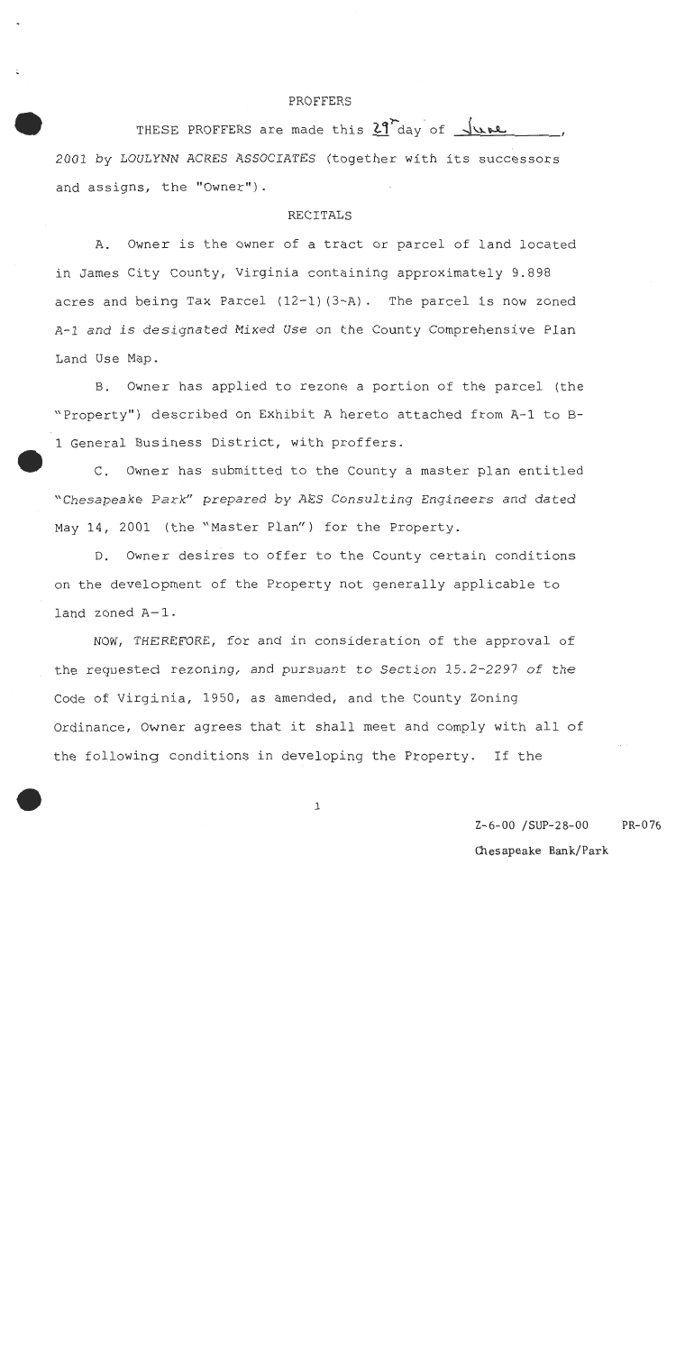# PROFFERS

THESE PROFFERS are made this 29 day of June, 2001 by *LOULYNN ACRES ASSOCIATES* (together with its successors and assigns, the "Owner").

## RECITALS

A. Owner is the owner of a tract or parcel of land located in James City County, Virginia containing approximately 9.898 acres and being Tax Parcel (12-1)(3-A). The parcel is now zoned A-1 *and is designated Mixed Use* on the County Comprehensive Plan Land Use Map.

B. Owner has applied to rezone a portion of the parcel (the "Property") described on Exhibit A hereto attached from A-1 to B-1 General Business District, with proffers.

C. Owner has submitted to the County a master plan entitled "*Chesapeake Park*" *prepared by AES Consulting Engineers and dated* May 14, 2001 (the "Master Plan") for the Property.

D. Owner desires to offer to the County certain conditions on the development of the Property not generally applicable to land zoned A-1.

*NOW, THEREFORE,* for and in consideration of the approval of the requested rezoning, *and pursuant to Section 15.2-2297 of the* Code of Virginia, 1950, as amended, and the County Zoning Ordinance, Owner agrees that it shall meet and comply with all of the following conditions in developing the Property. If the

Z-6-00 /SUP-28-00 PR-076
Chesapeake Bank/Park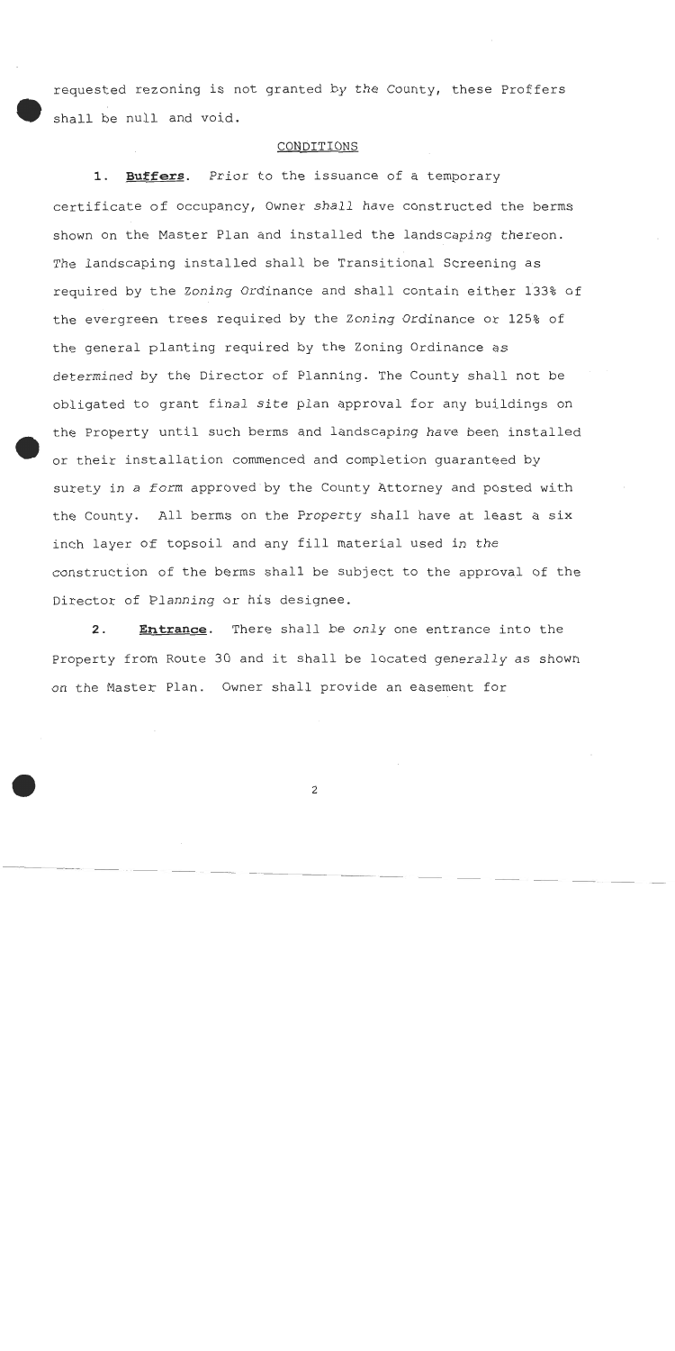requested rezoning is not granted by the County, these Proffers shall be null and void.

## CONDITIONS

1. **Buffers**. Prior to the issuance of a temporary certificate of occupancy, Owner shall have constructed the berms shown on the Master Plan and installed the landscaping thereon. The landscaping installed shall be Transitional Screening as required by the Zoning Ordinance and shall contain either 133% of the evergreen trees required by the Zoning Ordinance or 125% of the general planting required by the Zoning Ordinance as determined by the Director of Planning. The County shall not be obligated to grant final site plan approval for any buildings on the Property until such berms and landscaping have been installed or their installation commenced and completion guaranteed by surety in a form approved by the County Attorney and posted with the County. All berms on the Property shall have at least a six inch layer of topsoil and any fill material used in the construction of the berms shall be subject to the approval of the Director of Planning or his designee.

2. **Entrance**. There shall be only one entrance into the Property from Route 30 and it shall be located generally as shown on the Master Plan. Owner shall provide an easement for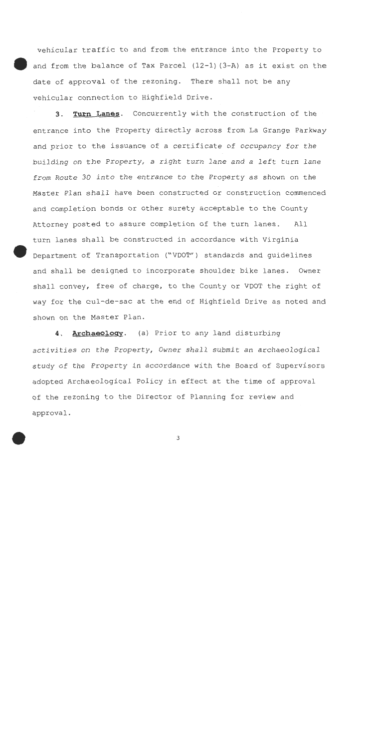vehicular traffic to and from the entrance into the Property to and from the balance of Tax Parcel (12-1)(3-A) as it exist on the date of approval of the rezoning. There shall not be any vehicular connection to Highfield Drive.

3. **Turn Lanes**. Concurrently with the construction of the entrance into the Property directly across from La Grange Parkway and prior to the issuance of a certificate of occupancy for the building on the Property, a right turn lane and a left turn lane from Route 30 into the entrance to the Property as shown on the Master Plan shall have been constructed or construction commenced and completion bonds or other surety acceptable to the County Attorney posted to assure completion of the turn lanes. All turn lanes shall be constructed in accordance with Virginia Department of Transportation ("VDOT") standards and guidelines and shall be designed to incorporate shoulder bike lanes. Owner shall convey, free of charge, to the County or VDOT the right of way for the cul-de-sac at the end of Highfield Drive as noted and shown on the Master Plan.

4. **Archaeology**. (a) Prior to any land disturbing activities on the Property, Owner shall submit an archaeological study of the Property in accordance with the Board of Supervisors adopted Archaeological Policy in effect at the time of approval of the rezoning to the Director of Planning for review and approval.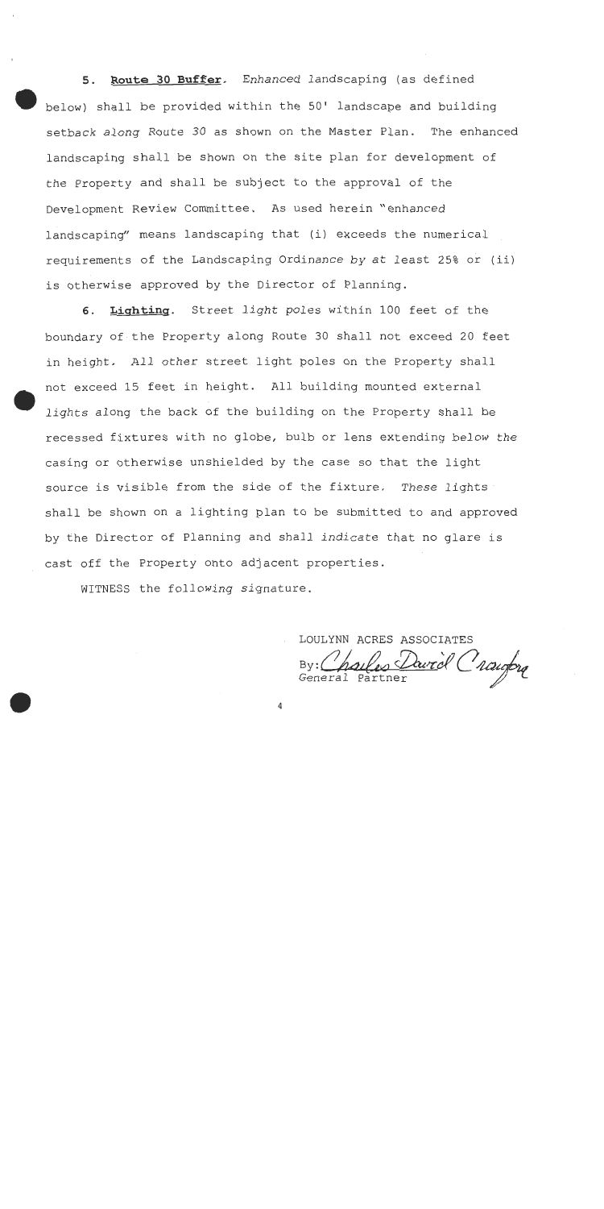5. **Route 30 Buffer.** Enhanced landscaping (as defined below) shall be provided within the 50' landscape and building setback along Route 30 as shown on the Master Plan. The enhanced landscaping shall be shown on the site plan for development of the Property and shall be subject to the approval of the Development Review Committee. As used herein "enhanced landscaping" means landscaping that (i) exceeds the numerical requirements of the Landscaping Ordinance by at least 25% or (ii) is otherwise approved by the Director of Planning.

6. **Lighting.** Street light poles within 100 feet of the boundary of the Property along Route 30 shall not exceed 20 feet in height. All other street light poles on the Property shall not exceed 15 feet in height. All building mounted external lights along the back of the building on the Property shall be recessed fixtures with no globe, bulb or lens extending below the casing or otherwise unshielded by the case so that the light source is visible from the side of the fixture. These lights shall be shown on a lighting plan to be submitted to and approved by the Director of Planning and shall indicate that no glare is cast off the Property onto adjacent properties.

WITNESS the following signature.

LOULYNN ACRES ASSOCIATES

By: Charles David Crawford

General Partner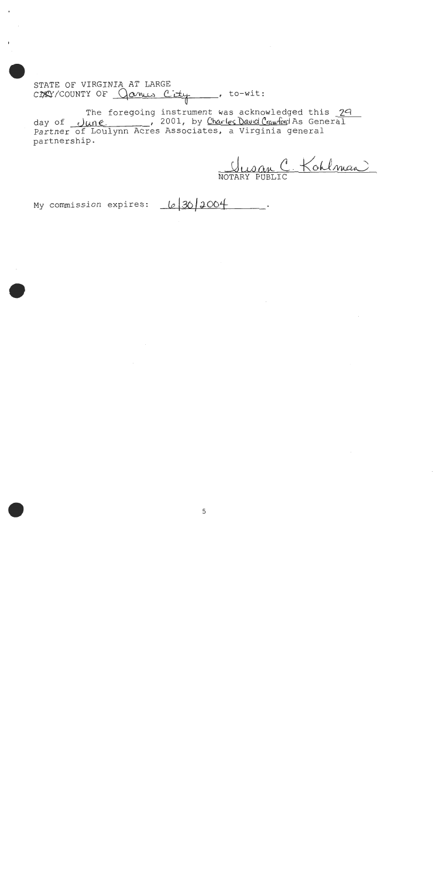STATE OF VIRGINIA AT LARGE
~~CITY~~/COUNTY OF James City, to-wit:

The foregoing instrument was acknowledged this 29 day of June, 2001, by Charles David Crawford As General Partner of Loulynn Acres Associates, a Virginia general partnership.

Susan C. Kohlman
NOTARY PUBLIC

My commission expires: 6/30/2004.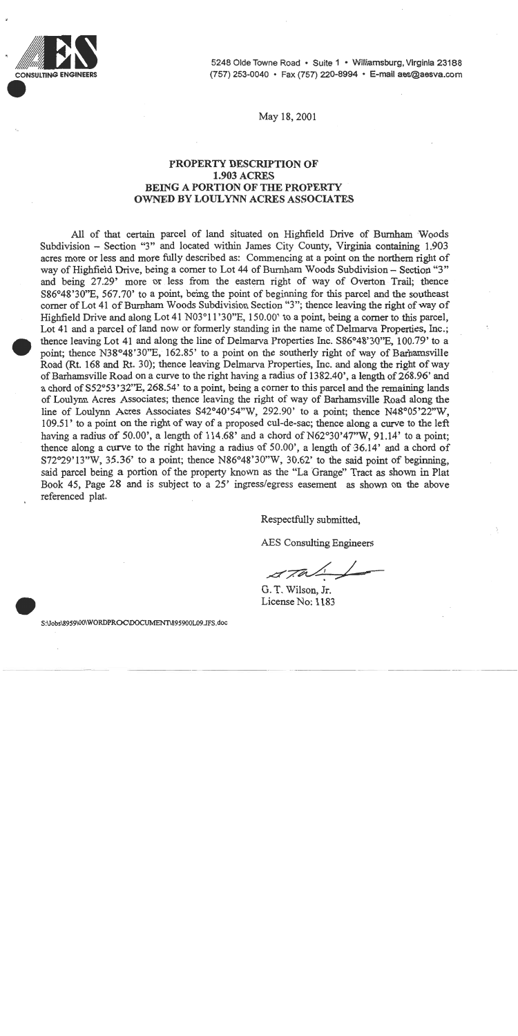CONSULTING ENGINEERS

5248 Olde Towne Road • Suite 1 • Williamsburg, Virginia 23188
(757) 253-0040 • Fax (757) 220-8994 • E-mail aes@aesva.com

May 18, 2001

## PROPERTY DESCRIPTION OF 1.903 ACRES BEING A PORTION OF THE PROPERTY OWNED BY LOULYNN ACRES ASSOCIATES

All of that certain parcel of land situated on Highfield Drive of Burnham Woods Subdivision – Section "3" and located within James City County, Virginia containing 1.903 acres more or less and more fully described as: Commencing at a point on the northern right of way of Highfield Drive, being a corner to Lot 44 of Burnham Woods Subdivision – Section "3" and being 27.29' more or less from the eastern right of way of Overton Trail; thence S86°48'30"E, 567.70' to a point, being the point of beginning for this parcel and the southeast corner of Lot 41 of Burnham Woods Subdivision Section "3"; thence leaving the right of way of Highfield Drive and along Lot 41 N03°11'30"E, 150.00' to a point, being a corner to this parcel, Lot 41 and a parcel of land now or formerly standing in the name of Delmarva Properties, Inc.; thence leaving Lot 41 and along the line of Delmarva Properties Inc. S86°48'30"E, 100.79' to a point; thence N38°48'30"E, 162.85' to a point on the southerly right of way of Barhamsville Road (Rt. 168 and Rt. 30); thence leaving Delmarva Properties, Inc. and along the right of way of Barhamsville Road on a curve to the right having a radius of 1382.40', a length of 268.96' and a chord of S52°53'32"E, 268.54' to a point, being a corner to this parcel and the remaining lands of Loulynn Acres Associates; thence leaving the right of way of Barhamsville Road along the line of Loulynn Acres Associates S42°40'54"W, 292.90' to a point; thence N48°05'22"W, 109.51' to a point on the right of way of a proposed cul-de-sac; thence along a curve to the left having a radius of 50.00', a length of 114.68' and a chord of N62°30'47"W, 91.14' to a point; thence along a curve to the right having a radius of 50.00', a length of 36.14' and a chord of S72°29'13"W, 35.36' to a point; thence N86°48'30"W, 30.62' to the said point of beginning, said parcel being a portion of the property known as the "La Grange" Tract as shown in Plat Book 45, Page 28 and is subject to a 25' ingress/egress easement as shown on the above referenced plat.

Respectfully submitted,

AES Consulting Engineers

G. T. Wilson, Jr.
License No: 1183

S:\Jobs\8959\00\WORDPROC\DOCUMENT\895900L09.JFS.doc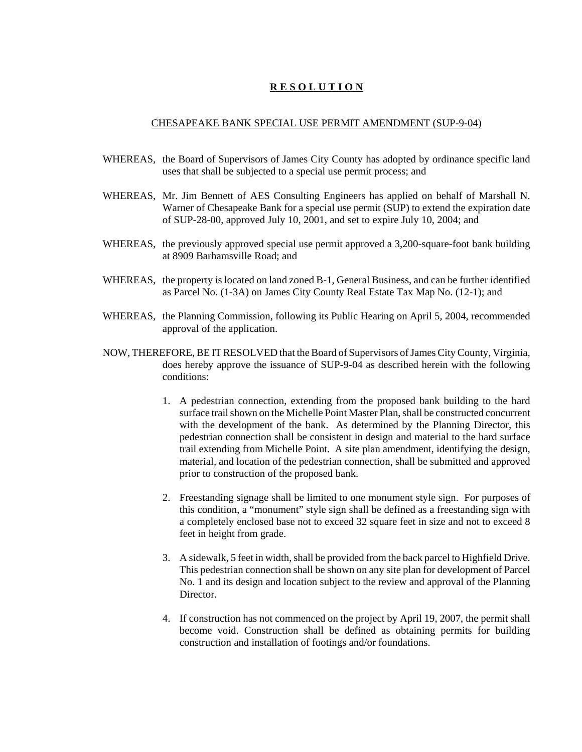# **R E S O L U T I O N**

CHESAPEAKE BANK SPECIAL USE PERMIT AMENDMENT (SUP-9-04)

WHEREAS, the Board of Supervisors of James City County has adopted by ordinance specific land uses that shall be subjected to a special use permit process; and

WHEREAS, Mr. Jim Bennett of AES Consulting Engineers has applied on behalf of Marshall N. Warner of Chesapeake Bank for a special use permit (SUP) to extend the expiration date of SUP-28-00, approved July 10, 2001, and set to expire July 10, 2004; and

WHEREAS, the previously approved special use permit approved a 3,200-square-foot bank building at 8909 Barhamsville Road; and

WHEREAS, the property is located on land zoned B-1, General Business, and can be further identified as Parcel No. (1-3A) on James City County Real Estate Tax Map No. (12-1); and

WHEREAS, the Planning Commission, following its Public Hearing on April 5, 2004, recommended approval of the application.

NOW, THEREFORE, BE IT RESOLVED that the Board of Supervisors of James City County, Virginia, does hereby approve the issuance of SUP-9-04 as described herein with the following conditions:

1. A pedestrian connection, extending from the proposed bank building to the hard surface trail shown on the Michelle Point Master Plan, shall be constructed concurrent with the development of the bank. As determined by the Planning Director, this pedestrian connection shall be consistent in design and material to the hard surface trail extending from Michelle Point. A site plan amendment, identifying the design, material, and location of the pedestrian connection, shall be submitted and approved prior to construction of the proposed bank.

2. Freestanding signage shall be limited to one monument style sign. For purposes of this condition, a "monument" style sign shall be defined as a freestanding sign with a completely enclosed base not to exceed 32 square feet in size and not to exceed 8 feet in height from grade.

3. A sidewalk, 5 feet in width, shall be provided from the back parcel to Highfield Drive. This pedestrian connection shall be shown on any site plan for development of Parcel No. 1 and its design and location subject to the review and approval of the Planning Director.

4. If construction has not commenced on the project by April 19, 2007, the permit shall become void. Construction shall be defined as obtaining permits for building construction and installation of footings and/or foundations.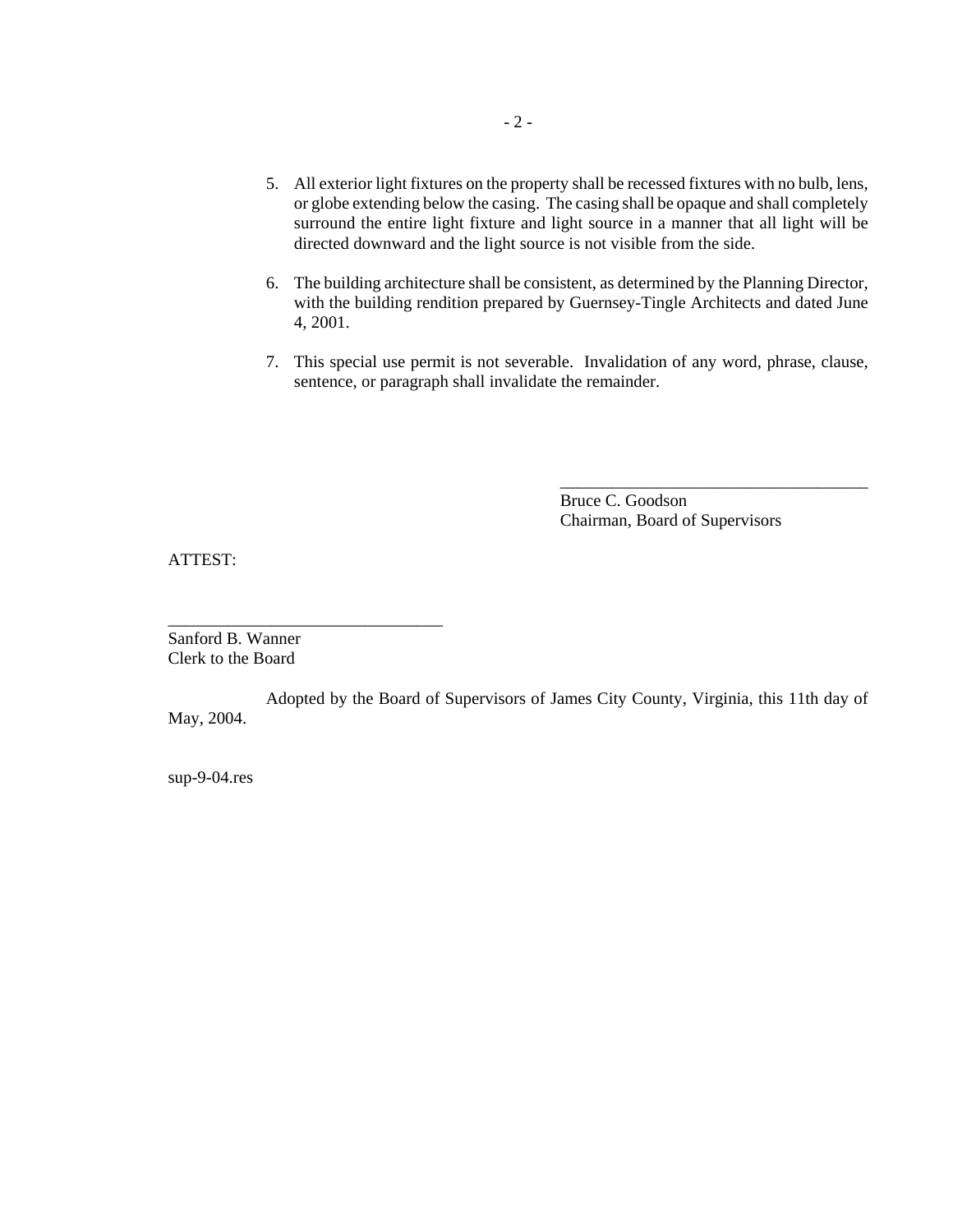5. All exterior light fixtures on the property shall be recessed fixtures with no bulb, lens, or globe extending below the casing. The casing shall be opaque and shall completely surround the entire light fixture and light source in a manner that all light will be directed downward and the light source is not visible from the side.

6. The building architecture shall be consistent, as determined by the Planning Director, with the building rendition prepared by Guernsey-Tingle Architects and dated June 4, 2001.

7. This special use permit is not severable. Invalidation of any word, phrase, clause, sentence, or paragraph shall invalidate the remainder.

_____________________________________
Bruce C. Goodson
Chairman, Board of Supervisors

ATTEST:

________________________________
Sanford B. Wanner
Clerk to the Board

Adopted by the Board of Supervisors of James City County, Virginia, this 11th day of May, 2004.

sup-9-04.res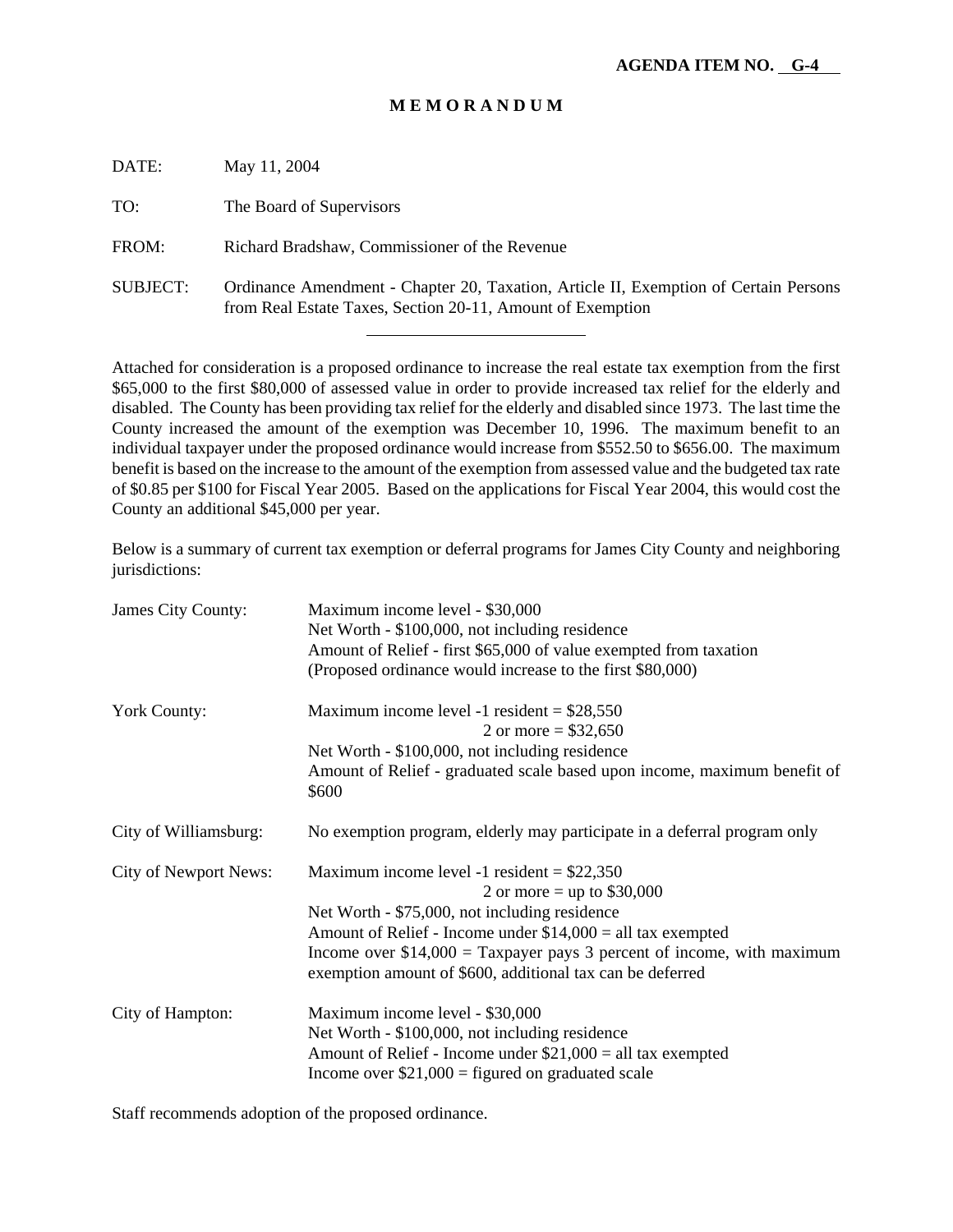**AGENDA ITEM NO. G-4**

# MEMORANDUM

DATE: May 11, 2004

TO: The Board of Supervisors

FROM: Richard Bradshaw, Commissioner of the Revenue

SUBJECT: Ordinance Amendment - Chapter 20, Taxation, Article II, Exemption of Certain Persons from Real Estate Taxes, Section 20-11, Amount of Exemption

---

Attached for consideration is a proposed ordinance to increase the real estate tax exemption from the first $65,000 to the first $80,000 of assessed value in order to provide increased tax relief for the elderly and disabled. The County has been providing tax relief for the elderly and disabled since 1973. The last time the County increased the amount of the exemption was December 10, 1996. The maximum benefit to an individual taxpayer under the proposed ordinance would increase from $552.50 to $656.00. The maximum benefit is based on the increase to the amount of the exemption from assessed value and the budgeted tax rate of $0.85 per $100 for Fiscal Year 2005. Based on the applications for Fiscal Year 2004, this would cost the County an additional $45,000 per year.

Below is a summary of current tax exemption or deferral programs for James City County and neighboring jurisdictions:

| | |
|---|---|
| James City County: | Maximum income level - $30,000<br>Net Worth - $100,000, not including residence<br>Amount of Relief - first $65,000 of value exempted from taxation<br>(Proposed ordinance would increase to the first $80,000) |
| York County: | Maximum income level -1 resident = $28,550<br>2 or more = $32,650<br>Net Worth - $100,000, not including residence<br>Amount of Relief - graduated scale based upon income, maximum benefit of $600 |
| City of Williamsburg: | No exemption program, elderly may participate in a deferral program only |
| City of Newport News: | Maximum income level -1 resident = $22,350<br>2 or more = up to $30,000<br>Net Worth - $75,000, not including residence<br>Amount of Relief - Income under $14,000 = all tax exempted<br>Income over $14,000 = Taxpayer pays 3 percent of income, with maximum exemption amount of $600, additional tax can be deferred |
| City of Hampton: | Maximum income level - $30,000<br>Net Worth - $100,000, not including residence<br>Amount of Relief - Income under $21,000 = all tax exempted<br>Income over $21,000 = figured on graduated scale |

Staff recommends adoption of the proposed ordinance.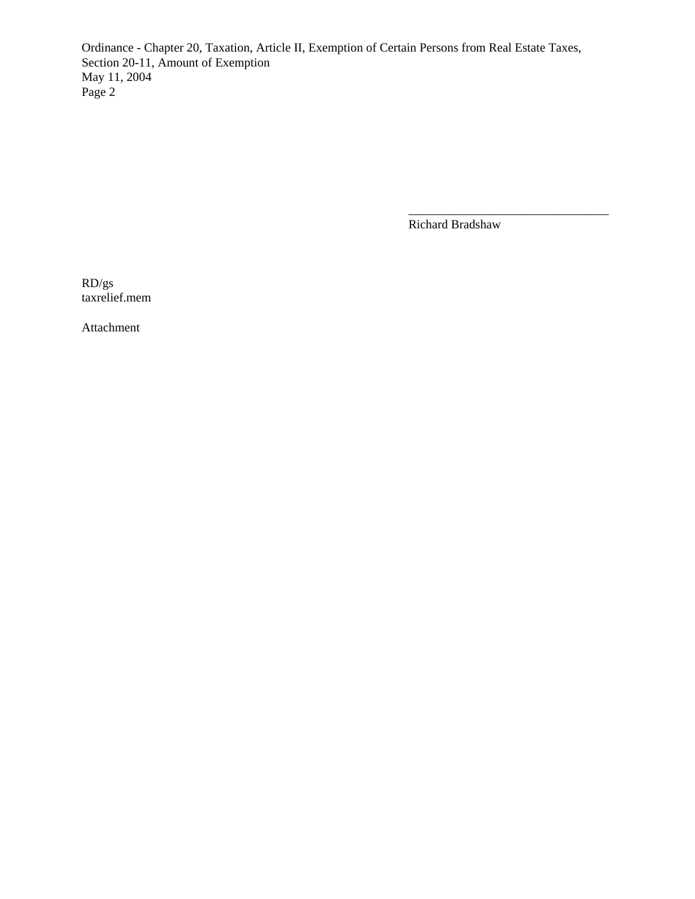\_\_\_\_\_\_\_\_\_\_\_\_\_\_\_\_\_\_\_\_\_\_\_\_\_\_\_\_\_\_\_\_

Richard Bradshaw

RD/gs
taxrelief.mem

Attachment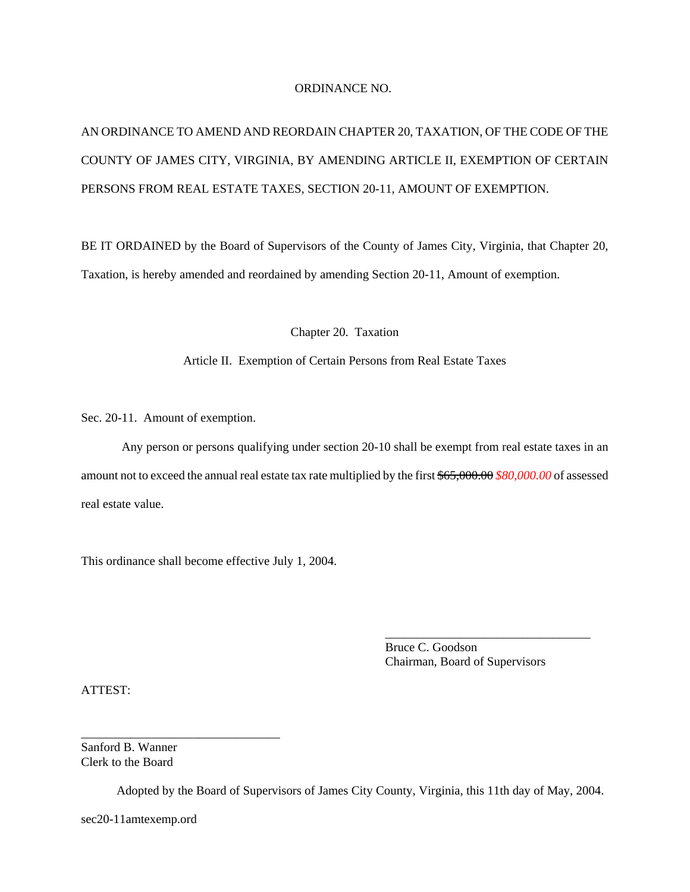ORDINANCE NO.

AN ORDINANCE TO AMEND AND REORDAIN CHAPTER 20, TAXATION, OF THE CODE OF THE COUNTY OF JAMES CITY, VIRGINIA, BY AMENDING ARTICLE II, EXEMPTION OF CERTAIN PERSONS FROM REAL ESTATE TAXES, SECTION 20-11, AMOUNT OF EXEMPTION.

BE IT ORDAINED by the Board of Supervisors of the County of James City, Virginia, that Chapter 20, Taxation, is hereby amended and reordained by amending Section 20-11, Amount of exemption.

Chapter 20. Taxation

Article II. Exemption of Certain Persons from Real Estate Taxes

Sec. 20-11. Amount of exemption.

Any person or persons qualifying under section 20-10 shall be exempt from real estate taxes in an amount not to exceed the annual real estate tax rate multiplied by the first ~~$65,000.00~~ *$80,000.00* of assessed real estate value.

This ordinance shall become effective July 1, 2004.

\_\_\_\_\_\_\_\_\_\_\_\_\_\_\_\_\_\_\_\_\_\_\_\_\_\_\_\_\_\_\_\_\_\_
Bruce C. Goodson
Chairman, Board of Supervisors

ATTEST:

\_\_\_\_\_\_\_\_\_\_\_\_\_\_\_\_\_\_\_\_\_\_\_\_\_\_\_\_\_\_\_\_\_\_
Sanford B. Wanner
Clerk to the Board

Adopted by the Board of Supervisors of James City County, Virginia, this 11th day of May, 2004.

sec20-11amtexemp.ord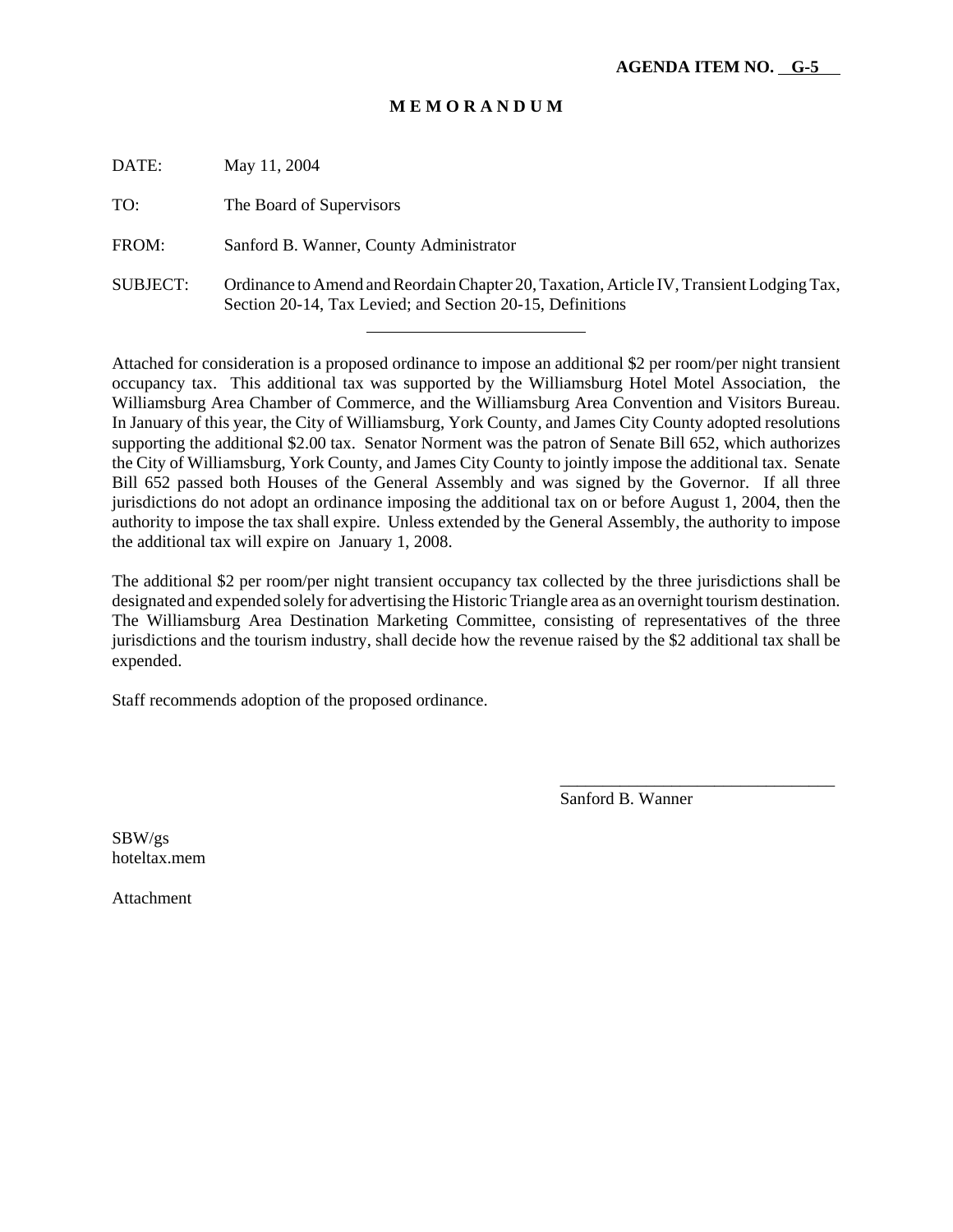**AGENDA ITEM NO. G-5**

# M E M O R A N D U M

DATE: May 11, 2004

TO: The Board of Supervisors

FROM: Sanford B. Wanner, County Administrator

SUBJECT: Ordinance to Amend and Reordain Chapter 20, Taxation, Article IV, Transient Lodging Tax, Section 20-14, Tax Levied; and Section 20-15, Definitions

---

Attached for consideration is a proposed ordinance to impose an additional $2 per room/per night transient occupancy tax. This additional tax was supported by the Williamsburg Hotel Motel Association, the Williamsburg Area Chamber of Commerce, and the Williamsburg Area Convention and Visitors Bureau. In January of this year, the City of Williamsburg, York County, and James City County adopted resolutions supporting the additional $2.00 tax. Senator Norment was the patron of Senate Bill 652, which authorizes the City of Williamsburg, York County, and James City County to jointly impose the additional tax. Senate Bill 652 passed both Houses of the General Assembly and was signed by the Governor. If all three jurisdictions do not adopt an ordinance imposing the additional tax on or before August 1, 2004, then the authority to impose the tax shall expire. Unless extended by the General Assembly, the authority to impose the additional tax will expire on January 1, 2008.

The additional $2 per room/per night transient occupancy tax collected by the three jurisdictions shall be designated and expended solely for advertising the Historic Triangle area as an overnight tourism destination. The Williamsburg Area Destination Marketing Committee, consisting of representatives of the three jurisdictions and the tourism industry, shall decide how the revenue raised by the $2 additional tax shall be expended.

Staff recommends adoption of the proposed ordinance.

\_\_\_\_\_\_\_\_\_\_\_\_\_\_\_\_\_\_\_\_\_\_\_\_\_\_\_\_\_\_\_\_

Sanford B. Wanner

SBW/gs
hoteltax.mem

Attachment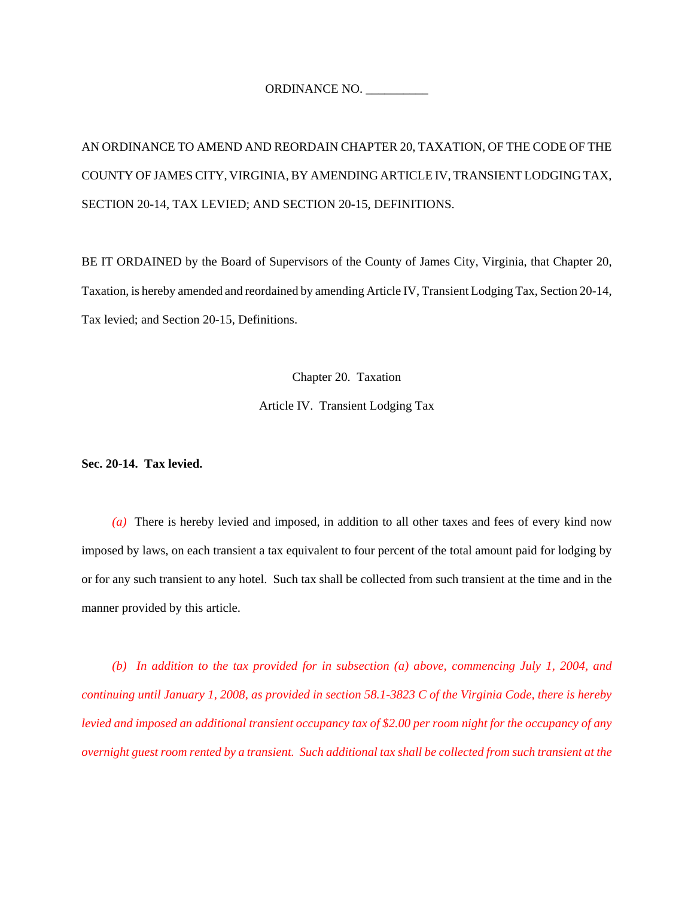ORDINANCE NO. __________

AN ORDINANCE TO AMEND AND REORDAIN CHAPTER 20, TAXATION, OF THE CODE OF THE COUNTY OF JAMES CITY, VIRGINIA, BY AMENDING ARTICLE IV, TRANSIENT LODGING TAX, SECTION 20-14, TAX LEVIED; AND SECTION 20-15, DEFINITIONS.

BE IT ORDAINED by the Board of Supervisors of the County of James City, Virginia, that Chapter 20, Taxation, is hereby amended and reordained by amending Article IV, Transient Lodging Tax, Section 20-14, Tax levied; and Section 20-15, Definitions.

Chapter 20. Taxation

Article IV. Transient Lodging Tax

**Sec. 20-14. Tax levied.**

*(a)* There is hereby levied and imposed, in addition to all other taxes and fees of every kind now imposed by laws, on each transient a tax equivalent to four percent of the total amount paid for lodging by or for any such transient to any hotel. Such tax shall be collected from such transient at the time and in the manner provided by this article.

*(b) In addition to the tax provided for in subsection (a) above, commencing July 1, 2004, and continuing until January 1, 2008, as provided in section 58.1-3823 C of the Virginia Code, there is hereby levied and imposed an additional transient occupancy tax of $2.00 per room night for the occupancy of any overnight guest room rented by a transient. Such additional tax shall be collected from such transient at the*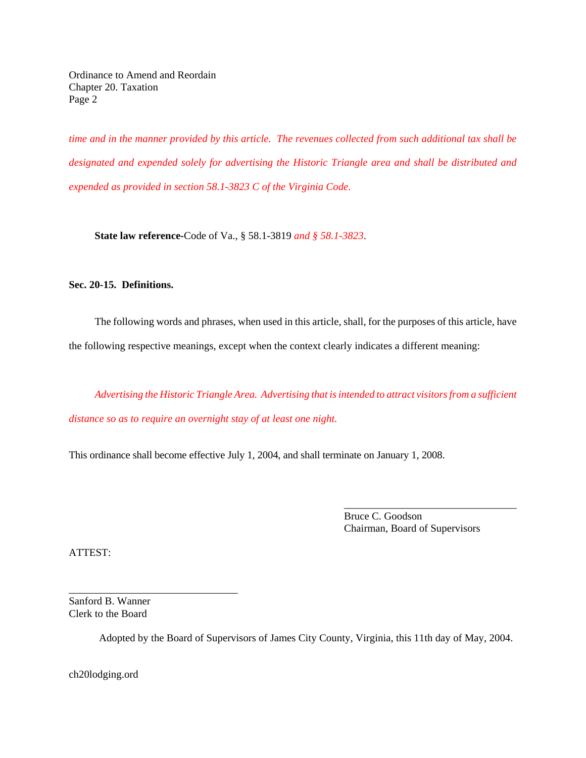*time and in the manner provided by this article. The revenues collected from such additional tax shall be designated and expended solely for advertising the Historic Triangle area and shall be distributed and expended as provided in section 58.1-3823 C of the Virginia Code.*

**State law reference-**Code of Va., § 58.1-3819 *and § 58.1-3823*.

**Sec. 20-15. Definitions.**

The following words and phrases, when used in this article, shall, for the purposes of this article, have the following respective meanings, except when the context clearly indicates a different meaning:

*Advertising the Historic Triangle Area. Advertising that is intended to attract visitors from a sufficient distance so as to require an overnight stay of at least one night.*

This ordinance shall become effective July 1, 2004, and shall terminate on January 1, 2008.

\_\_\_\_\_\_\_\_\_\_\_\_\_\_\_\_\_\_\_\_\_\_\_\_\_\_\_\_\_\_\_\_
Bruce C. Goodson
Chairman, Board of Supervisors

ATTEST:

\_\_\_\_\_\_\_\_\_\_\_\_\_\_\_\_\_\_\_\_\_\_\_\_\_\_\_\_\_\_\_\_
Sanford B. Wanner
Clerk to the Board

Adopted by the Board of Supervisors of James City County, Virginia, this 11th day of May, 2004.

ch20lodging.ord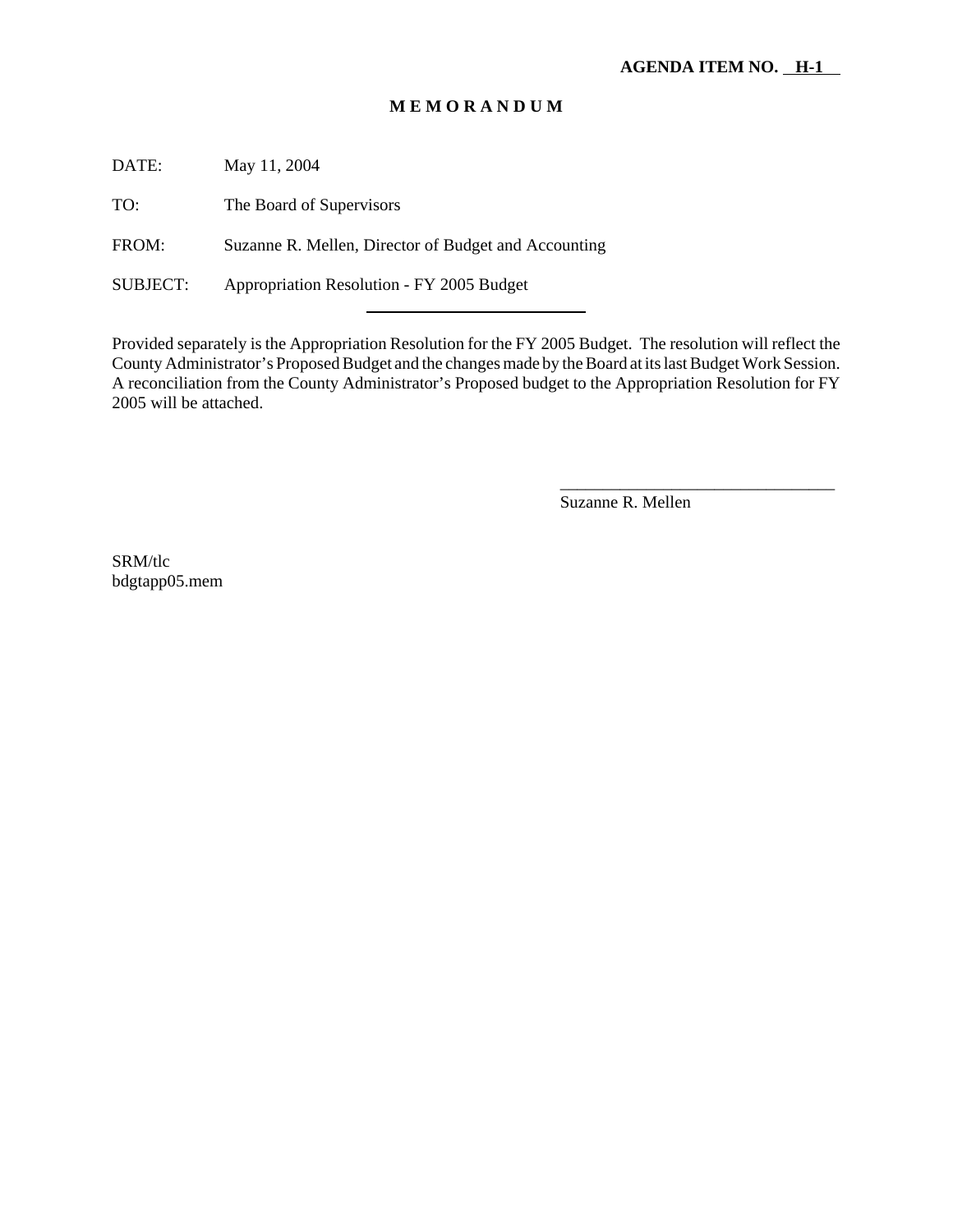**AGENDA ITEM NO. H-1**

# M E M O R A N D U M

DATE: May 11, 2004

TO: The Board of Supervisors

FROM: Suzanne R. Mellen, Director of Budget and Accounting

SUBJECT: Appropriation Resolution - FY 2005 Budget

---

Provided separately is the Appropriation Resolution for the FY 2005 Budget. The resolution will reflect the County Administrator's Proposed Budget and the changes made by the Board at its last Budget Work Session. A reconciliation from the County Administrator's Proposed budget to the Appropriation Resolution for FY 2005 will be attached.

\_\_\_\_\_\_\_\_\_\_\_\_\_\_\_\_\_\_\_\_\_\_\_\_\_\_\_\_\_\_\_\_\_\_
Suzanne R. Mellen

SRM/tlc
bdgtapp05.mem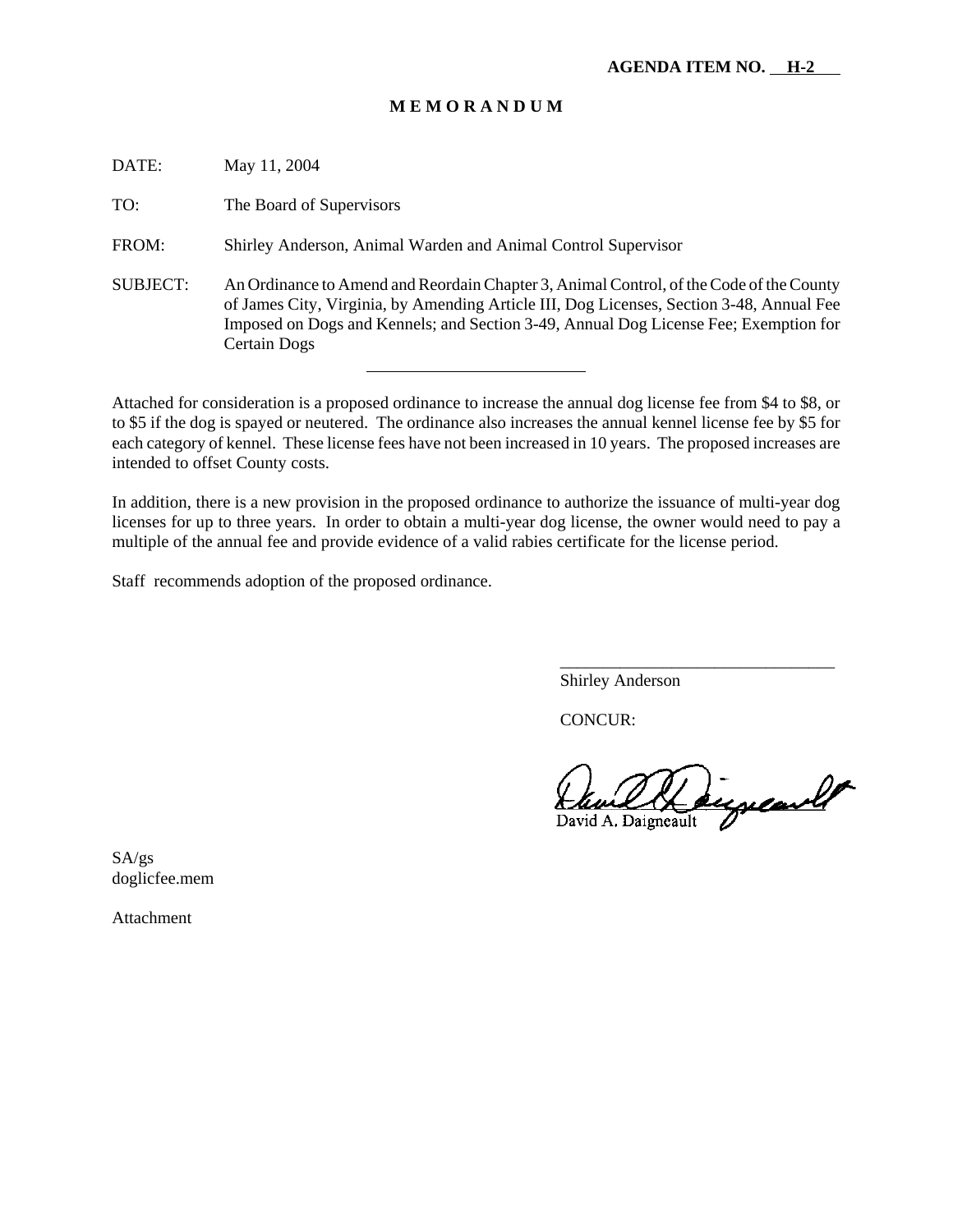**AGENDA ITEM NO. H-2**

**M E M O R A N D U M**

DATE: May 11, 2004

TO: The Board of Supervisors

FROM: Shirley Anderson, Animal Warden and Animal Control Supervisor

SUBJECT: An Ordinance to Amend and Reordain Chapter 3, Animal Control, of the Code of the County of James City, Virginia, by Amending Article III, Dog Licenses, Section 3-48, Annual Fee Imposed on Dogs and Kennels; and Section 3-49, Annual Dog License Fee; Exemption for Certain Dogs

---

Attached for consideration is a proposed ordinance to increase the annual dog license fee from $4 to $8, or to $5 if the dog is spayed or neutered. The ordinance also increases the annual kennel license fee by $5 for each category of kennel. These license fees have not been increased in 10 years. The proposed increases are intended to offset County costs.

In addition, there is a new provision in the proposed ordinance to authorize the issuance of multi-year dog licenses for up to three years. In order to obtain a multi-year dog license, the owner would need to pay a multiple of the annual fee and provide evidence of a valid rabies certificate for the license period.

Staff recommends adoption of the proposed ordinance.

Shirley Anderson

CONCUR:

David A. Daigneault

SA/gs
doglicfee.mem

Attachment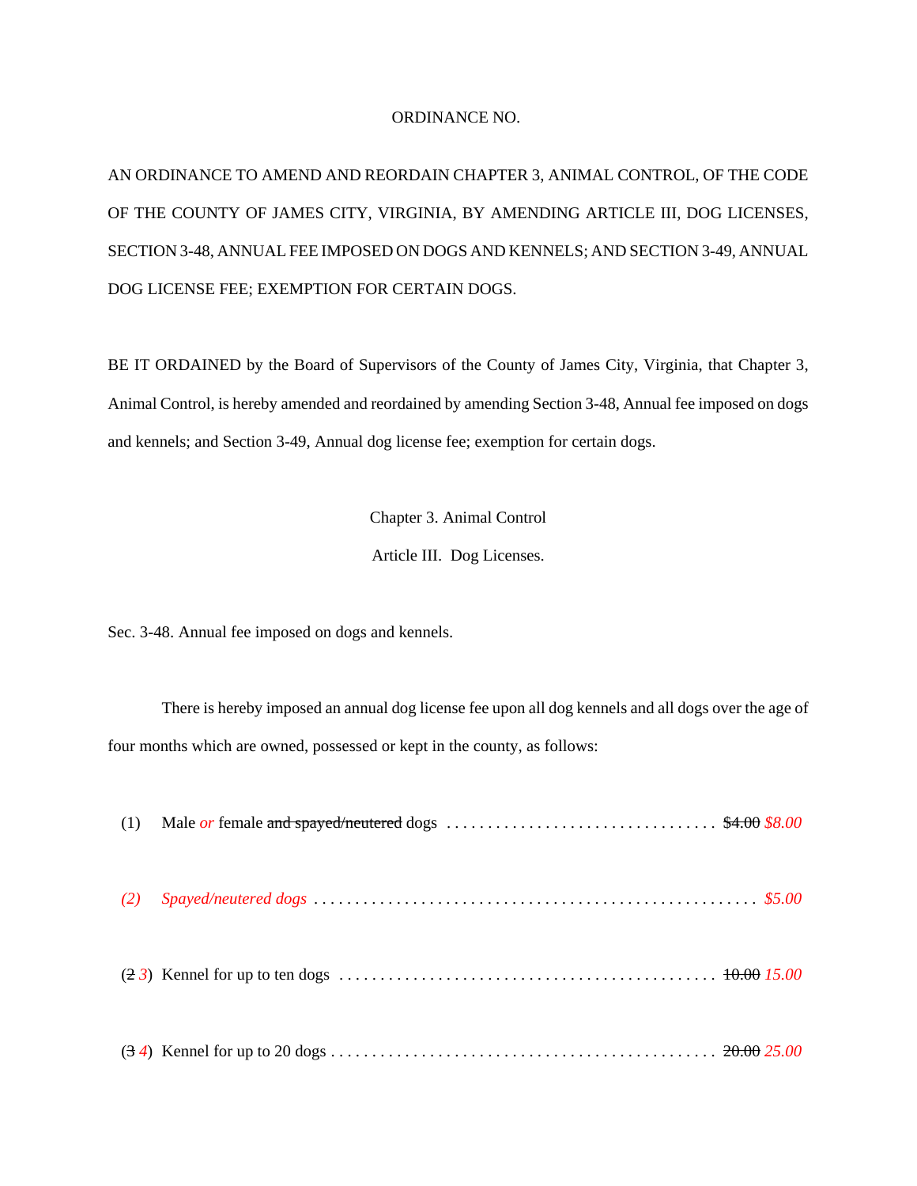ORDINANCE NO.

AN ORDINANCE TO AMEND AND REORDAIN CHAPTER 3, ANIMAL CONTROL, OF THE CODE OF THE COUNTY OF JAMES CITY, VIRGINIA, BY AMENDING ARTICLE III, DOG LICENSES, SECTION 3-48, ANNUAL FEE IMPOSED ON DOGS AND KENNELS; AND SECTION 3-49, ANNUAL DOG LICENSE FEE; EXEMPTION FOR CERTAIN DOGS.

BE IT ORDAINED by the Board of Supervisors of the County of James City, Virginia, that Chapter 3, Animal Control, is hereby amended and reordained by amending Section 3-48, Annual fee imposed on dogs and kennels; and Section 3-49, Annual dog license fee; exemption for certain dogs.

Chapter 3. Animal Control

Article III. Dog Licenses.

Sec. 3-48. Annual fee imposed on dogs and kennels.

There is hereby imposed an annual dog license fee upon all dog kennels and all dogs over the age of four months which are owned, possessed or kept in the county, as follows:

(1) Male *or* female ~~and spayed/neutered~~ dogs . . . . . . . . . . . . . . . . . . . . . . . . . . . . . . . . . ~~$4.00~~ *$8.00*

*(2) Spayed/neutered dogs . . . . . . . . . . . . . . . . . . . . . . . . . . . . . . . . . . . . . . . . . . . . . . . . . . . . . $5.00*

(~~2~~ *3*) Kennel for up to ten dogs . . . . . . . . . . . . . . . . . . . . . . . . . . . . . . . . . . . . . . . . . . . . . ~~10.00~~ *15.00*

(~~3~~ *4*) Kennel for up to 20 dogs . . . . . . . . . . . . . . . . . . . . . . . . . . . . . . . . . . . . . . . . . . . . . . ~~20.00~~ *25.00*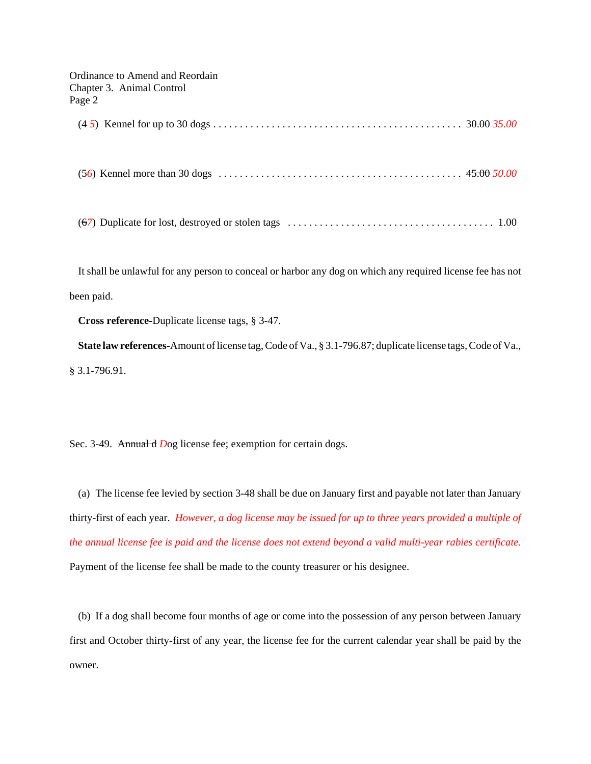(~~4~~ *5*) Kennel for up to 30 dogs . . . . . . . . . . . . . . . . . . . . . . . . . . . . . . . . . . . . . . . . . . . . . . . ~~30.00~~ *35.00*

(~~5~~*6*) Kennel more than 30 dogs . . . . . . . . . . . . . . . . . . . . . . . . . . . . . . . . . . . . . . . . . . . . . . . ~~45.00~~ *50.00*

(~~6~~*7*) Duplicate for lost, destroyed or stolen tags . . . . . . . . . . . . . . . . . . . . . . . . . . . . . . . . . . . . . . . 1.00

It shall be unlawful for any person to conceal or harbor any dog on which any required license fee has not been paid.

**Cross reference-**Duplicate license tags, § 3-47.

**State law references-**Amount of license tag, Code of Va., § 3.1-796.87; duplicate license tags, Code of Va., § 3.1-796.91.

Sec. 3-49. ~~Annual d~~ *D*og license fee; exemption for certain dogs.

(a) The license fee levied by section 3-48 shall be due on January first and payable not later than January thirty-first of each year. *However, a dog license may be issued for up to three years provided a multiple of the annual license fee is paid and the license does not extend beyond a valid multi-year rabies certificate.* Payment of the license fee shall be made to the county treasurer or his designee.

(b) If a dog shall become four months of age or come into the possession of any person between January first and October thirty-first of any year, the license fee for the current calendar year shall be paid by the owner.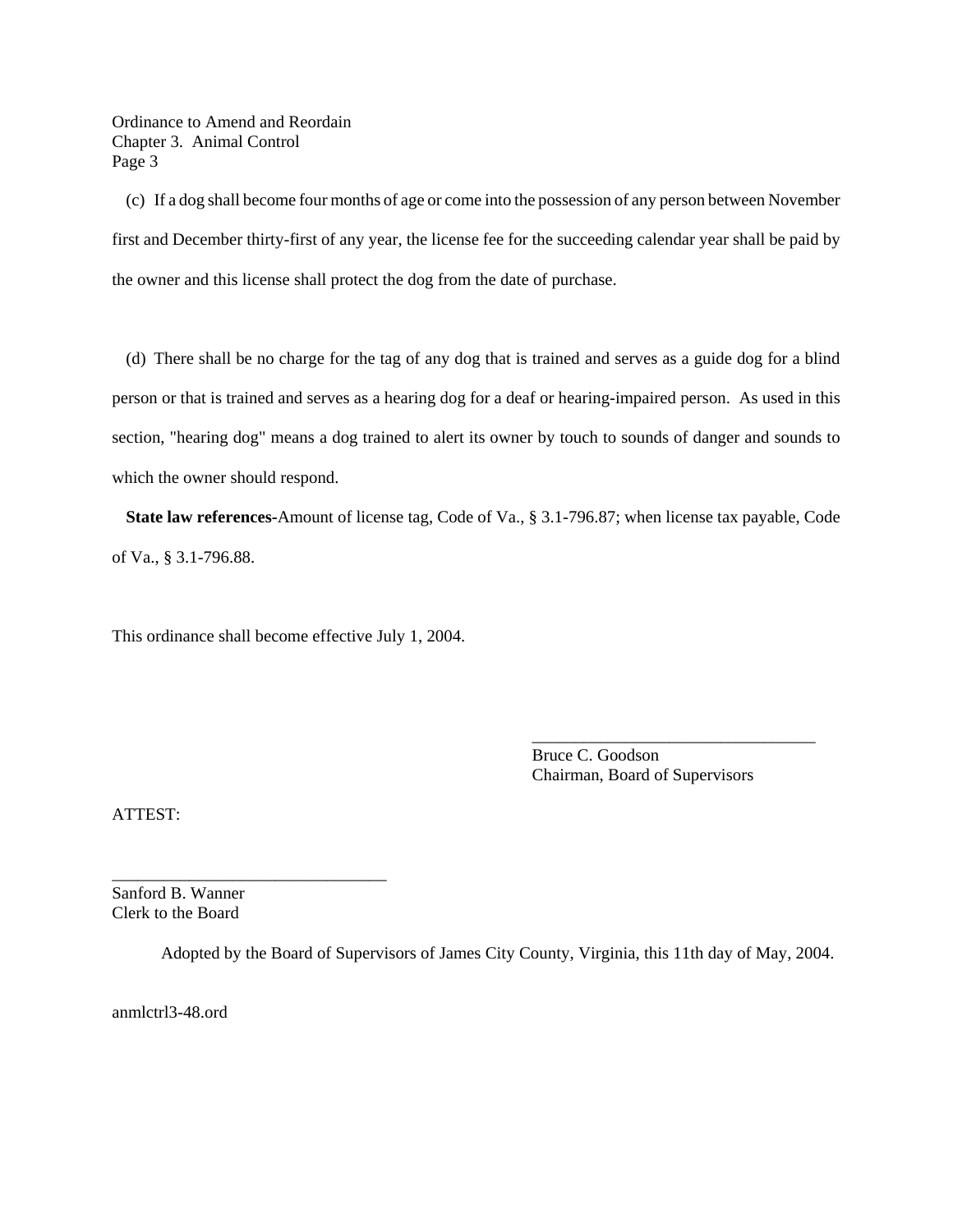(c) If a dog shall become four months of age or come into the possession of any person between November first and December thirty-first of any year, the license fee for the succeeding calendar year shall be paid by the owner and this license shall protect the dog from the date of purchase.

(d) There shall be no charge for the tag of any dog that is trained and serves as a guide dog for a blind person or that is trained and serves as a hearing dog for a deaf or hearing-impaired person. As used in this section, "hearing dog" means a dog trained to alert its owner by touch to sounds of danger and sounds to which the owner should respond.

**State law references-**Amount of license tag, Code of Va., § 3.1-796.87; when license tax payable, Code of Va., § 3.1-796.88.

This ordinance shall become effective July 1, 2004.

\_\_\_\_\_\_\_\_\_\_\_\_\_\_\_\_\_\_\_\_\_\_\_\_\_\_\_\_\_\_\_\_\_\_\_
Bruce C. Goodson
Chairman, Board of Supervisors

ATTEST:

\_\_\_\_\_\_\_\_\_\_\_\_\_\_\_\_\_\_\_\_\_\_\_\_\_\_\_\_\_\_\_\_\_\_
Sanford B. Wanner
Clerk to the Board

Adopted by the Board of Supervisors of James City County, Virginia, this 11th day of May, 2004.

anmlctrl3-48.ord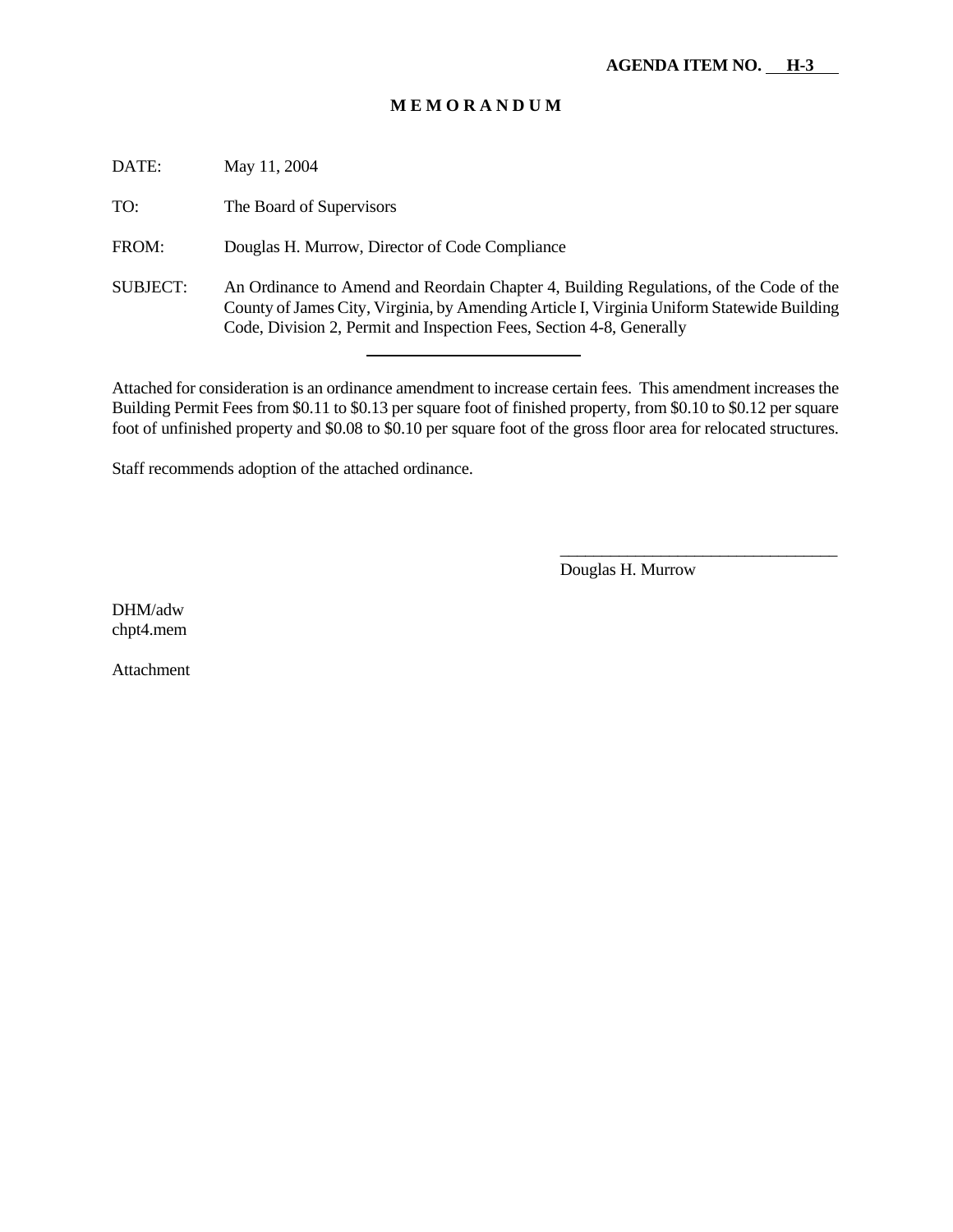**AGENDA ITEM NO. H-3**

# M E M O R A N D U M

DATE: May 11, 2004

TO: The Board of Supervisors

FROM: Douglas H. Murrow, Director of Code Compliance

SUBJECT: An Ordinance to Amend and Reordain Chapter 4, Building Regulations, of the Code of the County of James City, Virginia, by Amending Article I, Virginia Uniform Statewide Building Code, Division 2, Permit and Inspection Fees, Section 4-8, Generally

---

Attached for consideration is an ordinance amendment to increase certain fees. This amendment increases the Building Permit Fees from $0.11 to $0.13 per square foot of finished property, from $0.10 to $0.12 per square foot of unfinished property and $0.08 to $0.10 per square foot of the gross floor area for relocated structures.

Staff recommends adoption of the attached ordinance.

\_\_\_\_\_\_\_\_\_\_\_\_\_\_\_\_\_\_\_\_\_\_\_\_\_\_\_\_\_\_\_\_\_\_

Douglas H. Murrow

DHM/adw
chpt4.mem

Attachment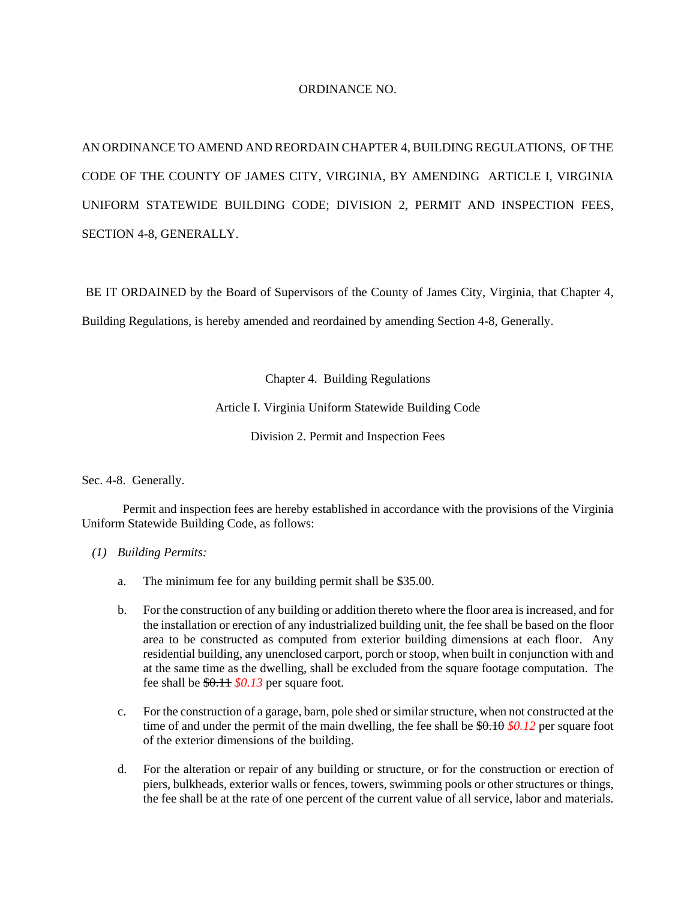ORDINANCE NO.

AN ORDINANCE TO AMEND AND REORDAIN CHAPTER 4, BUILDING REGULATIONS, OF THE CODE OF THE COUNTY OF JAMES CITY, VIRGINIA, BY AMENDING ARTICLE I, VIRGINIA UNIFORM STATEWIDE BUILDING CODE; DIVISION 2, PERMIT AND INSPECTION FEES, SECTION 4-8, GENERALLY.

BE IT ORDAINED by the Board of Supervisors of the County of James City, Virginia, that Chapter 4, Building Regulations, is hereby amended and reordained by amending Section 4-8, Generally.

Chapter 4. Building Regulations

Article I. Virginia Uniform Statewide Building Code

Division 2. Permit and Inspection Fees

Sec. 4-8. Generally.

Permit and inspection fees are hereby established in accordance with the provisions of the Virginia Uniform Statewide Building Code, as follows:

*(1) Building Permits:*

a. The minimum fee for any building permit shall be $35.00.

b. For the construction of any building or addition thereto where the floor area is increased, and for the installation or erection of any industrialized building unit, the fee shall be based on the floor area to be constructed as computed from exterior building dimensions at each floor. Any residential building, any unenclosed carport, porch or stoop, when built in conjunction with and at the same time as the dwelling, shall be excluded from the square footage computation. The fee shall be ~~$0.11~~ *$0.13* per square foot.

c. For the construction of a garage, barn, pole shed or similar structure, when not constructed at the time of and under the permit of the main dwelling, the fee shall be ~~$0.10~~ *$0.12* per square foot of the exterior dimensions of the building.

d. For the alteration or repair of any building or structure, or for the construction or erection of piers, bulkheads, exterior walls or fences, towers, swimming pools or other structures or things, the fee shall be at the rate of one percent of the current value of all service, labor and materials.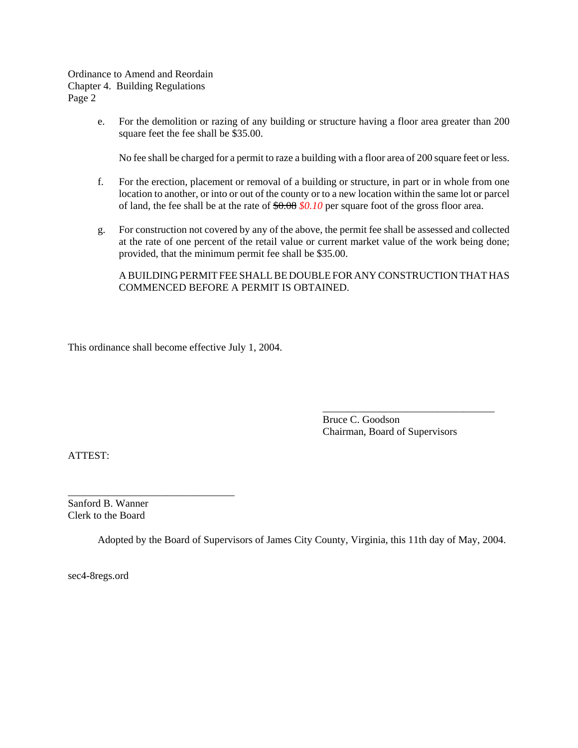e. For the demolition or razing of any building or structure having a floor area greater than 200 square feet the fee shall be $35.00.

   No fee shall be charged for a permit to raze a building with a floor area of 200 square feet or less.

f. For the erection, placement or removal of a building or structure, in part or in whole from one location to another, or into or out of the county or to a new location within the same lot or parcel of land, the fee shall be at the rate of ~~$0.08~~ *$0.10* per square foot of the gross floor area.

g. For construction not covered by any of the above, the permit fee shall be assessed and collected at the rate of one percent of the retail value or current market value of the work being done; provided, that the minimum permit fee shall be $35.00.

   A BUILDING PERMIT FEE SHALL BE DOUBLE FOR ANY CONSTRUCTION THAT HAS COMMENCED BEFORE A PERMIT IS OBTAINED.

This ordinance shall become effective July 1, 2004.

\_\_\_\_\_\_\_\_\_\_\_\_\_\_\_\_\_\_\_\_\_\_\_\_\_\_\_\_\_\_\_\_

Bruce C. Goodson
Chairman, Board of Supervisors

ATTEST:

\_\_\_\_\_\_\_\_\_\_\_\_\_\_\_\_\_\_\_\_\_\_\_\_\_\_\_\_\_\_\_\_

Sanford B. Wanner
Clerk to the Board

Adopted by the Board of Supervisors of James City County, Virginia, this 11th day of May, 2004.

sec4-8regs.ord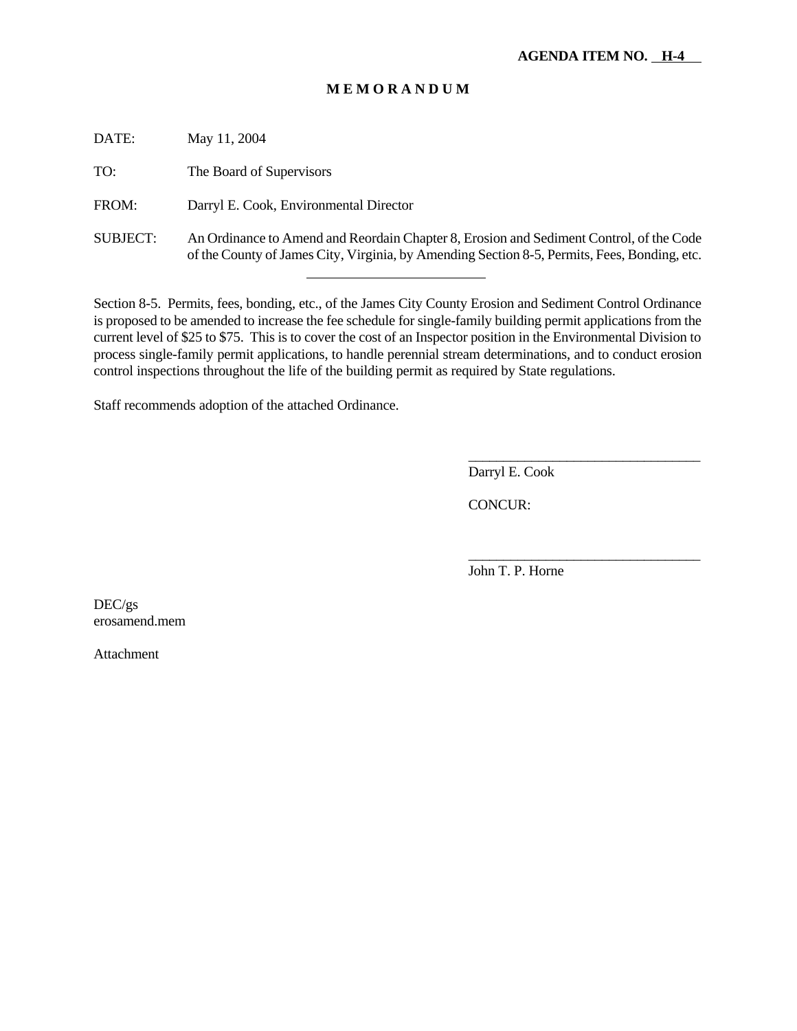**AGENDA ITEM NO. H-4**

**M E M O R A N D U M**

DATE: May 11, 2004

TO: The Board of Supervisors

FROM: Darryl E. Cook, Environmental Director

SUBJECT: An Ordinance to Amend and Reordain Chapter 8, Erosion and Sediment Control, of the Code of the County of James City, Virginia, by Amending Section 8-5, Permits, Fees, Bonding, etc.

---

Section 8-5. Permits, fees, bonding, etc., of the James City County Erosion and Sediment Control Ordinance is proposed to be amended to increase the fee schedule for single-family building permit applications from the current level of $25 to $75. This is to cover the cost of an Inspector position in the Environmental Division to process single-family permit applications, to handle perennial stream determinations, and to conduct erosion control inspections throughout the life of the building permit as required by State regulations.

Staff recommends adoption of the attached Ordinance.

_________________________________
Darryl E. Cook

CONCUR:

_________________________________
John T. P. Horne

DEC/gs
erosamend.mem

Attachment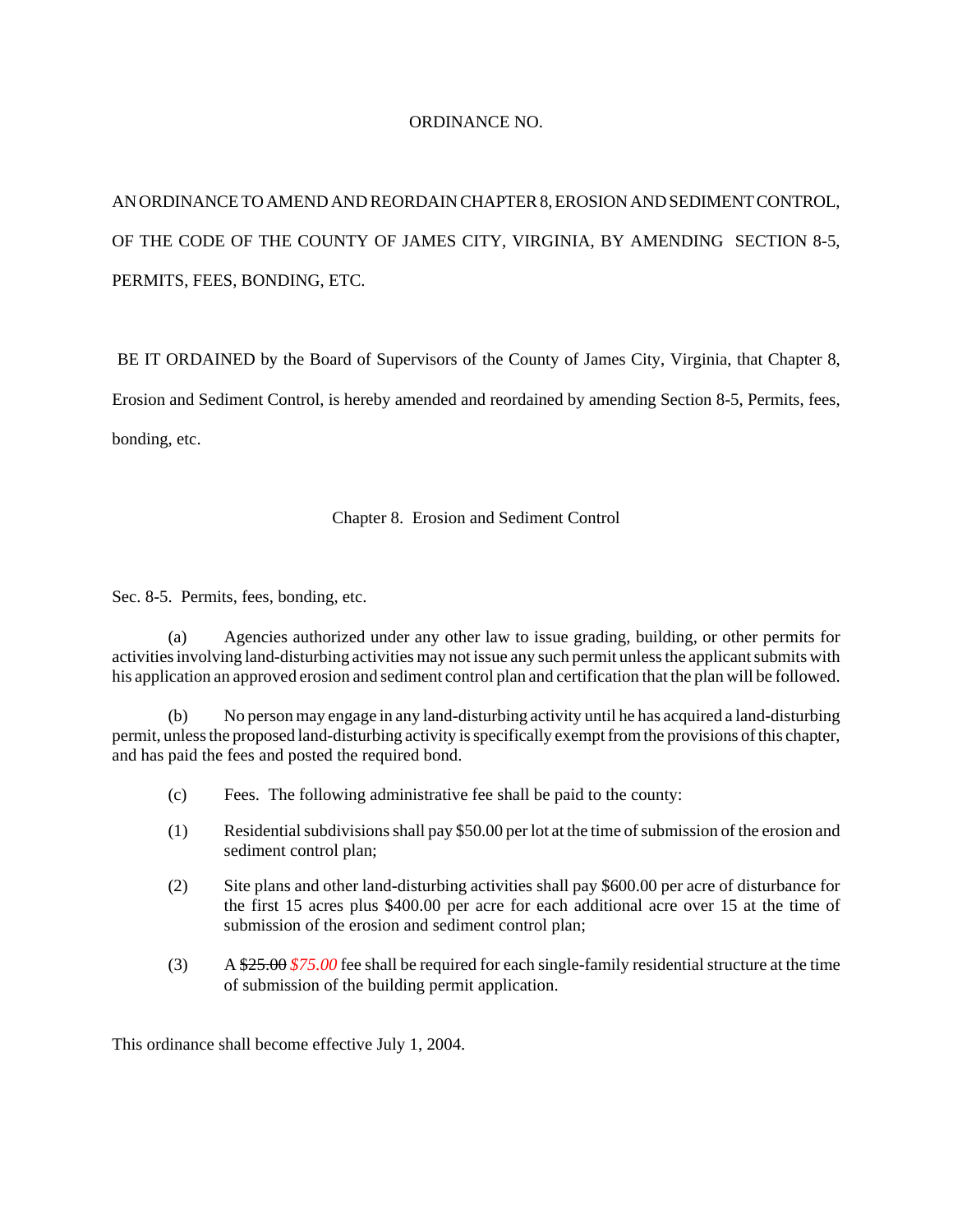ORDINANCE NO.

AN ORDINANCE TO AMEND AND REORDAIN CHAPTER 8, EROSION AND SEDIMENT CONTROL, OF THE CODE OF THE COUNTY OF JAMES CITY, VIRGINIA, BY AMENDING SECTION 8-5, PERMITS, FEES, BONDING, ETC.

BE IT ORDAINED by the Board of Supervisors of the County of James City, Virginia, that Chapter 8, Erosion and Sediment Control, is hereby amended and reordained by amending Section 8-5, Permits, fees, bonding, etc.

Chapter 8. Erosion and Sediment Control

Sec. 8-5. Permits, fees, bonding, etc.

(a) Agencies authorized under any other law to issue grading, building, or other permits for activities involving land-disturbing activities may not issue any such permit unless the applicant submits with his application an approved erosion and sediment control plan and certification that the plan will be followed.

(b) No person may engage in any land-disturbing activity until he has acquired a land-disturbing permit, unless the proposed land-disturbing activity is specifically exempt from the provisions of this chapter, and has paid the fees and posted the required bond.

(c) Fees. The following administrative fee shall be paid to the county:

(1) Residential subdivisions shall pay $50.00 per lot at the time of submission of the erosion and sediment control plan;

(2) Site plans and other land-disturbing activities shall pay $600.00 per acre of disturbance for the first 15 acres plus $400.00 per acre for each additional acre over 15 at the time of submission of the erosion and sediment control plan;

(3) A ~~$25.00~~ *$75.00* fee shall be required for each single-family residential structure at the time of submission of the building permit application.

This ordinance shall become effective July 1, 2004.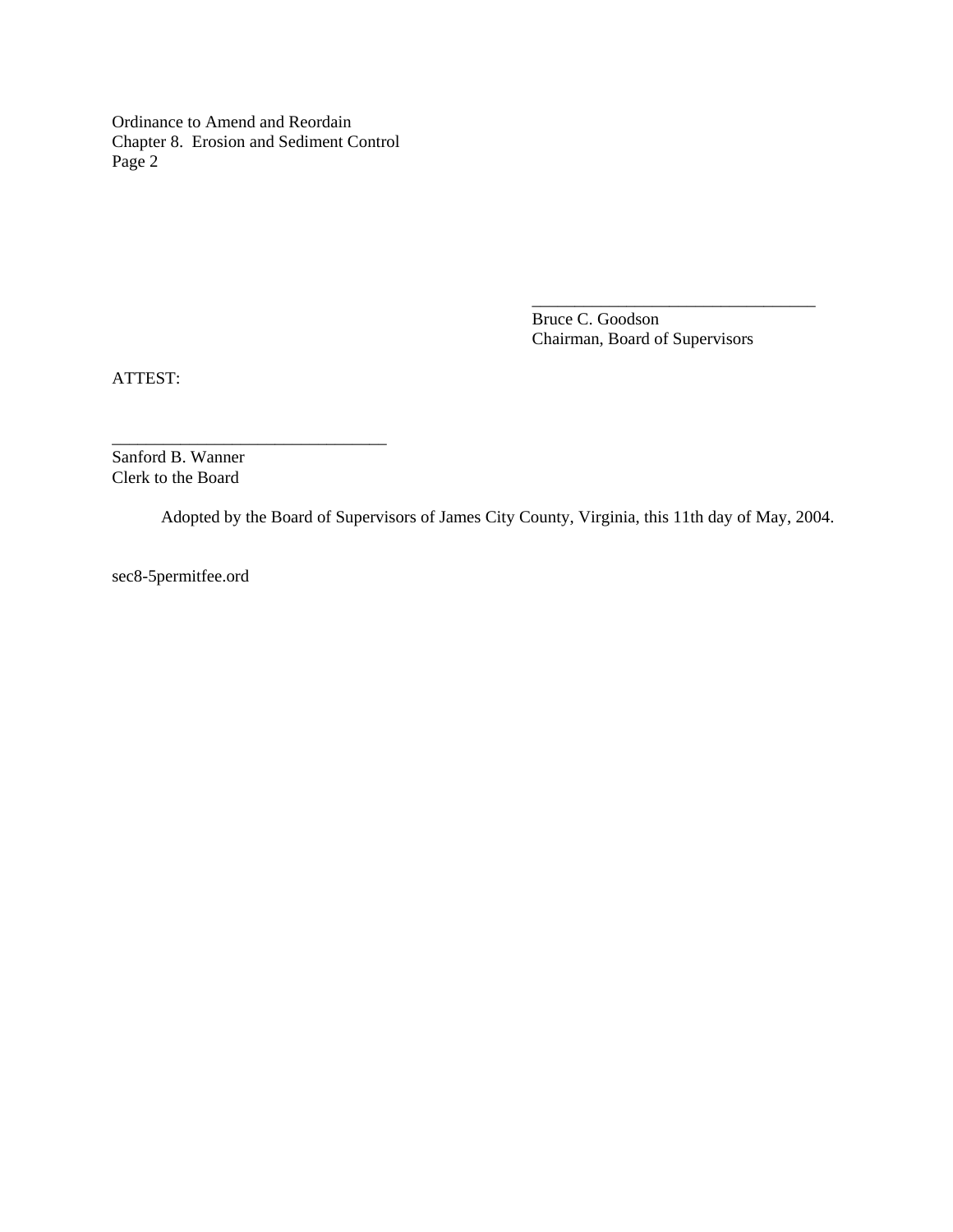Ordinance to Amend and Reordain
Chapter 8. Erosion and Sediment Control
Page 2

\_\_\_\_\_\_\_\_\_\_\_\_\_\_\_\_\_\_\_\_\_\_\_\_\_\_\_\_\_\_\_\_\_\_\_\_
Bruce C. Goodson
Chairman, Board of Supervisors

ATTEST:

\_\_\_\_\_\_\_\_\_\_\_\_\_\_\_\_\_\_\_\_\_\_\_\_\_\_\_\_\_\_\_\_\_\_\_
Sanford B. Wanner
Clerk to the Board

Adopted by the Board of Supervisors of James City County, Virginia, this 11th day of May, 2004.

sec8-5permitfee.ord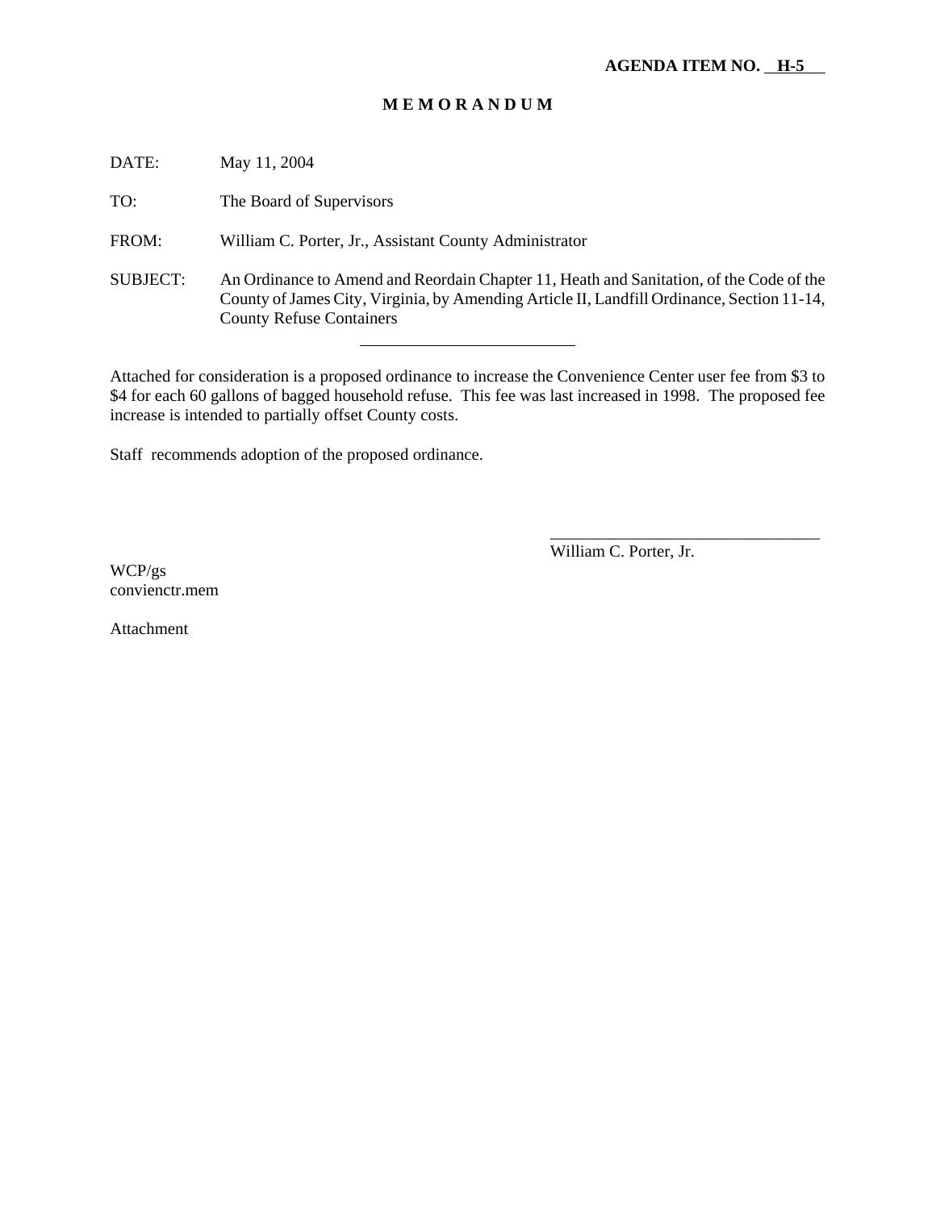**AGENDA ITEM NO. H-5**

**M E M O R A N D U M**

DATE: May 11, 2004

TO: The Board of Supervisors

FROM: William C. Porter, Jr., Assistant County Administrator

SUBJECT: An Ordinance to Amend and Reordain Chapter 11, Heath and Sanitation, of the Code of the County of James City, Virginia, by Amending Article II, Landfill Ordinance, Section 11-14, County Refuse Containers

---

Attached for consideration is a proposed ordinance to increase the Convenience Center user fee from $3 to $4 for each 60 gallons of bagged household refuse. This fee was last increased in 1998. The proposed fee increase is intended to partially offset County costs.

Staff recommends adoption of the proposed ordinance.

________________________________
William C. Porter, Jr.

WCP/gs
convienctr.mem

Attachment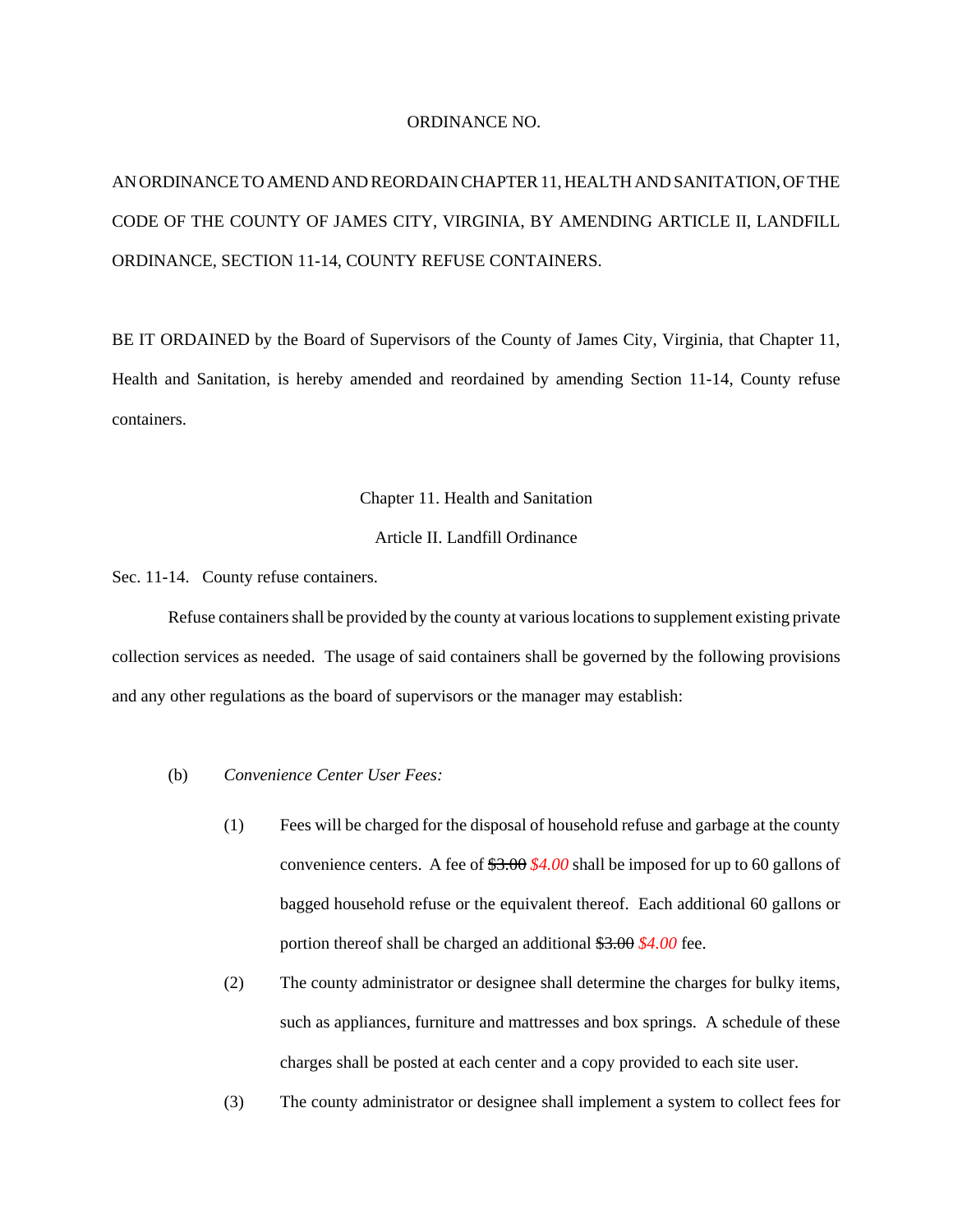ORDINANCE NO.

AN ORDINANCE TO AMEND AND REORDAIN CHAPTER 11, HEALTH AND SANITATION, OF THE CODE OF THE COUNTY OF JAMES CITY, VIRGINIA, BY AMENDING ARTICLE II, LANDFILL ORDINANCE, SECTION 11-14, COUNTY REFUSE CONTAINERS.

BE IT ORDAINED by the Board of Supervisors of the County of James City, Virginia, that Chapter 11, Health and Sanitation, is hereby amended and reordained by amending Section 11-14, County refuse containers.

Chapter 11. Health and Sanitation

Article II. Landfill Ordinance

Sec. 11-14. County refuse containers.

Refuse containers shall be provided by the county at various locations to supplement existing private collection services as needed. The usage of said containers shall be governed by the following provisions and any other regulations as the board of supervisors or the manager may establish:

(b) *Convenience Center User Fees:*

(1) Fees will be charged for the disposal of household refuse and garbage at the county convenience centers. A fee of ~~$3.00~~ *$4.00* shall be imposed for up to 60 gallons of bagged household refuse or the equivalent thereof. Each additional 60 gallons or portion thereof shall be charged an additional ~~$3.00~~ *$4.00* fee.

(2) The county administrator or designee shall determine the charges for bulky items, such as appliances, furniture and mattresses and box springs. A schedule of these charges shall be posted at each center and a copy provided to each site user.

(3) The county administrator or designee shall implement a system to collect fees for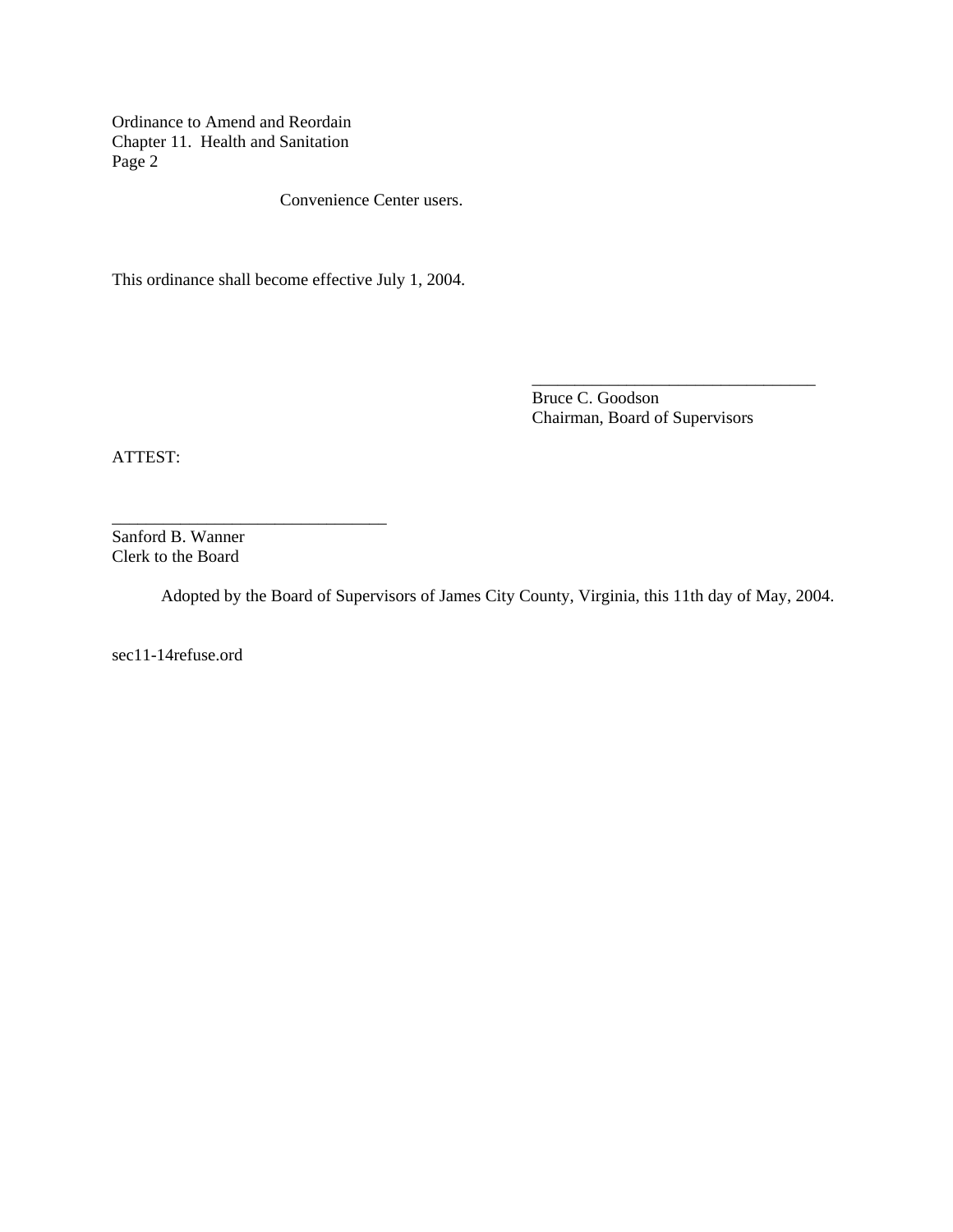Convenience Center users.

This ordinance shall become effective July 1, 2004.

\_\_\_\_\_\_\_\_\_\_\_\_\_\_\_\_\_\_\_\_\_\_\_\_\_\_\_\_\_\_\_\_\_\_
Bruce C. Goodson
Chairman, Board of Supervisors

ATTEST:

\_\_\_\_\_\_\_\_\_\_\_\_\_\_\_\_\_\_\_\_\_\_\_\_\_\_\_\_\_\_\_\_\_\_
Sanford B. Wanner
Clerk to the Board

Adopted by the Board of Supervisors of James City County, Virginia, this 11th day of May, 2004.

sec11-14refuse.ord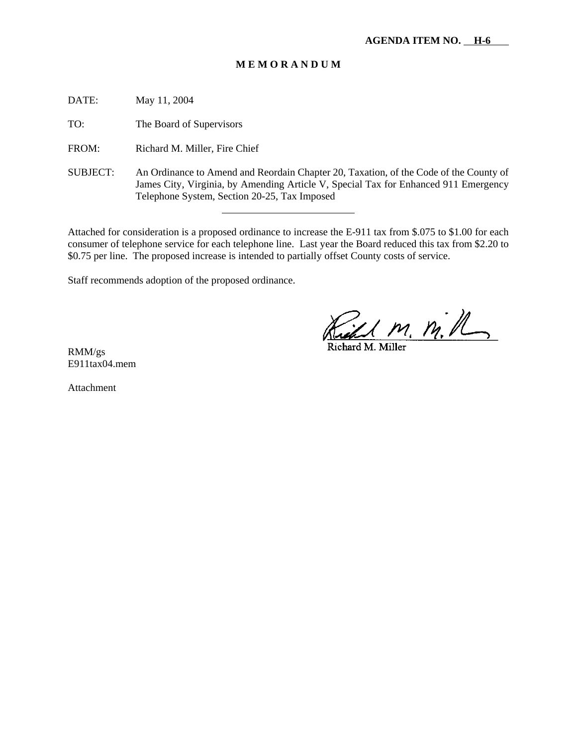**AGENDA ITEM NO. H-6**

# M E M O R A N D U M

DATE: May 11, 2004

TO: The Board of Supervisors

FROM: Richard M. Miller, Fire Chief

SUBJECT: An Ordinance to Amend and Reordain Chapter 20, Taxation, of the Code of the County of James City, Virginia, by Amending Article V, Special Tax for Enhanced 911 Emergency Telephone System, Section 20-25, Tax Imposed

---

Attached for consideration is a proposed ordinance to increase the E-911 tax from \$.075 to \$1.00 for each consumer of telephone service for each telephone line. Last year the Board reduced this tax from \$2.20 to \$0.75 per line. The proposed increase is intended to partially offset County costs of service.

Staff recommends adoption of the proposed ordinance.

Richard M. Miller

RMM/gs
E911tax04.mem

Attachment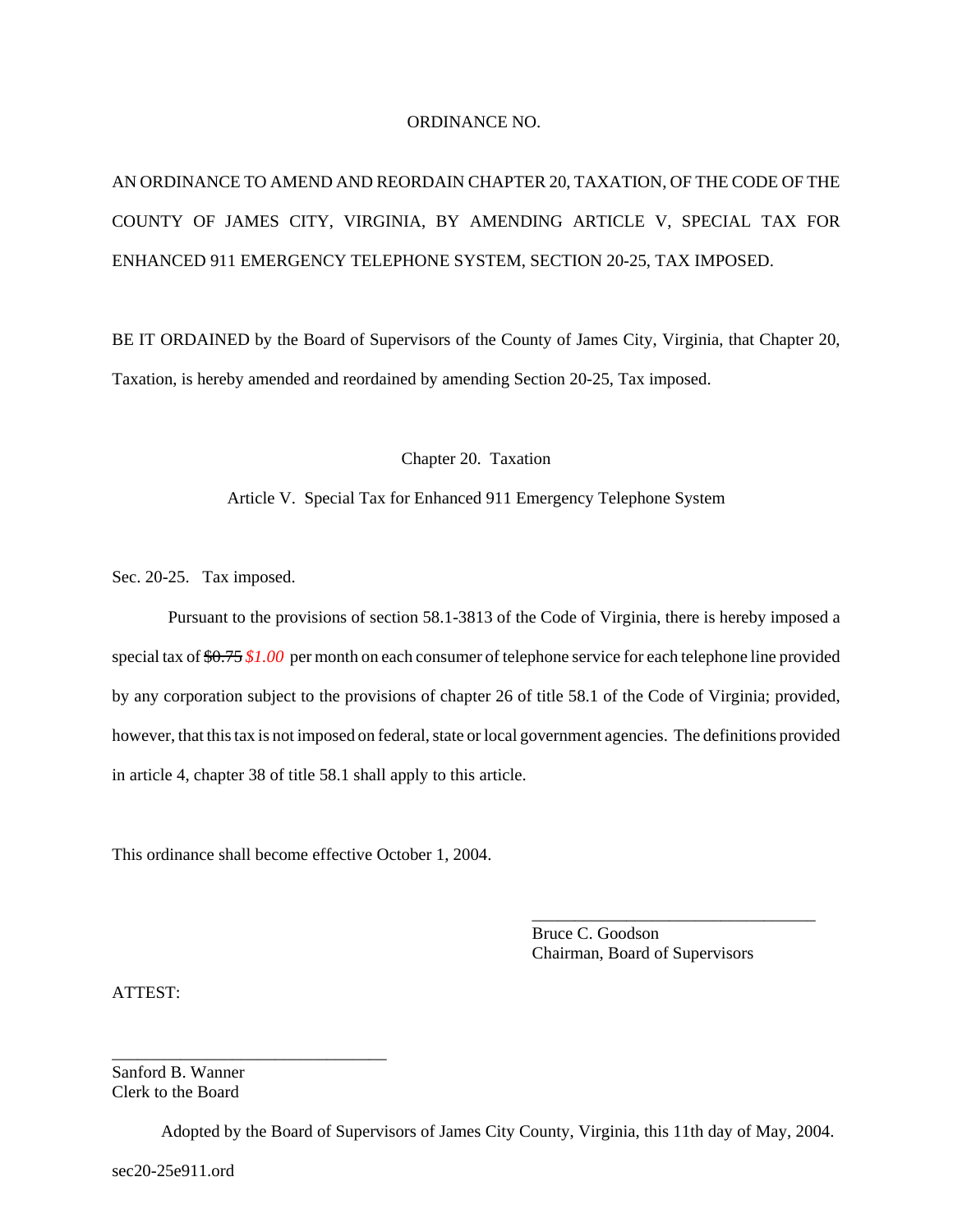ORDINANCE NO.

AN ORDINANCE TO AMEND AND REORDAIN CHAPTER 20, TAXATION, OF THE CODE OF THE COUNTY OF JAMES CITY, VIRGINIA, BY AMENDING ARTICLE V, SPECIAL TAX FOR ENHANCED 911 EMERGENCY TELEPHONE SYSTEM, SECTION 20-25, TAX IMPOSED.

BE IT ORDAINED by the Board of Supervisors of the County of James City, Virginia, that Chapter 20, Taxation, is hereby amended and reordained by amending Section 20-25, Tax imposed.

Chapter 20. Taxation

Article V. Special Tax for Enhanced 911 Emergency Telephone System

Sec. 20-25. Tax imposed.

Pursuant to the provisions of section 58.1-3813 of the Code of Virginia, there is hereby imposed a special tax of ~~$0.75~~ *$1.00* per month on each consumer of telephone service for each telephone line provided by any corporation subject to the provisions of chapter 26 of title 58.1 of the Code of Virginia; provided, however, that this tax is not imposed on federal, state or local government agencies. The definitions provided in article 4, chapter 38 of title 58.1 shall apply to this article.

This ordinance shall become effective October 1, 2004.

\_\_\_\_\_\_\_\_\_\_\_\_\_\_\_\_\_\_\_\_\_\_\_\_\_\_\_\_\_\_\_\_\_\_

Bruce C. Goodson
Chairman, Board of Supervisors

ATTEST:

\_\_\_\_\_\_\_\_\_\_\_\_\_\_\_\_\_\_\_\_\_\_\_\_\_\_\_\_\_\_\_\_\_

Sanford B. Wanner
Clerk to the Board

Adopted by the Board of Supervisors of James City County, Virginia, this 11th day of May, 2004.

sec20-25e911.ord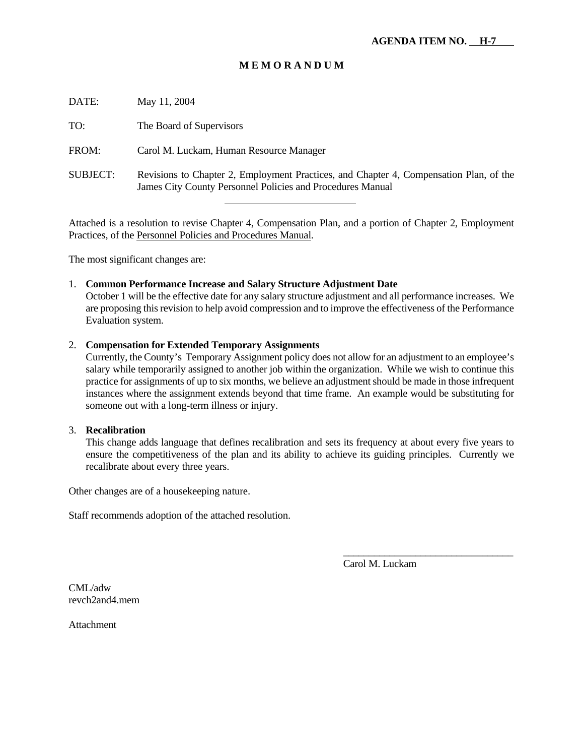**AGENDA ITEM NO. H-7**

# M E M O R A N D U M

DATE: May 11, 2004

TO: The Board of Supervisors

FROM: Carol M. Luckam, Human Resource Manager

SUBJECT: Revisions to Chapter 2, Employment Practices, and Chapter 4, Compensation Plan, of the James City County Personnel Policies and Procedures Manual

---

Attached is a resolution to revise Chapter 4, Compensation Plan, and a portion of Chapter 2, Employment Practices, of the Personnel Policies and Procedures Manual.

The most significant changes are:

1. **Common Performance Increase and Salary Structure Adjustment Date**
   October 1 will be the effective date for any salary structure adjustment and all performance increases. We are proposing this revision to help avoid compression and to improve the effectiveness of the Performance Evaluation system.

2. **Compensation for Extended Temporary Assignments**
   Currently, the County's Temporary Assignment policy does not allow for an adjustment to an employee's salary while temporarily assigned to another job within the organization. While we wish to continue this practice for assignments of up to six months, we believe an adjustment should be made in those infrequent instances where the assignment extends beyond that time frame. An example would be substituting for someone out with a long-term illness or injury.

3. **Recalibration**
   This change adds language that defines recalibration and sets its frequency at about every five years to ensure the competitiveness of the plan and its ability to achieve its guiding principles. Currently we recalibrate about every three years.

Other changes are of a housekeeping nature.

Staff recommends adoption of the attached resolution.

\_\_\_\_\_\_\_\_\_\_\_\_\_\_\_\_\_\_\_\_\_\_\_\_\_\_\_\_\_\_\_\_\_\_

Carol M. Luckam

CML/adw
revch2and4.mem

Attachment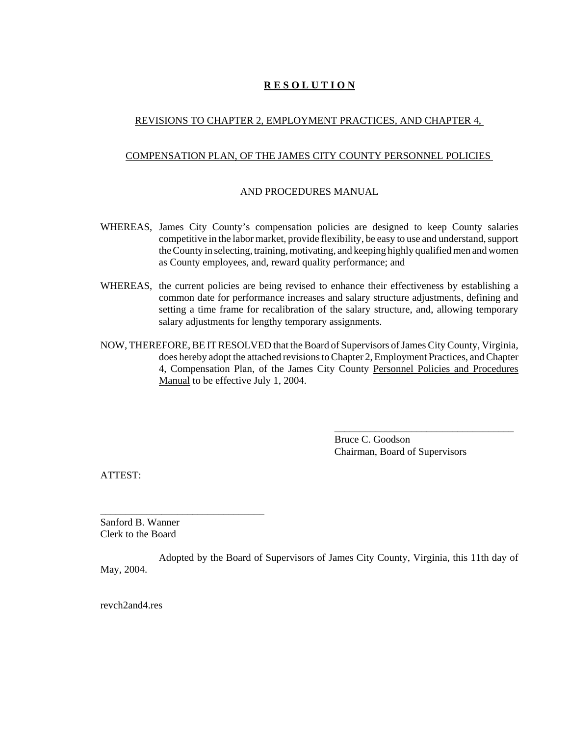# **R E S O L U T I O N**

REVISIONS TO CHAPTER 2, EMPLOYMENT PRACTICES, AND CHAPTER 4,

COMPENSATION PLAN, OF THE JAMES CITY COUNTY PERSONNEL POLICIES

AND PROCEDURES MANUAL

WHEREAS, James City County's compensation policies are designed to keep County salaries competitive in the labor market, provide flexibility, be easy to use and understand, support the County in selecting, training, motivating, and keeping highly qualified men and women as County employees, and, reward quality performance; and

WHEREAS, the current policies are being revised to enhance their effectiveness by establishing a common date for performance increases and salary structure adjustments, defining and setting a time frame for recalibration of the salary structure, and, allowing temporary salary adjustments for lengthy temporary assignments.

NOW, THEREFORE, BE IT RESOLVED that the Board of Supervisors of James City County, Virginia, does hereby adopt the attached revisions to Chapter 2, Employment Practices, and Chapter 4, Compensation Plan, of the James City County Personnel Policies and Procedures Manual to be effective July 1, 2004.

\_\_\_\_\_\_\_\_\_\_\_\_\_\_\_\_\_\_\_\_\_\_\_\_\_\_\_\_\_\_\_\_\_\_\_\_
Bruce C. Goodson
Chairman, Board of Supervisors

ATTEST:

\_\_\_\_\_\_\_\_\_\_\_\_\_\_\_\_\_\_\_\_\_\_\_\_\_\_\_\_\_\_\_\_\_\_
Sanford B. Wanner
Clerk to the Board

Adopted by the Board of Supervisors of James City County, Virginia, this 11th day of May, 2004.

revch2and4.res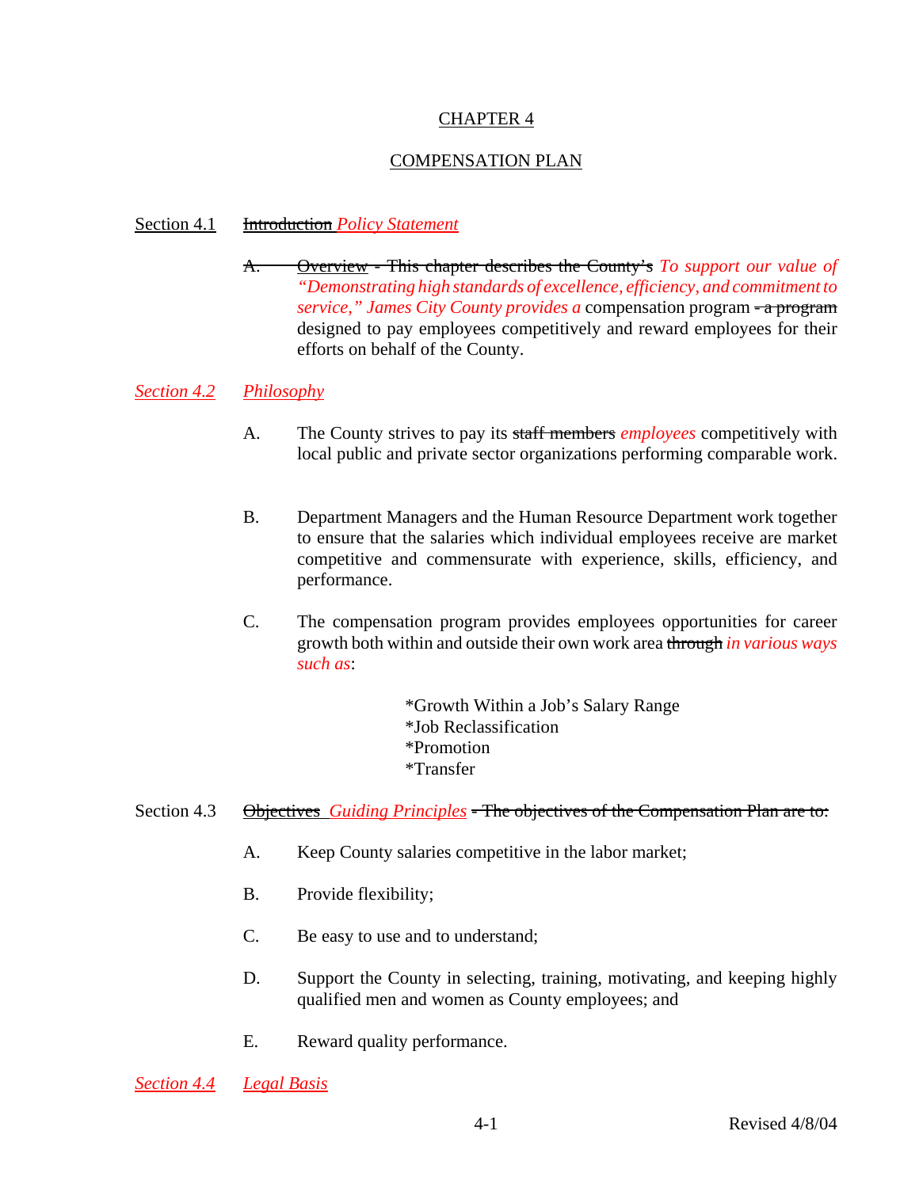# CHAPTER 4

## COMPENSATION PLAN

Section 4.1 ~~Introduction~~ *Policy Statement*

~~A. Overview - This chapter describes the County's~~ *To support our value of "Demonstrating high standards of excellence, efficiency, and commitment to service," James City County provides a* compensation program ~~- a program~~ designed to pay employees competitively and reward employees for their efforts on behalf of the County.

*Section 4.2 Philosophy*

A. The County strives to pay its ~~staff members~~ *employees* competitively with local public and private sector organizations performing comparable work.

B. Department Managers and the Human Resource Department work together to ensure that the salaries which individual employees receive are market competitive and commensurate with experience, skills, efficiency, and performance.

C. The compensation program provides employees opportunities for career growth both within and outside their own work area ~~through~~ *in various ways such as*:

*Growth Within a Job's Salary Range
*Job Reclassification
*Promotion
*Transfer

Section 4.3 ~~Objectives~~ *Guiding Principles* ~~- The objectives of the Compensation Plan are to:~~

A. Keep County salaries competitive in the labor market;

B. Provide flexibility;

C. Be easy to use and to understand;

D. Support the County in selecting, training, motivating, and keeping highly qualified men and women as County employees; and

E. Reward quality performance.

*Section 4.4 Legal Basis*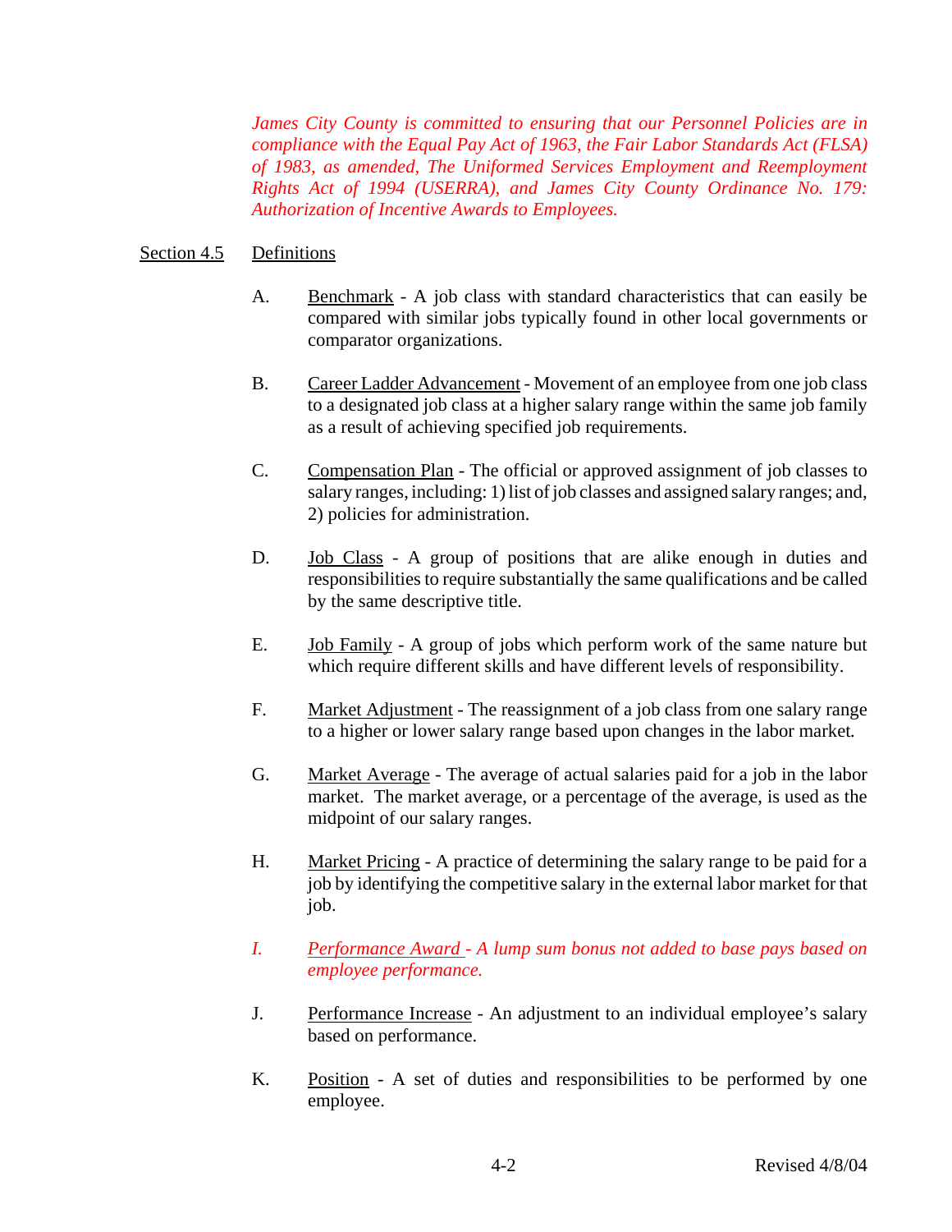*James City County is committed to ensuring that our Personnel Policies are in compliance with the Equal Pay Act of 1963, the Fair Labor Standards Act (FLSA) of 1983, as amended, The Uniformed Services Employment and Reemployment Rights Act of 1994 (USERRA), and James City County Ordinance No. 179: Authorization of Incentive Awards to Employees.*

## Section 4.5 Definitions

A. Benchmark - A job class with standard characteristics that can easily be compared with similar jobs typically found in other local governments or comparator organizations.

B. Career Ladder Advancement - Movement of an employee from one job class to a designated job class at a higher salary range within the same job family as a result of achieving specified job requirements.

C. Compensation Plan - The official or approved assignment of job classes to salary ranges, including: 1) list of job classes and assigned salary ranges; and, 2) policies for administration.

D. Job Class - A group of positions that are alike enough in duties and responsibilities to require substantially the same qualifications and be called by the same descriptive title.

E. Job Family - A group of jobs which perform work of the same nature but which require different skills and have different levels of responsibility.

F. Market Adjustment - The reassignment of a job class from one salary range to a higher or lower salary range based upon changes in the labor market.

G. Market Average - The average of actual salaries paid for a job in the labor market. The market average, or a percentage of the average, is used as the midpoint of our salary ranges.

H. Market Pricing - A practice of determining the salary range to be paid for a job by identifying the competitive salary in the external labor market for that job.

*I. Performance Award - A lump sum bonus not added to base pays based on employee performance.*

J. Performance Increase - An adjustment to an individual employee's salary based on performance.

K. Position - A set of duties and responsibilities to be performed by one employee.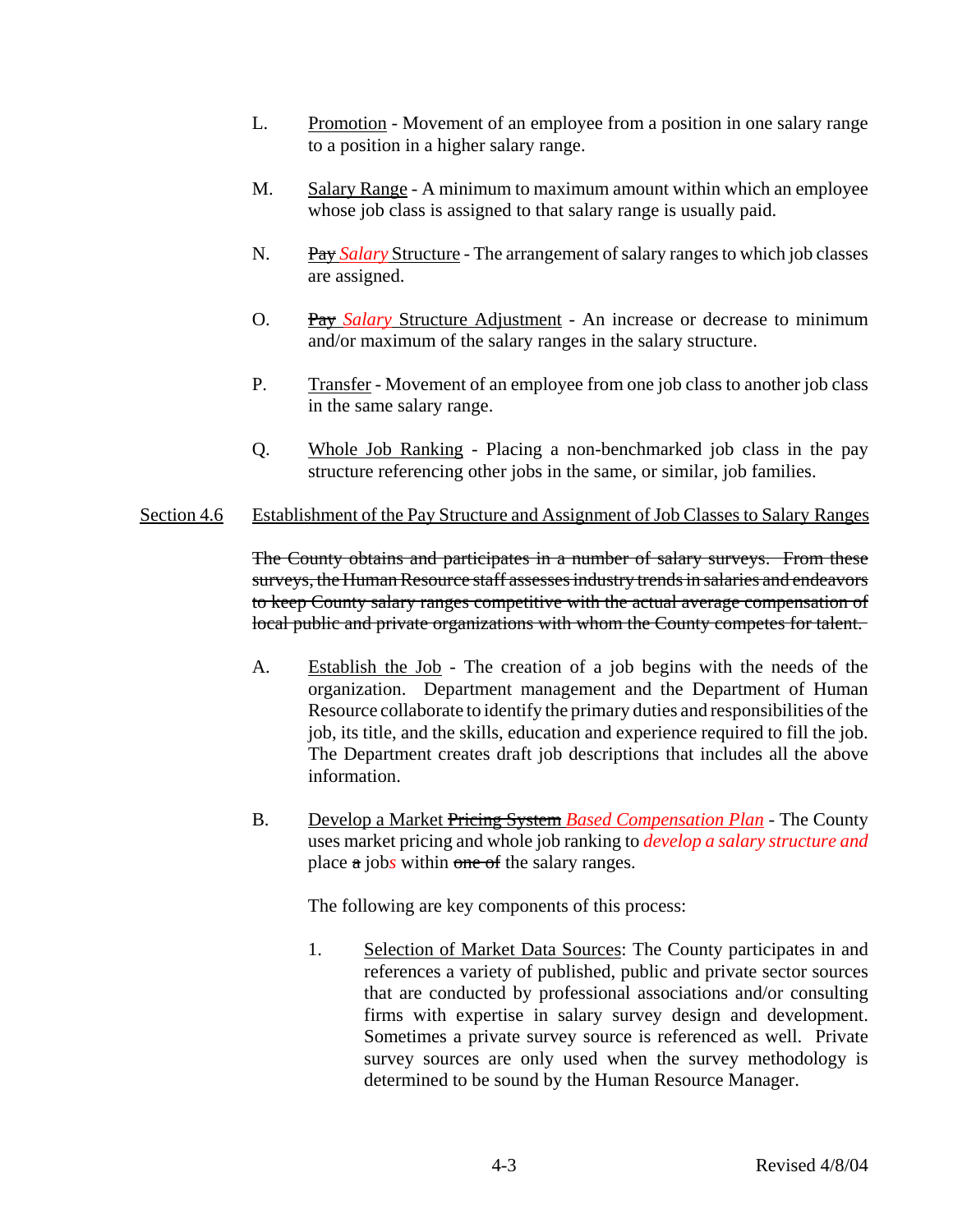L. Promotion - Movement of an employee from a position in one salary range to a position in a higher salary range.

M. Salary Range - A minimum to maximum amount within which an employee whose job class is assigned to that salary range is usually paid.

N. ~~Pay~~ *Salary* Structure - The arrangement of salary ranges to which job classes are assigned.

O. ~~Pay~~ *Salary* Structure Adjustment - An increase or decrease to minimum and/or maximum of the salary ranges in the salary structure.

P. Transfer - Movement of an employee from one job class to another job class in the same salary range.

Q. Whole Job Ranking - Placing a non-benchmarked job class in the pay structure referencing other jobs in the same, or similar, job families.

## Section 4.6 Establishment of the Pay Structure and Assignment of Job Classes to Salary Ranges

~~The County obtains and participates in a number of salary surveys. From these surveys, the Human Resource staff assesses industry trends in salaries and endeavors to keep County salary ranges competitive with the actual average compensation of local public and private organizations with whom the County competes for talent.~~

A. Establish the Job - The creation of a job begins with the needs of the organization. Department management and the Department of Human Resource collaborate to identify the primary duties and responsibilities of the job, its title, and the skills, education and experience required to fill the job. The Department creates draft job descriptions that includes all the above information.

B. Develop a Market ~~Pricing System~~ *Based Compensation Plan* - The County uses market pricing and whole job ranking to *develop a salary structure and* place ~~a~~ job*s* within ~~one of~~ the salary ranges.

The following are key components of this process:

1. Selection of Market Data Sources: The County participates in and references a variety of published, public and private sector sources that are conducted by professional associations and/or consulting firms with expertise in salary survey design and development. Sometimes a private survey source is referenced as well. Private survey sources are only used when the survey methodology is determined to be sound by the Human Resource Manager.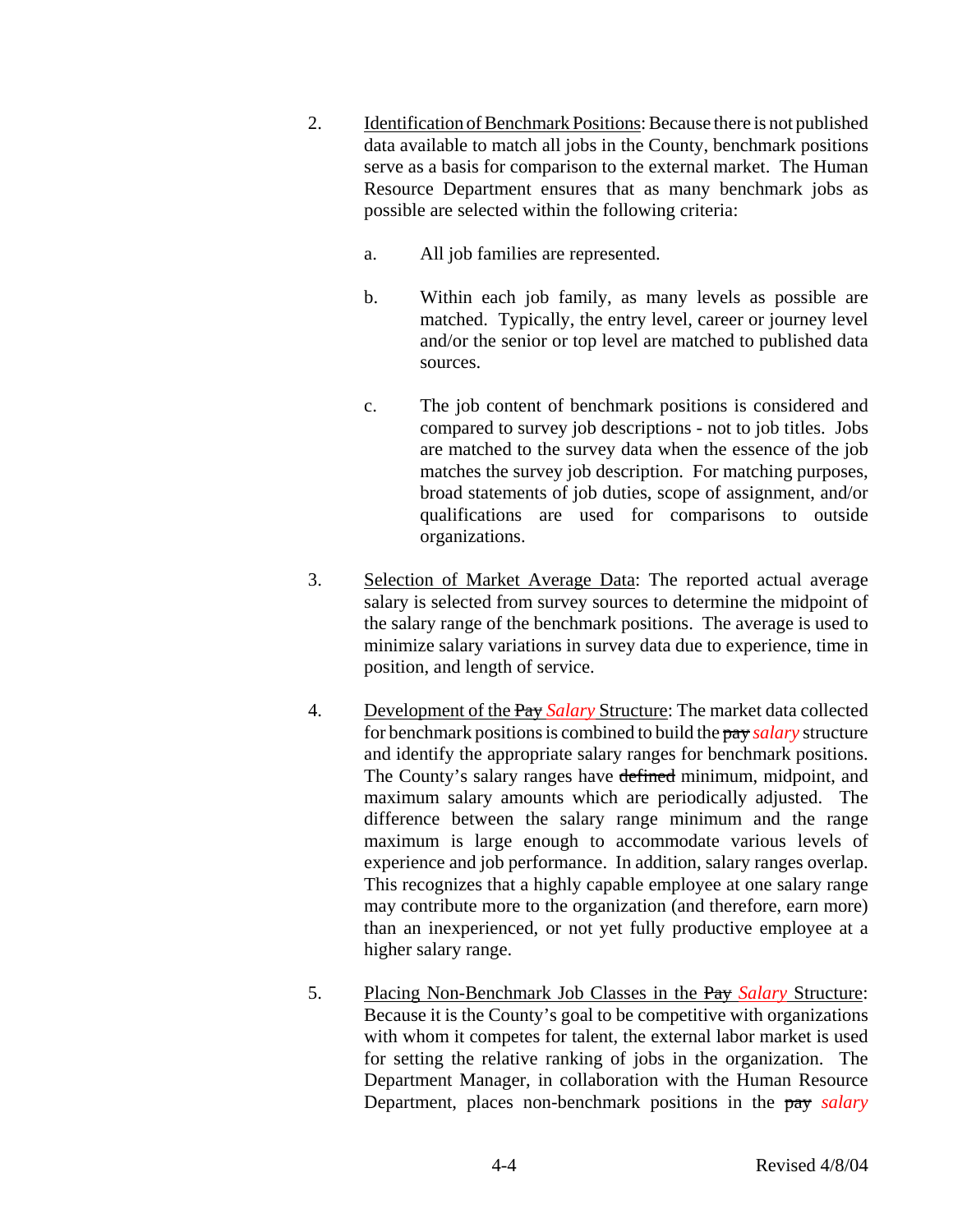2. <u>Identification of Benchmark Positions</u>: Because there is not published data available to match all jobs in the County, benchmark positions serve as a basis for comparison to the external market. The Human Resource Department ensures that as many benchmark jobs as possible are selected within the following criteria:

    a. All job families are represented.

    b. Within each job family, as many levels as possible are matched. Typically, the entry level, career or journey level and/or the senior or top level are matched to published data sources.

    c. The job content of benchmark positions is considered and compared to survey job descriptions - not to job titles. Jobs are matched to the survey data when the essence of the job matches the survey job description. For matching purposes, broad statements of job duties, scope of assignment, and/or qualifications are used for comparisons to outside organizations.

3. <u>Selection of Market Average Data</u>: The reported actual average salary is selected from survey sources to determine the midpoint of the salary range of the benchmark positions. The average is used to minimize salary variations in survey data due to experience, time in position, and length of service.

4. <u>Development of the ~~Pay~~ *Salary* Structure</u>: The market data collected for benchmark positions is combined to build the ~~pay~~ *salary* structure and identify the appropriate salary ranges for benchmark positions. The County's salary ranges have ~~defined~~ minimum, midpoint, and maximum salary amounts which are periodically adjusted. The difference between the salary range minimum and the range maximum is large enough to accommodate various levels of experience and job performance. In addition, salary ranges overlap. This recognizes that a highly capable employee at one salary range may contribute more to the organization (and therefore, earn more) than an inexperienced, or not yet fully productive employee at a higher salary range.

5. <u>Placing Non-Benchmark Job Classes in the ~~Pay~~ *Salary* Structure</u>: Because it is the County's goal to be competitive with organizations with whom it competes for talent, the external labor market is used for setting the relative ranking of jobs in the organization. The Department Manager, in collaboration with the Human Resource Department, places non-benchmark positions in the ~~pay~~ *salary*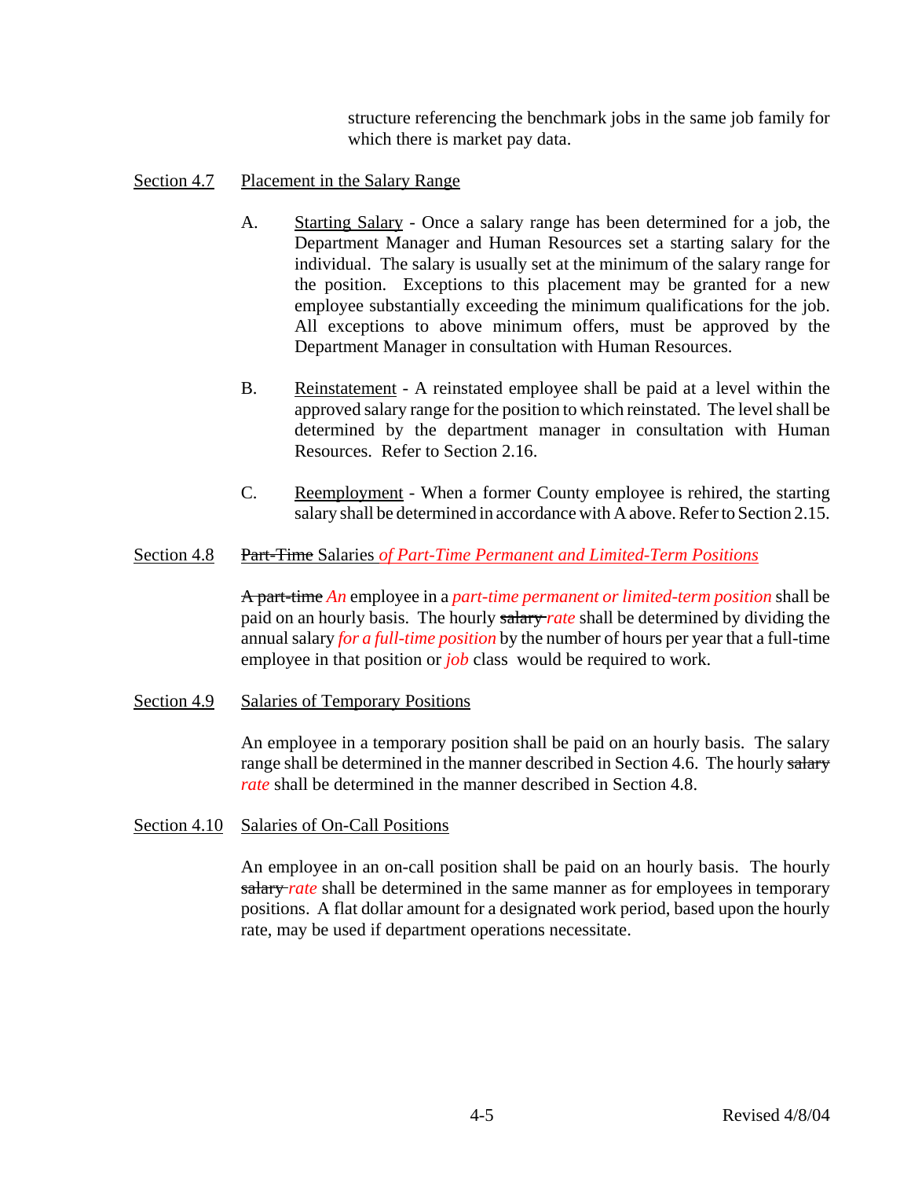structure referencing the benchmark jobs in the same job family for which there is market pay data.

## Section 4.7 Placement in the Salary Range

A. Starting Salary - Once a salary range has been determined for a job, the Department Manager and Human Resources set a starting salary for the individual. The salary is usually set at the minimum of the salary range for the position. Exceptions to this placement may be granted for a new employee substantially exceeding the minimum qualifications for the job. All exceptions to above minimum offers, must be approved by the Department Manager in consultation with Human Resources.

B. Reinstatement - A reinstated employee shall be paid at a level within the approved salary range for the position to which reinstated. The level shall be determined by the department manager in consultation with Human Resources. Refer to Section 2.16.

C. Reemployment - When a former County employee is rehired, the starting salary shall be determined in accordance with A above. Refer to Section 2.15.

## Section 4.8 ~~Part-Time~~ Salaries *of Part-Time Permanent and Limited-Term Positions*

~~A part-time~~ *An* employee in a *part-time permanent or limited-term position* shall be paid on an hourly basis. The hourly ~~salary~~ *rate* shall be determined by dividing the annual salary *for a full-time position* by the number of hours per year that a full-time employee in that position or *job* class would be required to work.

## Section 4.9 Salaries of Temporary Positions

An employee in a temporary position shall be paid on an hourly basis. The salary range shall be determined in the manner described in Section 4.6. The hourly ~~salary~~ *rate* shall be determined in the manner described in Section 4.8.

## Section 4.10 Salaries of On-Call Positions

An employee in an on-call position shall be paid on an hourly basis. The hourly ~~salary~~ *rate* shall be determined in the same manner as for employees in temporary positions. A flat dollar amount for a designated work period, based upon the hourly rate, may be used if department operations necessitate.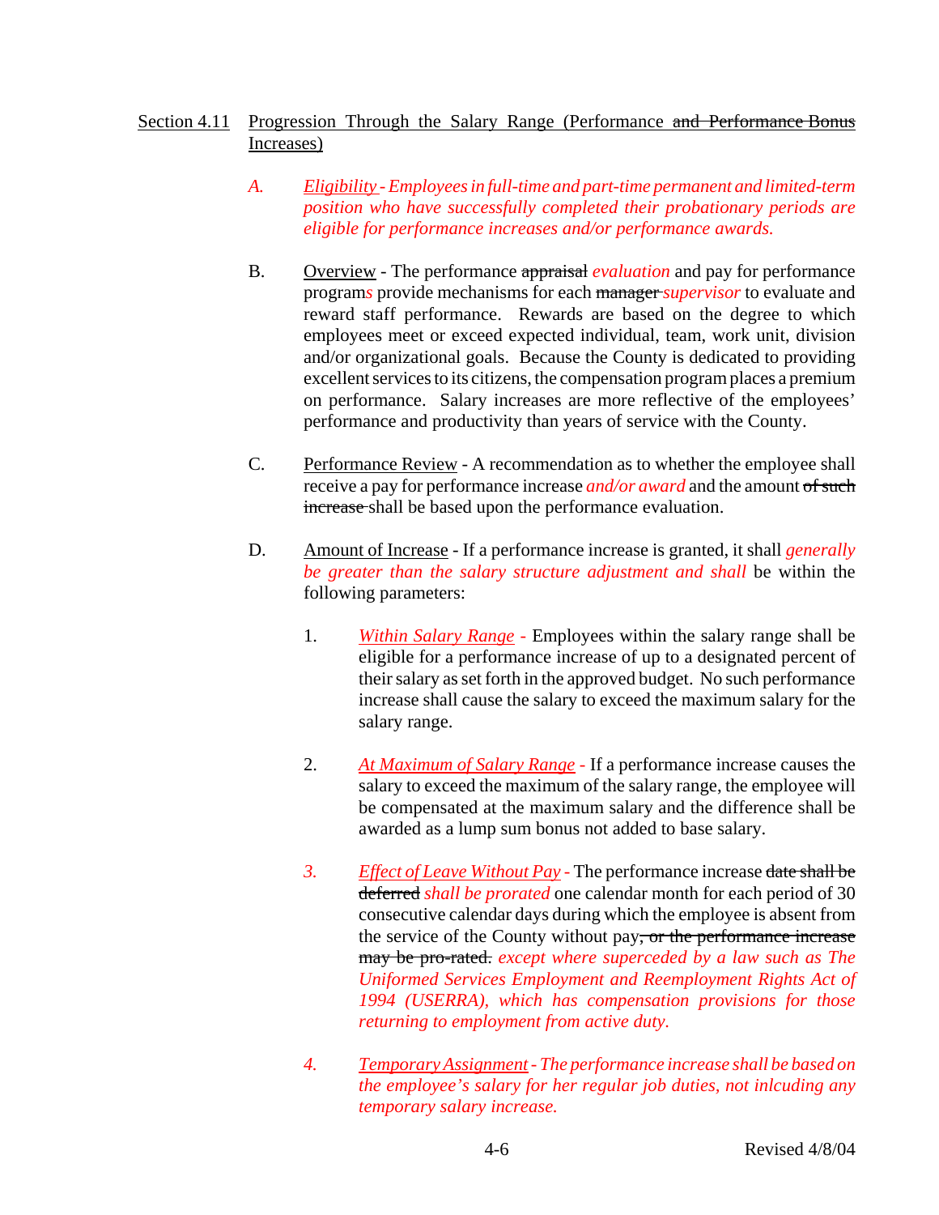Section 4.11 Progression Through the Salary Range (Performance ~~and Performance Bonus~~ Increases)

*A. Eligibility - Employees in full-time and part-time permanent and limited-term position who have successfully completed their probationary periods are eligible for performance increases and/or performance awards.*

B. Overview - The performance ~~appraisal~~ *evaluation* and pay for performance program*s* provide mechanisms for each ~~manager~~ *supervisor* to evaluate and reward staff performance. Rewards are based on the degree to which employees meet or exceed expected individual, team, work unit, division and/or organizational goals. Because the County is dedicated to providing excellent services to its citizens, the compensation program places a premium on performance. Salary increases are more reflective of the employees' performance and productivity than years of service with the County.

C. Performance Review - A recommendation as to whether the employee shall receive a pay for performance increase *and/or award* and the amount ~~of such increase~~ shall be based upon the performance evaluation.

D. Amount of Increase - If a performance increase is granted, it shall *generally be greater than the salary structure adjustment and shall* be within the following parameters:

1. *Within Salary Range* - Employees within the salary range shall be eligible for a performance increase of up to a designated percent of their salary as set forth in the approved budget. No such performance increase shall cause the salary to exceed the maximum salary for the salary range.

2. *At Maximum of Salary Range* - If a performance increase causes the salary to exceed the maximum of the salary range, the employee will be compensated at the maximum salary and the difference shall be awarded as a lump sum bonus not added to base salary.

3. *Effect of Leave Without Pay* - The performance increase ~~date shall be deferred~~ *shall be prorated* one calendar month for each period of 30 consecutive calendar days during which the employee is absent from the service of the County without pay~~, or the performance increase may be pro-rated.~~ *except where superceded by a law such as The Uniformed Services Employment and Reemployment Rights Act of 1994 (USERRA), which has compensation provisions for those returning to employment from active duty.*

4. *Temporary Assignment - The performance increase shall be based on the employee's salary for her regular job duties, not inlcuding any temporary salary increase.*

Revised 4/8/04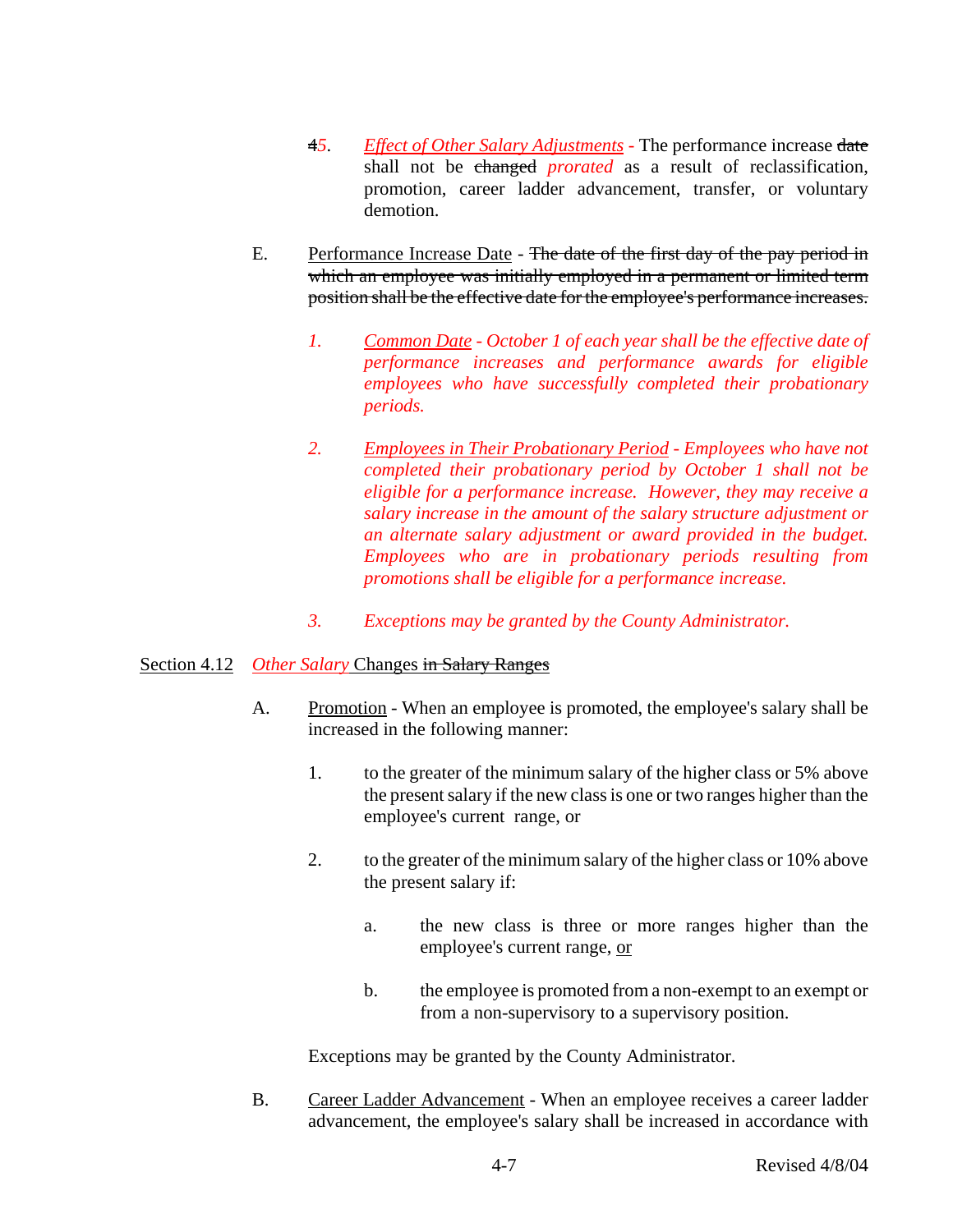~~4~~*5*. *Effect of Other Salary Adjustments* - The performance increase ~~date~~ shall not be ~~changed~~ *prorated* as a result of reclassification, promotion, career ladder advancement, transfer, or voluntary demotion.

E. Performance Increase Date - ~~The date of the first day of the pay period in which an employee was initially employed in a permanent or limited term position shall be the effective date for the employee's performance increases.~~

*1. Common Date - October 1 of each year shall be the effective date of performance increases and performance awards for eligible employees who have successfully completed their probationary periods.*

*2. Employees in Their Probationary Period - Employees who have not completed their probationary period by October 1 shall not be eligible for a performance increase. However, they may receive a salary increase in the amount of the salary structure adjustment or an alternate salary adjustment or award provided in the budget. Employees who are in probationary periods resulting from promotions shall be eligible for a performance increase.*

*3. Exceptions may be granted by the County Administrator.*

Section 4.12 *Other Salary* Changes ~~in Salary Ranges~~

A. Promotion - When an employee is promoted, the employee's salary shall be increased in the following manner:

1. to the greater of the minimum salary of the higher class or 5% above the present salary if the new class is one or two ranges higher than the employee's current range, or

2. to the greater of the minimum salary of the higher class or 10% above the present salary if:

   a. the new class is three or more ranges higher than the employee's current range, or

   b. the employee is promoted from a non-exempt to an exempt or from a non-supervisory to a supervisory position.

Exceptions may be granted by the County Administrator.

B. Career Ladder Advancement - When an employee receives a career ladder advancement, the employee's salary shall be increased in accordance with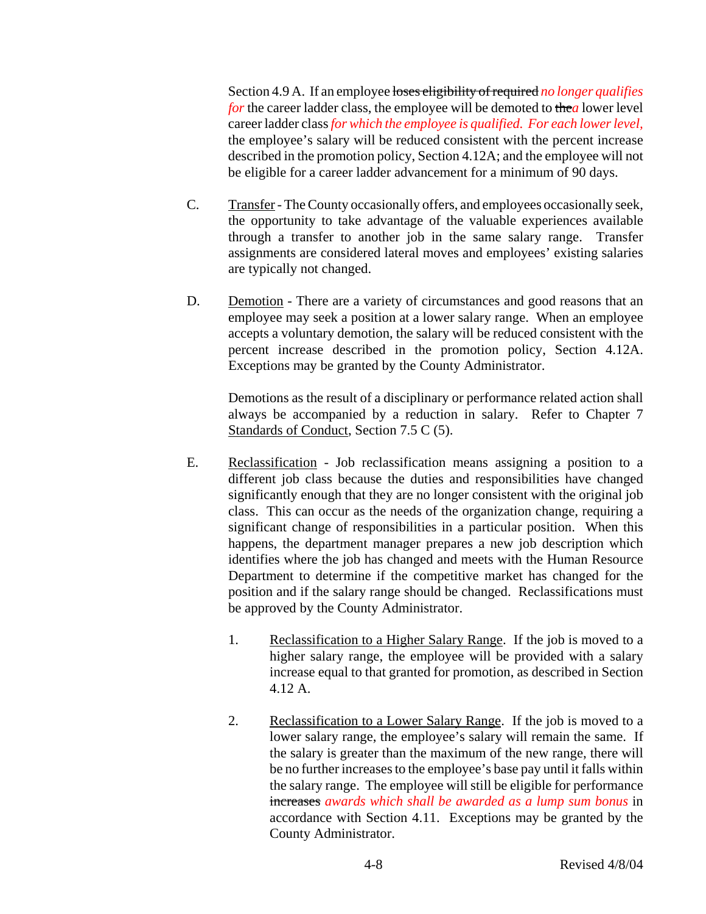Section 4.9 A. If an employee ~~loses eligibility of required~~ *no longer qualifies for* the career ladder class, the employee will be demoted to ~~the~~*a* lower level career ladder class *for which the employee is qualified. For each lower level,* the employee's salary will be reduced consistent with the percent increase described in the promotion policy, Section 4.12A; and the employee will not be eligible for a career ladder advancement for a minimum of 90 days.

C. Transfer - The County occasionally offers, and employees occasionally seek, the opportunity to take advantage of the valuable experiences available through a transfer to another job in the same salary range. Transfer assignments are considered lateral moves and employees' existing salaries are typically not changed.

D. Demotion - There are a variety of circumstances and good reasons that an employee may seek a position at a lower salary range. When an employee accepts a voluntary demotion, the salary will be reduced consistent with the percent increase described in the promotion policy, Section 4.12A. Exceptions may be granted by the County Administrator.

Demotions as the result of a disciplinary or performance related action shall always be accompanied by a reduction in salary. Refer to Chapter 7 Standards of Conduct, Section 7.5 C (5).

E. Reclassification - Job reclassification means assigning a position to a different job class because the duties and responsibilities have changed significantly enough that they are no longer consistent with the original job class. This can occur as the needs of the organization change, requiring a significant change of responsibilities in a particular position. When this happens, the department manager prepares a new job description which identifies where the job has changed and meets with the Human Resource Department to determine if the competitive market has changed for the position and if the salary range should be changed. Reclassifications must be approved by the County Administrator.

1. Reclassification to a Higher Salary Range. If the job is moved to a higher salary range, the employee will be provided with a salary increase equal to that granted for promotion, as described in Section 4.12 A.

2. Reclassification to a Lower Salary Range. If the job is moved to a lower salary range, the employee's salary will remain the same. If the salary is greater than the maximum of the new range, there will be no further increases to the employee's base pay until it falls within the salary range. The employee will still be eligible for performance ~~increases~~ *awards which shall be awarded as a lump sum bonus* in accordance with Section 4.11. Exceptions may be granted by the County Administrator.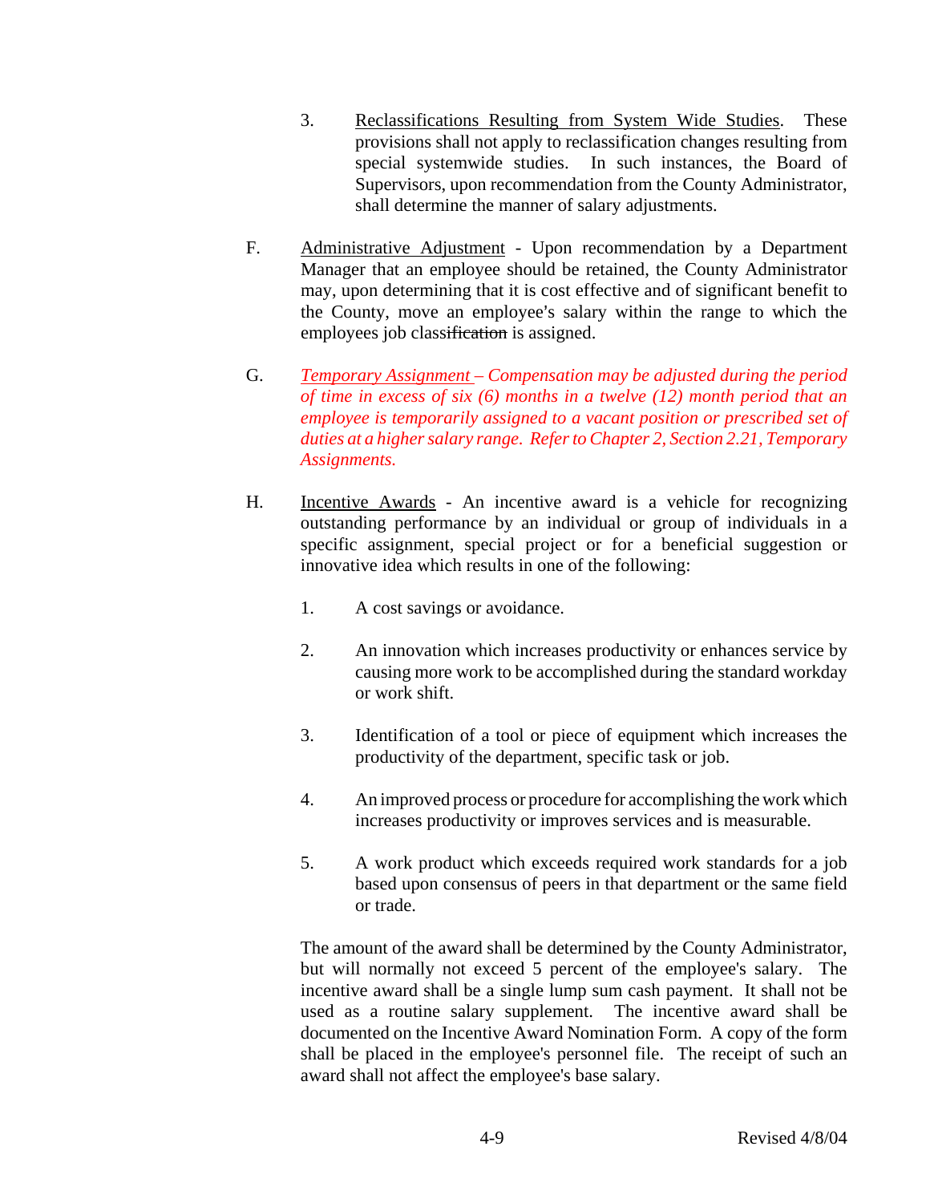3. Reclassifications Resulting from System Wide Studies. These provisions shall not apply to reclassification changes resulting from special systemwide studies. In such instances, the Board of Supervisors, upon recommendation from the County Administrator, shall determine the manner of salary adjustments.

F. Administrative Adjustment - Upon recommendation by a Department Manager that an employee should be retained, the County Administrator may, upon determining that it is cost effective and of significant benefit to the County, move an employee's salary within the range to which the employees job classi~~fication~~ is assigned.

G. *Temporary Assignment – Compensation may be adjusted during the period of time in excess of six (6) months in a twelve (12) month period that an employee is temporarily assigned to a vacant position or prescribed set of duties at a higher salary range. Refer to Chapter 2, Section 2.21, Temporary Assignments.*

H. Incentive Awards - An incentive award is a vehicle for recognizing outstanding performance by an individual or group of individuals in a specific assignment, special project or for a beneficial suggestion or innovative idea which results in one of the following:

1. A cost savings or avoidance.

2. An innovation which increases productivity or enhances service by causing more work to be accomplished during the standard workday or work shift.

3. Identification of a tool or piece of equipment which increases the productivity of the department, specific task or job.

4. An improved process or procedure for accomplishing the work which increases productivity or improves services and is measurable.

5. A work product which exceeds required work standards for a job based upon consensus of peers in that department or the same field or trade.

The amount of the award shall be determined by the County Administrator, but will normally not exceed 5 percent of the employee's salary. The incentive award shall be a single lump sum cash payment. It shall not be used as a routine salary supplement. The incentive award shall be documented on the Incentive Award Nomination Form. A copy of the form shall be placed in the employee's personnel file. The receipt of such an award shall not affect the employee's base salary.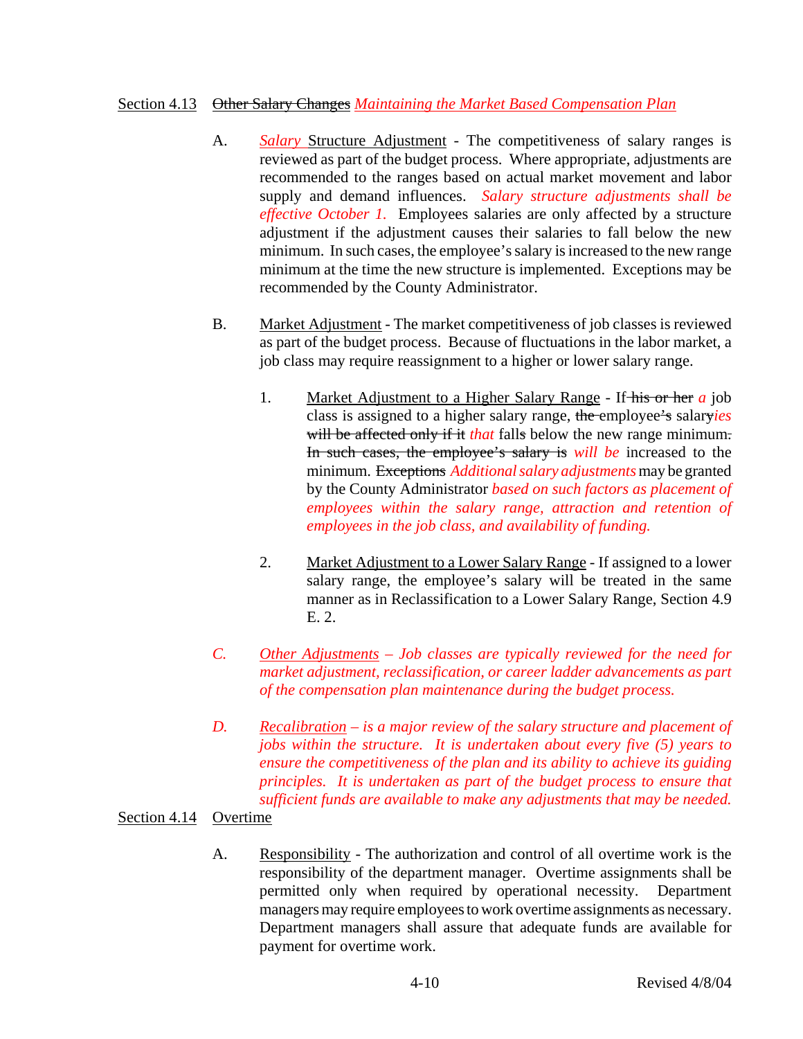Section 4.13 ~~Other Salary Changes~~ *Maintaining the Market Based Compensation Plan*

A. *Salary* Structure Adjustment - The competitiveness of salary ranges is reviewed as part of the budget process. Where appropriate, adjustments are recommended to the ranges based on actual market movement and labor supply and demand influences. *Salary structure adjustments shall be effective October 1.* Employees salaries are only affected by a structure adjustment if the adjustment causes their salaries to fall below the new minimum. In such cases, the employee's salary is increased to the new range minimum at the time the new structure is implemented. Exceptions may be recommended by the County Administrator.

B. Market Adjustment - The market competitiveness of job classes is reviewed as part of the budget process. Because of fluctuations in the labor market, a job class may require reassignment to a higher or lower salary range.

1. Market Adjustment to a Higher Salary Range - If ~~his or her~~ *a* job class is assigned to a higher salary range, ~~the~~ employee~~'s~~ salary~~y~~*ies* ~~will be affected only if it~~ *that* fall~~s~~ below the new range minimum~~.~~ ~~In such cases, the employee's salary is~~ *will be* increased to the minimum. ~~Exceptions~~ *Additional salary adjustments* may be granted by the County Administrator *based on such factors as placement of employees within the salary range, attraction and retention of employees in the job class, and availability of funding.*

2. Market Adjustment to a Lower Salary Range - If assigned to a lower salary range, the employee's salary will be treated in the same manner as in Reclassification to a Lower Salary Range, Section 4.9 E. 2.

*C. Other Adjustments – Job classes are typically reviewed for the need for market adjustment, reclassification, or career ladder advancements as part of the compensation plan maintenance during the budget process.*

*D. Recalibration – is a major review of the salary structure and placement of jobs within the structure. It is undertaken about every five (5) years to ensure the competitiveness of the plan and its ability to achieve its guiding principles. It is undertaken as part of the budget process to ensure that sufficient funds are available to make any adjustments that may be needed.*

Section 4.14 Overtime

A. Responsibility - The authorization and control of all overtime work is the responsibility of the department manager. Overtime assignments shall be permitted only when required by operational necessity. Department managers may require employees to work overtime assignments as necessary. Department managers shall assure that adequate funds are available for payment for overtime work.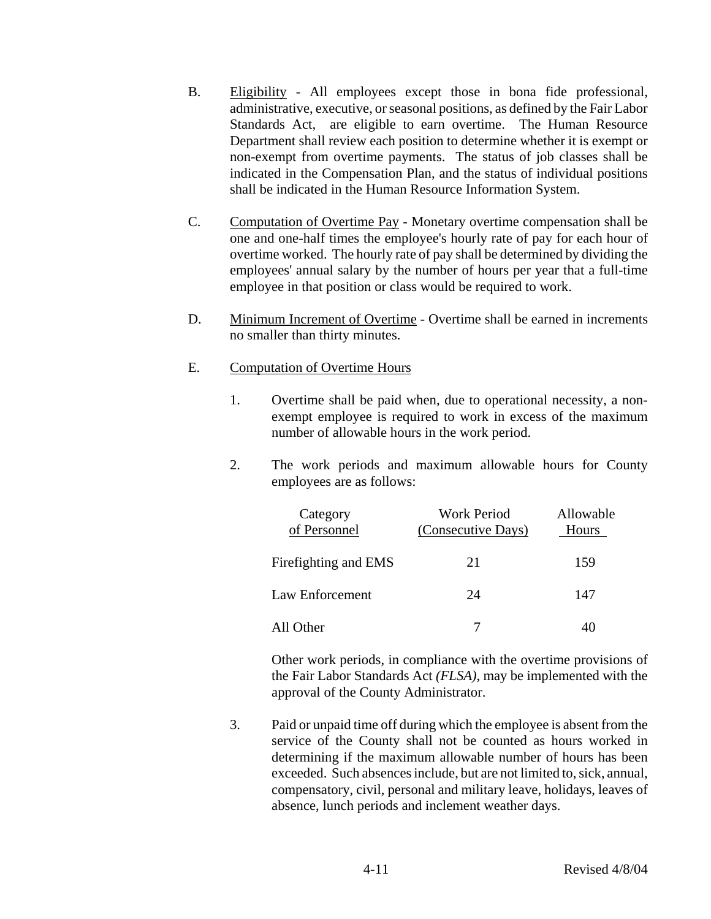B. Eligibility - All employees except those in bona fide professional, administrative, executive, or seasonal positions, as defined by the Fair Labor Standards Act, are eligible to earn overtime. The Human Resource Department shall review each position to determine whether it is exempt or non-exempt from overtime payments. The status of job classes shall be indicated in the Compensation Plan, and the status of individual positions shall be indicated in the Human Resource Information System.

C. Computation of Overtime Pay - Monetary overtime compensation shall be one and one-half times the employee's hourly rate of pay for each hour of overtime worked. The hourly rate of pay shall be determined by dividing the employees' annual salary by the number of hours per year that a full-time employee in that position or class would be required to work.

D. Minimum Increment of Overtime - Overtime shall be earned in increments no smaller than thirty minutes.

E. Computation of Overtime Hours

1. Overtime shall be paid when, due to operational necessity, a non-exempt employee is required to work in excess of the maximum number of allowable hours in the work period.

2. The work periods and maximum allowable hours for County employees are as follows:

| Category of Personnel | Work Period (Consecutive Days) | Allowable Hours |
|---|---|---|
| Firefighting and EMS | 21 | 159 |
| Law Enforcement | 24 | 147 |
| All Other | 7 | 40 |

Other work periods, in compliance with the overtime provisions of the Fair Labor Standards Act *(FLSA)*, may be implemented with the approval of the County Administrator.

3. Paid or unpaid time off during which the employee is absent from the service of the County shall not be counted as hours worked in determining if the maximum allowable number of hours has been exceeded. Such absences include, but are not limited to, sick, annual, compensatory, civil, personal and military leave, holidays, leaves of absence, lunch periods and inclement weather days.

Revised 4/8/04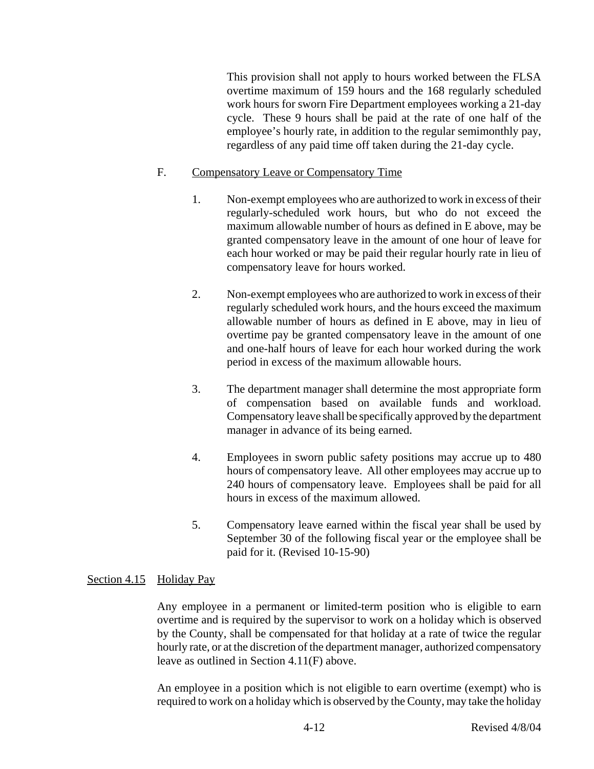This provision shall not apply to hours worked between the FLSA overtime maximum of 159 hours and the 168 regularly scheduled work hours for sworn Fire Department employees working a 21-day cycle. These 9 hours shall be paid at the rate of one half of the employee's hourly rate, in addition to the regular semimonthly pay, regardless of any paid time off taken during the 21-day cycle.

F. Compensatory Leave or Compensatory Time

1. Non-exempt employees who are authorized to work in excess of their regularly-scheduled work hours, but who do not exceed the maximum allowable number of hours as defined in E above, may be granted compensatory leave in the amount of one hour of leave for each hour worked or may be paid their regular hourly rate in lieu of compensatory leave for hours worked.

2. Non-exempt employees who are authorized to work in excess of their regularly scheduled work hours, and the hours exceed the maximum allowable number of hours as defined in E above, may in lieu of overtime pay be granted compensatory leave in the amount of one and one-half hours of leave for each hour worked during the work period in excess of the maximum allowable hours.

3. The department manager shall determine the most appropriate form of compensation based on available funds and workload. Compensatory leave shall be specifically approved by the department manager in advance of its being earned.

4. Employees in sworn public safety positions may accrue up to 480 hours of compensatory leave. All other employees may accrue up to 240 hours of compensatory leave. Employees shall be paid for all hours in excess of the maximum allowed.

5. Compensatory leave earned within the fiscal year shall be used by September 30 of the following fiscal year or the employee shall be paid for it. (Revised 10-15-90)

## Section 4.15 Holiday Pay

Any employee in a permanent or limited-term position who is eligible to earn overtime and is required by the supervisor to work on a holiday which is observed by the County, shall be compensated for that holiday at a rate of twice the regular hourly rate, or at the discretion of the department manager, authorized compensatory leave as outlined in Section 4.11(F) above.

An employee in a position which is not eligible to earn overtime (exempt) who is required to work on a holiday which is observed by the County, may take the holiday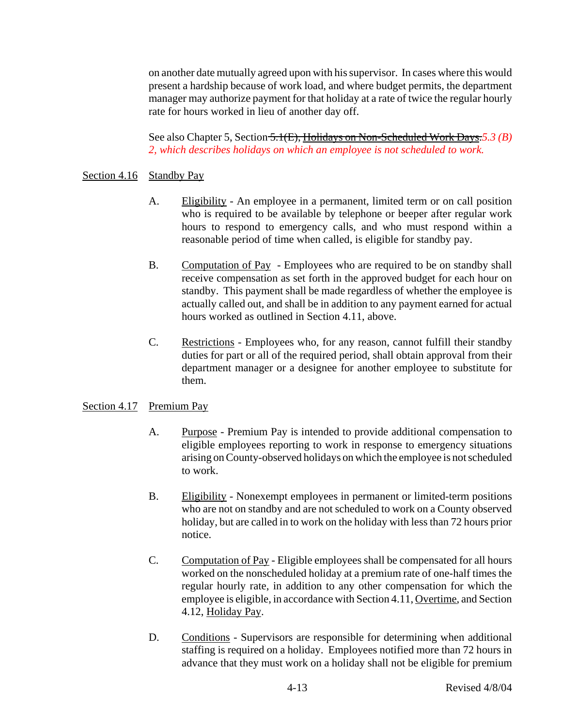on another date mutually agreed upon with his supervisor. In cases where this would present a hardship because of work load, and where budget permits, the department manager may authorize payment for that holiday at a rate of twice the regular hourly rate for hours worked in lieu of another day off.

See also Chapter 5, Section ~~5.1(E), Holidays on Non-Scheduled Work Days.~~ *5.3 (B) 2, which describes holidays on which an employee is not scheduled to work.*

## Section 4.16 Standby Pay

A. Eligibility - An employee in a permanent, limited term or on call position who is required to be available by telephone or beeper after regular work hours to respond to emergency calls, and who must respond within a reasonable period of time when called, is eligible for standby pay.

B. Computation of Pay - Employees who are required to be on standby shall receive compensation as set forth in the approved budget for each hour on standby. This payment shall be made regardless of whether the employee is actually called out, and shall be in addition to any payment earned for actual hours worked as outlined in Section 4.11, above.

C. Restrictions - Employees who, for any reason, cannot fulfill their standby duties for part or all of the required period, shall obtain approval from their department manager or a designee for another employee to substitute for them.

## Section 4.17 Premium Pay

A. Purpose - Premium Pay is intended to provide additional compensation to eligible employees reporting to work in response to emergency situations arising on County-observed holidays on which the employee is not scheduled to work.

B. Eligibility - Nonexempt employees in permanent or limited-term positions who are not on standby and are not scheduled to work on a County observed holiday, but are called in to work on the holiday with less than 72 hours prior notice.

C. Computation of Pay - Eligible employees shall be compensated for all hours worked on the nonscheduled holiday at a premium rate of one-half times the regular hourly rate, in addition to any other compensation for which the employee is eligible, in accordance with Section 4.11, Overtime, and Section 4.12, Holiday Pay.

D. Conditions - Supervisors are responsible for determining when additional staffing is required on a holiday. Employees notified more than 72 hours in advance that they must work on a holiday shall not be eligible for premium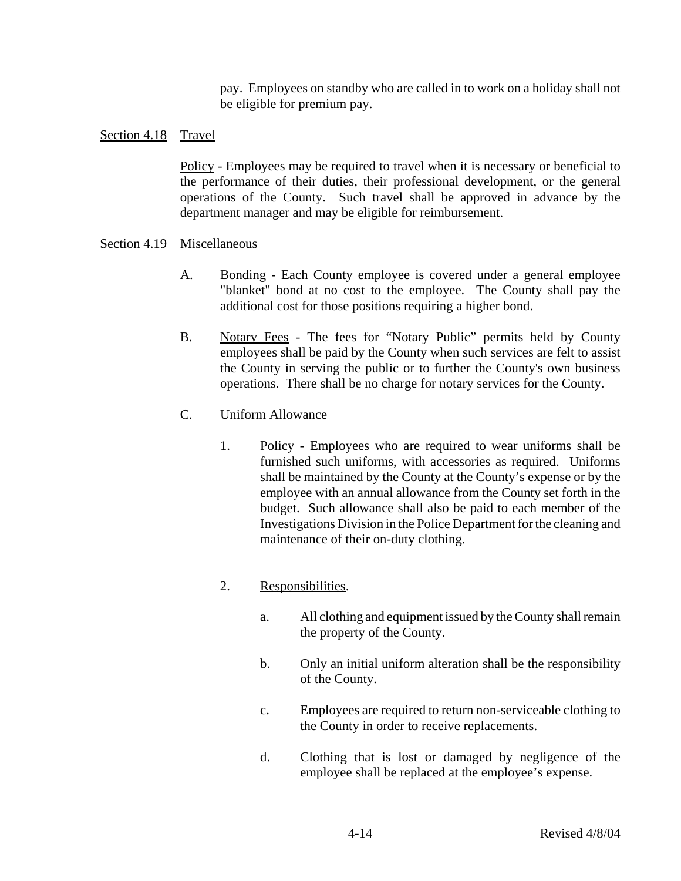pay. Employees on standby who are called in to work on a holiday shall not be eligible for premium pay.

## Section 4.18 Travel

Policy - Employees may be required to travel when it is necessary or beneficial to the performance of their duties, their professional development, or the general operations of the County. Such travel shall be approved in advance by the department manager and may be eligible for reimbursement.

## Section 4.19 Miscellaneous

A. Bonding - Each County employee is covered under a general employee "blanket" bond at no cost to the employee. The County shall pay the additional cost for those positions requiring a higher bond.

B. Notary Fees - The fees for "Notary Public" permits held by County employees shall be paid by the County when such services are felt to assist the County in serving the public or to further the County's own business operations. There shall be no charge for notary services for the County.

C. Uniform Allowance

1. Policy - Employees who are required to wear uniforms shall be furnished such uniforms, with accessories as required. Uniforms shall be maintained by the County at the County's expense or by the employee with an annual allowance from the County set forth in the budget. Such allowance shall also be paid to each member of the Investigations Division in the Police Department for the cleaning and maintenance of their on-duty clothing.

2. Responsibilities.

   a. All clothing and equipment issued by the County shall remain the property of the County.

   b. Only an initial uniform alteration shall be the responsibility of the County.

   c. Employees are required to return non-serviceable clothing to the County in order to receive replacements.

   d. Clothing that is lost or damaged by negligence of the employee shall be replaced at the employee's expense.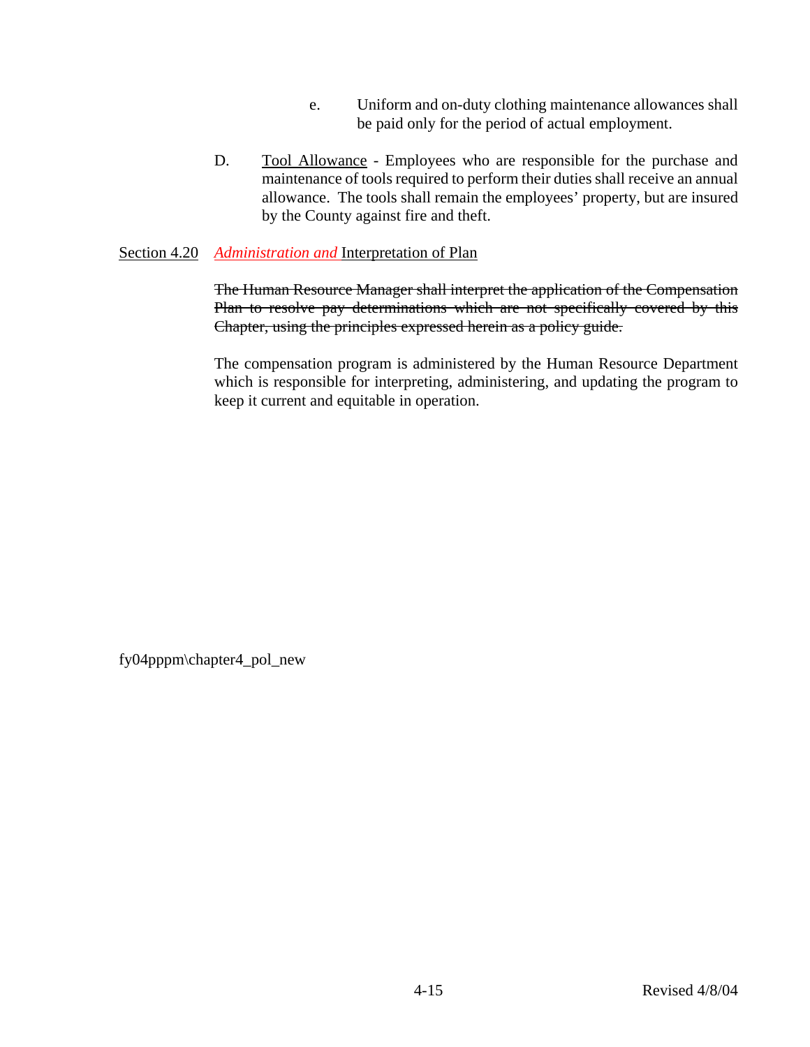e. Uniform and on-duty clothing maintenance allowances shall be paid only for the period of actual employment.

D. Tool Allowance - Employees who are responsible for the purchase and maintenance of tools required to perform their duties shall receive an annual allowance. The tools shall remain the employees' property, but are insured by the County against fire and theft.

Section 4.20 *Administration and* Interpretation of Plan

~~The Human Resource Manager shall interpret the application of the Compensation Plan to resolve pay determinations which are not specifically covered by this Chapter, using the principles expressed herein as a policy guide.~~

The compensation program is administered by the Human Resource Department which is responsible for interpreting, administering, and updating the program to keep it current and equitable in operation.

fy04pppm\chapter4_pol_new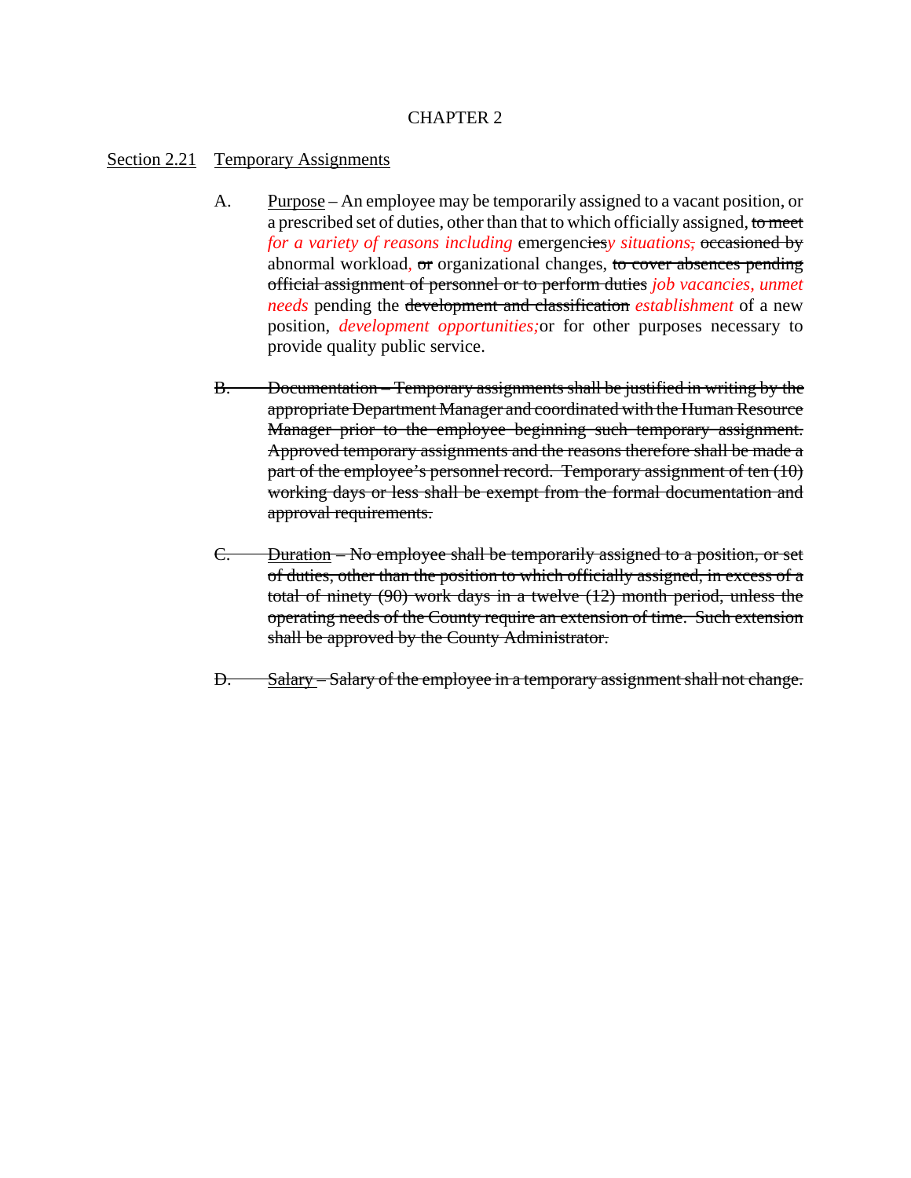CHAPTER 2

Section 2.21 Temporary Assignments

A. Purpose – An employee may be temporarily assigned to a vacant position, or a prescribed set of duties, other than that to which officially assigned, ~~to meet~~ *for a variety of reasons including* emergenc~~ies~~*y situations,* ~~occasioned by~~ abnormal workload, ~~or~~ organizational changes, ~~to cover absences pending official assignment of personnel or to perform duties~~ *job vacancies, unmet needs* pending the ~~development and classification~~ *establishment* of a new position, *development opportunities;* or for other purposes necessary to provide quality public service.

~~B. Documentation – Temporary assignments shall be justified in writing by the appropriate Department Manager and coordinated with the Human Resource Manager prior to the employee beginning such temporary assignment. Approved temporary assignments and the reasons therefore shall be made a part of the employee's personnel record. Temporary assignment of ten (10) working days or less shall be exempt from the formal documentation and approval requirements.~~

~~C. Duration – No employee shall be temporarily assigned to a position, or set of duties, other than the position to which officially assigned, in excess of a total of ninety (90) work days in a twelve (12) month period, unless the operating needs of the County require an extension of time. Such extension shall be approved by the County Administrator.~~

~~D. Salary – Salary of the employee in a temporary assignment shall not change.~~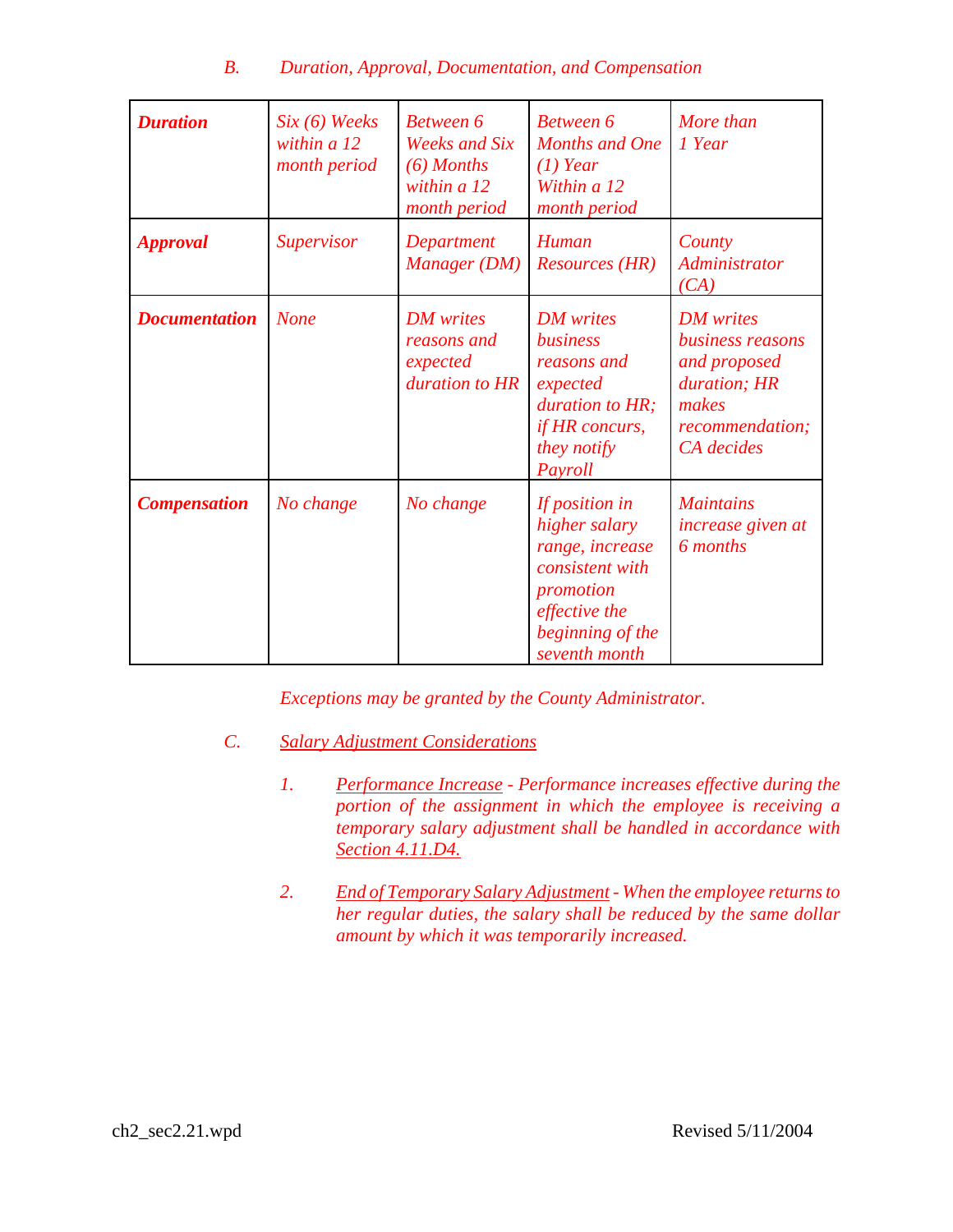*B. Duration, Approval, Documentation, and Compensation*

| ***Duration*** | *Six (6) Weeks within a 12 month period* | *Between 6 Weeks and Six (6) Months within a 12 month period* | *Between 6 Months and One (1) Year Within a 12 month period* | *More than 1 Year* |
|---|---|---|---|---|
| ***Approval*** | *Supervisor* | *Department Manager (DM)* | *Human Resources (HR)* | *County Administrator (CA)* |
| ***Documentation*** | *None* | *DM writes reasons and expected duration to HR* | *DM writes business reasons and expected duration to HR; if HR concurs, they notify Payroll* | *DM writes business reasons and proposed duration; HR makes recommendation; CA decides* |
| ***Compensation*** | *No change* | *No change* | *If position in higher salary range, increase consistent with promotion effective the beginning of the seventh month* | *Maintains increase given at 6 months* |

*Exceptions may be granted by the County Administrator.*

*C. Salary Adjustment Considerations*

1. *Performance Increase - Performance increases effective during the portion of the assignment in which the employee is receiving a temporary salary adjustment shall be handled in accordance with Section 4.11.D4.*

2. *End of Temporary Salary Adjustment - When the employee returns to her regular duties, the salary shall be reduced by the same dollar amount by which it was temporarily increased.*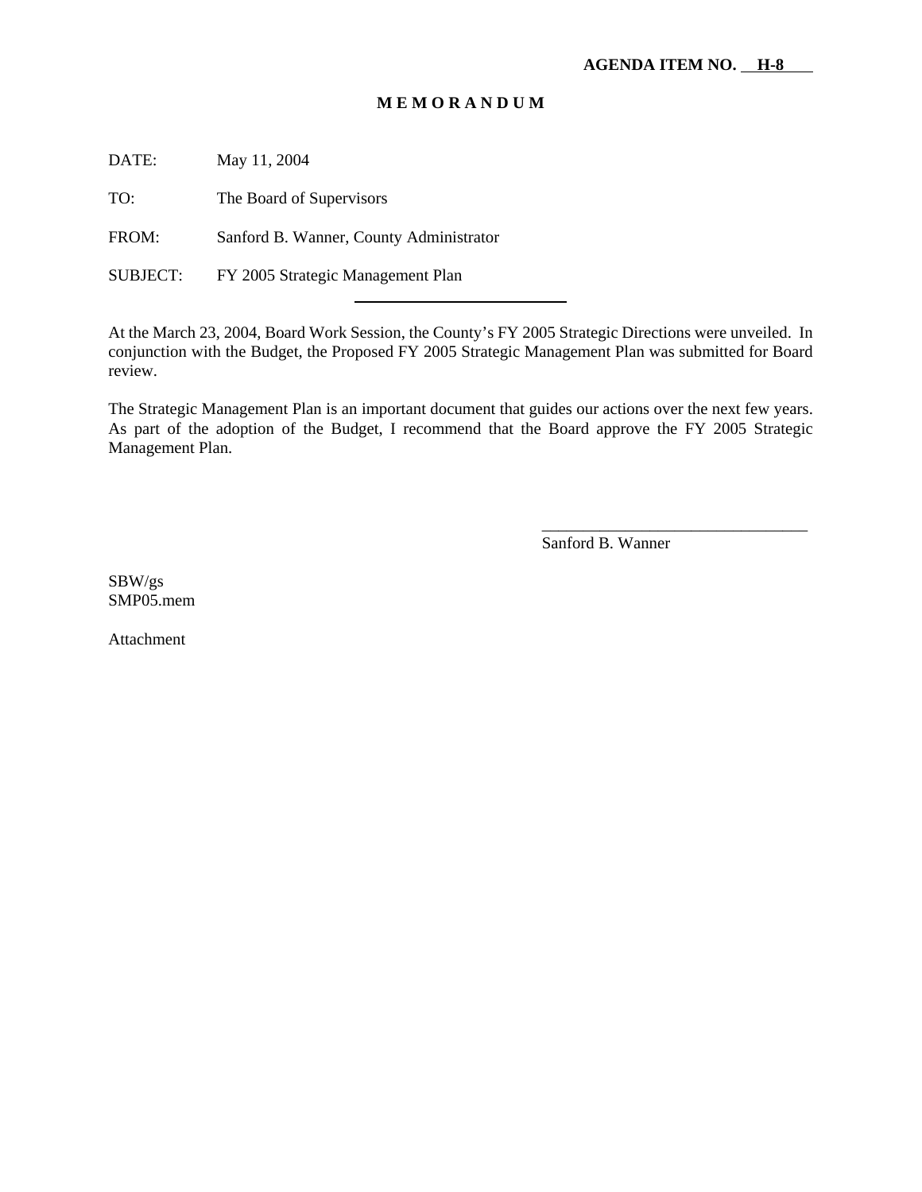**AGENDA ITEM NO. H-8**

**M E M O R A N D U M**

DATE: May 11, 2004

TO: The Board of Supervisors

FROM: Sanford B. Wanner, County Administrator

SUBJECT: FY 2005 Strategic Management Plan

---

At the March 23, 2004, Board Work Session, the County's FY 2005 Strategic Directions were unveiled. In conjunction with the Budget, the Proposed FY 2005 Strategic Management Plan was submitted for Board review.

The Strategic Management Plan is an important document that guides our actions over the next few years. As part of the adoption of the Budget, I recommend that the Board approve the FY 2005 Strategic Management Plan.

_________________________________
Sanford B. Wanner

SBW/gs
SMP05.mem

Attachment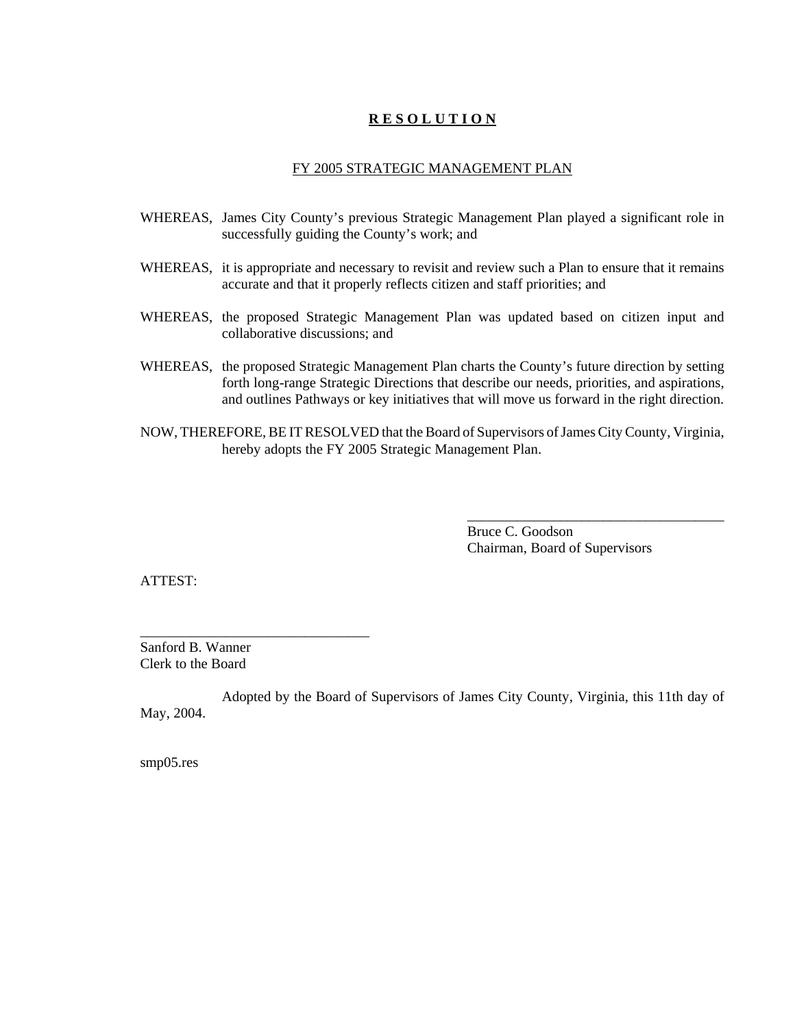**<u>R E S O L U T I O N</u>**

<u>FY 2005 STRATEGIC MANAGEMENT PLAN</u>

WHEREAS, James City County's previous Strategic Management Plan played a significant role in successfully guiding the County's work; and

WHEREAS, it is appropriate and necessary to revisit and review such a Plan to ensure that it remains accurate and that it properly reflects citizen and staff priorities; and

WHEREAS, the proposed Strategic Management Plan was updated based on citizen input and collaborative discussions; and

WHEREAS, the proposed Strategic Management Plan charts the County's future direction by setting forth long-range Strategic Directions that describe our needs, priorities, and aspirations, and outlines Pathways or key initiatives that will move us forward in the right direction.

NOW, THEREFORE, BE IT RESOLVED that the Board of Supervisors of James City County, Virginia, hereby adopts the FY 2005 Strategic Management Plan.

_____________________________________
Bruce C. Goodson
Chairman, Board of Supervisors

ATTEST:

________________________________
Sanford B. Wanner
Clerk to the Board

Adopted by the Board of Supervisors of James City County, Virginia, this 11th day of May, 2004.

smp05.res